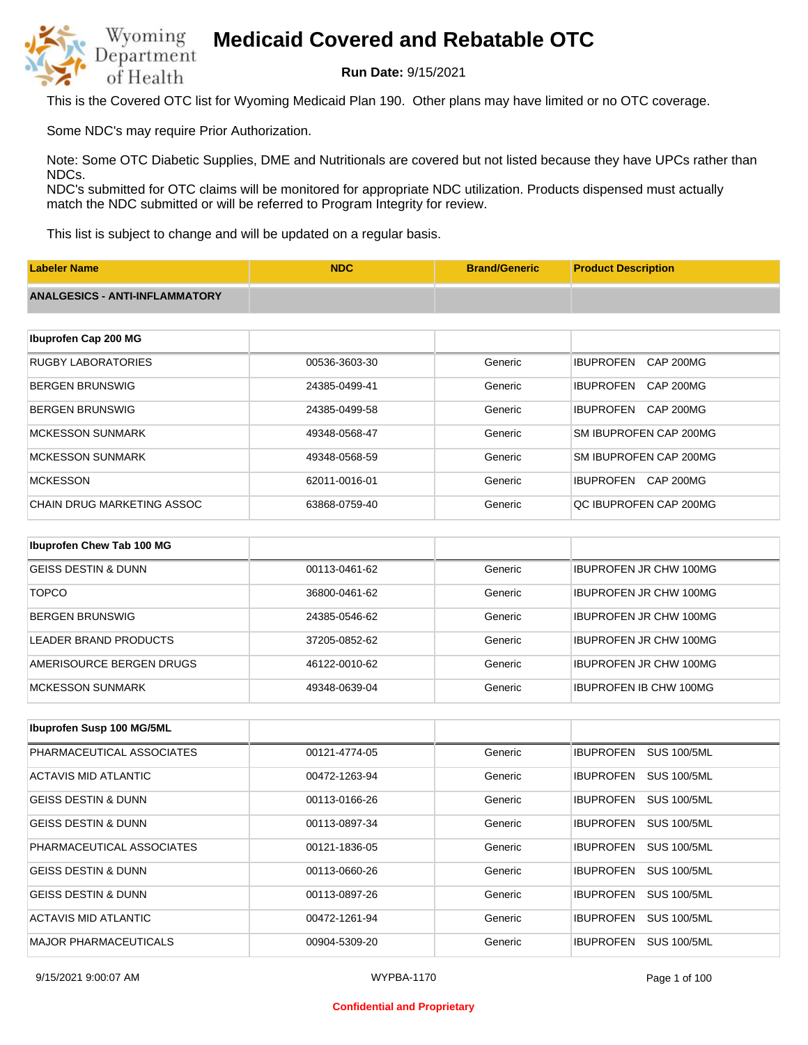# Medicaid Covered and Rebatable OTC

**Run Date:** 9/15/2021

This is the Covered OTC list for Wyoming Medicaid Plan 190. Other plans may have limited or no OTC coverage.

Some NDC's may require Prior Authorization.

Note: Some OTC Diabetic Supplies, DME and Nutritionals are covered but not listed because they have UPCs rather than NDCs.
NDC's submitted for OTC claims will be monitored for appropriate NDC utilization. Products dispensed must actually match the NDC submitted or will be referred to Program Integrity for review.

This list is subject to change and will be updated on a regular basis.

| Labeler Name | NDC | Brand/Generic | Product Description |
|---|---|---|---|
| **ANALGESICS - ANTI-INFLAMMATORY** | | | |
| **Ibuprofen Cap 200 MG** | | | |
| RUGBY LABORATORIES | 00536-3603-30 | Generic | IBUPROFEN CAP 200MG |
| BERGEN BRUNSWIG | 24385-0499-41 | Generic | IBUPROFEN CAP 200MG |
| BERGEN BRUNSWIG | 24385-0499-58 | Generic | IBUPROFEN CAP 200MG |
| MCKESSON SUNMARK | 49348-0568-47 | Generic | SM IBUPROFEN CAP 200MG |
| MCKESSON SUNMARK | 49348-0568-59 | Generic | SM IBUPROFEN CAP 200MG |
| MCKESSON | 62011-0016-01 | Generic | IBUPROFEN CAP 200MG |
| CHAIN DRUG MARKETING ASSOC | 63868-0759-40 | Generic | QC IBUPROFEN CAP 200MG |
| **Ibuprofen Chew Tab 100 MG** | | | |
| GEISS DESTIN & DUNN | 00113-0461-62 | Generic | IBUPROFEN JR CHW 100MG |
| TOPCO | 36800-0461-62 | Generic | IBUPROFEN JR CHW 100MG |
| BERGEN BRUNSWIG | 24385-0546-62 | Generic | IBUPROFEN JR CHW 100MG |
| LEADER BRAND PRODUCTS | 37205-0852-62 | Generic | IBUPROFEN JR CHW 100MG |
| AMERISOURCE BERGEN DRUGS | 46122-0010-62 | Generic | IBUPROFEN JR CHW 100MG |
| MCKESSON SUNMARK | 49348-0639-04 | Generic | IBUPROFEN IB CHW 100MG |
| **Ibuprofen Susp 100 MG/5ML** | | | |
| PHARMACEUTICAL ASSOCIATES | 00121-4774-05 | Generic | IBUPROFEN SUS 100/5ML |
| ACTAVIS MID ATLANTIC | 00472-1263-94 | Generic | IBUPROFEN SUS 100/5ML |
| GEISS DESTIN & DUNN | 00113-0166-26 | Generic | IBUPROFEN SUS 100/5ML |
| GEISS DESTIN & DUNN | 00113-0897-34 | Generic | IBUPROFEN SUS 100/5ML |
| PHARMACEUTICAL ASSOCIATES | 00121-1836-05 | Generic | IBUPROFEN SUS 100/5ML |
| GEISS DESTIN & DUNN | 00113-0660-26 | Generic | IBUPROFEN SUS 100/5ML |
| GEISS DESTIN & DUNN | 00113-0897-26 | Generic | IBUPROFEN SUS 100/5ML |
| ACTAVIS MID ATLANTIC | 00472-1261-94 | Generic | IBUPROFEN SUS 100/5ML |
| MAJOR PHARMACEUTICALS | 00904-5309-20 | Generic | IBUPROFEN SUS 100/5ML |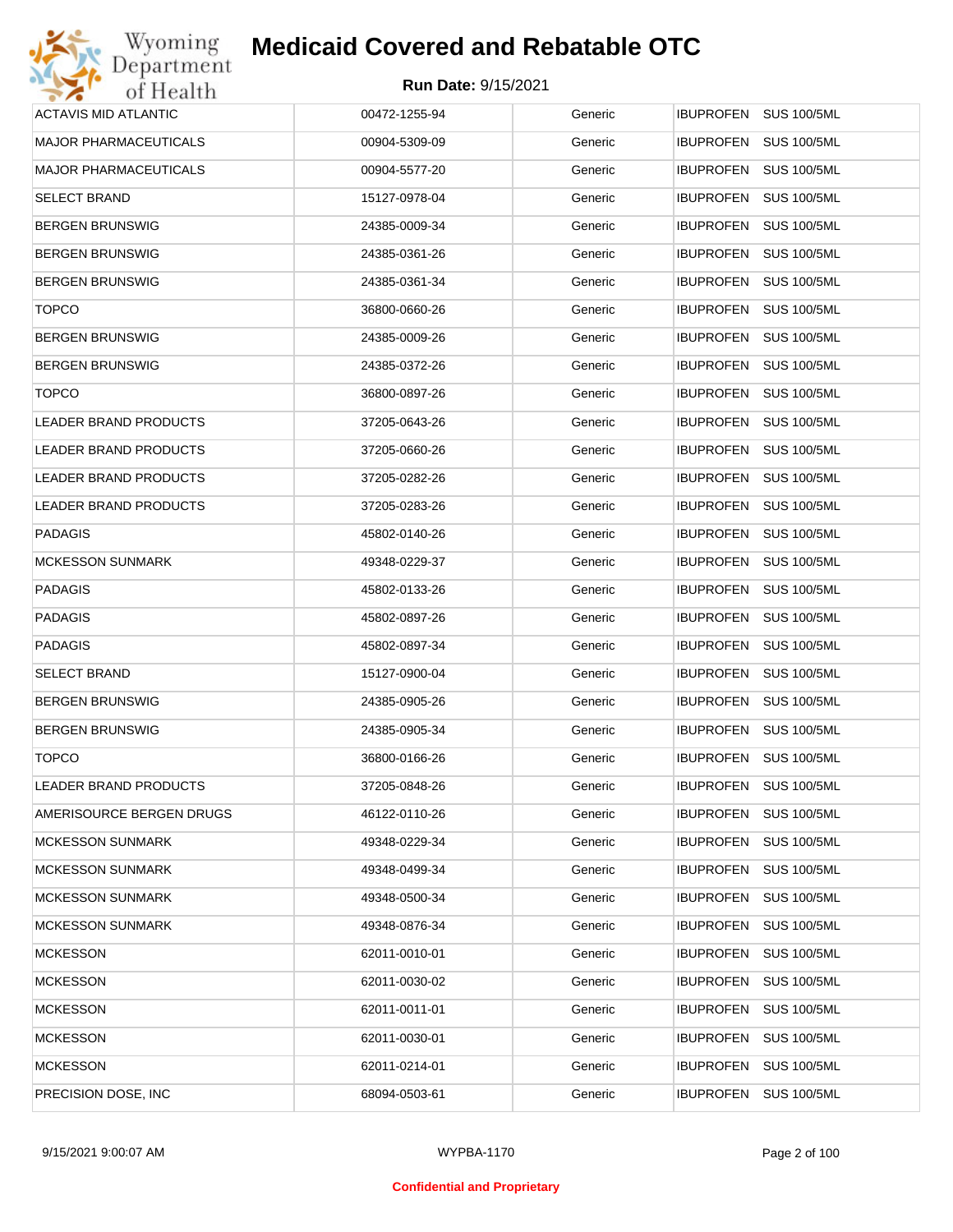| | | | | |
|---|---|---|---|---|
| ACTAVIS MID ATLANTIC | 00472-1255-94 | Generic | IBUPROFEN | SUS 100/5ML |
| MAJOR PHARMACEUTICALS | 00904-5309-09 | Generic | IBUPROFEN | SUS 100/5ML |
| MAJOR PHARMACEUTICALS | 00904-5577-20 | Generic | IBUPROFEN | SUS 100/5ML |
| SELECT BRAND | 15127-0978-04 | Generic | IBUPROFEN | SUS 100/5ML |
| BERGEN BRUNSWIG | 24385-0009-34 | Generic | IBUPROFEN | SUS 100/5ML |
| BERGEN BRUNSWIG | 24385-0361-26 | Generic | IBUPROFEN | SUS 100/5ML |
| BERGEN BRUNSWIG | 24385-0361-34 | Generic | IBUPROFEN | SUS 100/5ML |
| TOPCO | 36800-0660-26 | Generic | IBUPROFEN | SUS 100/5ML |
| BERGEN BRUNSWIG | 24385-0009-26 | Generic | IBUPROFEN | SUS 100/5ML |
| BERGEN BRUNSWIG | 24385-0372-26 | Generic | IBUPROFEN | SUS 100/5ML |
| TOPCO | 36800-0897-26 | Generic | IBUPROFEN | SUS 100/5ML |
| LEADER BRAND PRODUCTS | 37205-0643-26 | Generic | IBUPROFEN | SUS 100/5ML |
| LEADER BRAND PRODUCTS | 37205-0660-26 | Generic | IBUPROFEN | SUS 100/5ML |
| LEADER BRAND PRODUCTS | 37205-0282-26 | Generic | IBUPROFEN | SUS 100/5ML |
| LEADER BRAND PRODUCTS | 37205-0283-26 | Generic | IBUPROFEN | SUS 100/5ML |
| PADAGIS | 45802-0140-26 | Generic | IBUPROFEN | SUS 100/5ML |
| MCKESSON SUNMARK | 49348-0229-37 | Generic | IBUPROFEN | SUS 100/5ML |
| PADAGIS | 45802-0133-26 | Generic | IBUPROFEN | SUS 100/5ML |
| PADAGIS | 45802-0897-26 | Generic | IBUPROFEN | SUS 100/5ML |
| PADAGIS | 45802-0897-34 | Generic | IBUPROFEN | SUS 100/5ML |
| SELECT BRAND | 15127-0900-04 | Generic | IBUPROFEN | SUS 100/5ML |
| BERGEN BRUNSWIG | 24385-0905-26 | Generic | IBUPROFEN | SUS 100/5ML |
| BERGEN BRUNSWIG | 24385-0905-34 | Generic | IBUPROFEN | SUS 100/5ML |
| TOPCO | 36800-0166-26 | Generic | IBUPROFEN | SUS 100/5ML |
| LEADER BRAND PRODUCTS | 37205-0848-26 | Generic | IBUPROFEN | SUS 100/5ML |
| AMERISOURCE BERGEN DRUGS | 46122-0110-26 | Generic | IBUPROFEN | SUS 100/5ML |
| MCKESSON SUNMARK | 49348-0229-34 | Generic | IBUPROFEN | SUS 100/5ML |
| MCKESSON SUNMARK | 49348-0499-34 | Generic | IBUPROFEN | SUS 100/5ML |
| MCKESSON SUNMARK | 49348-0500-34 | Generic | IBUPROFEN | SUS 100/5ML |
| MCKESSON SUNMARK | 49348-0876-34 | Generic | IBUPROFEN | SUS 100/5ML |
| MCKESSON | 62011-0010-01 | Generic | IBUPROFEN | SUS 100/5ML |
| MCKESSON | 62011-0030-02 | Generic | IBUPROFEN | SUS 100/5ML |
| MCKESSON | 62011-0011-01 | Generic | IBUPROFEN | SUS 100/5ML |
| MCKESSON | 62011-0030-01 | Generic | IBUPROFEN | SUS 100/5ML |
| MCKESSON | 62011-0214-01 | Generic | IBUPROFEN | SUS 100/5ML |
| PRECISION DOSE, INC | 68094-0503-61 | Generic | IBUPROFEN | SUS 100/5ML |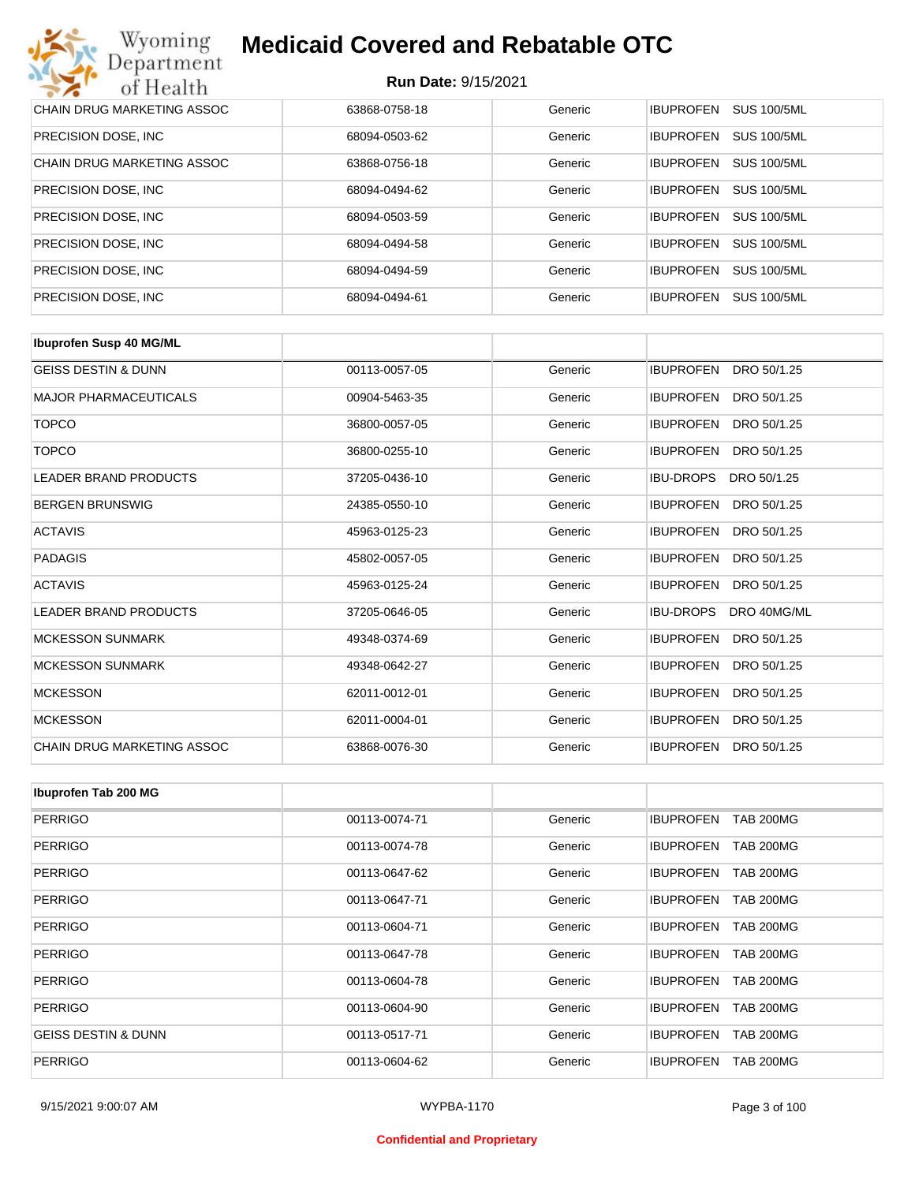| | | | |
|---|---|---|---|
| CHAIN DRUG MARKETING ASSOC | 63868-0758-18 | Generic | IBUPROFEN SUS 100/5ML |
| PRECISION DOSE, INC | 68094-0503-62 | Generic | IBUPROFEN SUS 100/5ML |
| CHAIN DRUG MARKETING ASSOC | 63868-0756-18 | Generic | IBUPROFEN SUS 100/5ML |
| PRECISION DOSE, INC | 68094-0494-62 | Generic | IBUPROFEN SUS 100/5ML |
| PRECISION DOSE, INC | 68094-0503-59 | Generic | IBUPROFEN SUS 100/5ML |
| PRECISION DOSE, INC | 68094-0494-58 | Generic | IBUPROFEN SUS 100/5ML |
| PRECISION DOSE, INC | 68094-0494-59 | Generic | IBUPROFEN SUS 100/5ML |
| PRECISION DOSE, INC | 68094-0494-61 | Generic | IBUPROFEN SUS 100/5ML |

| **Ibuprofen Susp 40 MG/ML** | | | |
|---|---|---|---|
| GEISS DESTIN & DUNN | 00113-0057-05 | Generic | IBUPROFEN DRO 50/1.25 |
| MAJOR PHARMACEUTICALS | 00904-5463-35 | Generic | IBUPROFEN DRO 50/1.25 |
| TOPCO | 36800-0057-05 | Generic | IBUPROFEN DRO 50/1.25 |
| TOPCO | 36800-0255-10 | Generic | IBUPROFEN DRO 50/1.25 |
| LEADER BRAND PRODUCTS | 37205-0436-10 | Generic | IBU-DROPS DRO 50/1.25 |
| BERGEN BRUNSWIG | 24385-0550-10 | Generic | IBUPROFEN DRO 50/1.25 |
| ACTAVIS | 45963-0125-23 | Generic | IBUPROFEN DRO 50/1.25 |
| PADAGIS | 45802-0057-05 | Generic | IBUPROFEN DRO 50/1.25 |
| ACTAVIS | 45963-0125-24 | Generic | IBUPROFEN DRO 50/1.25 |
| LEADER BRAND PRODUCTS | 37205-0646-05 | Generic | IBU-DROPS DRO 40MG/ML |
| MCKESSON SUNMARK | 49348-0374-69 | Generic | IBUPROFEN DRO 50/1.25 |
| MCKESSON SUNMARK | 49348-0642-27 | Generic | IBUPROFEN DRO 50/1.25 |
| MCKESSON | 62011-0012-01 | Generic | IBUPROFEN DRO 50/1.25 |
| MCKESSON | 62011-0004-01 | Generic | IBUPROFEN DRO 50/1.25 |
| CHAIN DRUG MARKETING ASSOC | 63868-0076-30 | Generic | IBUPROFEN DRO 50/1.25 |

| **Ibuprofen Tab 200 MG** | | | |
|---|---|---|---|
| PERRIGO | 00113-0074-71 | Generic | IBUPROFEN TAB 200MG |
| PERRIGO | 00113-0074-78 | Generic | IBUPROFEN TAB 200MG |
| PERRIGO | 00113-0647-62 | Generic | IBUPROFEN TAB 200MG |
| PERRIGO | 00113-0647-71 | Generic | IBUPROFEN TAB 200MG |
| PERRIGO | 00113-0604-71 | Generic | IBUPROFEN TAB 200MG |
| PERRIGO | 00113-0647-78 | Generic | IBUPROFEN TAB 200MG |
| PERRIGO | 00113-0604-78 | Generic | IBUPROFEN TAB 200MG |
| PERRIGO | 00113-0604-90 | Generic | IBUPROFEN TAB 200MG |
| GEISS DESTIN & DUNN | 00113-0517-71 | Generic | IBUPROFEN TAB 200MG |
| PERRIGO | 00113-0604-62 | Generic | IBUPROFEN TAB 200MG |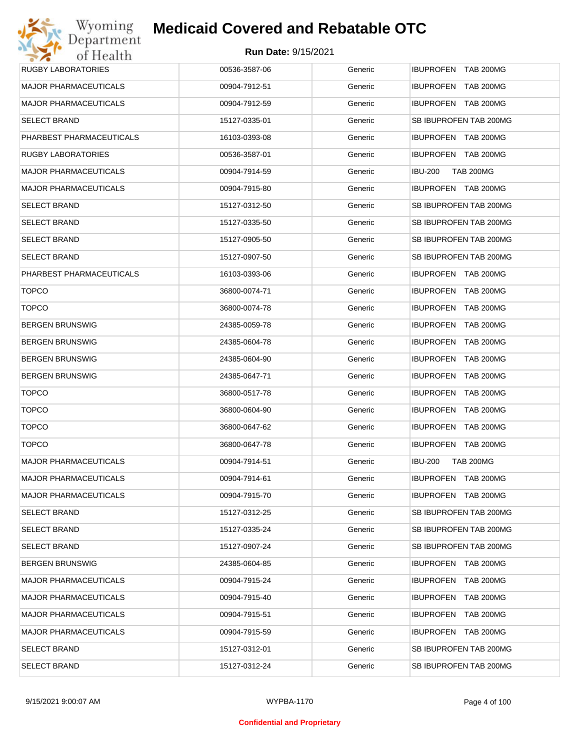# Medicaid Covered and Rebatable OTC

**Run Date:** 9/15/2021

| | | | |
|---|---|---|---|
| RUGBY LABORATORIES | 00536-3587-06 | Generic | IBUPROFEN TAB 200MG |
| MAJOR PHARMACEUTICALS | 00904-7912-51 | Generic | IBUPROFEN TAB 200MG |
| MAJOR PHARMACEUTICALS | 00904-7912-59 | Generic | IBUPROFEN TAB 200MG |
| SELECT BRAND | 15127-0335-01 | Generic | SB IBUPROFEN TAB 200MG |
| PHARBEST PHARMACEUTICALS | 16103-0393-08 | Generic | IBUPROFEN TAB 200MG |
| RUGBY LABORATORIES | 00536-3587-01 | Generic | IBUPROFEN TAB 200MG |
| MAJOR PHARMACEUTICALS | 00904-7914-59 | Generic | IBU-200 TAB 200MG |
| MAJOR PHARMACEUTICALS | 00904-7915-80 | Generic | IBUPROFEN TAB 200MG |
| SELECT BRAND | 15127-0312-50 | Generic | SB IBUPROFEN TAB 200MG |
| SELECT BRAND | 15127-0335-50 | Generic | SB IBUPROFEN TAB 200MG |
| SELECT BRAND | 15127-0905-50 | Generic | SB IBUPROFEN TAB 200MG |
| SELECT BRAND | 15127-0907-50 | Generic | SB IBUPROFEN TAB 200MG |
| PHARBEST PHARMACEUTICALS | 16103-0393-06 | Generic | IBUPROFEN TAB 200MG |
| TOPCO | 36800-0074-71 | Generic | IBUPROFEN TAB 200MG |
| TOPCO | 36800-0074-78 | Generic | IBUPROFEN TAB 200MG |
| BERGEN BRUNSWIG | 24385-0059-78 | Generic | IBUPROFEN TAB 200MG |
| BERGEN BRUNSWIG | 24385-0604-78 | Generic | IBUPROFEN TAB 200MG |
| BERGEN BRUNSWIG | 24385-0604-90 | Generic | IBUPROFEN TAB 200MG |
| BERGEN BRUNSWIG | 24385-0647-71 | Generic | IBUPROFEN TAB 200MG |
| TOPCO | 36800-0517-78 | Generic | IBUPROFEN TAB 200MG |
| TOPCO | 36800-0604-90 | Generic | IBUPROFEN TAB 200MG |
| TOPCO | 36800-0647-62 | Generic | IBUPROFEN TAB 200MG |
| TOPCO | 36800-0647-78 | Generic | IBUPROFEN TAB 200MG |
| MAJOR PHARMACEUTICALS | 00904-7914-51 | Generic | IBU-200 TAB 200MG |
| MAJOR PHARMACEUTICALS | 00904-7914-61 | Generic | IBUPROFEN TAB 200MG |
| MAJOR PHARMACEUTICALS | 00904-7915-70 | Generic | IBUPROFEN TAB 200MG |
| SELECT BRAND | 15127-0312-25 | Generic | SB IBUPROFEN TAB 200MG |
| SELECT BRAND | 15127-0335-24 | Generic | SB IBUPROFEN TAB 200MG |
| SELECT BRAND | 15127-0907-24 | Generic | SB IBUPROFEN TAB 200MG |
| BERGEN BRUNSWIG | 24385-0604-85 | Generic | IBUPROFEN TAB 200MG |
| MAJOR PHARMACEUTICALS | 00904-7915-24 | Generic | IBUPROFEN TAB 200MG |
| MAJOR PHARMACEUTICALS | 00904-7915-40 | Generic | IBUPROFEN TAB 200MG |
| MAJOR PHARMACEUTICALS | 00904-7915-51 | Generic | IBUPROFEN TAB 200MG |
| MAJOR PHARMACEUTICALS | 00904-7915-59 | Generic | IBUPROFEN TAB 200MG |
| SELECT BRAND | 15127-0312-01 | Generic | SB IBUPROFEN TAB 200MG |
| SELECT BRAND | 15127-0312-24 | Generic | SB IBUPROFEN TAB 200MG |

9/15/2021 9:00:07 AM WYPBA-1170

**Confidential and Proprietary**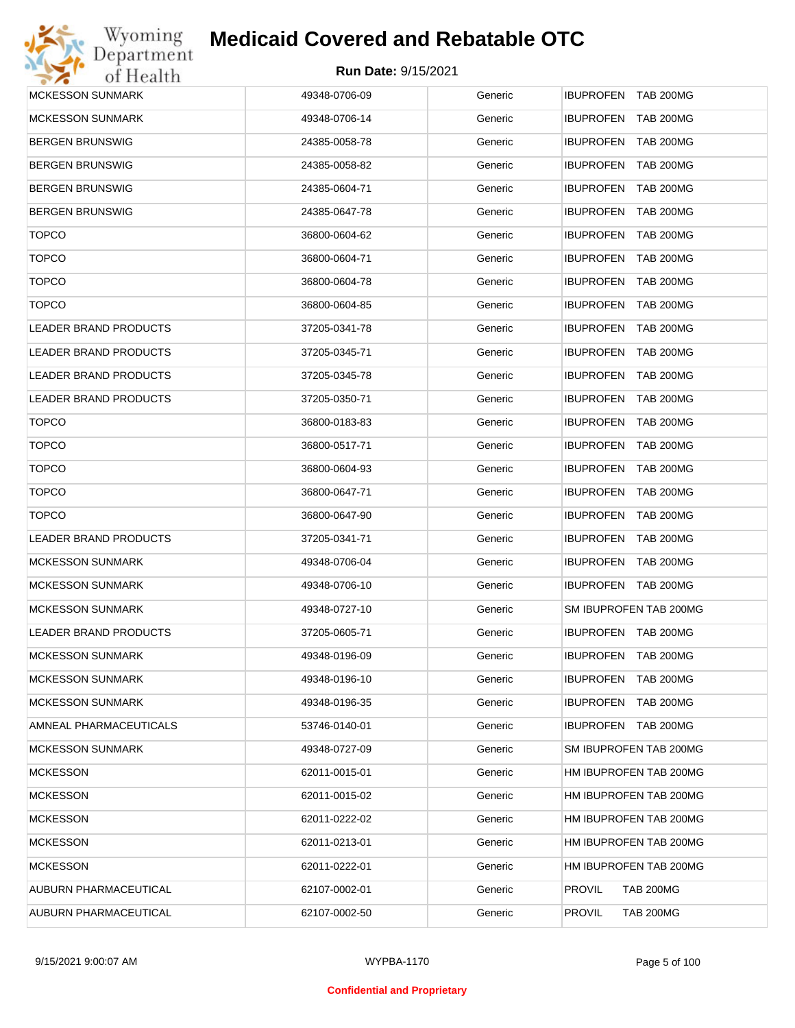# Medicaid Covered and Rebatable OTC

**Run Date:** 9/15/2021

| | | | |
|---|---|---|---|
| MCKESSON SUNMARK | 49348-0706-09 | Generic | IBUPROFEN TAB 200MG |
| MCKESSON SUNMARK | 49348-0706-14 | Generic | IBUPROFEN TAB 200MG |
| BERGEN BRUNSWIG | 24385-0058-78 | Generic | IBUPROFEN TAB 200MG |
| BERGEN BRUNSWIG | 24385-0058-82 | Generic | IBUPROFEN TAB 200MG |
| BERGEN BRUNSWIG | 24385-0604-71 | Generic | IBUPROFEN TAB 200MG |
| BERGEN BRUNSWIG | 24385-0647-78 | Generic | IBUPROFEN TAB 200MG |
| TOPCO | 36800-0604-62 | Generic | IBUPROFEN TAB 200MG |
| TOPCO | 36800-0604-71 | Generic | IBUPROFEN TAB 200MG |
| TOPCO | 36800-0604-78 | Generic | IBUPROFEN TAB 200MG |
| TOPCO | 36800-0604-85 | Generic | IBUPROFEN TAB 200MG |
| LEADER BRAND PRODUCTS | 37205-0341-78 | Generic | IBUPROFEN TAB 200MG |
| LEADER BRAND PRODUCTS | 37205-0345-71 | Generic | IBUPROFEN TAB 200MG |
| LEADER BRAND PRODUCTS | 37205-0345-78 | Generic | IBUPROFEN TAB 200MG |
| LEADER BRAND PRODUCTS | 37205-0350-71 | Generic | IBUPROFEN TAB 200MG |
| TOPCO | 36800-0183-83 | Generic | IBUPROFEN TAB 200MG |
| TOPCO | 36800-0517-71 | Generic | IBUPROFEN TAB 200MG |
| TOPCO | 36800-0604-93 | Generic | IBUPROFEN TAB 200MG |
| TOPCO | 36800-0647-71 | Generic | IBUPROFEN TAB 200MG |
| TOPCO | 36800-0647-90 | Generic | IBUPROFEN TAB 200MG |
| LEADER BRAND PRODUCTS | 37205-0341-71 | Generic | IBUPROFEN TAB 200MG |
| MCKESSON SUNMARK | 49348-0706-04 | Generic | IBUPROFEN TAB 200MG |
| MCKESSON SUNMARK | 49348-0706-10 | Generic | IBUPROFEN TAB 200MG |
| MCKESSON SUNMARK | 49348-0727-10 | Generic | SM IBUPROFEN TAB 200MG |
| LEADER BRAND PRODUCTS | 37205-0605-71 | Generic | IBUPROFEN TAB 200MG |
| MCKESSON SUNMARK | 49348-0196-09 | Generic | IBUPROFEN TAB 200MG |
| MCKESSON SUNMARK | 49348-0196-10 | Generic | IBUPROFEN TAB 200MG |
| MCKESSON SUNMARK | 49348-0196-35 | Generic | IBUPROFEN TAB 200MG |
| AMNEAL PHARMACEUTICALS | 53746-0140-01 | Generic | IBUPROFEN TAB 200MG |
| MCKESSON SUNMARK | 49348-0727-09 | Generic | SM IBUPROFEN TAB 200MG |
| MCKESSON | 62011-0015-01 | Generic | HM IBUPROFEN TAB 200MG |
| MCKESSON | 62011-0015-02 | Generic | HM IBUPROFEN TAB 200MG |
| MCKESSON | 62011-0222-02 | Generic | HM IBUPROFEN TAB 200MG |
| MCKESSON | 62011-0213-01 | Generic | HM IBUPROFEN TAB 200MG |
| MCKESSON | 62011-0222-01 | Generic | HM IBUPROFEN TAB 200MG |
| AUBURN PHARMACEUTICAL | 62107-0002-01 | Generic | PROVIL TAB 200MG |
| AUBURN PHARMACEUTICAL | 62107-0002-50 | Generic | PROVIL TAB 200MG |

9/15/2021 9:00:07 AM WYPBA-1170

Confidential and Proprietary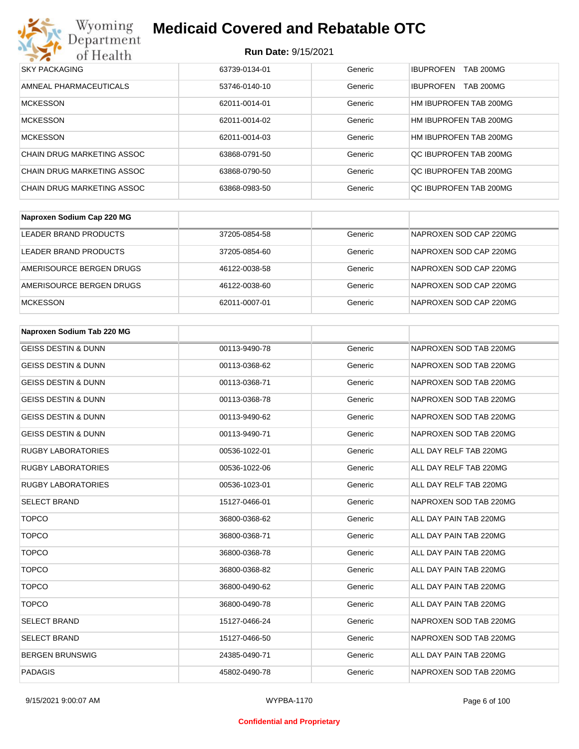| SKY PACKAGING | 63739-0134-01 | Generic | IBUPROFEN TAB 200MG |
|---|---|---|---|
| AMNEAL PHARMACEUTICALS | 53746-0140-10 | Generic | IBUPROFEN TAB 200MG |
| MCKESSON | 62011-0014-01 | Generic | HM IBUPROFEN TAB 200MG |
| MCKESSON | 62011-0014-02 | Generic | HM IBUPROFEN TAB 200MG |
| MCKESSON | 62011-0014-03 | Generic | HM IBUPROFEN TAB 200MG |
| CHAIN DRUG MARKETING ASSOC | 63868-0791-50 | Generic | QC IBUPROFEN TAB 200MG |
| CHAIN DRUG MARKETING ASSOC | 63868-0790-50 | Generic | QC IBUPROFEN TAB 200MG |
| CHAIN DRUG MARKETING ASSOC | 63868-0983-50 | Generic | QC IBUPROFEN TAB 200MG |

| **Naproxen Sodium Cap 220 MG** | | | |
|---|---|---|---|
| LEADER BRAND PRODUCTS | 37205-0854-58 | Generic | NAPROXEN SOD CAP 220MG |
| LEADER BRAND PRODUCTS | 37205-0854-60 | Generic | NAPROXEN SOD CAP 220MG |
| AMERISOURCE BERGEN DRUGS | 46122-0038-58 | Generic | NAPROXEN SOD CAP 220MG |
| AMERISOURCE BERGEN DRUGS | 46122-0038-60 | Generic | NAPROXEN SOD CAP 220MG |
| MCKESSON | 62011-0007-01 | Generic | NAPROXEN SOD CAP 220MG |

| **Naproxen Sodium Tab 220 MG** | | | |
|---|---|---|---|
| GEISS DESTIN & DUNN | 00113-9490-78 | Generic | NAPROXEN SOD TAB 220MG |
| GEISS DESTIN & DUNN | 00113-0368-62 | Generic | NAPROXEN SOD TAB 220MG |
| GEISS DESTIN & DUNN | 00113-0368-71 | Generic | NAPROXEN SOD TAB 220MG |
| GEISS DESTIN & DUNN | 00113-0368-78 | Generic | NAPROXEN SOD TAB 220MG |
| GEISS DESTIN & DUNN | 00113-9490-62 | Generic | NAPROXEN SOD TAB 220MG |
| GEISS DESTIN & DUNN | 00113-9490-71 | Generic | NAPROXEN SOD TAB 220MG |
| RUGBY LABORATORIES | 00536-1022-01 | Generic | ALL DAY RELF TAB 220MG |
| RUGBY LABORATORIES | 00536-1022-06 | Generic | ALL DAY RELF TAB 220MG |
| RUGBY LABORATORIES | 00536-1023-01 | Generic | ALL DAY RELF TAB 220MG |
| SELECT BRAND | 15127-0466-01 | Generic | NAPROXEN SOD TAB 220MG |
| TOPCO | 36800-0368-62 | Generic | ALL DAY PAIN TAB 220MG |
| TOPCO | 36800-0368-71 | Generic | ALL DAY PAIN TAB 220MG |
| TOPCO | 36800-0368-78 | Generic | ALL DAY PAIN TAB 220MG |
| TOPCO | 36800-0368-82 | Generic | ALL DAY PAIN TAB 220MG |
| TOPCO | 36800-0490-62 | Generic | ALL DAY PAIN TAB 220MG |
| TOPCO | 36800-0490-78 | Generic | ALL DAY PAIN TAB 220MG |
| SELECT BRAND | 15127-0466-24 | Generic | NAPROXEN SOD TAB 220MG |
| SELECT BRAND | 15127-0466-50 | Generic | NAPROXEN SOD TAB 220MG |
| BERGEN BRUNSWIG | 24385-0490-71 | Generic | ALL DAY PAIN TAB 220MG |
| PADAGIS | 45802-0490-78 | Generic | NAPROXEN SOD TAB 220MG |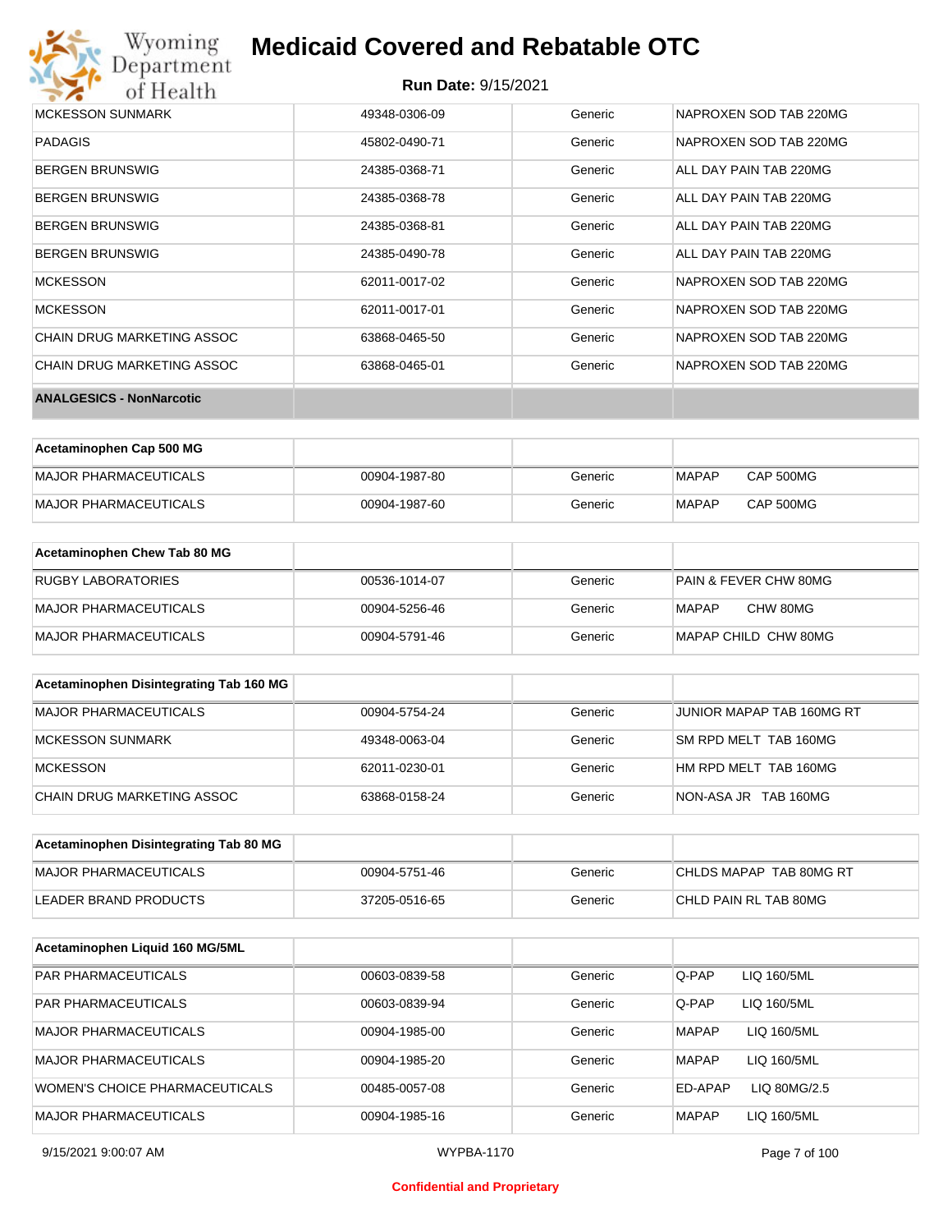# Medicaid Covered and Rebatable OTC

**Run Date:** 9/15/2021

| | | | |
|---|---|---|---|
| MCKESSON SUNMARK | 49348-0306-09 | Generic | NAPROXEN SOD TAB 220MG |
| PADAGIS | 45802-0490-71 | Generic | NAPROXEN SOD TAB 220MG |
| BERGEN BRUNSWIG | 24385-0368-71 | Generic | ALL DAY PAIN TAB 220MG |
| BERGEN BRUNSWIG | 24385-0368-78 | Generic | ALL DAY PAIN TAB 220MG |
| BERGEN BRUNSWIG | 24385-0368-81 | Generic | ALL DAY PAIN TAB 220MG |
| BERGEN BRUNSWIG | 24385-0490-78 | Generic | ALL DAY PAIN TAB 220MG |
| MCKESSON | 62011-0017-02 | Generic | NAPROXEN SOD TAB 220MG |
| MCKESSON | 62011-0017-01 | Generic | NAPROXEN SOD TAB 220MG |
| CHAIN DRUG MARKETING ASSOC | 63868-0465-50 | Generic | NAPROXEN SOD TAB 220MG |
| CHAIN DRUG MARKETING ASSOC | 63868-0465-01 | Generic | NAPROXEN SOD TAB 220MG |

**ANALGESICS - NonNarcotic**

| **Acetaminophen Cap 500 MG** | | | |
|---|---|---|---|
| MAJOR PHARMACEUTICALS | 00904-1987-80 | Generic | MAPAP CAP 500MG |
| MAJOR PHARMACEUTICALS | 00904-1987-60 | Generic | MAPAP CAP 500MG |

| **Acetaminophen Chew Tab 80 MG** | | | |
|---|---|---|---|
| RUGBY LABORATORIES | 00536-1014-07 | Generic | PAIN & FEVER CHW 80MG |
| MAJOR PHARMACEUTICALS | 00904-5256-46 | Generic | MAPAP CHW 80MG |
| MAJOR PHARMACEUTICALS | 00904-5791-46 | Generic | MAPAP CHILD CHW 80MG |

| **Acetaminophen Disintegrating Tab 160 MG** | | | |
|---|---|---|---|
| MAJOR PHARMACEUTICALS | 00904-5754-24 | Generic | JUNIOR MAPAP TAB 160MG RT |
| MCKESSON SUNMARK | 49348-0063-04 | Generic | SM RPD MELT TAB 160MG |
| MCKESSON | 62011-0230-01 | Generic | HM RPD MELT TAB 160MG |
| CHAIN DRUG MARKETING ASSOC | 63868-0158-24 | Generic | NON-ASA JR TAB 160MG |

| **Acetaminophen Disintegrating Tab 80 MG** | | | |
|---|---|---|---|
| MAJOR PHARMACEUTICALS | 00904-5751-46 | Generic | CHLDS MAPAP TAB 80MG RT |
| LEADER BRAND PRODUCTS | 37205-0516-65 | Generic | CHLD PAIN RL TAB 80MG |

| **Acetaminophen Liquid 160 MG/5ML** | | | |
|---|---|---|---|
| PAR PHARMACEUTICALS | 00603-0839-58 | Generic | Q-PAP LIQ 160/5ML |
| PAR PHARMACEUTICALS | 00603-0839-94 | Generic | Q-PAP LIQ 160/5ML |
| MAJOR PHARMACEUTICALS | 00904-1985-00 | Generic | MAPAP LIQ 160/5ML |
| MAJOR PHARMACEUTICALS | 00904-1985-20 | Generic | MAPAP LIQ 160/5ML |
| WOMEN'S CHOICE PHARMACEUTICALS | 00485-0057-08 | Generic | ED-APAP LIQ 80MG/2.5 |
| MAJOR PHARMACEUTICALS | 00904-1985-16 | Generic | MAPAP LIQ 160/5ML |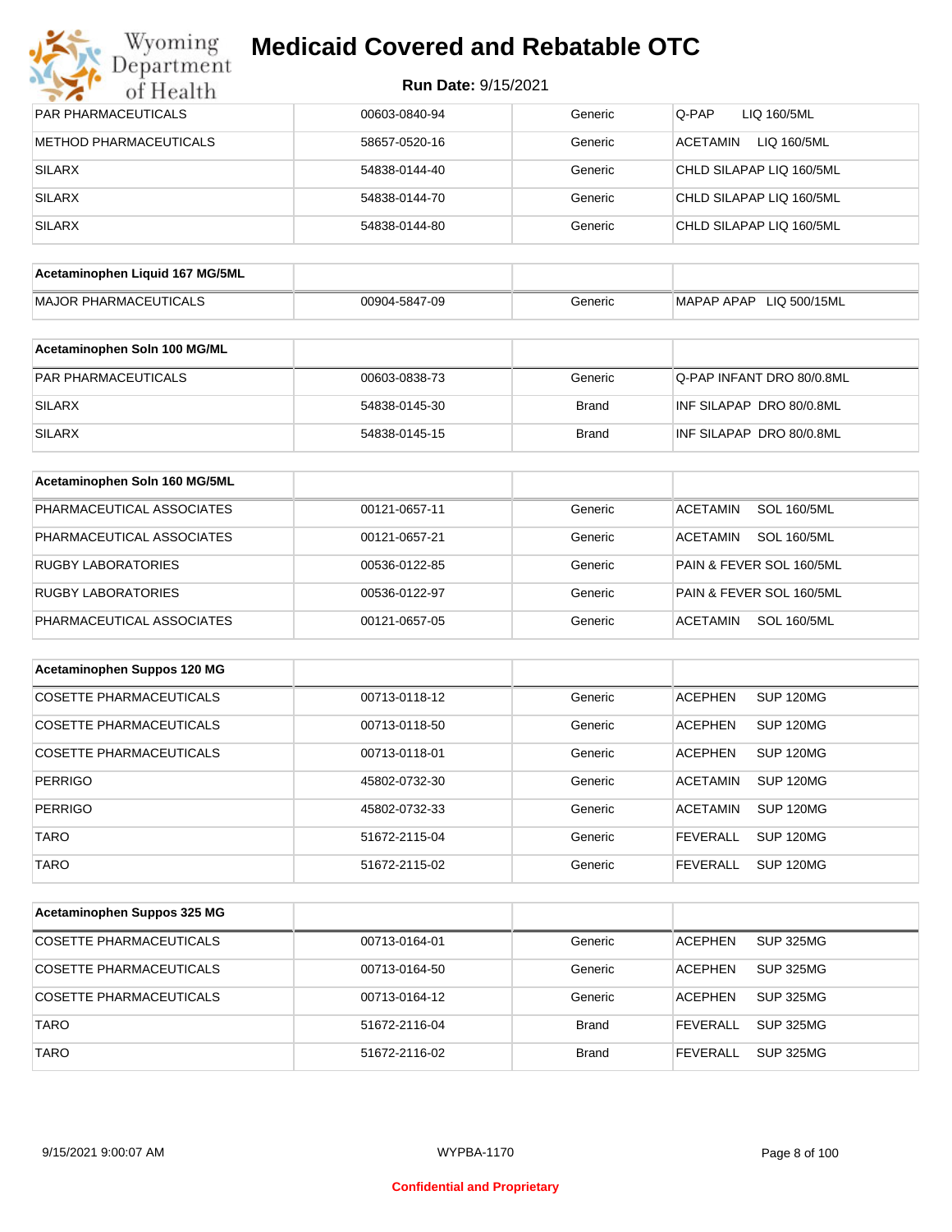| PAR PHARMACEUTICALS | 00603-0840-94 | Generic | Q-PAP LIQ 160/5ML |
|---|---|---|---|
| METHOD PHARMACEUTICALS | 58657-0520-16 | Generic | ACETAMIN LIQ 160/5ML |
| SILARX | 54838-0144-40 | Generic | CHLD SILAPAP LIQ 160/5ML |
| SILARX | 54838-0144-70 | Generic | CHLD SILAPAP LIQ 160/5ML |
| SILARX | 54838-0144-80 | Generic | CHLD SILAPAP LIQ 160/5ML |

| **Acetaminophen Liquid 167 MG/5ML** | | | |
|---|---|---|---|
| MAJOR PHARMACEUTICALS | 00904-5847-09 | Generic | MAPAP APAP LIQ 500/15ML |

| **Acetaminophen Soln 100 MG/ML** | | | |
|---|---|---|---|
| PAR PHARMACEUTICALS | 00603-0838-73 | Generic | Q-PAP INFANT DRO 80/0.8ML |
| SILARX | 54838-0145-30 | Brand | INF SILAPAP DRO 80/0.8ML |
| SILARX | 54838-0145-15 | Brand | INF SILAPAP DRO 80/0.8ML |

| **Acetaminophen Soln 160 MG/5ML** | | | |
|---|---|---|---|
| PHARMACEUTICAL ASSOCIATES | 00121-0657-11 | Generic | ACETAMIN SOL 160/5ML |
| PHARMACEUTICAL ASSOCIATES | 00121-0657-21 | Generic | ACETAMIN SOL 160/5ML |
| RUGBY LABORATORIES | 00536-0122-85 | Generic | PAIN & FEVER SOL 160/5ML |
| RUGBY LABORATORIES | 00536-0122-97 | Generic | PAIN & FEVER SOL 160/5ML |
| PHARMACEUTICAL ASSOCIATES | 00121-0657-05 | Generic | ACETAMIN SOL 160/5ML |

| **Acetaminophen Suppos 120 MG** | | | |
|---|---|---|---|
| COSETTE PHARMACEUTICALS | 00713-0118-12 | Generic | ACEPHEN SUP 120MG |
| COSETTE PHARMACEUTICALS | 00713-0118-50 | Generic | ACEPHEN SUP 120MG |
| COSETTE PHARMACEUTICALS | 00713-0118-01 | Generic | ACEPHEN SUP 120MG |
| PERRIGO | 45802-0732-30 | Generic | ACETAMIN SUP 120MG |
| PERRIGO | 45802-0732-33 | Generic | ACETAMIN SUP 120MG |
| TARO | 51672-2115-04 | Generic | FEVERALL SUP 120MG |
| TARO | 51672-2115-02 | Generic | FEVERALL SUP 120MG |

| **Acetaminophen Suppos 325 MG** | | | |
|---|---|---|---|
| COSETTE PHARMACEUTICALS | 00713-0164-01 | Generic | ACEPHEN SUP 325MG |
| COSETTE PHARMACEUTICALS | 00713-0164-50 | Generic | ACEPHEN SUP 325MG |
| COSETTE PHARMACEUTICALS | 00713-0164-12 | Generic | ACEPHEN SUP 325MG |
| TARO | 51672-2116-04 | Brand | FEVERALL SUP 325MG |
| TARO | 51672-2116-02 | Brand | FEVERALL SUP 325MG |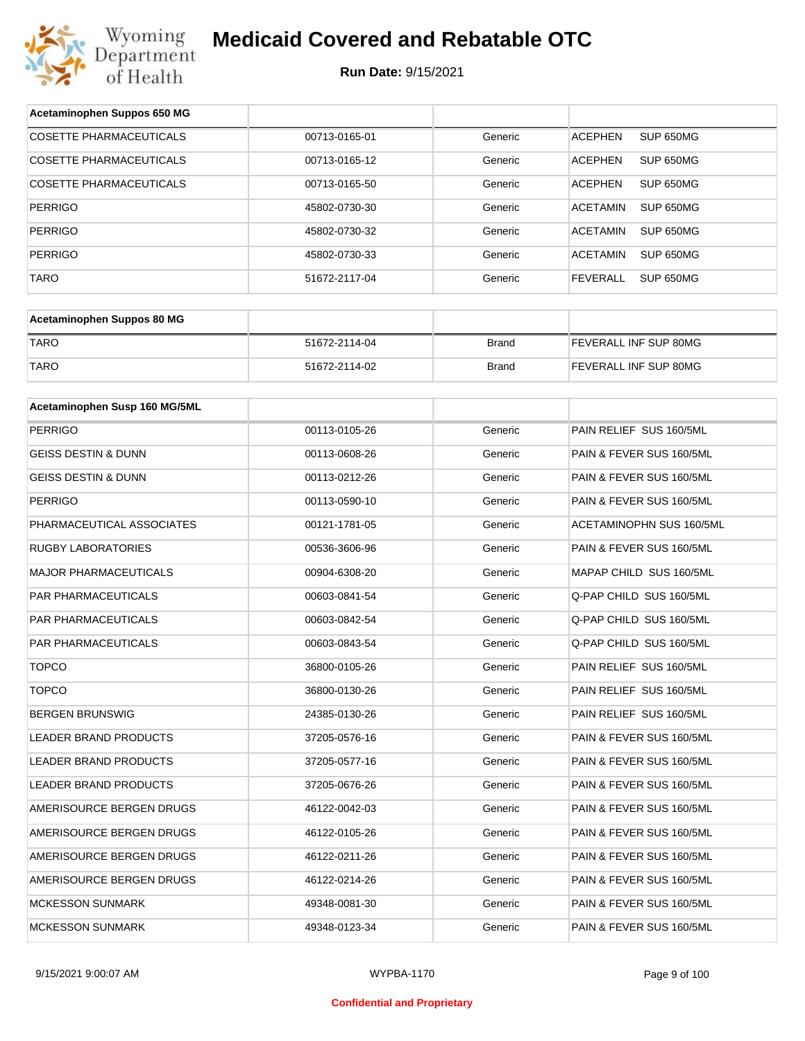# Medicaid Covered and Rebatable OTC

**Run Date:** 9/15/2021

| Acetaminophen Suppos 650 MG | | | |
|---|---|---|---|
| COSETTE PHARMACEUTICALS | 00713-0165-01 | Generic | ACEPHEN SUP 650MG |
| COSETTE PHARMACEUTICALS | 00713-0165-12 | Generic | ACEPHEN SUP 650MG |
| COSETTE PHARMACEUTICALS | 00713-0165-50 | Generic | ACEPHEN SUP 650MG |
| PERRIGO | 45802-0730-30 | Generic | ACETAMIN SUP 650MG |
| PERRIGO | 45802-0730-32 | Generic | ACETAMIN SUP 650MG |
| PERRIGO | 45802-0730-33 | Generic | ACETAMIN SUP 650MG |
| TARO | 51672-2117-04 | Generic | FEVERALL SUP 650MG |

| Acetaminophen Suppos 80 MG | | | |
|---|---|---|---|
| TARO | 51672-2114-04 | Brand | FEVERALL INF SUP 80MG |
| TARO | 51672-2114-02 | Brand | FEVERALL INF SUP 80MG |

| Acetaminophen Susp 160 MG/5ML | | | |
|---|---|---|---|
| PERRIGO | 00113-0105-26 | Generic | PAIN RELIEF SUS 160/5ML |
| GEISS DESTIN & DUNN | 00113-0608-26 | Generic | PAIN & FEVER SUS 160/5ML |
| GEISS DESTIN & DUNN | 00113-0212-26 | Generic | PAIN & FEVER SUS 160/5ML |
| PERRIGO | 00113-0590-10 | Generic | PAIN & FEVER SUS 160/5ML |
| PHARMACEUTICAL ASSOCIATES | 00121-1781-05 | Generic | ACETAMINOPHN SUS 160/5ML |
| RUGBY LABORATORIES | 00536-3606-96 | Generic | PAIN & FEVER SUS 160/5ML |
| MAJOR PHARMACEUTICALS | 00904-6308-20 | Generic | MAPAP CHILD SUS 160/5ML |
| PAR PHARMACEUTICALS | 00603-0841-54 | Generic | Q-PAP CHILD SUS 160/5ML |
| PAR PHARMACEUTICALS | 00603-0842-54 | Generic | Q-PAP CHILD SUS 160/5ML |
| PAR PHARMACEUTICALS | 00603-0843-54 | Generic | Q-PAP CHILD SUS 160/5ML |
| TOPCO | 36800-0105-26 | Generic | PAIN RELIEF SUS 160/5ML |
| TOPCO | 36800-0130-26 | Generic | PAIN RELIEF SUS 160/5ML |
| BERGEN BRUNSWIG | 24385-0130-26 | Generic | PAIN RELIEF SUS 160/5ML |
| LEADER BRAND PRODUCTS | 37205-0576-16 | Generic | PAIN & FEVER SUS 160/5ML |
| LEADER BRAND PRODUCTS | 37205-0577-16 | Generic | PAIN & FEVER SUS 160/5ML |
| LEADER BRAND PRODUCTS | 37205-0676-26 | Generic | PAIN & FEVER SUS 160/5ML |
| AMERISOURCE BERGEN DRUGS | 46122-0042-03 | Generic | PAIN & FEVER SUS 160/5ML |
| AMERISOURCE BERGEN DRUGS | 46122-0105-26 | Generic | PAIN & FEVER SUS 160/5ML |
| AMERISOURCE BERGEN DRUGS | 46122-0211-26 | Generic | PAIN & FEVER SUS 160/5ML |
| AMERISOURCE BERGEN DRUGS | 46122-0214-26 | Generic | PAIN & FEVER SUS 160/5ML |
| MCKESSON SUNMARK | 49348-0081-30 | Generic | PAIN & FEVER SUS 160/5ML |
| MCKESSON SUNMARK | 49348-0123-34 | Generic | PAIN & FEVER SUS 160/5ML |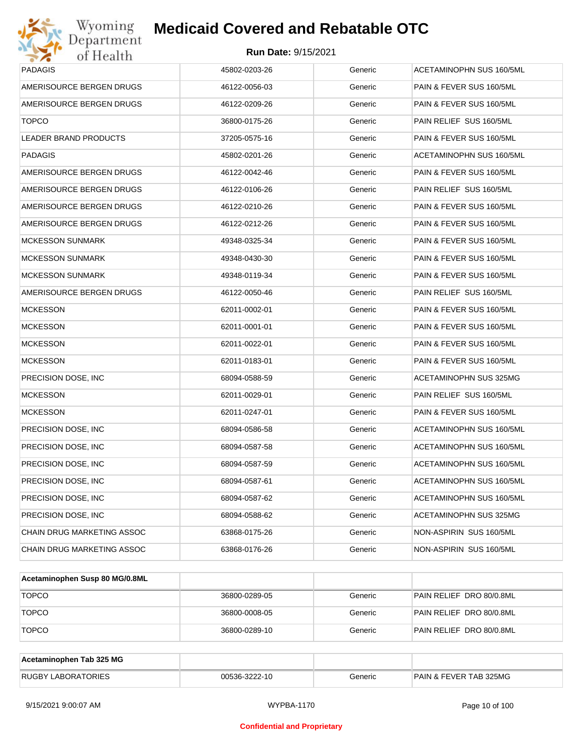| PADAGIS | 45802-0203-26 | Generic | ACETAMINOPHN SUS 160/5ML |
|---|---|---|---|
| AMERISOURCE BERGEN DRUGS | 46122-0056-03 | Generic | PAIN & FEVER SUS 160/5ML |
| AMERISOURCE BERGEN DRUGS | 46122-0209-26 | Generic | PAIN & FEVER SUS 160/5ML |
| TOPCO | 36800-0175-26 | Generic | PAIN RELIEF SUS 160/5ML |
| LEADER BRAND PRODUCTS | 37205-0575-16 | Generic | PAIN & FEVER SUS 160/5ML |
| PADAGIS | 45802-0201-26 | Generic | ACETAMINOPHN SUS 160/5ML |
| AMERISOURCE BERGEN DRUGS | 46122-0042-46 | Generic | PAIN & FEVER SUS 160/5ML |
| AMERISOURCE BERGEN DRUGS | 46122-0106-26 | Generic | PAIN RELIEF SUS 160/5ML |
| AMERISOURCE BERGEN DRUGS | 46122-0210-26 | Generic | PAIN & FEVER SUS 160/5ML |
| AMERISOURCE BERGEN DRUGS | 46122-0212-26 | Generic | PAIN & FEVER SUS 160/5ML |
| MCKESSON SUNMARK | 49348-0325-34 | Generic | PAIN & FEVER SUS 160/5ML |
| MCKESSON SUNMARK | 49348-0430-30 | Generic | PAIN & FEVER SUS 160/5ML |
| MCKESSON SUNMARK | 49348-0119-34 | Generic | PAIN & FEVER SUS 160/5ML |
| AMERISOURCE BERGEN DRUGS | 46122-0050-46 | Generic | PAIN RELIEF SUS 160/5ML |
| MCKESSON | 62011-0002-01 | Generic | PAIN & FEVER SUS 160/5ML |
| MCKESSON | 62011-0001-01 | Generic | PAIN & FEVER SUS 160/5ML |
| MCKESSON | 62011-0022-01 | Generic | PAIN & FEVER SUS 160/5ML |
| MCKESSON | 62011-0183-01 | Generic | PAIN & FEVER SUS 160/5ML |
| PRECISION DOSE, INC | 68094-0588-59 | Generic | ACETAMINOPHN SUS 325MG |
| MCKESSON | 62011-0029-01 | Generic | PAIN RELIEF SUS 160/5ML |
| MCKESSON | 62011-0247-01 | Generic | PAIN & FEVER SUS 160/5ML |
| PRECISION DOSE, INC | 68094-0586-58 | Generic | ACETAMINOPHN SUS 160/5ML |
| PRECISION DOSE, INC | 68094-0587-58 | Generic | ACETAMINOPHN SUS 160/5ML |
| PRECISION DOSE, INC | 68094-0587-59 | Generic | ACETAMINOPHN SUS 160/5ML |
| PRECISION DOSE, INC | 68094-0587-61 | Generic | ACETAMINOPHN SUS 160/5ML |
| PRECISION DOSE, INC | 68094-0587-62 | Generic | ACETAMINOPHN SUS 160/5ML |
| PRECISION DOSE, INC | 68094-0588-62 | Generic | ACETAMINOPHN SUS 325MG |
| CHAIN DRUG MARKETING ASSOC | 63868-0175-26 | Generic | NON-ASPIRIN SUS 160/5ML |
| CHAIN DRUG MARKETING ASSOC | 63868-0176-26 | Generic | NON-ASPIRIN SUS 160/5ML |

| **Acetaminophen Susp 80 MG/0.8ML** | | | |
|---|---|---|---|
| TOPCO | 36800-0289-05 | Generic | PAIN RELIEF DRO 80/0.8ML |
| TOPCO | 36800-0008-05 | Generic | PAIN RELIEF DRO 80/0.8ML |
| TOPCO | 36800-0289-10 | Generic | PAIN RELIEF DRO 80/0.8ML |

| **Acetaminophen Tab 325 MG** | | | |
|---|---|---|---|
| RUGBY LABORATORIES | 00536-3222-10 | Generic | PAIN & FEVER TAB 325MG |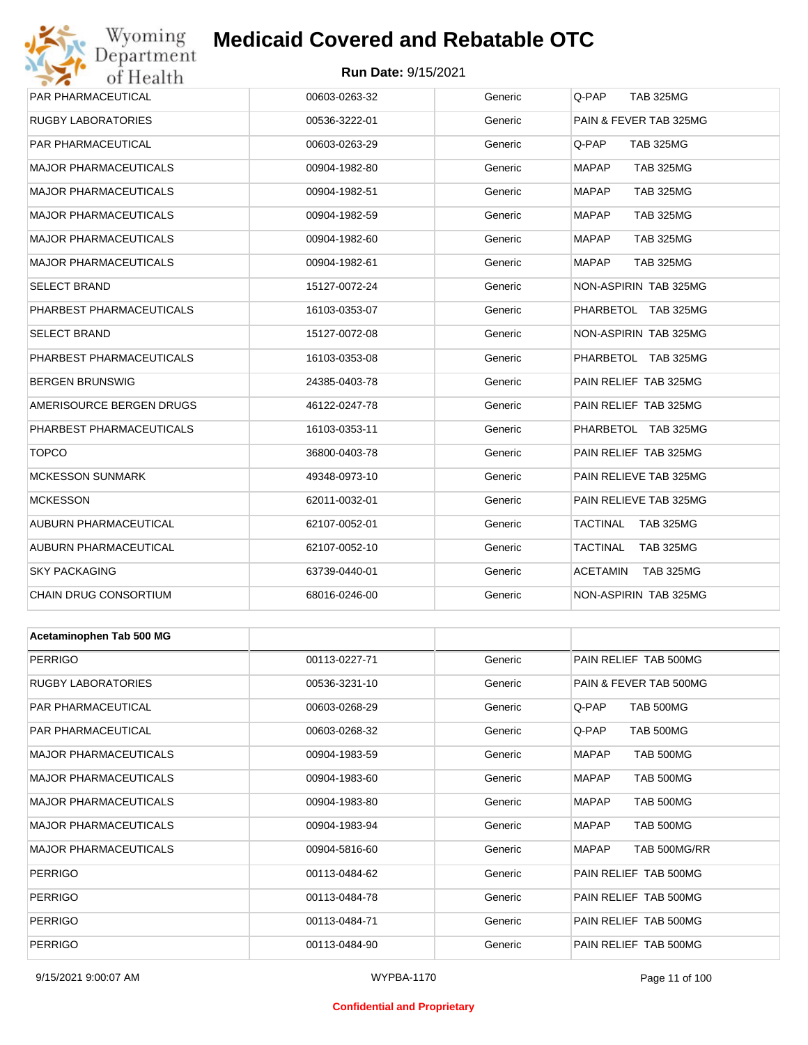| | | | |
|---|---|---|---|
| PAR PHARMACEUTICAL | 00603-0263-32 | Generic | Q-PAP TAB 325MG |
| RUGBY LABORATORIES | 00536-3222-01 | Generic | PAIN & FEVER TAB 325MG |
| PAR PHARMACEUTICAL | 00603-0263-29 | Generic | Q-PAP TAB 325MG |
| MAJOR PHARMACEUTICALS | 00904-1982-80 | Generic | MAPAP TAB 325MG |
| MAJOR PHARMACEUTICALS | 00904-1982-51 | Generic | MAPAP TAB 325MG |
| MAJOR PHARMACEUTICALS | 00904-1982-59 | Generic | MAPAP TAB 325MG |
| MAJOR PHARMACEUTICALS | 00904-1982-60 | Generic | MAPAP TAB 325MG |
| MAJOR PHARMACEUTICALS | 00904-1982-61 | Generic | MAPAP TAB 325MG |
| SELECT BRAND | 15127-0072-24 | Generic | NON-ASPIRIN TAB 325MG |
| PHARBEST PHARMACEUTICALS | 16103-0353-07 | Generic | PHARBETOL TAB 325MG |
| SELECT BRAND | 15127-0072-08 | Generic | NON-ASPIRIN TAB 325MG |
| PHARBEST PHARMACEUTICALS | 16103-0353-08 | Generic | PHARBETOL TAB 325MG |
| BERGEN BRUNSWIG | 24385-0403-78 | Generic | PAIN RELIEF TAB 325MG |
| AMERISOURCE BERGEN DRUGS | 46122-0247-78 | Generic | PAIN RELIEF TAB 325MG |
| PHARBEST PHARMACEUTICALS | 16103-0353-11 | Generic | PHARBETOL TAB 325MG |
| TOPCO | 36800-0403-78 | Generic | PAIN RELIEF TAB 325MG |
| MCKESSON SUNMARK | 49348-0973-10 | Generic | PAIN RELIEVE TAB 325MG |
| MCKESSON | 62011-0032-01 | Generic | PAIN RELIEVE TAB 325MG |
| AUBURN PHARMACEUTICAL | 62107-0052-01 | Generic | TACTINAL TAB 325MG |
| AUBURN PHARMACEUTICAL | 62107-0052-10 | Generic | TACTINAL TAB 325MG |
| SKY PACKAGING | 63739-0440-01 | Generic | ACETAMIN TAB 325MG |
| CHAIN DRUG CONSORTIUM | 68016-0246-00 | Generic | NON-ASPIRIN TAB 325MG |

| **Acetaminophen Tab 500 MG** | | | |
|---|---|---|---|
| PERRIGO | 00113-0227-71 | Generic | PAIN RELIEF TAB 500MG |
| RUGBY LABORATORIES | 00536-3231-10 | Generic | PAIN & FEVER TAB 500MG |
| PAR PHARMACEUTICAL | 00603-0268-29 | Generic | Q-PAP TAB 500MG |
| PAR PHARMACEUTICAL | 00603-0268-32 | Generic | Q-PAP TAB 500MG |
| MAJOR PHARMACEUTICALS | 00904-1983-59 | Generic | MAPAP TAB 500MG |
| MAJOR PHARMACEUTICALS | 00904-1983-60 | Generic | MAPAP TAB 500MG |
| MAJOR PHARMACEUTICALS | 00904-1983-80 | Generic | MAPAP TAB 500MG |
| MAJOR PHARMACEUTICALS | 00904-1983-94 | Generic | MAPAP TAB 500MG |
| MAJOR PHARMACEUTICALS | 00904-5816-60 | Generic | MAPAP TAB 500MG/RR |
| PERRIGO | 00113-0484-62 | Generic | PAIN RELIEF TAB 500MG |
| PERRIGO | 00113-0484-78 | Generic | PAIN RELIEF TAB 500MG |
| PERRIGO | 00113-0484-71 | Generic | PAIN RELIEF TAB 500MG |
| PERRIGO | 00113-0484-90 | Generic | PAIN RELIEF TAB 500MG |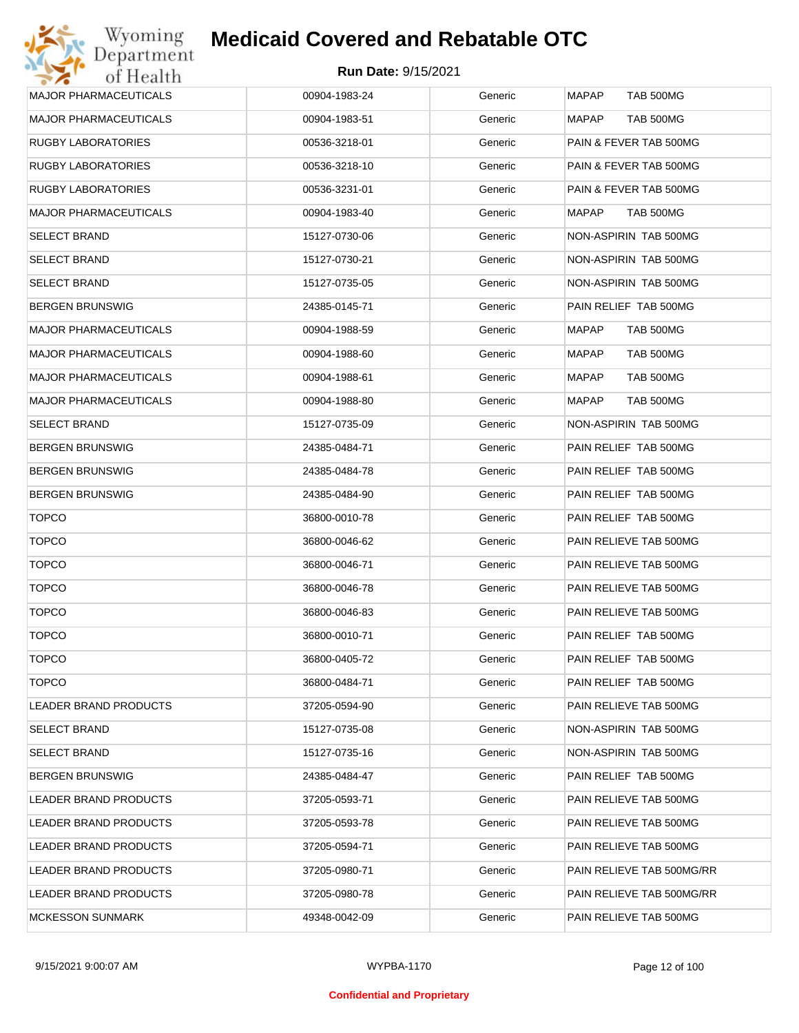# Medicaid Covered and Rebatable OTC

**Run Date:** 9/15/2021

| | | | |
|---|---|---|---|
| MAJOR PHARMACEUTICALS | 00904-1983-24 | Generic | MAPAP TAB 500MG |
| MAJOR PHARMACEUTICALS | 00904-1983-51 | Generic | MAPAP TAB 500MG |
| RUGBY LABORATORIES | 00536-3218-01 | Generic | PAIN & FEVER TAB 500MG |
| RUGBY LABORATORIES | 00536-3218-10 | Generic | PAIN & FEVER TAB 500MG |
| RUGBY LABORATORIES | 00536-3231-01 | Generic | PAIN & FEVER TAB 500MG |
| MAJOR PHARMACEUTICALS | 00904-1983-40 | Generic | MAPAP TAB 500MG |
| SELECT BRAND | 15127-0730-06 | Generic | NON-ASPIRIN TAB 500MG |
| SELECT BRAND | 15127-0730-21 | Generic | NON-ASPIRIN TAB 500MG |
| SELECT BRAND | 15127-0735-05 | Generic | NON-ASPIRIN TAB 500MG |
| BERGEN BRUNSWIG | 24385-0145-71 | Generic | PAIN RELIEF TAB 500MG |
| MAJOR PHARMACEUTICALS | 00904-1988-59 | Generic | MAPAP TAB 500MG |
| MAJOR PHARMACEUTICALS | 00904-1988-60 | Generic | MAPAP TAB 500MG |
| MAJOR PHARMACEUTICALS | 00904-1988-61 | Generic | MAPAP TAB 500MG |
| MAJOR PHARMACEUTICALS | 00904-1988-80 | Generic | MAPAP TAB 500MG |
| SELECT BRAND | 15127-0735-09 | Generic | NON-ASPIRIN TAB 500MG |
| BERGEN BRUNSWIG | 24385-0484-71 | Generic | PAIN RELIEF TAB 500MG |
| BERGEN BRUNSWIG | 24385-0484-78 | Generic | PAIN RELIEF TAB 500MG |
| BERGEN BRUNSWIG | 24385-0484-90 | Generic | PAIN RELIEF TAB 500MG |
| TOPCO | 36800-0010-78 | Generic | PAIN RELIEF TAB 500MG |
| TOPCO | 36800-0046-62 | Generic | PAIN RELIEVE TAB 500MG |
| TOPCO | 36800-0046-71 | Generic | PAIN RELIEVE TAB 500MG |
| TOPCO | 36800-0046-78 | Generic | PAIN RELIEVE TAB 500MG |
| TOPCO | 36800-0046-83 | Generic | PAIN RELIEVE TAB 500MG |
| TOPCO | 36800-0010-71 | Generic | PAIN RELIEF TAB 500MG |
| TOPCO | 36800-0405-72 | Generic | PAIN RELIEF TAB 500MG |
| TOPCO | 36800-0484-71 | Generic | PAIN RELIEF TAB 500MG |
| LEADER BRAND PRODUCTS | 37205-0594-90 | Generic | PAIN RELIEVE TAB 500MG |
| SELECT BRAND | 15127-0735-08 | Generic | NON-ASPIRIN TAB 500MG |
| SELECT BRAND | 15127-0735-16 | Generic | NON-ASPIRIN TAB 500MG |
| BERGEN BRUNSWIG | 24385-0484-47 | Generic | PAIN RELIEF TAB 500MG |
| LEADER BRAND PRODUCTS | 37205-0593-71 | Generic | PAIN RELIEVE TAB 500MG |
| LEADER BRAND PRODUCTS | 37205-0593-78 | Generic | PAIN RELIEVE TAB 500MG |
| LEADER BRAND PRODUCTS | 37205-0594-71 | Generic | PAIN RELIEVE TAB 500MG |
| LEADER BRAND PRODUCTS | 37205-0980-71 | Generic | PAIN RELIEVE TAB 500MG/RR |
| LEADER BRAND PRODUCTS | 37205-0980-78 | Generic | PAIN RELIEVE TAB 500MG/RR |
| MCKESSON SUNMARK | 49348-0042-09 | Generic | PAIN RELIEVE TAB 500MG |

9/15/2021 9:00:07 AM WYPBA-1170

**Confidential and Proprietary**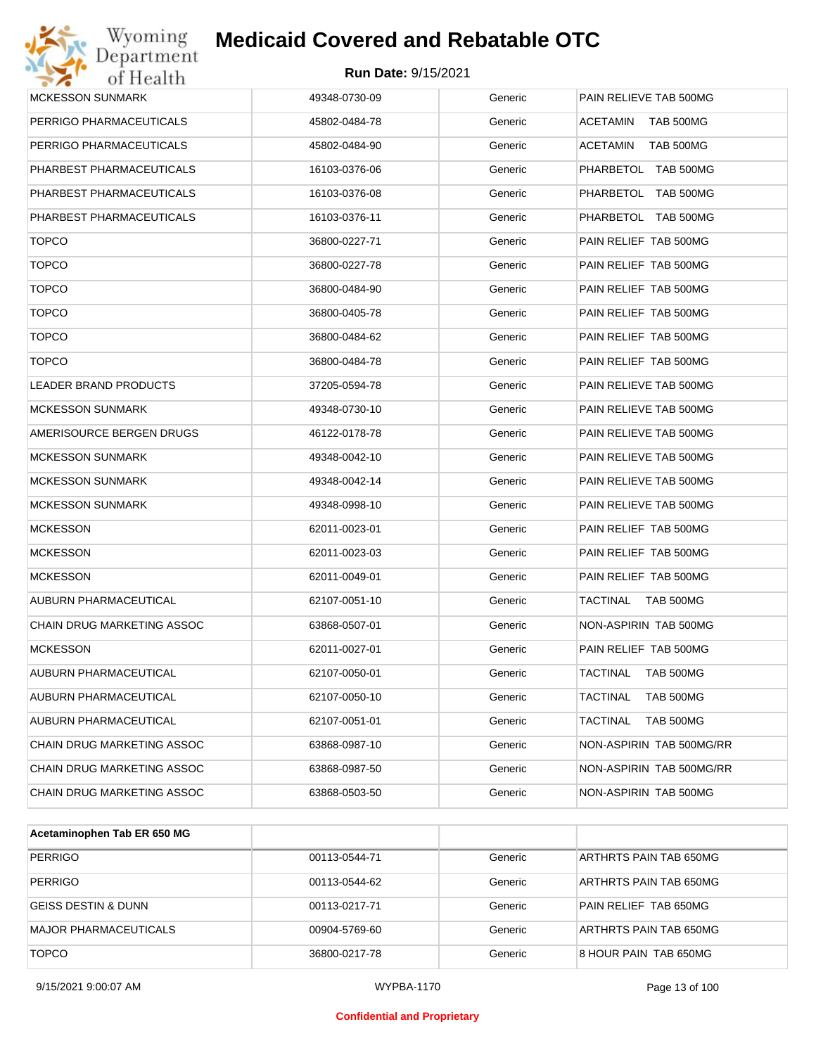| | | | |
|---|---|---|---|
| MCKESSON SUNMARK | 49348-0730-09 | Generic | PAIN RELIEVE TAB 500MG |
| PERRIGO PHARMACEUTICALS | 45802-0484-78 | Generic | ACETAMIN TAB 500MG |
| PERRIGO PHARMACEUTICALS | 45802-0484-90 | Generic | ACETAMIN TAB 500MG |
| PHARBEST PHARMACEUTICALS | 16103-0376-06 | Generic | PHARBETOL TAB 500MG |
| PHARBEST PHARMACEUTICALS | 16103-0376-08 | Generic | PHARBETOL TAB 500MG |
| PHARBEST PHARMACEUTICALS | 16103-0376-11 | Generic | PHARBETOL TAB 500MG |
| TOPCO | 36800-0227-71 | Generic | PAIN RELIEF TAB 500MG |
| TOPCO | 36800-0227-78 | Generic | PAIN RELIEF TAB 500MG |
| TOPCO | 36800-0484-90 | Generic | PAIN RELIEF TAB 500MG |
| TOPCO | 36800-0405-78 | Generic | PAIN RELIEF TAB 500MG |
| TOPCO | 36800-0484-62 | Generic | PAIN RELIEF TAB 500MG |
| TOPCO | 36800-0484-78 | Generic | PAIN RELIEF TAB 500MG |
| LEADER BRAND PRODUCTS | 37205-0594-78 | Generic | PAIN RELIEVE TAB 500MG |
| MCKESSON SUNMARK | 49348-0730-10 | Generic | PAIN RELIEVE TAB 500MG |
| AMERISOURCE BERGEN DRUGS | 46122-0178-78 | Generic | PAIN RELIEVE TAB 500MG |
| MCKESSON SUNMARK | 49348-0042-10 | Generic | PAIN RELIEVE TAB 500MG |
| MCKESSON SUNMARK | 49348-0042-14 | Generic | PAIN RELIEVE TAB 500MG |
| MCKESSON SUNMARK | 49348-0998-10 | Generic | PAIN RELIEVE TAB 500MG |
| MCKESSON | 62011-0023-01 | Generic | PAIN RELIEF TAB 500MG |
| MCKESSON | 62011-0023-03 | Generic | PAIN RELIEF TAB 500MG |
| MCKESSON | 62011-0049-01 | Generic | PAIN RELIEF TAB 500MG |
| AUBURN PHARMACEUTICAL | 62107-0051-10 | Generic | TACTINAL TAB 500MG |
| CHAIN DRUG MARKETING ASSOC | 63868-0507-01 | Generic | NON-ASPIRIN TAB 500MG |
| MCKESSON | 62011-0027-01 | Generic | PAIN RELIEF TAB 500MG |
| AUBURN PHARMACEUTICAL | 62107-0050-01 | Generic | TACTINAL TAB 500MG |
| AUBURN PHARMACEUTICAL | 62107-0050-10 | Generic | TACTINAL TAB 500MG |
| AUBURN PHARMACEUTICAL | 62107-0051-01 | Generic | TACTINAL TAB 500MG |
| CHAIN DRUG MARKETING ASSOC | 63868-0987-10 | Generic | NON-ASPIRIN TAB 500MG/RR |
| CHAIN DRUG MARKETING ASSOC | 63868-0987-50 | Generic | NON-ASPIRIN TAB 500MG/RR |
| CHAIN DRUG MARKETING ASSOC | 63868-0503-50 | Generic | NON-ASPIRIN TAB 500MG |

| **Acetaminophen Tab ER 650 MG** | | | |
|---|---|---|---|
| PERRIGO | 00113-0544-71 | Generic | ARTHRTS PAIN TAB 650MG |
| PERRIGO | 00113-0544-62 | Generic | ARTHRTS PAIN TAB 650MG |
| GEISS DESTIN & DUNN | 00113-0217-71 | Generic | PAIN RELIEF TAB 650MG |
| MAJOR PHARMACEUTICALS | 00904-5769-60 | Generic | ARTHRTS PAIN TAB 650MG |
| TOPCO | 36800-0217-78 | Generic | 8 HOUR PAIN TAB 650MG |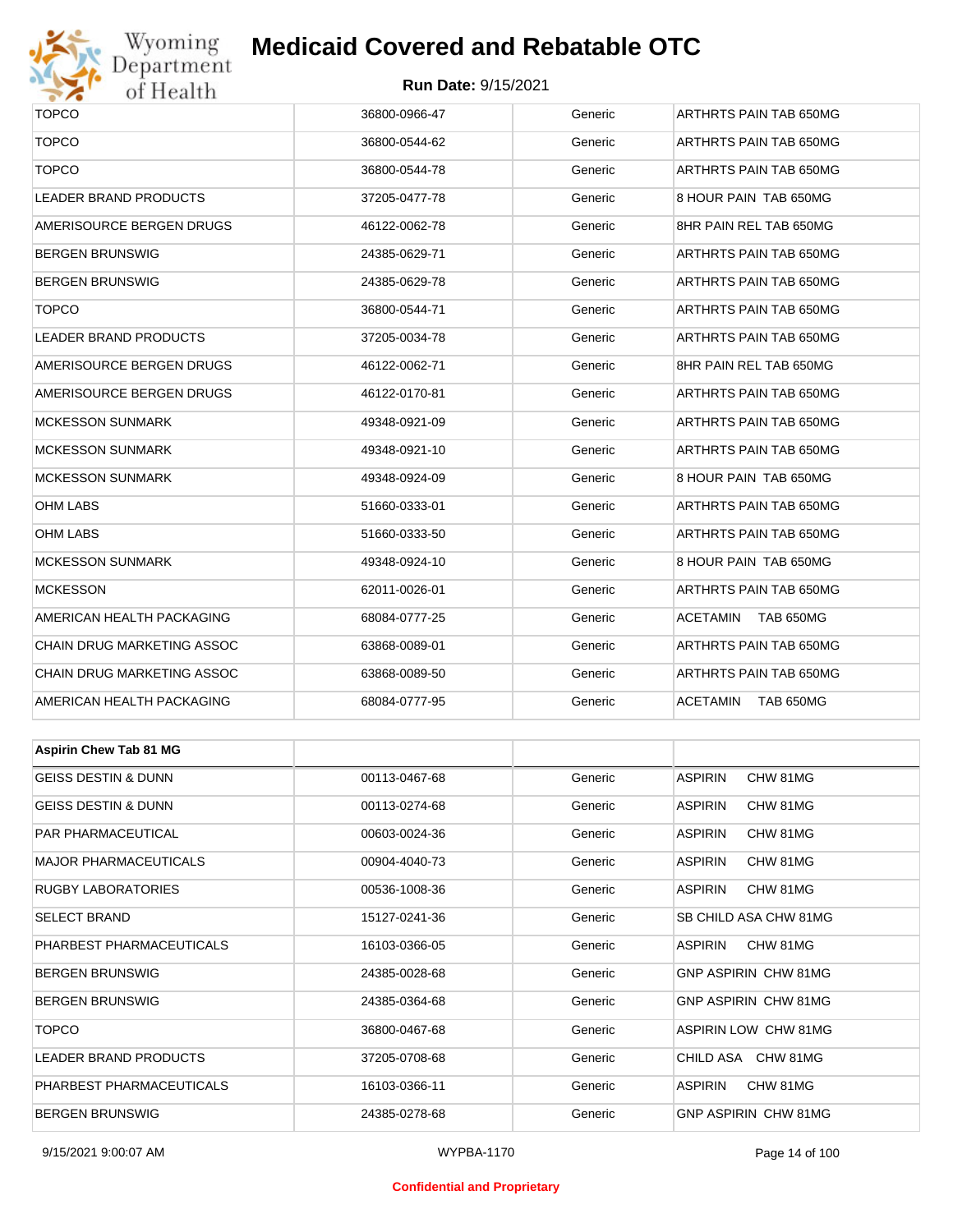| | | | |
|---|---|---|---|
| TOPCO | 36800-0966-47 | Generic | ARTHRTS PAIN TAB 650MG |
| TOPCO | 36800-0544-62 | Generic | ARTHRTS PAIN TAB 650MG |
| TOPCO | 36800-0544-78 | Generic | ARTHRTS PAIN TAB 650MG |
| LEADER BRAND PRODUCTS | 37205-0477-78 | Generic | 8 HOUR PAIN TAB 650MG |
| AMERISOURCE BERGEN DRUGS | 46122-0062-78 | Generic | 8HR PAIN REL TAB 650MG |
| BERGEN BRUNSWIG | 24385-0629-71 | Generic | ARTHRTS PAIN TAB 650MG |
| BERGEN BRUNSWIG | 24385-0629-78 | Generic | ARTHRTS PAIN TAB 650MG |
| TOPCO | 36800-0544-71 | Generic | ARTHRTS PAIN TAB 650MG |
| LEADER BRAND PRODUCTS | 37205-0034-78 | Generic | ARTHRTS PAIN TAB 650MG |
| AMERISOURCE BERGEN DRUGS | 46122-0062-71 | Generic | 8HR PAIN REL TAB 650MG |
| AMERISOURCE BERGEN DRUGS | 46122-0170-81 | Generic | ARTHRTS PAIN TAB 650MG |
| MCKESSON SUNMARK | 49348-0921-09 | Generic | ARTHRTS PAIN TAB 650MG |
| MCKESSON SUNMARK | 49348-0921-10 | Generic | ARTHRTS PAIN TAB 650MG |
| MCKESSON SUNMARK | 49348-0924-09 | Generic | 8 HOUR PAIN TAB 650MG |
| OHM LABS | 51660-0333-01 | Generic | ARTHRTS PAIN TAB 650MG |
| OHM LABS | 51660-0333-50 | Generic | ARTHRTS PAIN TAB 650MG |
| MCKESSON SUNMARK | 49348-0924-10 | Generic | 8 HOUR PAIN TAB 650MG |
| MCKESSON | 62011-0026-01 | Generic | ARTHRTS PAIN TAB 650MG |
| AMERICAN HEALTH PACKAGING | 68084-0777-25 | Generic | ACETAMIN TAB 650MG |
| CHAIN DRUG MARKETING ASSOC | 63868-0089-01 | Generic | ARTHRTS PAIN TAB 650MG |
| CHAIN DRUG MARKETING ASSOC | 63868-0089-50 | Generic | ARTHRTS PAIN TAB 650MG |
| AMERICAN HEALTH PACKAGING | 68084-0777-95 | Generic | ACETAMIN TAB 650MG |

| **Aspirin Chew Tab 81 MG** | | | |
|---|---|---|---|
| GEISS DESTIN & DUNN | 00113-0467-68 | Generic | ASPIRIN CHW 81MG |
| GEISS DESTIN & DUNN | 00113-0274-68 | Generic | ASPIRIN CHW 81MG |
| PAR PHARMACEUTICAL | 00603-0024-36 | Generic | ASPIRIN CHW 81MG |
| MAJOR PHARMACEUTICALS | 00904-4040-73 | Generic | ASPIRIN CHW 81MG |
| RUGBY LABORATORIES | 00536-1008-36 | Generic | ASPIRIN CHW 81MG |
| SELECT BRAND | 15127-0241-36 | Generic | SB CHILD ASA CHW 81MG |
| PHARBEST PHARMACEUTICALS | 16103-0366-05 | Generic | ASPIRIN CHW 81MG |
| BERGEN BRUNSWIG | 24385-0028-68 | Generic | GNP ASPIRIN CHW 81MG |
| BERGEN BRUNSWIG | 24385-0364-68 | Generic | GNP ASPIRIN CHW 81MG |
| TOPCO | 36800-0467-68 | Generic | ASPIRIN LOW CHW 81MG |
| LEADER BRAND PRODUCTS | 37205-0708-68 | Generic | CHILD ASA CHW 81MG |
| PHARBEST PHARMACEUTICALS | 16103-0366-11 | Generic | ASPIRIN CHW 81MG |
| BERGEN BRUNSWIG | 24385-0278-68 | Generic | GNP ASPIRIN CHW 81MG |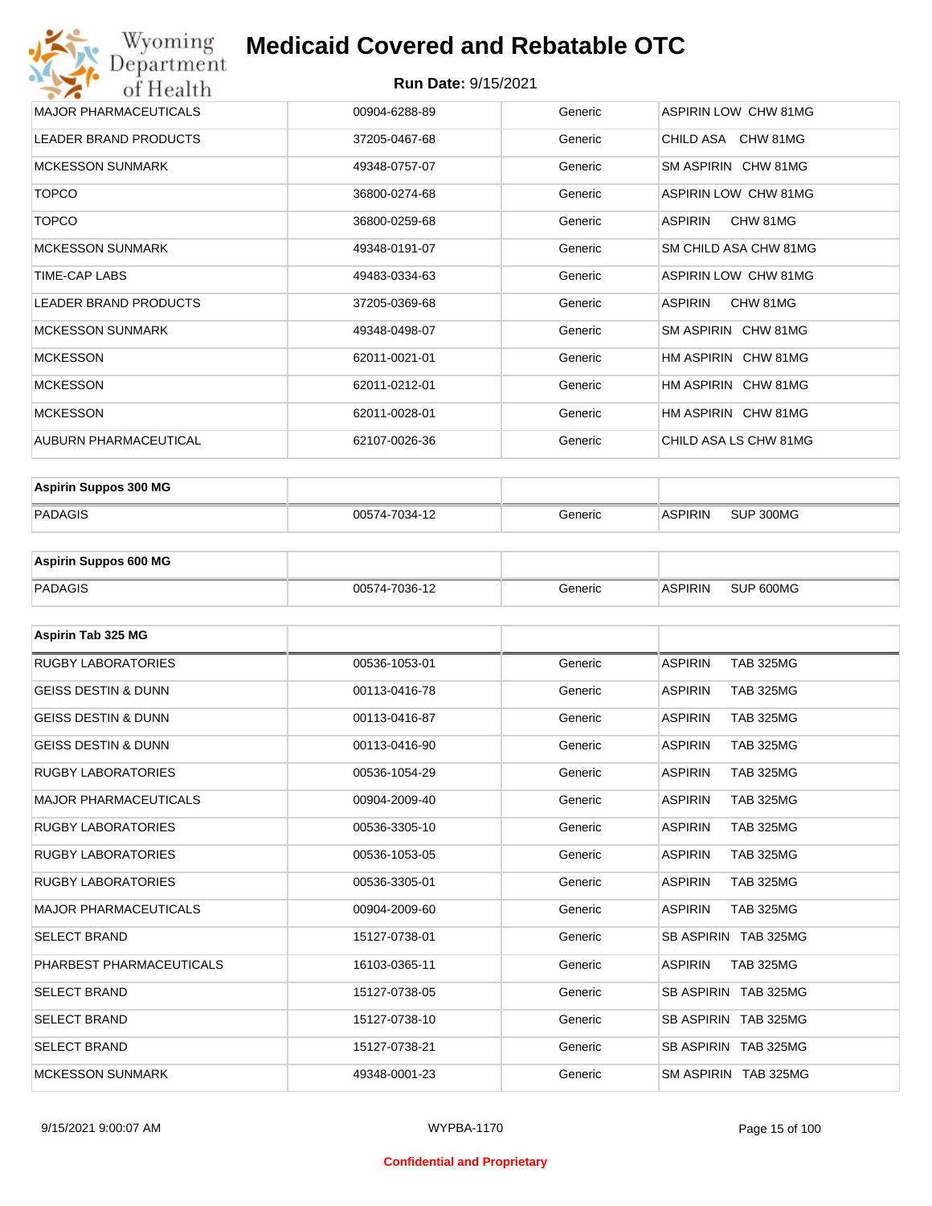| | | | |
|---|---|---|---|
| MAJOR PHARMACEUTICALS | 00904-6288-89 | Generic | ASPIRIN LOW CHW 81MG |
| LEADER BRAND PRODUCTS | 37205-0467-68 | Generic | CHILD ASA CHW 81MG |
| MCKESSON SUNMARK | 49348-0757-07 | Generic | SM ASPIRIN CHW 81MG |
| TOPCO | 36800-0274-68 | Generic | ASPIRIN LOW CHW 81MG |
| TOPCO | 36800-0259-68 | Generic | ASPIRIN CHW 81MG |
| MCKESSON SUNMARK | 49348-0191-07 | Generic | SM CHILD ASA CHW 81MG |
| TIME-CAP LABS | 49483-0334-63 | Generic | ASPIRIN LOW CHW 81MG |
| LEADER BRAND PRODUCTS | 37205-0369-68 | Generic | ASPIRIN CHW 81MG |
| MCKESSON SUNMARK | 49348-0498-07 | Generic | SM ASPIRIN CHW 81MG |
| MCKESSON | 62011-0021-01 | Generic | HM ASPIRIN CHW 81MG |
| MCKESSON | 62011-0212-01 | Generic | HM ASPIRIN CHW 81MG |
| MCKESSON | 62011-0028-01 | Generic | HM ASPIRIN CHW 81MG |
| AUBURN PHARMACEUTICAL | 62107-0026-36 | Generic | CHILD ASA LS CHW 81MG |

| **Aspirin Suppos 300 MG** | | | |
|---|---|---|---|
| PADAGIS | 00574-7034-12 | Generic | ASPIRIN SUP 300MG |

| **Aspirin Suppos 600 MG** | | | |
|---|---|---|---|
| PADAGIS | 00574-7036-12 | Generic | ASPIRIN SUP 600MG |

| **Aspirin Tab 325 MG** | | | |
|---|---|---|---|
| RUGBY LABORATORIES | 00536-1053-01 | Generic | ASPIRIN TAB 325MG |
| GEISS DESTIN & DUNN | 00113-0416-78 | Generic | ASPIRIN TAB 325MG |
| GEISS DESTIN & DUNN | 00113-0416-87 | Generic | ASPIRIN TAB 325MG |
| GEISS DESTIN & DUNN | 00113-0416-90 | Generic | ASPIRIN TAB 325MG |
| RUGBY LABORATORIES | 00536-1054-29 | Generic | ASPIRIN TAB 325MG |
| MAJOR PHARMACEUTICALS | 00904-2009-40 | Generic | ASPIRIN TAB 325MG |
| RUGBY LABORATORIES | 00536-3305-10 | Generic | ASPIRIN TAB 325MG |
| RUGBY LABORATORIES | 00536-1053-05 | Generic | ASPIRIN TAB 325MG |
| RUGBY LABORATORIES | 00536-3305-01 | Generic | ASPIRIN TAB 325MG |
| MAJOR PHARMACEUTICALS | 00904-2009-60 | Generic | ASPIRIN TAB 325MG |
| SELECT BRAND | 15127-0738-01 | Generic | SB ASPIRIN TAB 325MG |
| PHARBEST PHARMACEUTICALS | 16103-0365-11 | Generic | ASPIRIN TAB 325MG |
| SELECT BRAND | 15127-0738-05 | Generic | SB ASPIRIN TAB 325MG |
| SELECT BRAND | 15127-0738-10 | Generic | SB ASPIRIN TAB 325MG |
| SELECT BRAND | 15127-0738-21 | Generic | SB ASPIRIN TAB 325MG |
| MCKESSON SUNMARK | 49348-0001-23 | Generic | SM ASPIRIN TAB 325MG |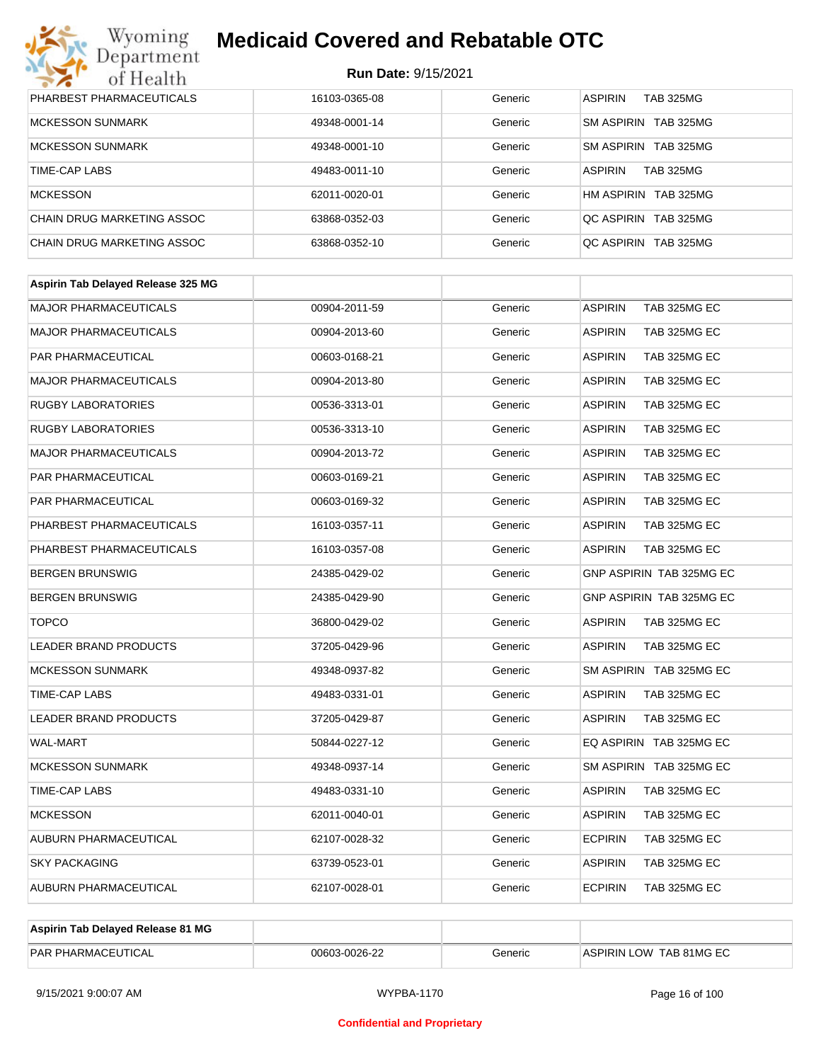| | | | |
|---|---|---|---|
| PHARBEST PHARMACEUTICALS | 16103-0365-08 | Generic | ASPIRIN TAB 325MG |
| MCKESSON SUNMARK | 49348-0001-14 | Generic | SM ASPIRIN TAB 325MG |
| MCKESSON SUNMARK | 49348-0001-10 | Generic | SM ASPIRIN TAB 325MG |
| TIME-CAP LABS | 49483-0011-10 | Generic | ASPIRIN TAB 325MG |
| MCKESSON | 62011-0020-01 | Generic | HM ASPIRIN TAB 325MG |
| CHAIN DRUG MARKETING ASSOC | 63868-0352-03 | Generic | QC ASPIRIN TAB 325MG |
| CHAIN DRUG MARKETING ASSOC | 63868-0352-10 | Generic | QC ASPIRIN TAB 325MG |

| **Aspirin Tab Delayed Release 325 MG** | | | |
|---|---|---|---|
| MAJOR PHARMACEUTICALS | 00904-2011-59 | Generic | ASPIRIN TAB 325MG EC |
| MAJOR PHARMACEUTICALS | 00904-2013-60 | Generic | ASPIRIN TAB 325MG EC |
| PAR PHARMACEUTICAL | 00603-0168-21 | Generic | ASPIRIN TAB 325MG EC |
| MAJOR PHARMACEUTICALS | 00904-2013-80 | Generic | ASPIRIN TAB 325MG EC |
| RUGBY LABORATORIES | 00536-3313-01 | Generic | ASPIRIN TAB 325MG EC |
| RUGBY LABORATORIES | 00536-3313-10 | Generic | ASPIRIN TAB 325MG EC |
| MAJOR PHARMACEUTICALS | 00904-2013-72 | Generic | ASPIRIN TAB 325MG EC |
| PAR PHARMACEUTICAL | 00603-0169-21 | Generic | ASPIRIN TAB 325MG EC |
| PAR PHARMACEUTICAL | 00603-0169-32 | Generic | ASPIRIN TAB 325MG EC |
| PHARBEST PHARMACEUTICALS | 16103-0357-11 | Generic | ASPIRIN TAB 325MG EC |
| PHARBEST PHARMACEUTICALS | 16103-0357-08 | Generic | ASPIRIN TAB 325MG EC |
| BERGEN BRUNSWIG | 24385-0429-02 | Generic | GNP ASPIRIN TAB 325MG EC |
| BERGEN BRUNSWIG | 24385-0429-90 | Generic | GNP ASPIRIN TAB 325MG EC |
| TOPCO | 36800-0429-02 | Generic | ASPIRIN TAB 325MG EC |
| LEADER BRAND PRODUCTS | 37205-0429-96 | Generic | ASPIRIN TAB 325MG EC |
| MCKESSON SUNMARK | 49348-0937-82 | Generic | SM ASPIRIN TAB 325MG EC |
| TIME-CAP LABS | 49483-0331-01 | Generic | ASPIRIN TAB 325MG EC |
| LEADER BRAND PRODUCTS | 37205-0429-87 | Generic | ASPIRIN TAB 325MG EC |
| WAL-MART | 50844-0227-12 | Generic | EQ ASPIRIN TAB 325MG EC |
| MCKESSON SUNMARK | 49348-0937-14 | Generic | SM ASPIRIN TAB 325MG EC |
| TIME-CAP LABS | 49483-0331-10 | Generic | ASPIRIN TAB 325MG EC |
| MCKESSON | 62011-0040-01 | Generic | ASPIRIN TAB 325MG EC |
| AUBURN PHARMACEUTICAL | 62107-0028-32 | Generic | ECPIRIN TAB 325MG EC |
| SKY PACKAGING | 63739-0523-01 | Generic | ASPIRIN TAB 325MG EC |
| AUBURN PHARMACEUTICAL | 62107-0028-01 | Generic | ECPIRIN TAB 325MG EC |

| **Aspirin Tab Delayed Release 81 MG** | | | |
|---|---|---|---|
| PAR PHARMACEUTICAL | 00603-0026-22 | Generic | ASPIRIN LOW TAB 81MG EC |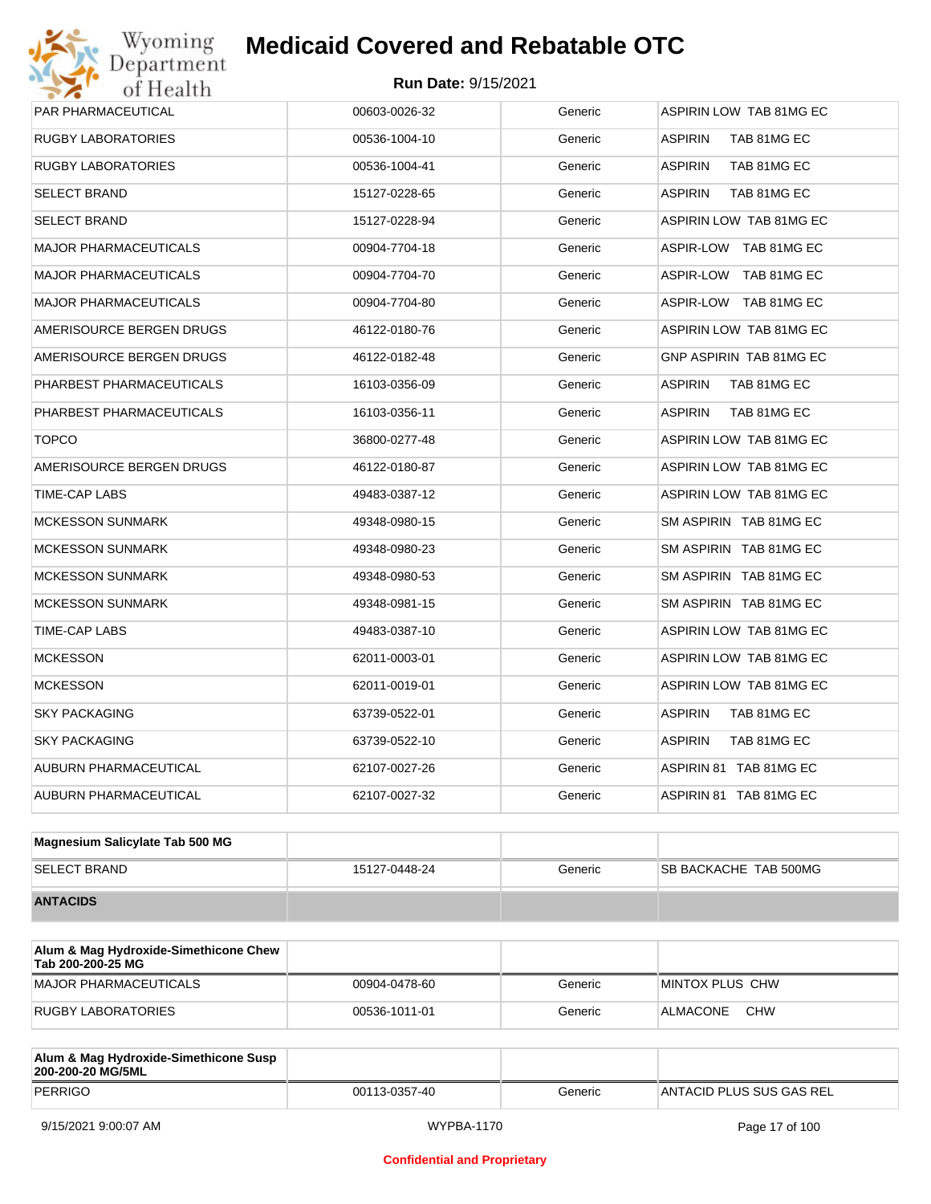| | | | |
|---|---|---|---|
| PAR PHARMACEUTICAL | 00603-0026-32 | Generic | ASPIRIN LOW TAB 81MG EC |
| RUGBY LABORATORIES | 00536-1004-10 | Generic | ASPIRIN TAB 81MG EC |
| RUGBY LABORATORIES | 00536-1004-41 | Generic | ASPIRIN TAB 81MG EC |
| SELECT BRAND | 15127-0228-65 | Generic | ASPIRIN TAB 81MG EC |
| SELECT BRAND | 15127-0228-94 | Generic | ASPIRIN LOW TAB 81MG EC |
| MAJOR PHARMACEUTICALS | 00904-7704-18 | Generic | ASPIR-LOW TAB 81MG EC |
| MAJOR PHARMACEUTICALS | 00904-7704-70 | Generic | ASPIR-LOW TAB 81MG EC |
| MAJOR PHARMACEUTICALS | 00904-7704-80 | Generic | ASPIR-LOW TAB 81MG EC |
| AMERISOURCE BERGEN DRUGS | 46122-0180-76 | Generic | ASPIRIN LOW TAB 81MG EC |
| AMERISOURCE BERGEN DRUGS | 46122-0182-48 | Generic | GNP ASPIRIN TAB 81MG EC |
| PHARBEST PHARMACEUTICALS | 16103-0356-09 | Generic | ASPIRIN TAB 81MG EC |
| PHARBEST PHARMACEUTICALS | 16103-0356-11 | Generic | ASPIRIN TAB 81MG EC |
| TOPCO | 36800-0277-48 | Generic | ASPIRIN LOW TAB 81MG EC |
| AMERISOURCE BERGEN DRUGS | 46122-0180-87 | Generic | ASPIRIN LOW TAB 81MG EC |
| TIME-CAP LABS | 49483-0387-12 | Generic | ASPIRIN LOW TAB 81MG EC |
| MCKESSON SUNMARK | 49348-0980-15 | Generic | SM ASPIRIN TAB 81MG EC |
| MCKESSON SUNMARK | 49348-0980-23 | Generic | SM ASPIRIN TAB 81MG EC |
| MCKESSON SUNMARK | 49348-0980-53 | Generic | SM ASPIRIN TAB 81MG EC |
| MCKESSON SUNMARK | 49348-0981-15 | Generic | SM ASPIRIN TAB 81MG EC |
| TIME-CAP LABS | 49483-0387-10 | Generic | ASPIRIN LOW TAB 81MG EC |
| MCKESSON | 62011-0003-01 | Generic | ASPIRIN LOW TAB 81MG EC |
| MCKESSON | 62011-0019-01 | Generic | ASPIRIN LOW TAB 81MG EC |
| SKY PACKAGING | 63739-0522-01 | Generic | ASPIRIN TAB 81MG EC |
| SKY PACKAGING | 63739-0522-10 | Generic | ASPIRIN TAB 81MG EC |
| AUBURN PHARMACEUTICAL | 62107-0027-26 | Generic | ASPIRIN 81 TAB 81MG EC |
| AUBURN PHARMACEUTICAL | 62107-0027-32 | Generic | ASPIRIN 81 TAB 81MG EC |

| **Magnesium Salicylate Tab 500 MG** | | | |
|---|---|---|---|
| SELECT BRAND | 15127-0448-24 | Generic | SB BACKACHE TAB 500MG |
| **ANTACIDS** | | | |

| **Alum & Mag Hydroxide-Simethicone Chew Tab 200-200-25 MG** | | | |
|---|---|---|---|
| MAJOR PHARMACEUTICALS | 00904-0478-60 | Generic | MINTOX PLUS CHW |
| RUGBY LABORATORIES | 00536-1011-01 | Generic | ALMACONE CHW |

| **Alum & Mag Hydroxide-Simethicone Susp 200-200-20 MG/5ML** | | | |
|---|---|---|---|
| PERRIGO | 00113-0357-40 | Generic | ANTACID PLUS SUS GAS REL |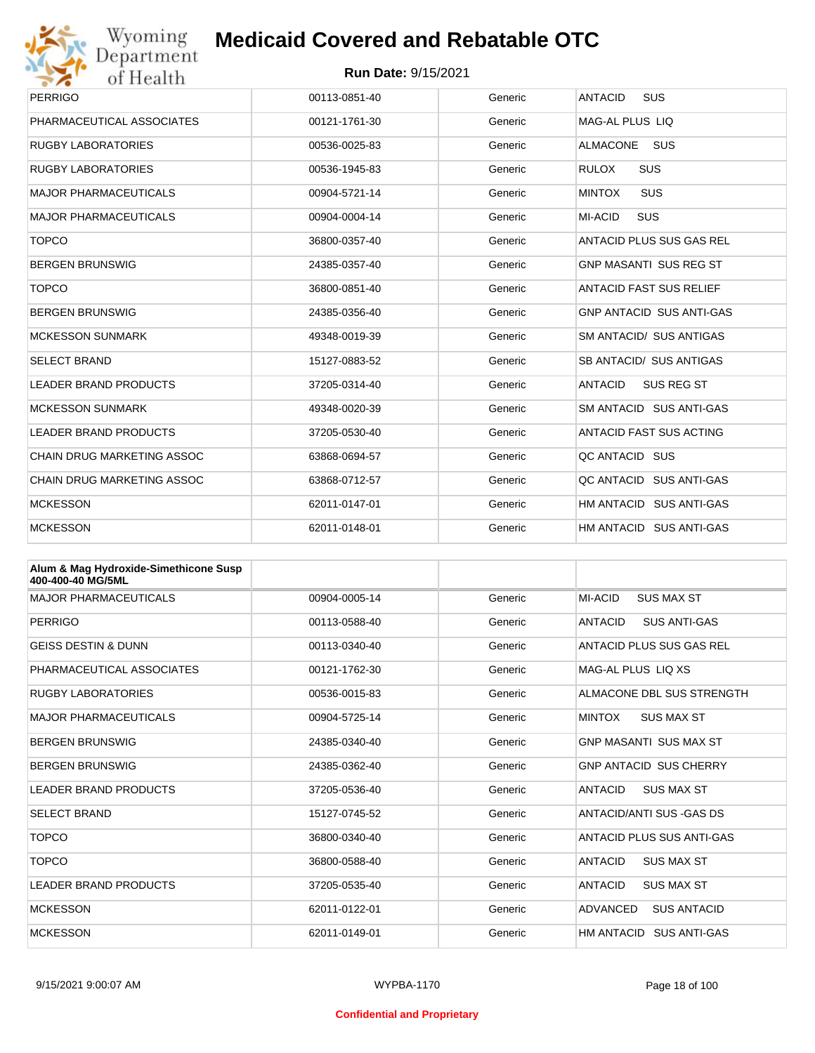| | | | |
|---|---|---|---|
| PERRIGO | 00113-0851-40 | Generic | ANTACID SUS |
| PHARMACEUTICAL ASSOCIATES | 00121-1761-30 | Generic | MAG-AL PLUS LIQ |
| RUGBY LABORATORIES | 00536-0025-83 | Generic | ALMACONE SUS |
| RUGBY LABORATORIES | 00536-1945-83 | Generic | RULOX SUS |
| MAJOR PHARMACEUTICALS | 00904-5721-14 | Generic | MINTOX SUS |
| MAJOR PHARMACEUTICALS | 00904-0004-14 | Generic | MI-ACID SUS |
| TOPCO | 36800-0357-40 | Generic | ANTACID PLUS SUS GAS REL |
| BERGEN BRUNSWIG | 24385-0357-40 | Generic | GNP MASANTI SUS REG ST |
| TOPCO | 36800-0851-40 | Generic | ANTACID FAST SUS RELIEF |
| BERGEN BRUNSWIG | 24385-0356-40 | Generic | GNP ANTACID SUS ANTI-GAS |
| MCKESSON SUNMARK | 49348-0019-39 | Generic | SM ANTACID/ SUS ANTIGAS |
| SELECT BRAND | 15127-0883-52 | Generic | SB ANTACID/ SUS ANTIGAS |
| LEADER BRAND PRODUCTS | 37205-0314-40 | Generic | ANTACID SUS REG ST |
| MCKESSON SUNMARK | 49348-0020-39 | Generic | SM ANTACID SUS ANTI-GAS |
| LEADER BRAND PRODUCTS | 37205-0530-40 | Generic | ANTACID FAST SUS ACTING |
| CHAIN DRUG MARKETING ASSOC | 63868-0694-57 | Generic | QC ANTACID SUS |
| CHAIN DRUG MARKETING ASSOC | 63868-0712-57 | Generic | QC ANTACID SUS ANTI-GAS |
| MCKESSON | 62011-0147-01 | Generic | HM ANTACID SUS ANTI-GAS |
| MCKESSON | 62011-0148-01 | Generic | HM ANTACID SUS ANTI-GAS |

| Alum & Mag Hydroxide-Simethicone Susp 400-400-40 MG/5ML | | | |
|---|---|---|---|
| MAJOR PHARMACEUTICALS | 00904-0005-14 | Generic | MI-ACID SUS MAX ST |
| PERRIGO | 00113-0588-40 | Generic | ANTACID SUS ANTI-GAS |
| GEISS DESTIN & DUNN | 00113-0340-40 | Generic | ANTACID PLUS SUS GAS REL |
| PHARMACEUTICAL ASSOCIATES | 00121-1762-30 | Generic | MAG-AL PLUS LIQ XS |
| RUGBY LABORATORIES | 00536-0015-83 | Generic | ALMACONE DBL SUS STRENGTH |
| MAJOR PHARMACEUTICALS | 00904-5725-14 | Generic | MINTOX SUS MAX ST |
| BERGEN BRUNSWIG | 24385-0340-40 | Generic | GNP MASANTI SUS MAX ST |
| BERGEN BRUNSWIG | 24385-0362-40 | Generic | GNP ANTACID SUS CHERRY |
| LEADER BRAND PRODUCTS | 37205-0536-40 | Generic | ANTACID SUS MAX ST |
| SELECT BRAND | 15127-0745-52 | Generic | ANTACID/ANTI SUS -GAS DS |
| TOPCO | 36800-0340-40 | Generic | ANTACID PLUS SUS ANTI-GAS |
| TOPCO | 36800-0588-40 | Generic | ANTACID SUS MAX ST |
| LEADER BRAND PRODUCTS | 37205-0535-40 | Generic | ANTACID SUS MAX ST |
| MCKESSON | 62011-0122-01 | Generic | ADVANCED SUS ANTACID |
| MCKESSON | 62011-0149-01 | Generic | HM ANTACID SUS ANTI-GAS |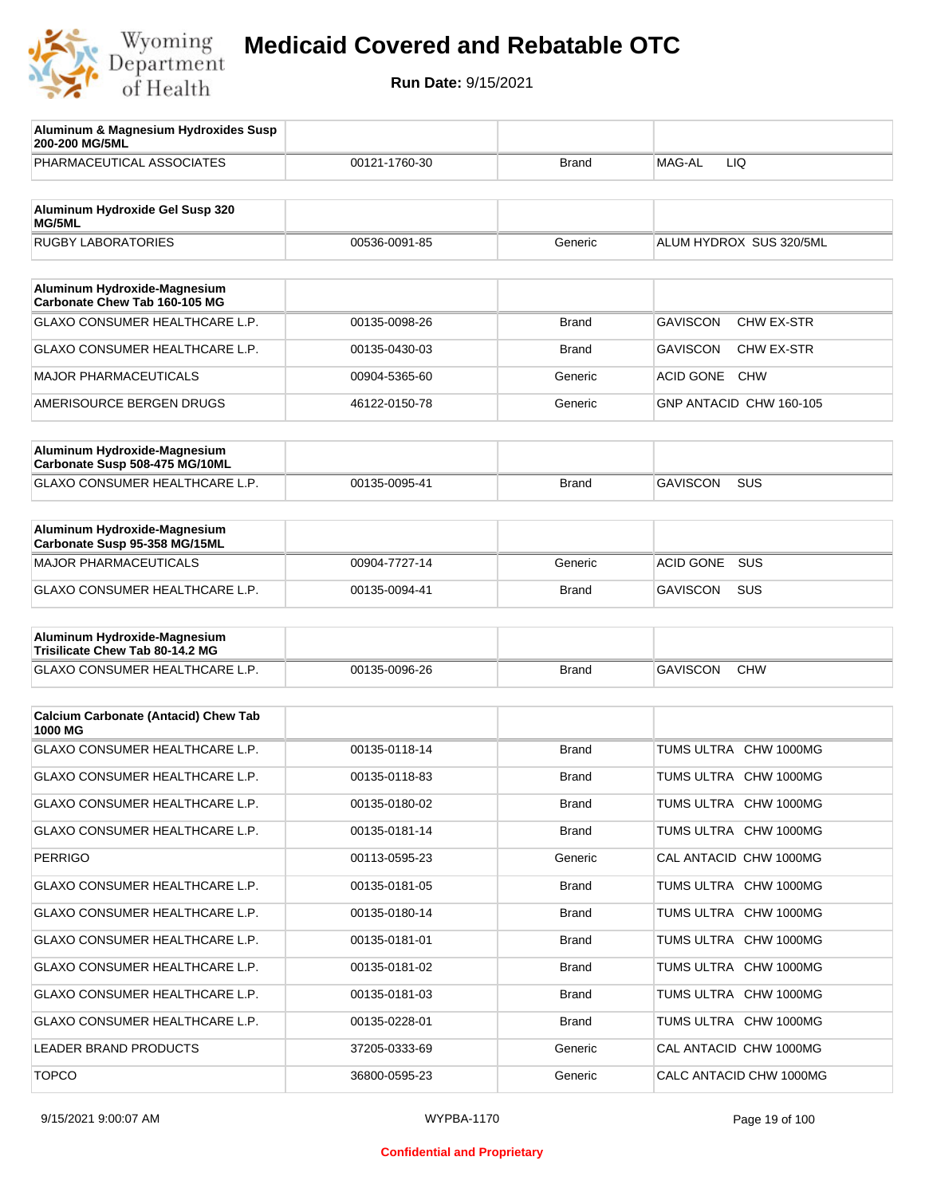# Medicaid Covered and Rebatable OTC

**Run Date:** 9/15/2021

| Aluminum & Magnesium Hydroxides Susp 200-200 MG/5ML | | | |
|---|---|---|---|
| PHARMACEUTICAL ASSOCIATES | 00121-1760-30 | Brand | MAG-AL LIQ |

| Aluminum Hydroxide Gel Susp 320 MG/5ML | | | |
|---|---|---|---|
| RUGBY LABORATORIES | 00536-0091-85 | Generic | ALUM HYDROX SUS 320/5ML |

| Aluminum Hydroxide-Magnesium Carbonate Chew Tab 160-105 MG | | | |
|---|---|---|---|
| GLAXO CONSUMER HEALTHCARE L.P. | 00135-0098-26 | Brand | GAVISCON CHW EX-STR |
| GLAXO CONSUMER HEALTHCARE L.P. | 00135-0430-03 | Brand | GAVISCON CHW EX-STR |
| MAJOR PHARMACEUTICALS | 00904-5365-60 | Generic | ACID GONE CHW |
| AMERISOURCE BERGEN DRUGS | 46122-0150-78 | Generic | GNP ANTACID CHW 160-105 |

| Aluminum Hydroxide-Magnesium Carbonate Susp 508-475 MG/10ML | | | |
|---|---|---|---|
| GLAXO CONSUMER HEALTHCARE L.P. | 00135-0095-41 | Brand | GAVISCON SUS |

| Aluminum Hydroxide-Magnesium Carbonate Susp 95-358 MG/15ML | | | |
|---|---|---|---|
| MAJOR PHARMACEUTICALS | 00904-7727-14 | Generic | ACID GONE SUS |
| GLAXO CONSUMER HEALTHCARE L.P. | 00135-0094-41 | Brand | GAVISCON SUS |

| Aluminum Hydroxide-Magnesium Trisilicate Chew Tab 80-14.2 MG | | | |
|---|---|---|---|
| GLAXO CONSUMER HEALTHCARE L.P. | 00135-0096-26 | Brand | GAVISCON CHW |

| Calcium Carbonate (Antacid) Chew Tab 1000 MG | | | |
|---|---|---|---|
| GLAXO CONSUMER HEALTHCARE L.P. | 00135-0118-14 | Brand | TUMS ULTRA CHW 1000MG |
| GLAXO CONSUMER HEALTHCARE L.P. | 00135-0118-83 | Brand | TUMS ULTRA CHW 1000MG |
| GLAXO CONSUMER HEALTHCARE L.P. | 00135-0180-02 | Brand | TUMS ULTRA CHW 1000MG |
| GLAXO CONSUMER HEALTHCARE L.P. | 00135-0181-14 | Brand | TUMS ULTRA CHW 1000MG |
| PERRIGO | 00113-0595-23 | Generic | CAL ANTACID CHW 1000MG |
| GLAXO CONSUMER HEALTHCARE L.P. | 00135-0181-05 | Brand | TUMS ULTRA CHW 1000MG |
| GLAXO CONSUMER HEALTHCARE L.P. | 00135-0180-14 | Brand | TUMS ULTRA CHW 1000MG |
| GLAXO CONSUMER HEALTHCARE L.P. | 00135-0181-01 | Brand | TUMS ULTRA CHW 1000MG |
| GLAXO CONSUMER HEALTHCARE L.P. | 00135-0181-02 | Brand | TUMS ULTRA CHW 1000MG |
| GLAXO CONSUMER HEALTHCARE L.P. | 00135-0181-03 | Brand | TUMS ULTRA CHW 1000MG |
| GLAXO CONSUMER HEALTHCARE L.P. | 00135-0228-01 | Brand | TUMS ULTRA CHW 1000MG |
| LEADER BRAND PRODUCTS | 37205-0333-69 | Generic | CAL ANTACID CHW 1000MG |
| TOPCO | 36800-0595-23 | Generic | CALC ANTACID CHW 1000MG |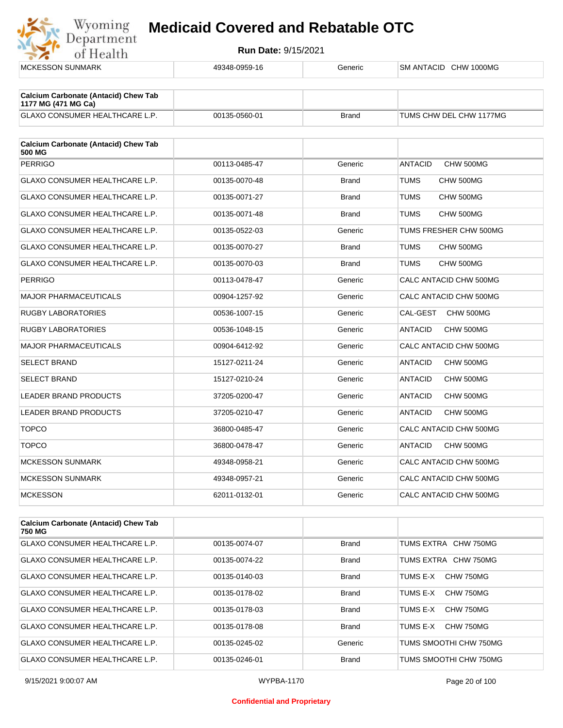| MCKESSON SUNMARK | 49348-0959-16 | Generic | SM ANTACID CHW 1000MG |
|---|---|---|---|

| Calcium Carbonate (Antacid) Chew Tab 1177 MG (471 MG Ca) | | | |
|---|---|---|---|
| GLAXO CONSUMER HEALTHCARE L.P. | 00135-0560-01 | Brand | TUMS CHW DEL CHW 1177MG |

| Calcium Carbonate (Antacid) Chew Tab 500 MG | | | |
|---|---|---|---|
| PERRIGO | 00113-0485-47 | Generic | ANTACID CHW 500MG |
| GLAXO CONSUMER HEALTHCARE L.P. | 00135-0070-48 | Brand | TUMS CHW 500MG |
| GLAXO CONSUMER HEALTHCARE L.P. | 00135-0071-27 | Brand | TUMS CHW 500MG |
| GLAXO CONSUMER HEALTHCARE L.P. | 00135-0071-48 | Brand | TUMS CHW 500MG |
| GLAXO CONSUMER HEALTHCARE L.P. | 00135-0522-03 | Generic | TUMS FRESHER CHW 500MG |
| GLAXO CONSUMER HEALTHCARE L.P. | 00135-0070-27 | Brand | TUMS CHW 500MG |
| GLAXO CONSUMER HEALTHCARE L.P. | 00135-0070-03 | Brand | TUMS CHW 500MG |
| PERRIGO | 00113-0478-47 | Generic | CALC ANTACID CHW 500MG |
| MAJOR PHARMACEUTICALS | 00904-1257-92 | Generic | CALC ANTACID CHW 500MG |
| RUGBY LABORATORIES | 00536-1007-15 | Generic | CAL-GEST CHW 500MG |
| RUGBY LABORATORIES | 00536-1048-15 | Generic | ANTACID CHW 500MG |
| MAJOR PHARMACEUTICALS | 00904-6412-92 | Generic | CALC ANTACID CHW 500MG |
| SELECT BRAND | 15127-0211-24 | Generic | ANTACID CHW 500MG |
| SELECT BRAND | 15127-0210-24 | Generic | ANTACID CHW 500MG |
| LEADER BRAND PRODUCTS | 37205-0200-47 | Generic | ANTACID CHW 500MG |
| LEADER BRAND PRODUCTS | 37205-0210-47 | Generic | ANTACID CHW 500MG |
| TOPCO | 36800-0485-47 | Generic | CALC ANTACID CHW 500MG |
| TOPCO | 36800-0478-47 | Generic | ANTACID CHW 500MG |
| MCKESSON SUNMARK | 49348-0958-21 | Generic | CALC ANTACID CHW 500MG |
| MCKESSON SUNMARK | 49348-0957-21 | Generic | CALC ANTACID CHW 500MG |
| MCKESSON | 62011-0132-01 | Generic | CALC ANTACID CHW 500MG |

| Calcium Carbonate (Antacid) Chew Tab 750 MG | | | |
|---|---|---|---|
| GLAXO CONSUMER HEALTHCARE L.P. | 00135-0074-07 | Brand | TUMS EXTRA CHW 750MG |
| GLAXO CONSUMER HEALTHCARE L.P. | 00135-0074-22 | Brand | TUMS EXTRA CHW 750MG |
| GLAXO CONSUMER HEALTHCARE L.P. | 00135-0140-03 | Brand | TUMS E-X CHW 750MG |
| GLAXO CONSUMER HEALTHCARE L.P. | 00135-0178-02 | Brand | TUMS E-X CHW 750MG |
| GLAXO CONSUMER HEALTHCARE L.P. | 00135-0178-03 | Brand | TUMS E-X CHW 750MG |
| GLAXO CONSUMER HEALTHCARE L.P. | 00135-0178-08 | Brand | TUMS E-X CHW 750MG |
| GLAXO CONSUMER HEALTHCARE L.P. | 00135-0245-02 | Generic | TUMS SMOOTHI CHW 750MG |
| GLAXO CONSUMER HEALTHCARE L.P. | 00135-0246-01 | Brand | TUMS SMOOTHI CHW 750MG |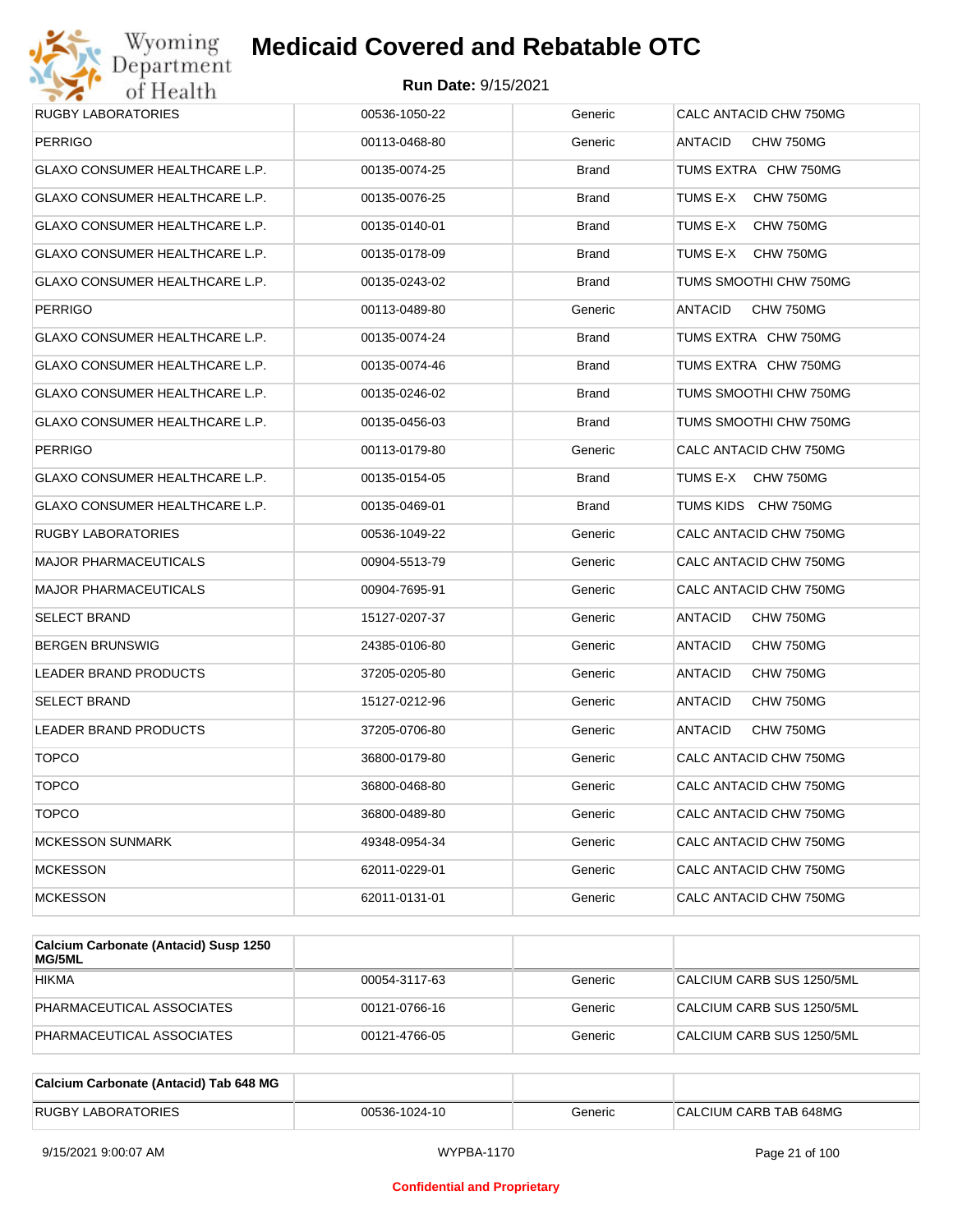# Medicaid Covered and Rebatable OTC

**Run Date:** 9/15/2021

| | | | |
|---|---|---|---|
| RUGBY LABORATORIES | 00536-1050-22 | Generic | CALC ANTACID CHW 750MG |
| PERRIGO | 00113-0468-80 | Generic | ANTACID CHW 750MG |
| GLAXO CONSUMER HEALTHCARE L.P. | 00135-0074-25 | Brand | TUMS EXTRA CHW 750MG |
| GLAXO CONSUMER HEALTHCARE L.P. | 00135-0076-25 | Brand | TUMS E-X CHW 750MG |
| GLAXO CONSUMER HEALTHCARE L.P. | 00135-0140-01 | Brand | TUMS E-X CHW 750MG |
| GLAXO CONSUMER HEALTHCARE L.P. | 00135-0178-09 | Brand | TUMS E-X CHW 750MG |
| GLAXO CONSUMER HEALTHCARE L.P. | 00135-0243-02 | Brand | TUMS SMOOTHI CHW 750MG |
| PERRIGO | 00113-0489-80 | Generic | ANTACID CHW 750MG |
| GLAXO CONSUMER HEALTHCARE L.P. | 00135-0074-24 | Brand | TUMS EXTRA CHW 750MG |
| GLAXO CONSUMER HEALTHCARE L.P. | 00135-0074-46 | Brand | TUMS EXTRA CHW 750MG |
| GLAXO CONSUMER HEALTHCARE L.P. | 00135-0246-02 | Brand | TUMS SMOOTHI CHW 750MG |
| GLAXO CONSUMER HEALTHCARE L.P. | 00135-0456-03 | Brand | TUMS SMOOTHI CHW 750MG |
| PERRIGO | 00113-0179-80 | Generic | CALC ANTACID CHW 750MG |
| GLAXO CONSUMER HEALTHCARE L.P. | 00135-0154-05 | Brand | TUMS E-X CHW 750MG |
| GLAXO CONSUMER HEALTHCARE L.P. | 00135-0469-01 | Brand | TUMS KIDS CHW 750MG |
| RUGBY LABORATORIES | 00536-1049-22 | Generic | CALC ANTACID CHW 750MG |
| MAJOR PHARMACEUTICALS | 00904-5513-79 | Generic | CALC ANTACID CHW 750MG |
| MAJOR PHARMACEUTICALS | 00904-7695-91 | Generic | CALC ANTACID CHW 750MG |
| SELECT BRAND | 15127-0207-37 | Generic | ANTACID CHW 750MG |
| BERGEN BRUNSWIG | 24385-0106-80 | Generic | ANTACID CHW 750MG |
| LEADER BRAND PRODUCTS | 37205-0205-80 | Generic | ANTACID CHW 750MG |
| SELECT BRAND | 15127-0212-96 | Generic | ANTACID CHW 750MG |
| LEADER BRAND PRODUCTS | 37205-0706-80 | Generic | ANTACID CHW 750MG |
| TOPCO | 36800-0179-80 | Generic | CALC ANTACID CHW 750MG |
| TOPCO | 36800-0468-80 | Generic | CALC ANTACID CHW 750MG |
| TOPCO | 36800-0489-80 | Generic | CALC ANTACID CHW 750MG |
| MCKESSON SUNMARK | 49348-0954-34 | Generic | CALC ANTACID CHW 750MG |
| MCKESSON | 62011-0229-01 | Generic | CALC ANTACID CHW 750MG |
| MCKESSON | 62011-0131-01 | Generic | CALC ANTACID CHW 750MG |

| **Calcium Carbonate (Antacid) Susp 1250 MG/5ML** | | | |
|---|---|---|---|
| HIKMA | 00054-3117-63 | Generic | CALCIUM CARB SUS 1250/5ML |
| PHARMACEUTICAL ASSOCIATES | 00121-0766-16 | Generic | CALCIUM CARB SUS 1250/5ML |
| PHARMACEUTICAL ASSOCIATES | 00121-4766-05 | Generic | CALCIUM CARB SUS 1250/5ML |

| **Calcium Carbonate (Antacid) Tab 648 MG** | | | |
|---|---|---|---|
| RUGBY LABORATORIES | 00536-1024-10 | Generic | CALCIUM CARB TAB 648MG |

Confidential and Proprietary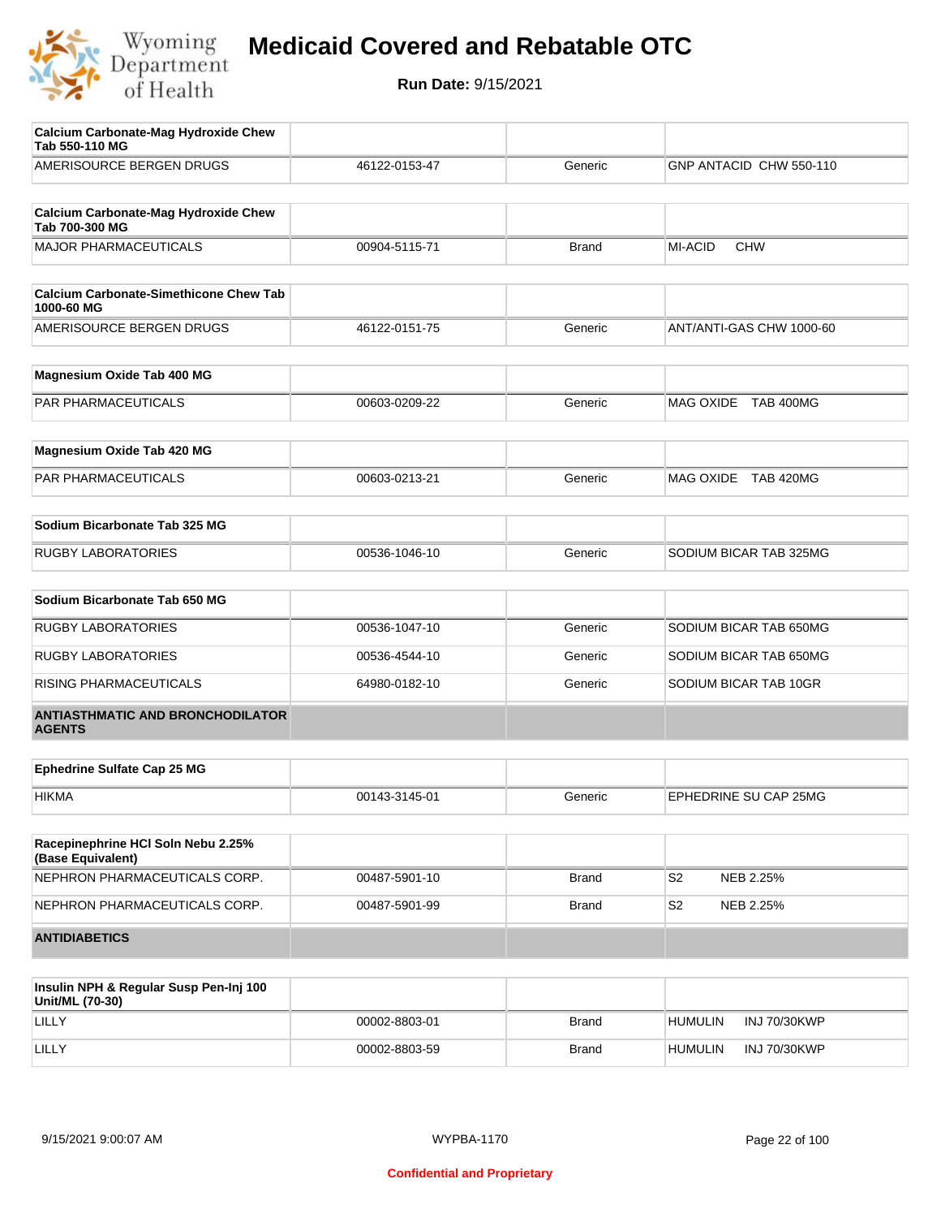| Calcium Carbonate-Mag Hydroxide Chew Tab 550-110 MG | | | |
|---|---|---|---|
| AMERISOURCE BERGEN DRUGS | 46122-0153-47 | Generic | GNP ANTACID CHW 550-110 |

| Calcium Carbonate-Mag Hydroxide Chew Tab 700-300 MG | | | |
|---|---|---|---|
| MAJOR PHARMACEUTICALS | 00904-5115-71 | Brand | MI-ACID CHW |

| Calcium Carbonate-Simethicone Chew Tab 1000-60 MG | | | |
|---|---|---|---|
| AMERISOURCE BERGEN DRUGS | 46122-0151-75 | Generic | ANT/ANTI-GAS CHW 1000-60 |

| Magnesium Oxide Tab 400 MG | | | |
|---|---|---|---|
| PAR PHARMACEUTICALS | 00603-0209-22 | Generic | MAG OXIDE TAB 400MG |

| Magnesium Oxide Tab 420 MG | | | |
|---|---|---|---|
| PAR PHARMACEUTICALS | 00603-0213-21 | Generic | MAG OXIDE TAB 420MG |

| Sodium Bicarbonate Tab 325 MG | | | |
|---|---|---|---|
| RUGBY LABORATORIES | 00536-1046-10 | Generic | SODIUM BICAR TAB 325MG |

| Sodium Bicarbonate Tab 650 MG | | | |
|---|---|---|---|
| RUGBY LABORATORIES | 00536-1047-10 | Generic | SODIUM BICAR TAB 650MG |
| RUGBY LABORATORIES | 00536-4544-10 | Generic | SODIUM BICAR TAB 650MG |
| RISING PHARMACEUTICALS | 64980-0182-10 | Generic | SODIUM BICAR TAB 10GR |

## ANTIASTHMATIC AND BRONCHODILATOR AGENTS

| Ephedrine Sulfate Cap 25 MG | | | |
|---|---|---|---|
| HIKMA | 00143-3145-01 | Generic | EPHEDRINE SU CAP 25MG |

| Racepinephrine HCl Soln Nebu 2.25% (Base Equivalent) | | | |
|---|---|---|---|
| NEPHRON PHARMACEUTICALS CORP. | 00487-5901-10 | Brand | S2 NEB 2.25% |
| NEPHRON PHARMACEUTICALS CORP. | 00487-5901-99 | Brand | S2 NEB 2.25% |

## ANTIDIABETICS

| Insulin NPH & Regular Susp Pen-Inj 100 Unit/ML (70-30) | | | |
|---|---|---|---|
| LILLY | 00002-8803-01 | Brand | HUMULIN INJ 70/30KWP |
| LILLY | 00002-8803-59 | Brand | HUMULIN INJ 70/30KWP |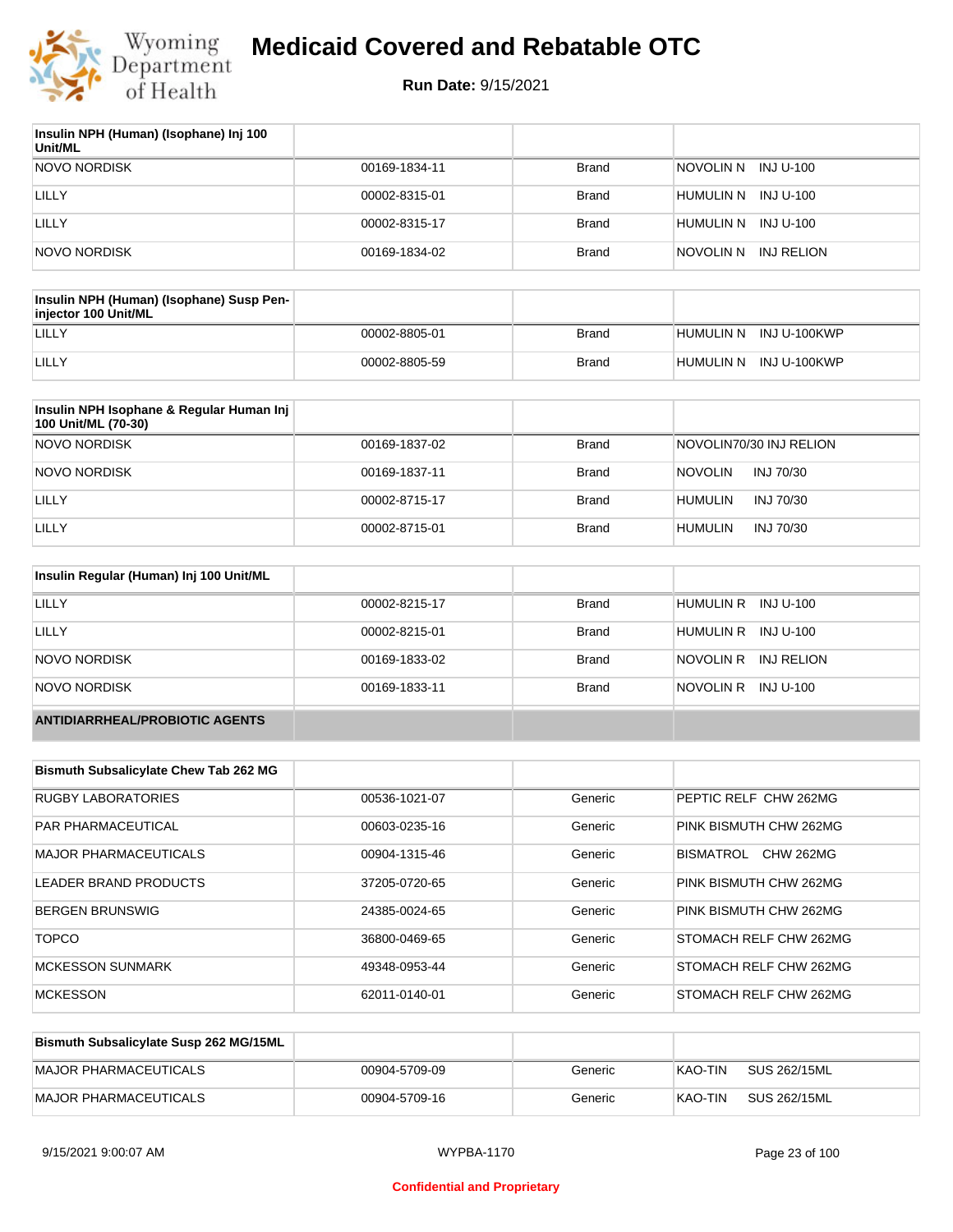# Medicaid Covered and Rebatable OTC

**Run Date:** 9/15/2021

| Insulin NPH (Human) (Isophane) Inj 100 Unit/ML | | | |
|---|---|---|---|
| NOVO NORDISK | 00169-1834-11 | Brand | NOVOLIN N INJ U-100 |
| LILLY | 00002-8315-01 | Brand | HUMULIN N INJ U-100 |
| LILLY | 00002-8315-17 | Brand | HUMULIN N INJ U-100 |
| NOVO NORDISK | 00169-1834-02 | Brand | NOVOLIN N INJ RELION |

| Insulin NPH (Human) (Isophane) Susp Pen-injector 100 Unit/ML | | | |
|---|---|---|---|
| LILLY | 00002-8805-01 | Brand | HUMULIN N INJ U-100KWP |
| LILLY | 00002-8805-59 | Brand | HUMULIN N INJ U-100KWP |

| Insulin NPH Isophane & Regular Human Inj 100 Unit/ML (70-30) | | | |
|---|---|---|---|
| NOVO NORDISK | 00169-1837-02 | Brand | NOVOLIN70/30 INJ RELION |
| NOVO NORDISK | 00169-1837-11 | Brand | NOVOLIN INJ 70/30 |
| LILLY | 00002-8715-17 | Brand | HUMULIN INJ 70/30 |
| LILLY | 00002-8715-01 | Brand | HUMULIN INJ 70/30 |

| Insulin Regular (Human) Inj 100 Unit/ML | | | |
|---|---|---|---|
| LILLY | 00002-8215-17 | Brand | HUMULIN R INJ U-100 |
| LILLY | 00002-8215-01 | Brand | HUMULIN R INJ U-100 |
| NOVO NORDISK | 00169-1833-02 | Brand | NOVOLIN R INJ RELION |
| NOVO NORDISK | 00169-1833-11 | Brand | NOVOLIN R INJ U-100 |

## ANTIDIARRHEAL/PROBIOTIC AGENTS

| Bismuth Subsalicylate Chew Tab 262 MG | | | |
|---|---|---|---|
| RUGBY LABORATORIES | 00536-1021-07 | Generic | PEPTIC RELF CHW 262MG |
| PAR PHARMACEUTICAL | 00603-0235-16 | Generic | PINK BISMUTH CHW 262MG |
| MAJOR PHARMACEUTICALS | 00904-1315-46 | Generic | BISMATROL CHW 262MG |
| LEADER BRAND PRODUCTS | 37205-0720-65 | Generic | PINK BISMUTH CHW 262MG |
| BERGEN BRUNSWIG | 24385-0024-65 | Generic | PINK BISMUTH CHW 262MG |
| TOPCO | 36800-0469-65 | Generic | STOMACH RELF CHW 262MG |
| MCKESSON SUNMARK | 49348-0953-44 | Generic | STOMACH RELF CHW 262MG |
| MCKESSON | 62011-0140-01 | Generic | STOMACH RELF CHW 262MG |

| Bismuth Subsalicylate Susp 262 MG/15ML | | | |
|---|---|---|---|
| MAJOR PHARMACEUTICALS | 00904-5709-09 | Generic | KAO-TIN SUS 262/15ML |
| MAJOR PHARMACEUTICALS | 00904-5709-16 | Generic | KAO-TIN SUS 262/15ML |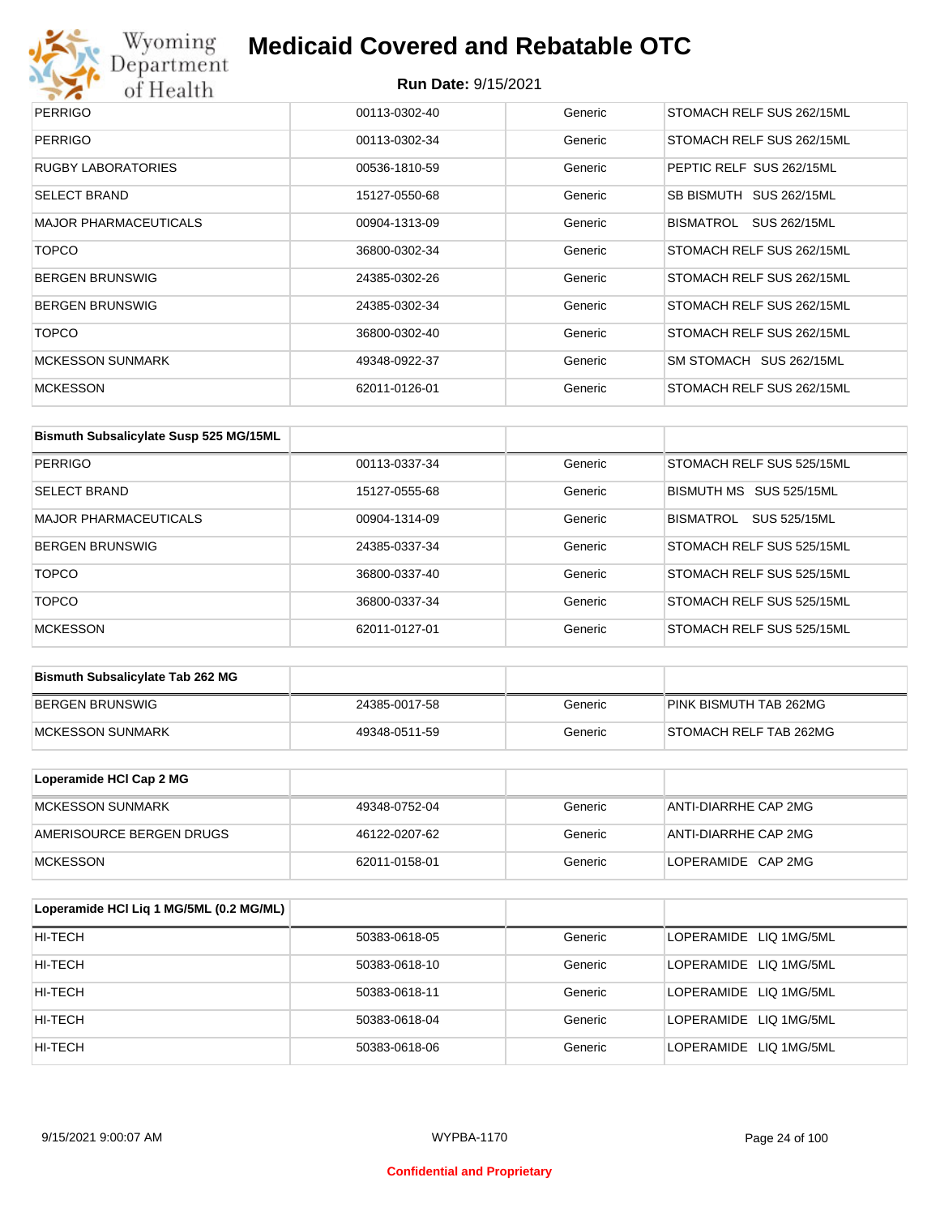| | | | |
|---|---|---|---|
| PERRIGO | 00113-0302-40 | Generic | STOMACH RELF SUS 262/15ML |
| PERRIGO | 00113-0302-34 | Generic | STOMACH RELF SUS 262/15ML |
| RUGBY LABORATORIES | 00536-1810-59 | Generic | PEPTIC RELF SUS 262/15ML |
| SELECT BRAND | 15127-0550-68 | Generic | SB BISMUTH SUS 262/15ML |
| MAJOR PHARMACEUTICALS | 00904-1313-09 | Generic | BISMATROL SUS 262/15ML |
| TOPCO | 36800-0302-34 | Generic | STOMACH RELF SUS 262/15ML |
| BERGEN BRUNSWIG | 24385-0302-26 | Generic | STOMACH RELF SUS 262/15ML |
| BERGEN BRUNSWIG | 24385-0302-34 | Generic | STOMACH RELF SUS 262/15ML |
| TOPCO | 36800-0302-40 | Generic | STOMACH RELF SUS 262/15ML |
| MCKESSON SUNMARK | 49348-0922-37 | Generic | SM STOMACH SUS 262/15ML |
| MCKESSON | 62011-0126-01 | Generic | STOMACH RELF SUS 262/15ML |

| Bismuth Subsalicylate Susp 525 MG/15ML | | | |
|---|---|---|---|
| PERRIGO | 00113-0337-34 | Generic | STOMACH RELF SUS 525/15ML |
| SELECT BRAND | 15127-0555-68 | Generic | BISMUTH MS SUS 525/15ML |
| MAJOR PHARMACEUTICALS | 00904-1314-09 | Generic | BISMATROL SUS 525/15ML |
| BERGEN BRUNSWIG | 24385-0337-34 | Generic | STOMACH RELF SUS 525/15ML |
| TOPCO | 36800-0337-40 | Generic | STOMACH RELF SUS 525/15ML |
| TOPCO | 36800-0337-34 | Generic | STOMACH RELF SUS 525/15ML |
| MCKESSON | 62011-0127-01 | Generic | STOMACH RELF SUS 525/15ML |

| Bismuth Subsalicylate Tab 262 MG | | | |
|---|---|---|---|
| BERGEN BRUNSWIG | 24385-0017-58 | Generic | PINK BISMUTH TAB 262MG |
| MCKESSON SUNMARK | 49348-0511-59 | Generic | STOMACH RELF TAB 262MG |

| Loperamide HCl Cap 2 MG | | | |
|---|---|---|---|
| MCKESSON SUNMARK | 49348-0752-04 | Generic | ANTI-DIARRHE CAP 2MG |
| AMERISOURCE BERGEN DRUGS | 46122-0207-62 | Generic | ANTI-DIARRHE CAP 2MG |
| MCKESSON | 62011-0158-01 | Generic | LOPERAMIDE CAP 2MG |

| Loperamide HCl Liq 1 MG/5ML (0.2 MG/ML) | | | |
|---|---|---|---|
| HI-TECH | 50383-0618-05 | Generic | LOPERAMIDE LIQ 1MG/5ML |
| HI-TECH | 50383-0618-10 | Generic | LOPERAMIDE LIQ 1MG/5ML |
| HI-TECH | 50383-0618-11 | Generic | LOPERAMIDE LIQ 1MG/5ML |
| HI-TECH | 50383-0618-04 | Generic | LOPERAMIDE LIQ 1MG/5ML |
| HI-TECH | 50383-0618-06 | Generic | LOPERAMIDE LIQ 1MG/5ML |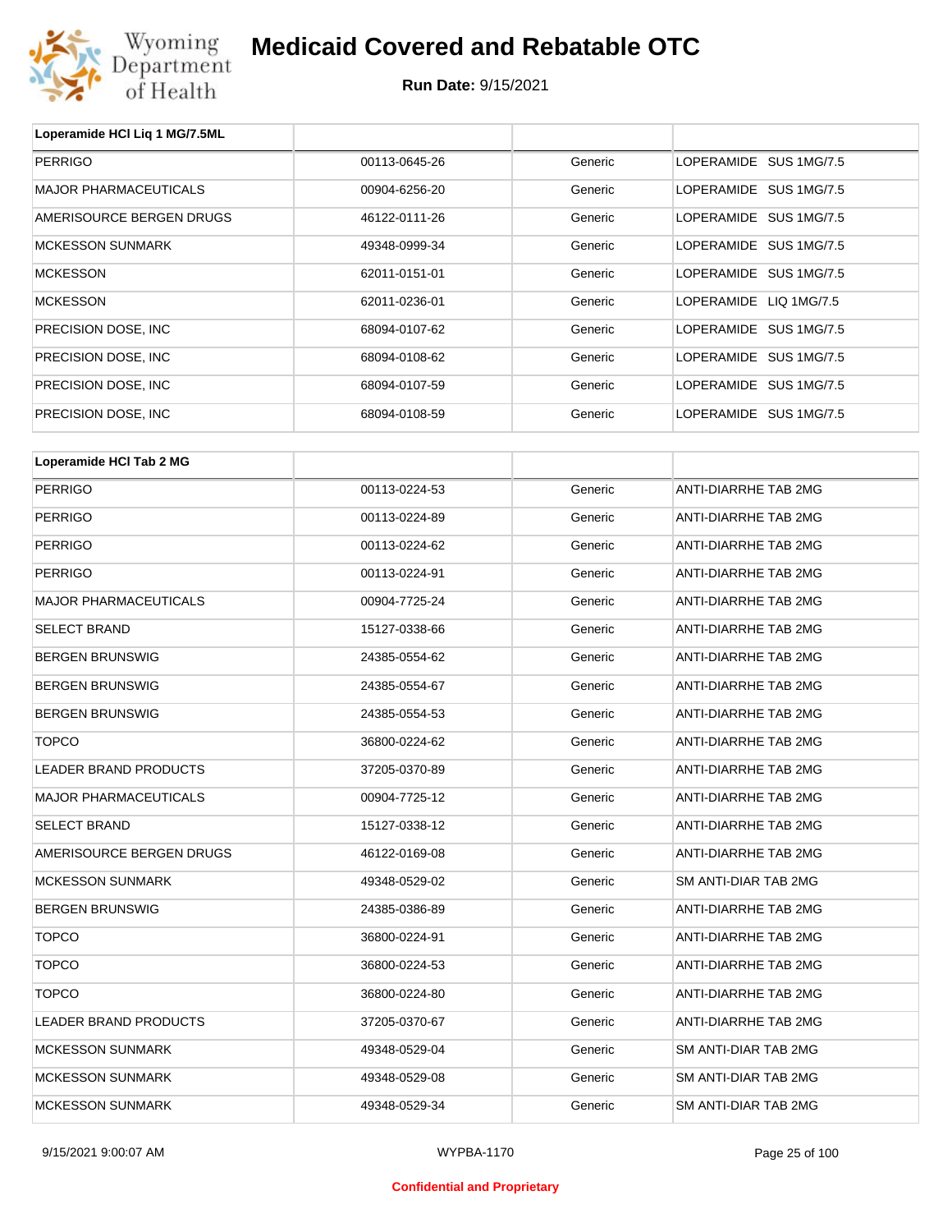# Medicaid Covered and Rebatable OTC

**Run Date:** 9/15/2021

| Loperamide HCl Liq 1 MG/7.5ML | | | |
|---|---|---|---|
| PERRIGO | 00113-0645-26 | Generic | LOPERAMIDE SUS 1MG/7.5 |
| MAJOR PHARMACEUTICALS | 00904-6256-20 | Generic | LOPERAMIDE SUS 1MG/7.5 |
| AMERISOURCE BERGEN DRUGS | 46122-0111-26 | Generic | LOPERAMIDE SUS 1MG/7.5 |
| MCKESSON SUNMARK | 49348-0999-34 | Generic | LOPERAMIDE SUS 1MG/7.5 |
| MCKESSON | 62011-0151-01 | Generic | LOPERAMIDE SUS 1MG/7.5 |
| MCKESSON | 62011-0236-01 | Generic | LOPERAMIDE LIQ 1MG/7.5 |
| PRECISION DOSE, INC | 68094-0107-62 | Generic | LOPERAMIDE SUS 1MG/7.5 |
| PRECISION DOSE, INC | 68094-0108-62 | Generic | LOPERAMIDE SUS 1MG/7.5 |
| PRECISION DOSE, INC | 68094-0107-59 | Generic | LOPERAMIDE SUS 1MG/7.5 |
| PRECISION DOSE, INC | 68094-0108-59 | Generic | LOPERAMIDE SUS 1MG/7.5 |

| Loperamide HCl Tab 2 MG | | | |
|---|---|---|---|
| PERRIGO | 00113-0224-53 | Generic | ANTI-DIARRHE TAB 2MG |
| PERRIGO | 00113-0224-89 | Generic | ANTI-DIARRHE TAB 2MG |
| PERRIGO | 00113-0224-62 | Generic | ANTI-DIARRHE TAB 2MG |
| PERRIGO | 00113-0224-91 | Generic | ANTI-DIARRHE TAB 2MG |
| MAJOR PHARMACEUTICALS | 00904-7725-24 | Generic | ANTI-DIARRHE TAB 2MG |
| SELECT BRAND | 15127-0338-66 | Generic | ANTI-DIARRHE TAB 2MG |
| BERGEN BRUNSWIG | 24385-0554-62 | Generic | ANTI-DIARRHE TAB 2MG |
| BERGEN BRUNSWIG | 24385-0554-67 | Generic | ANTI-DIARRHE TAB 2MG |
| BERGEN BRUNSWIG | 24385-0554-53 | Generic | ANTI-DIARRHE TAB 2MG |
| TOPCO | 36800-0224-62 | Generic | ANTI-DIARRHE TAB 2MG |
| LEADER BRAND PRODUCTS | 37205-0370-89 | Generic | ANTI-DIARRHE TAB 2MG |
| MAJOR PHARMACEUTICALS | 00904-7725-12 | Generic | ANTI-DIARRHE TAB 2MG |
| SELECT BRAND | 15127-0338-12 | Generic | ANTI-DIARRHE TAB 2MG |
| AMERISOURCE BERGEN DRUGS | 46122-0169-08 | Generic | ANTI-DIARRHE TAB 2MG |
| MCKESSON SUNMARK | 49348-0529-02 | Generic | SM ANTI-DIAR TAB 2MG |
| BERGEN BRUNSWIG | 24385-0386-89 | Generic | ANTI-DIARRHE TAB 2MG |
| TOPCO | 36800-0224-91 | Generic | ANTI-DIARRHE TAB 2MG |
| TOPCO | 36800-0224-53 | Generic | ANTI-DIARRHE TAB 2MG |
| TOPCO | 36800-0224-80 | Generic | ANTI-DIARRHE TAB 2MG |
| LEADER BRAND PRODUCTS | 37205-0370-67 | Generic | ANTI-DIARRHE TAB 2MG |
| MCKESSON SUNMARK | 49348-0529-04 | Generic | SM ANTI-DIAR TAB 2MG |
| MCKESSON SUNMARK | 49348-0529-08 | Generic | SM ANTI-DIAR TAB 2MG |
| MCKESSON SUNMARK | 49348-0529-34 | Generic | SM ANTI-DIAR TAB 2MG |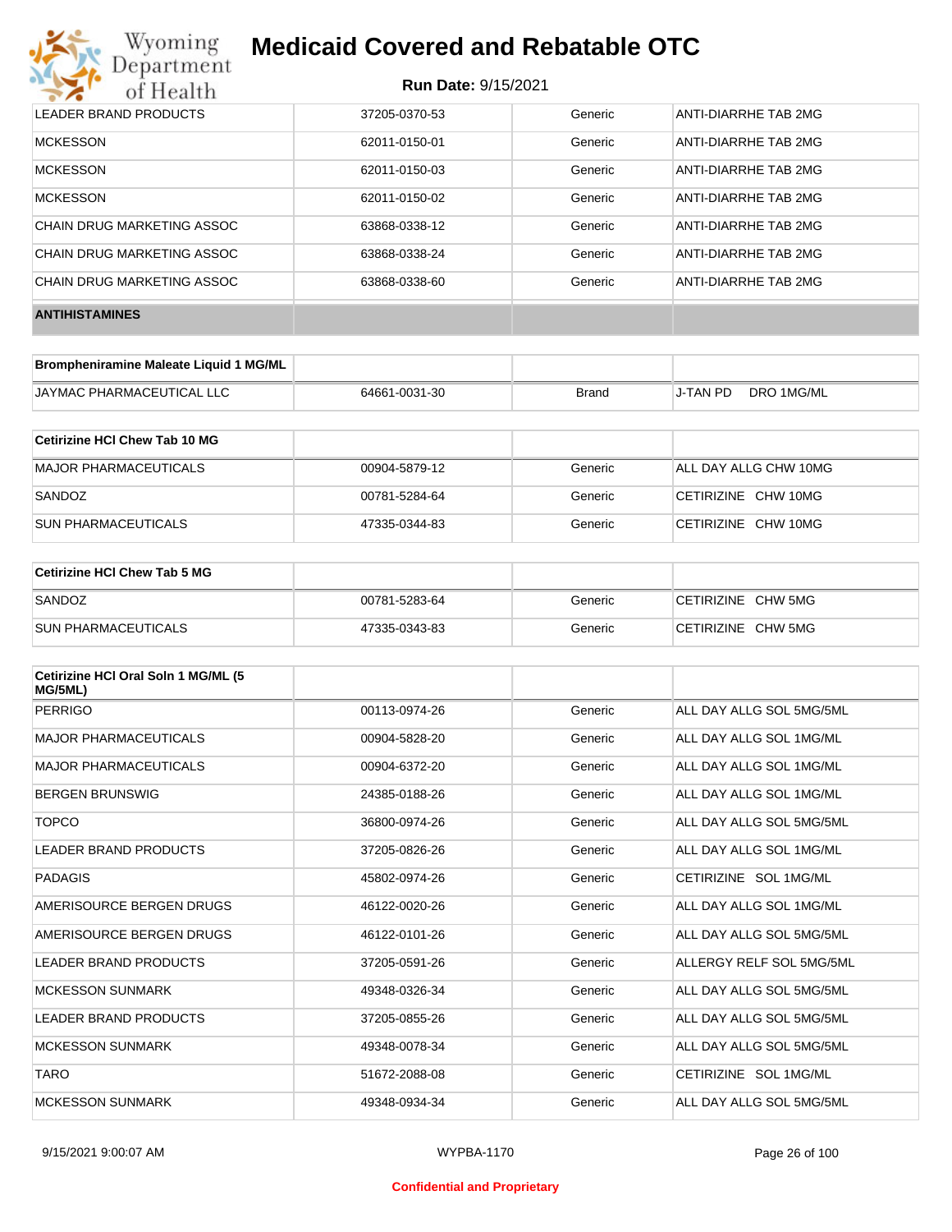| | | | |
|---|---|---|---|
| LEADER BRAND PRODUCTS | 37205-0370-53 | Generic | ANTI-DIARRHE TAB 2MG |
| MCKESSON | 62011-0150-01 | Generic | ANTI-DIARRHE TAB 2MG |
| MCKESSON | 62011-0150-03 | Generic | ANTI-DIARRHE TAB 2MG |
| MCKESSON | 62011-0150-02 | Generic | ANTI-DIARRHE TAB 2MG |
| CHAIN DRUG MARKETING ASSOC | 63868-0338-12 | Generic | ANTI-DIARRHE TAB 2MG |
| CHAIN DRUG MARKETING ASSOC | 63868-0338-24 | Generic | ANTI-DIARRHE TAB 2MG |
| CHAIN DRUG MARKETING ASSOC | 63868-0338-60 | Generic | ANTI-DIARRHE TAB 2MG |

## ANTIHISTAMINES

| Brompheniramine Maleate Liquid 1 MG/ML | | | |
|---|---|---|---|
| JAYMAC PHARMACEUTICAL LLC | 64661-0031-30 | Brand | J-TAN PD DRO 1MG/ML |

| Cetirizine HCl Chew Tab 10 MG | | | |
|---|---|---|---|
| MAJOR PHARMACEUTICALS | 00904-5879-12 | Generic | ALL DAY ALLG CHW 10MG |
| SANDOZ | 00781-5284-64 | Generic | CETIRIZINE CHW 10MG |
| SUN PHARMACEUTICALS | 47335-0344-83 | Generic | CETIRIZINE CHW 10MG |

| Cetirizine HCl Chew Tab 5 MG | | | |
|---|---|---|---|
| SANDOZ | 00781-5283-64 | Generic | CETIRIZINE CHW 5MG |
| SUN PHARMACEUTICALS | 47335-0343-83 | Generic | CETIRIZINE CHW 5MG |

| Cetirizine HCl Oral Soln 1 MG/ML (5 MG/5ML) | | | |
|---|---|---|---|
| PERRIGO | 00113-0974-26 | Generic | ALL DAY ALLG SOL 5MG/5ML |
| MAJOR PHARMACEUTICALS | 00904-5828-20 | Generic | ALL DAY ALLG SOL 1MG/ML |
| MAJOR PHARMACEUTICALS | 00904-6372-20 | Generic | ALL DAY ALLG SOL 1MG/ML |
| BERGEN BRUNSWIG | 24385-0188-26 | Generic | ALL DAY ALLG SOL 1MG/ML |
| TOPCO | 36800-0974-26 | Generic | ALL DAY ALLG SOL 5MG/5ML |
| LEADER BRAND PRODUCTS | 37205-0826-26 | Generic | ALL DAY ALLG SOL 1MG/ML |
| PADAGIS | 45802-0974-26 | Generic | CETIRIZINE SOL 1MG/ML |
| AMERISOURCE BERGEN DRUGS | 46122-0020-26 | Generic | ALL DAY ALLG SOL 1MG/ML |
| AMERISOURCE BERGEN DRUGS | 46122-0101-26 | Generic | ALL DAY ALLG SOL 5MG/5ML |
| LEADER BRAND PRODUCTS | 37205-0591-26 | Generic | ALLERGY RELF SOL 5MG/5ML |
| MCKESSON SUNMARK | 49348-0326-34 | Generic | ALL DAY ALLG SOL 5MG/5ML |
| LEADER BRAND PRODUCTS | 37205-0855-26 | Generic | ALL DAY ALLG SOL 5MG/5ML |
| MCKESSON SUNMARK | 49348-0078-34 | Generic | ALL DAY ALLG SOL 5MG/5ML |
| TARO | 51672-2088-08 | Generic | CETIRIZINE SOL 1MG/ML |
| MCKESSON SUNMARK | 49348-0934-34 | Generic | ALL DAY ALLG SOL 5MG/5ML |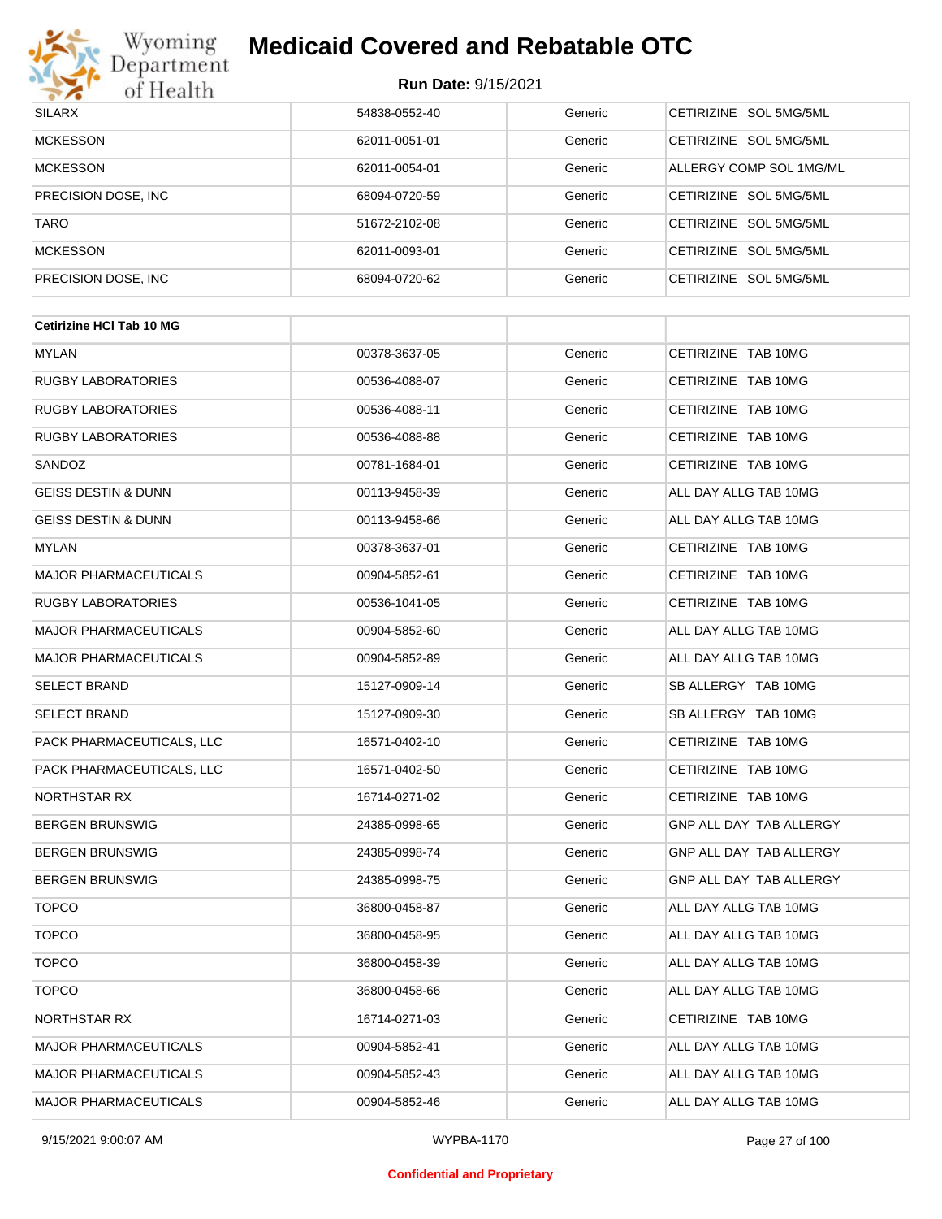| | | | |
|---|---|---|---|
| SILARX | 54838-0552-40 | Generic | CETIRIZINE SOL 5MG/5ML |
| MCKESSON | 62011-0051-01 | Generic | CETIRIZINE SOL 5MG/5ML |
| MCKESSON | 62011-0054-01 | Generic | ALLERGY COMP SOL 1MG/ML |
| PRECISION DOSE, INC | 68094-0720-59 | Generic | CETIRIZINE SOL 5MG/5ML |
| TARO | 51672-2102-08 | Generic | CETIRIZINE SOL 5MG/5ML |
| MCKESSON | 62011-0093-01 | Generic | CETIRIZINE SOL 5MG/5ML |
| PRECISION DOSE, INC | 68094-0720-62 | Generic | CETIRIZINE SOL 5MG/5ML |

| **Cetirizine HCl Tab 10 MG** | | | |
|---|---|---|---|
| MYLAN | 00378-3637-05 | Generic | CETIRIZINE TAB 10MG |
| RUGBY LABORATORIES | 00536-4088-07 | Generic | CETIRIZINE TAB 10MG |
| RUGBY LABORATORIES | 00536-4088-11 | Generic | CETIRIZINE TAB 10MG |
| RUGBY LABORATORIES | 00536-4088-88 | Generic | CETIRIZINE TAB 10MG |
| SANDOZ | 00781-1684-01 | Generic | CETIRIZINE TAB 10MG |
| GEISS DESTIN & DUNN | 00113-9458-39 | Generic | ALL DAY ALLG TAB 10MG |
| GEISS DESTIN & DUNN | 00113-9458-66 | Generic | ALL DAY ALLG TAB 10MG |
| MYLAN | 00378-3637-01 | Generic | CETIRIZINE TAB 10MG |
| MAJOR PHARMACEUTICALS | 00904-5852-61 | Generic | CETIRIZINE TAB 10MG |
| RUGBY LABORATORIES | 00536-1041-05 | Generic | CETIRIZINE TAB 10MG |
| MAJOR PHARMACEUTICALS | 00904-5852-60 | Generic | ALL DAY ALLG TAB 10MG |
| MAJOR PHARMACEUTICALS | 00904-5852-89 | Generic | ALL DAY ALLG TAB 10MG |
| SELECT BRAND | 15127-0909-14 | Generic | SB ALLERGY TAB 10MG |
| SELECT BRAND | 15127-0909-30 | Generic | SB ALLERGY TAB 10MG |
| PACK PHARMACEUTICALS, LLC | 16571-0402-10 | Generic | CETIRIZINE TAB 10MG |
| PACK PHARMACEUTICALS, LLC | 16571-0402-50 | Generic | CETIRIZINE TAB 10MG |
| NORTHSTAR RX | 16714-0271-02 | Generic | CETIRIZINE TAB 10MG |
| BERGEN BRUNSWIG | 24385-0998-65 | Generic | GNP ALL DAY TAB ALLERGY |
| BERGEN BRUNSWIG | 24385-0998-74 | Generic | GNP ALL DAY TAB ALLERGY |
| BERGEN BRUNSWIG | 24385-0998-75 | Generic | GNP ALL DAY TAB ALLERGY |
| TOPCO | 36800-0458-87 | Generic | ALL DAY ALLG TAB 10MG |
| TOPCO | 36800-0458-95 | Generic | ALL DAY ALLG TAB 10MG |
| TOPCO | 36800-0458-39 | Generic | ALL DAY ALLG TAB 10MG |
| TOPCO | 36800-0458-66 | Generic | ALL DAY ALLG TAB 10MG |
| NORTHSTAR RX | 16714-0271-03 | Generic | CETIRIZINE TAB 10MG |
| MAJOR PHARMACEUTICALS | 00904-5852-41 | Generic | ALL DAY ALLG TAB 10MG |
| MAJOR PHARMACEUTICALS | 00904-5852-43 | Generic | ALL DAY ALLG TAB 10MG |
| MAJOR PHARMACEUTICALS | 00904-5852-46 | Generic | ALL DAY ALLG TAB 10MG |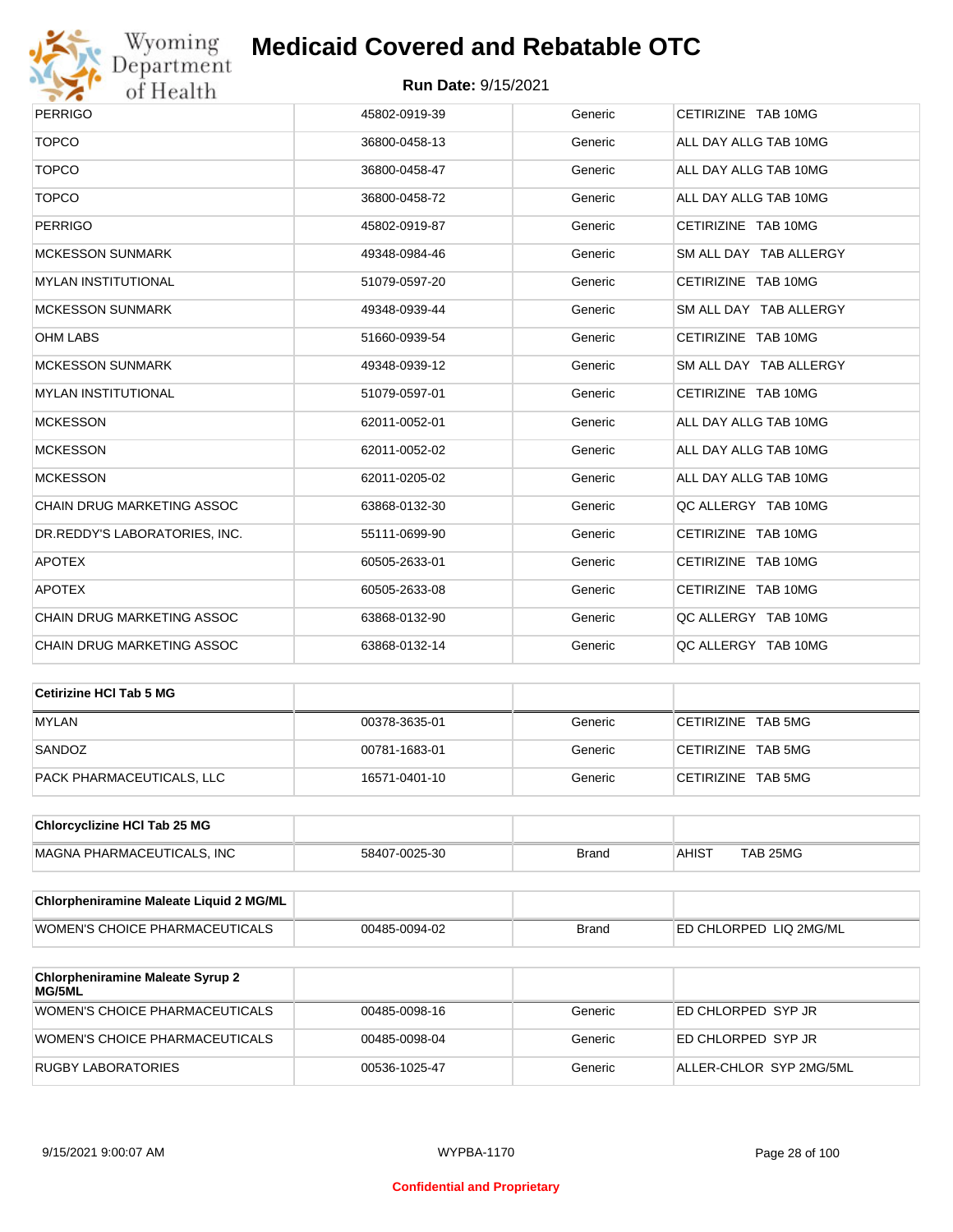| | | | |
|---|---|---|---|
| PERRIGO | 45802-0919-39 | Generic | CETIRIZINE TAB 10MG |
| TOPCO | 36800-0458-13 | Generic | ALL DAY ALLG TAB 10MG |
| TOPCO | 36800-0458-47 | Generic | ALL DAY ALLG TAB 10MG |
| TOPCO | 36800-0458-72 | Generic | ALL DAY ALLG TAB 10MG |
| PERRIGO | 45802-0919-87 | Generic | CETIRIZINE TAB 10MG |
| MCKESSON SUNMARK | 49348-0984-46 | Generic | SM ALL DAY TAB ALLERGY |
| MYLAN INSTITUTIONAL | 51079-0597-20 | Generic | CETIRIZINE TAB 10MG |
| MCKESSON SUNMARK | 49348-0939-44 | Generic | SM ALL DAY TAB ALLERGY |
| OHM LABS | 51660-0939-54 | Generic | CETIRIZINE TAB 10MG |
| MCKESSON SUNMARK | 49348-0939-12 | Generic | SM ALL DAY TAB ALLERGY |
| MYLAN INSTITUTIONAL | 51079-0597-01 | Generic | CETIRIZINE TAB 10MG |
| MCKESSON | 62011-0052-01 | Generic | ALL DAY ALLG TAB 10MG |
| MCKESSON | 62011-0052-02 | Generic | ALL DAY ALLG TAB 10MG |
| MCKESSON | 62011-0205-02 | Generic | ALL DAY ALLG TAB 10MG |
| CHAIN DRUG MARKETING ASSOC | 63868-0132-30 | Generic | QC ALLERGY TAB 10MG |
| DR.REDDY'S LABORATORIES, INC. | 55111-0699-90 | Generic | CETIRIZINE TAB 10MG |
| APOTEX | 60505-2633-01 | Generic | CETIRIZINE TAB 10MG |
| APOTEX | 60505-2633-08 | Generic | CETIRIZINE TAB 10MG |
| CHAIN DRUG MARKETING ASSOC | 63868-0132-90 | Generic | QC ALLERGY TAB 10MG |
| CHAIN DRUG MARKETING ASSOC | 63868-0132-14 | Generic | QC ALLERGY TAB 10MG |

| **Cetirizine HCl Tab 5 MG** | | | |
|---|---|---|---|
| MYLAN | 00378-3635-01 | Generic | CETIRIZINE TAB 5MG |
| SANDOZ | 00781-1683-01 | Generic | CETIRIZINE TAB 5MG |
| PACK PHARMACEUTICALS, LLC | 16571-0401-10 | Generic | CETIRIZINE TAB 5MG |

| **Chlorcyclizine HCl Tab 25 MG** | | | |
|---|---|---|---|
| MAGNA PHARMACEUTICALS, INC | 58407-0025-30 | Brand | AHIST TAB 25MG |

| **Chlorpheniramine Maleate Liquid 2 MG/ML** | | | |
|---|---|---|---|
| WOMEN'S CHOICE PHARMACEUTICALS | 00485-0094-02 | Brand | ED CHLORPED LIQ 2MG/ML |

| **Chlorpheniramine Maleate Syrup 2 MG/5ML** | | | |
|---|---|---|---|
| WOMEN'S CHOICE PHARMACEUTICALS | 00485-0098-16 | Generic | ED CHLORPED SYP JR |
| WOMEN'S CHOICE PHARMACEUTICALS | 00485-0098-04 | Generic | ED CHLORPED SYP JR |
| RUGBY LABORATORIES | 00536-1025-47 | Generic | ALLER-CHLOR SYP 2MG/5ML |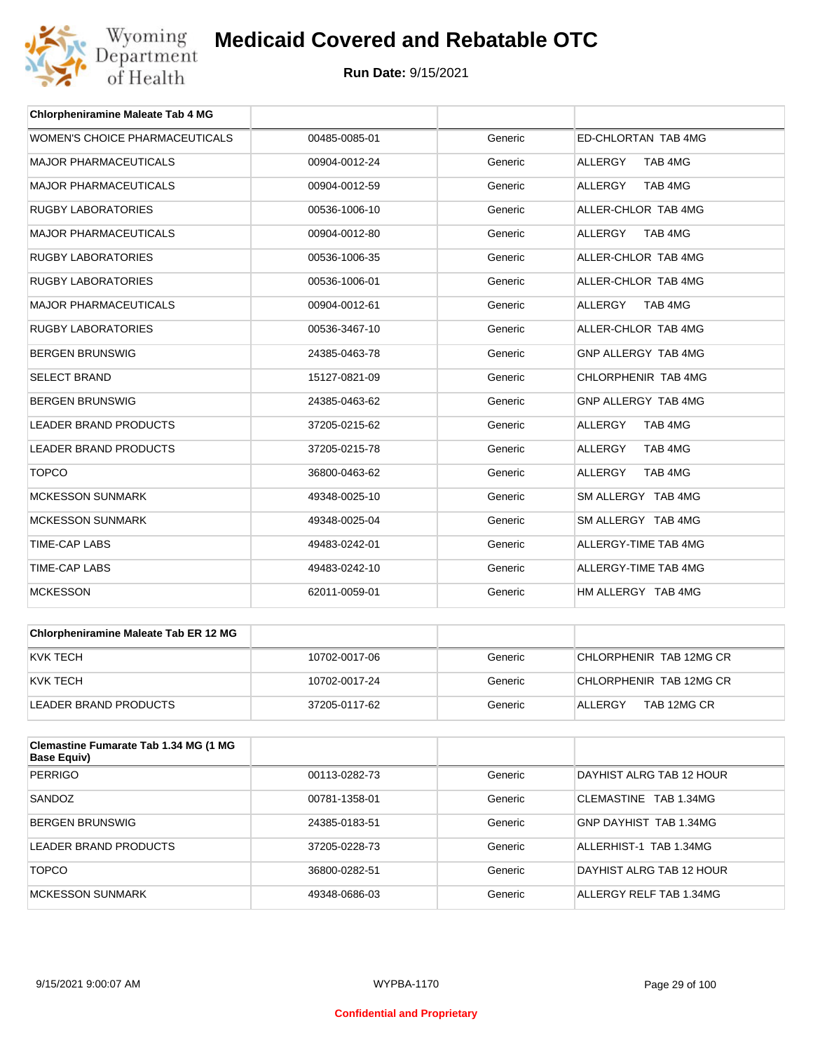# Medicaid Covered and Rebatable OTC

**Run Date:** 9/15/2021

| Chlorpheniramine Maleate Tab 4 MG | | | |
|---|---|---|---|
| WOMEN'S CHOICE PHARMACEUTICALS | 00485-0085-01 | Generic | ED-CHLORTAN TAB 4MG |
| MAJOR PHARMACEUTICALS | 00904-0012-24 | Generic | ALLERGY TAB 4MG |
| MAJOR PHARMACEUTICALS | 00904-0012-59 | Generic | ALLERGY TAB 4MG |
| RUGBY LABORATORIES | 00536-1006-10 | Generic | ALLER-CHLOR TAB 4MG |
| MAJOR PHARMACEUTICALS | 00904-0012-80 | Generic | ALLERGY TAB 4MG |
| RUGBY LABORATORIES | 00536-1006-35 | Generic | ALLER-CHLOR TAB 4MG |
| RUGBY LABORATORIES | 00536-1006-01 | Generic | ALLER-CHLOR TAB 4MG |
| MAJOR PHARMACEUTICALS | 00904-0012-61 | Generic | ALLERGY TAB 4MG |
| RUGBY LABORATORIES | 00536-3467-10 | Generic | ALLER-CHLOR TAB 4MG |
| BERGEN BRUNSWIG | 24385-0463-78 | Generic | GNP ALLERGY TAB 4MG |
| SELECT BRAND | 15127-0821-09 | Generic | CHLORPHENIR TAB 4MG |
| BERGEN BRUNSWIG | 24385-0463-62 | Generic | GNP ALLERGY TAB 4MG |
| LEADER BRAND PRODUCTS | 37205-0215-62 | Generic | ALLERGY TAB 4MG |
| LEADER BRAND PRODUCTS | 37205-0215-78 | Generic | ALLERGY TAB 4MG |
| TOPCO | 36800-0463-62 | Generic | ALLERGY TAB 4MG |
| MCKESSON SUNMARK | 49348-0025-10 | Generic | SM ALLERGY TAB 4MG |
| MCKESSON SUNMARK | 49348-0025-04 | Generic | SM ALLERGY TAB 4MG |
| TIME-CAP LABS | 49483-0242-01 | Generic | ALLERGY-TIME TAB 4MG |
| TIME-CAP LABS | 49483-0242-10 | Generic | ALLERGY-TIME TAB 4MG |
| MCKESSON | 62011-0059-01 | Generic | HM ALLERGY TAB 4MG |

| Chlorpheniramine Maleate Tab ER 12 MG | | | |
|---|---|---|---|
| KVK TECH | 10702-0017-06 | Generic | CHLORPHENIR TAB 12MG CR |
| KVK TECH | 10702-0017-24 | Generic | CHLORPHENIR TAB 12MG CR |
| LEADER BRAND PRODUCTS | 37205-0117-62 | Generic | ALLERGY TAB 12MG CR |

| Clemastine Fumarate Tab 1.34 MG (1 MG Base Equiv) | | | |
|---|---|---|---|
| PERRIGO | 00113-0282-73 | Generic | DAYHIST ALRG TAB 12 HOUR |
| SANDOZ | 00781-1358-01 | Generic | CLEMASTINE TAB 1.34MG |
| BERGEN BRUNSWIG | 24385-0183-51 | Generic | GNP DAYHIST TAB 1.34MG |
| LEADER BRAND PRODUCTS | 37205-0228-73 | Generic | ALLERHIST-1 TAB 1.34MG |
| TOPCO | 36800-0282-51 | Generic | DAYHIST ALRG TAB 12 HOUR |
| MCKESSON SUNMARK | 49348-0686-03 | Generic | ALLERGY RELF TAB 1.34MG |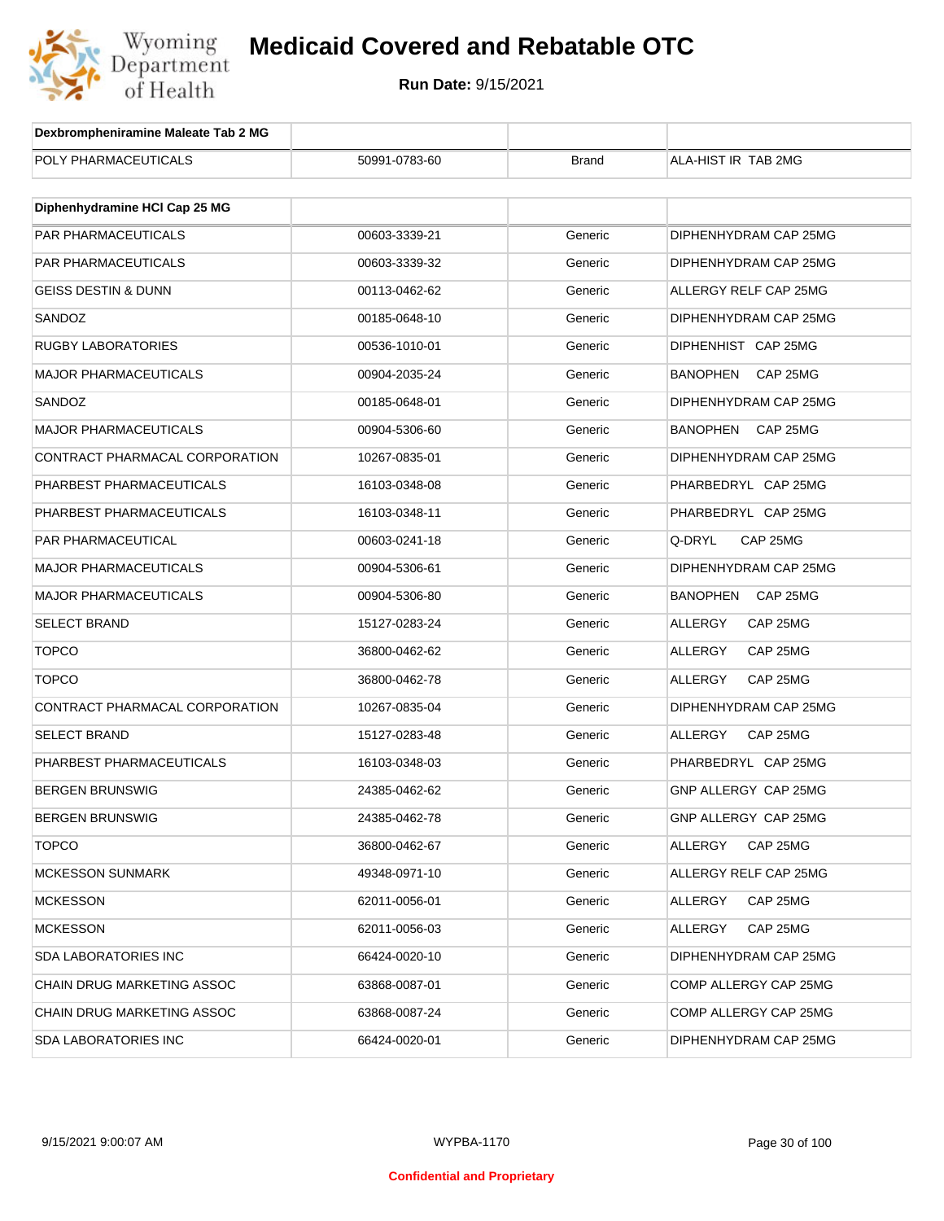# Medicaid Covered and Rebatable OTC

**Run Date:** 9/15/2021

| Dexbrompheniramine Maleate Tab 2 MG | | | |
|---|---|---|---|
| POLY PHARMACEUTICALS | 50991-0783-60 | Brand | ALA-HIST IR TAB 2MG |

| Diphenhydramine HCl Cap 25 MG | | | |
|---|---|---|---|
| PAR PHARMACEUTICALS | 00603-3339-21 | Generic | DIPHENHYDRAM CAP 25MG |
| PAR PHARMACEUTICALS | 00603-3339-32 | Generic | DIPHENHYDRAM CAP 25MG |
| GEISS DESTIN & DUNN | 00113-0462-62 | Generic | ALLERGY RELF CAP 25MG |
| SANDOZ | 00185-0648-10 | Generic | DIPHENHYDRAM CAP 25MG |
| RUGBY LABORATORIES | 00536-1010-01 | Generic | DIPHENHIST CAP 25MG |
| MAJOR PHARMACEUTICALS | 00904-2035-24 | Generic | BANOPHEN CAP 25MG |
| SANDOZ | 00185-0648-01 | Generic | DIPHENHYDRAM CAP 25MG |
| MAJOR PHARMACEUTICALS | 00904-5306-60 | Generic | BANOPHEN CAP 25MG |
| CONTRACT PHARMACAL CORPORATION | 10267-0835-01 | Generic | DIPHENHYDRAM CAP 25MG |
| PHARBEST PHARMACEUTICALS | 16103-0348-08 | Generic | PHARBEDRYL CAP 25MG |
| PHARBEST PHARMACEUTICALS | 16103-0348-11 | Generic | PHARBEDRYL CAP 25MG |
| PAR PHARMACEUTICAL | 00603-0241-18 | Generic | Q-DRYL CAP 25MG |
| MAJOR PHARMACEUTICALS | 00904-5306-61 | Generic | DIPHENHYDRAM CAP 25MG |
| MAJOR PHARMACEUTICALS | 00904-5306-80 | Generic | BANOPHEN CAP 25MG |
| SELECT BRAND | 15127-0283-24 | Generic | ALLERGY CAP 25MG |
| TOPCO | 36800-0462-62 | Generic | ALLERGY CAP 25MG |
| TOPCO | 36800-0462-78 | Generic | ALLERGY CAP 25MG |
| CONTRACT PHARMACAL CORPORATION | 10267-0835-04 | Generic | DIPHENHYDRAM CAP 25MG |
| SELECT BRAND | 15127-0283-48 | Generic | ALLERGY CAP 25MG |
| PHARBEST PHARMACEUTICALS | 16103-0348-03 | Generic | PHARBEDRYL CAP 25MG |
| BERGEN BRUNSWIG | 24385-0462-62 | Generic | GNP ALLERGY CAP 25MG |
| BERGEN BRUNSWIG | 24385-0462-78 | Generic | GNP ALLERGY CAP 25MG |
| TOPCO | 36800-0462-67 | Generic | ALLERGY CAP 25MG |
| MCKESSON SUNMARK | 49348-0971-10 | Generic | ALLERGY RELF CAP 25MG |
| MCKESSON | 62011-0056-01 | Generic | ALLERGY CAP 25MG |
| MCKESSON | 62011-0056-03 | Generic | ALLERGY CAP 25MG |
| SDA LABORATORIES INC | 66424-0020-10 | Generic | DIPHENHYDRAM CAP 25MG |
| CHAIN DRUG MARKETING ASSOC | 63868-0087-01 | Generic | COMP ALLERGY CAP 25MG |
| CHAIN DRUG MARKETING ASSOC | 63868-0087-24 | Generic | COMP ALLERGY CAP 25MG |
| SDA LABORATORIES INC | 66424-0020-01 | Generic | DIPHENHYDRAM CAP 25MG |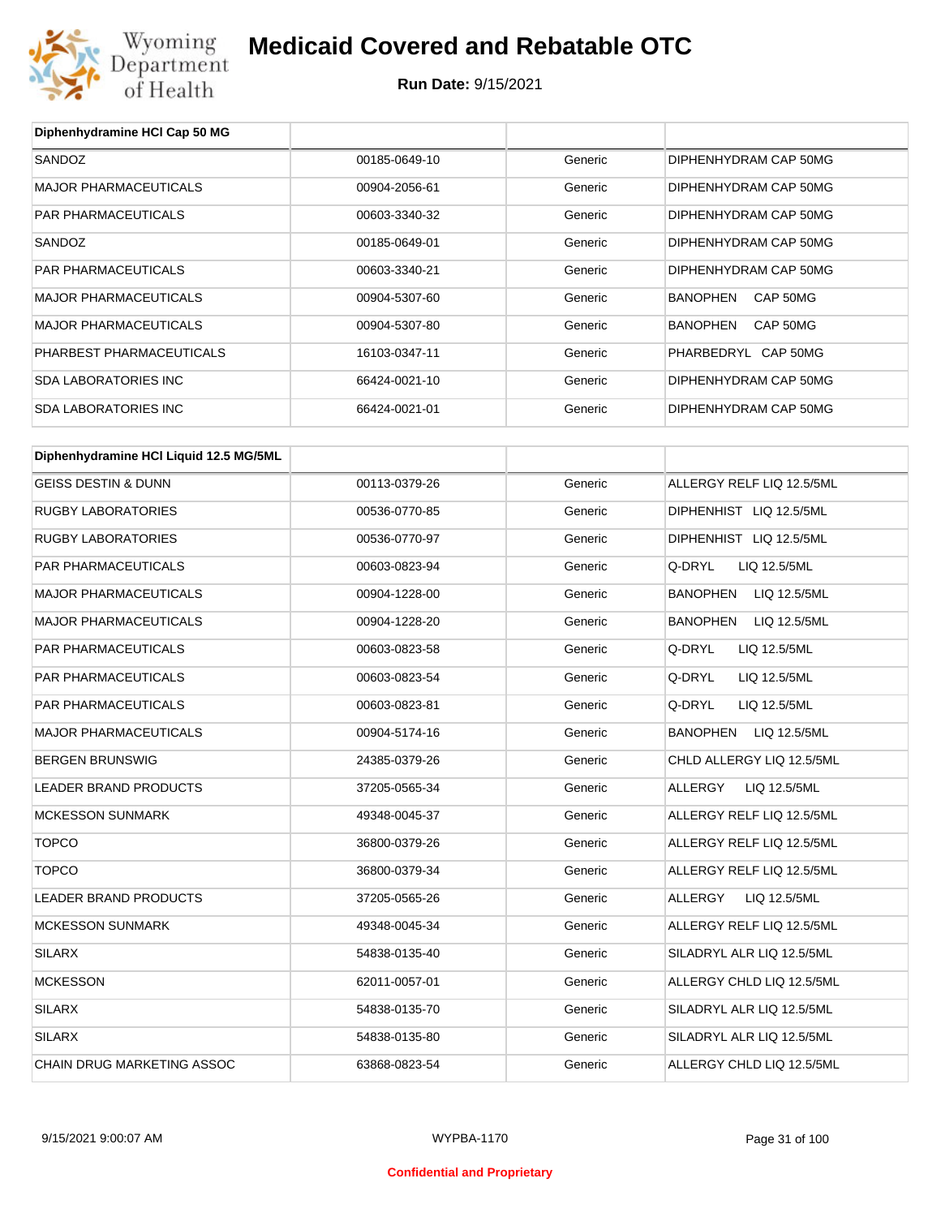# Medicaid Covered and Rebatable OTC

**Run Date:** 9/15/2021

| Diphenhydramine HCl Cap 50 MG | | | |
|---|---|---|---|
| SANDOZ | 00185-0649-10 | Generic | DIPHENHYDRAM CAP 50MG |
| MAJOR PHARMACEUTICALS | 00904-2056-61 | Generic | DIPHENHYDRAM CAP 50MG |
| PAR PHARMACEUTICALS | 00603-3340-32 | Generic | DIPHENHYDRAM CAP 50MG |
| SANDOZ | 00185-0649-01 | Generic | DIPHENHYDRAM CAP 50MG |
| PAR PHARMACEUTICALS | 00603-3340-21 | Generic | DIPHENHYDRAM CAP 50MG |
| MAJOR PHARMACEUTICALS | 00904-5307-60 | Generic | BANOPHEN CAP 50MG |
| MAJOR PHARMACEUTICALS | 00904-5307-80 | Generic | BANOPHEN CAP 50MG |
| PHARBEST PHARMACEUTICALS | 16103-0347-11 | Generic | PHARBEDRYL CAP 50MG |
| SDA LABORATORIES INC | 66424-0021-10 | Generic | DIPHENHYDRAM CAP 50MG |
| SDA LABORATORIES INC | 66424-0021-01 | Generic | DIPHENHYDRAM CAP 50MG |

| Diphenhydramine HCl Liquid 12.5 MG/5ML | | | |
|---|---|---|---|
| GEISS DESTIN & DUNN | 00113-0379-26 | Generic | ALLERGY RELF LIQ 12.5/5ML |
| RUGBY LABORATORIES | 00536-0770-85 | Generic | DIPHENHIST LIQ 12.5/5ML |
| RUGBY LABORATORIES | 00536-0770-97 | Generic | DIPHENHIST LIQ 12.5/5ML |
| PAR PHARMACEUTICALS | 00603-0823-94 | Generic | Q-DRYL LIQ 12.5/5ML |
| MAJOR PHARMACEUTICALS | 00904-1228-00 | Generic | BANOPHEN LIQ 12.5/5ML |
| MAJOR PHARMACEUTICALS | 00904-1228-20 | Generic | BANOPHEN LIQ 12.5/5ML |
| PAR PHARMACEUTICALS | 00603-0823-58 | Generic | Q-DRYL LIQ 12.5/5ML |
| PAR PHARMACEUTICALS | 00603-0823-54 | Generic | Q-DRYL LIQ 12.5/5ML |
| PAR PHARMACEUTICALS | 00603-0823-81 | Generic | Q-DRYL LIQ 12.5/5ML |
| MAJOR PHARMACEUTICALS | 00904-5174-16 | Generic | BANOPHEN LIQ 12.5/5ML |
| BERGEN BRUNSWIG | 24385-0379-26 | Generic | CHLD ALLERGY LIQ 12.5/5ML |
| LEADER BRAND PRODUCTS | 37205-0565-34 | Generic | ALLERGY LIQ 12.5/5ML |
| MCKESSON SUNMARK | 49348-0045-37 | Generic | ALLERGY RELF LIQ 12.5/5ML |
| TOPCO | 36800-0379-26 | Generic | ALLERGY RELF LIQ 12.5/5ML |
| TOPCO | 36800-0379-34 | Generic | ALLERGY RELF LIQ 12.5/5ML |
| LEADER BRAND PRODUCTS | 37205-0565-26 | Generic | ALLERGY LIQ 12.5/5ML |
| MCKESSON SUNMARK | 49348-0045-34 | Generic | ALLERGY RELF LIQ 12.5/5ML |
| SILARX | 54838-0135-40 | Generic | SILADRYL ALR LIQ 12.5/5ML |
| MCKESSON | 62011-0057-01 | Generic | ALLERGY CHLD LIQ 12.5/5ML |
| SILARX | 54838-0135-70 | Generic | SILADRYL ALR LIQ 12.5/5ML |
| SILARX | 54838-0135-80 | Generic | SILADRYL ALR LIQ 12.5/5ML |
| CHAIN DRUG MARKETING ASSOC | 63868-0823-54 | Generic | ALLERGY CHLD LIQ 12.5/5ML |

Confidential and Proprietary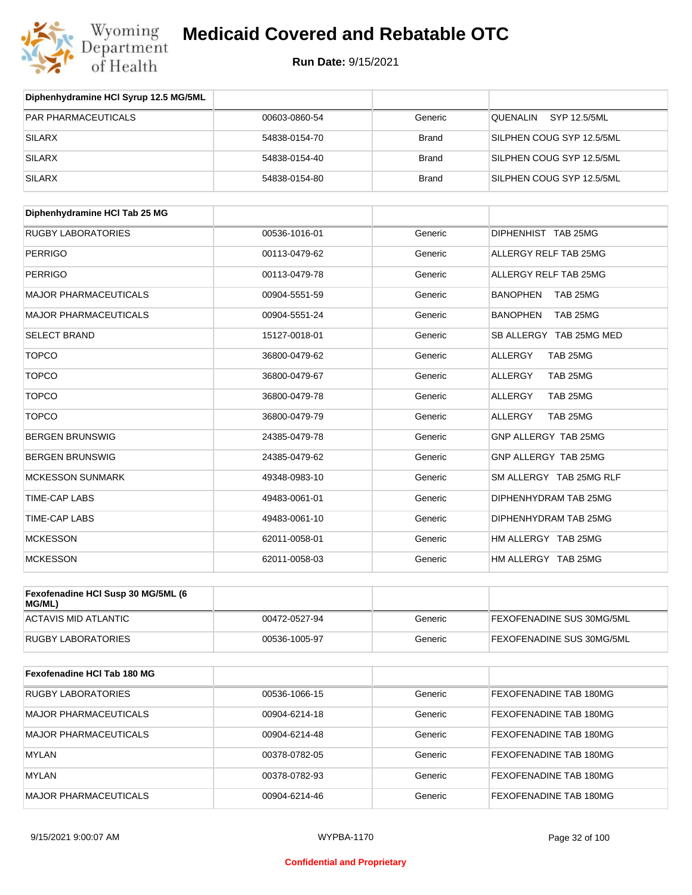# Medicaid Covered and Rebatable OTC

**Run Date:** 9/15/2021

| Diphenhydramine HCl Syrup 12.5 MG/5ML | | | |
|---|---|---|---|
| PAR PHARMACEUTICALS | 00603-0860-54 | Generic | QUENALIN SYP 12.5/5ML |
| SILARX | 54838-0154-70 | Brand | SILPHEN COUG SYP 12.5/5ML |
| SILARX | 54838-0154-40 | Brand | SILPHEN COUG SYP 12.5/5ML |
| SILARX | 54838-0154-80 | Brand | SILPHEN COUG SYP 12.5/5ML |

| Diphenhydramine HCl Tab 25 MG | | | |
|---|---|---|---|
| RUGBY LABORATORIES | 00536-1016-01 | Generic | DIPHENHIST TAB 25MG |
| PERRIGO | 00113-0479-62 | Generic | ALLERGY RELF TAB 25MG |
| PERRIGO | 00113-0479-78 | Generic | ALLERGY RELF TAB 25MG |
| MAJOR PHARMACEUTICALS | 00904-5551-59 | Generic | BANOPHEN TAB 25MG |
| MAJOR PHARMACEUTICALS | 00904-5551-24 | Generic | BANOPHEN TAB 25MG |
| SELECT BRAND | 15127-0018-01 | Generic | SB ALLERGY TAB 25MG MED |
| TOPCO | 36800-0479-62 | Generic | ALLERGY TAB 25MG |
| TOPCO | 36800-0479-67 | Generic | ALLERGY TAB 25MG |
| TOPCO | 36800-0479-78 | Generic | ALLERGY TAB 25MG |
| TOPCO | 36800-0479-79 | Generic | ALLERGY TAB 25MG |
| BERGEN BRUNSWIG | 24385-0479-78 | Generic | GNP ALLERGY TAB 25MG |
| BERGEN BRUNSWIG | 24385-0479-62 | Generic | GNP ALLERGY TAB 25MG |
| MCKESSON SUNMARK | 49348-0983-10 | Generic | SM ALLERGY TAB 25MG RLF |
| TIME-CAP LABS | 49483-0061-01 | Generic | DIPHENHYDRAM TAB 25MG |
| TIME-CAP LABS | 49483-0061-10 | Generic | DIPHENHYDRAM TAB 25MG |
| MCKESSON | 62011-0058-01 | Generic | HM ALLERGY TAB 25MG |
| MCKESSON | 62011-0058-03 | Generic | HM ALLERGY TAB 25MG |

| Fexofenadine HCl Susp 30 MG/5ML (6 MG/ML) | | | |
|---|---|---|---|
| ACTAVIS MID ATLANTIC | 00472-0527-94 | Generic | FEXOFENADINE SUS 30MG/5ML |
| RUGBY LABORATORIES | 00536-1005-97 | Generic | FEXOFENADINE SUS 30MG/5ML |

| Fexofenadine HCl Tab 180 MG | | | |
|---|---|---|---|
| RUGBY LABORATORIES | 00536-1066-15 | Generic | FEXOFENADINE TAB 180MG |
| MAJOR PHARMACEUTICALS | 00904-6214-18 | Generic | FEXOFENADINE TAB 180MG |
| MAJOR PHARMACEUTICALS | 00904-6214-48 | Generic | FEXOFENADINE TAB 180MG |
| MYLAN | 00378-0782-05 | Generic | FEXOFENADINE TAB 180MG |
| MYLAN | 00378-0782-93 | Generic | FEXOFENADINE TAB 180MG |
| MAJOR PHARMACEUTICALS | 00904-6214-46 | Generic | FEXOFENADINE TAB 180MG |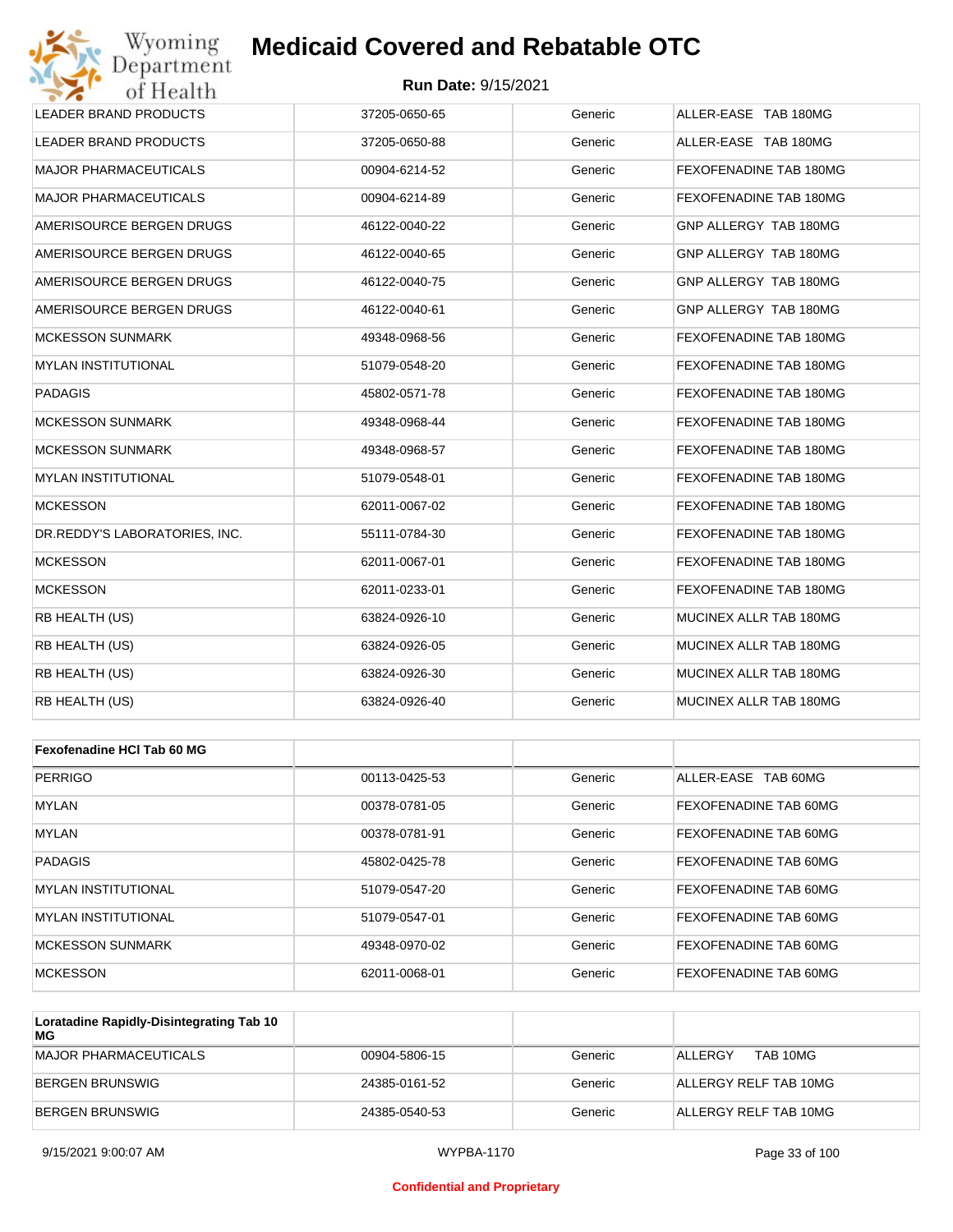| | | | |
|---|---|---|---|
| LEADER BRAND PRODUCTS | 37205-0650-65 | Generic | ALLER-EASE TAB 180MG |
| LEADER BRAND PRODUCTS | 37205-0650-88 | Generic | ALLER-EASE TAB 180MG |
| MAJOR PHARMACEUTICALS | 00904-6214-52 | Generic | FEXOFENADINE TAB 180MG |
| MAJOR PHARMACEUTICALS | 00904-6214-89 | Generic | FEXOFENADINE TAB 180MG |
| AMERISOURCE BERGEN DRUGS | 46122-0040-22 | Generic | GNP ALLERGY TAB 180MG |
| AMERISOURCE BERGEN DRUGS | 46122-0040-65 | Generic | GNP ALLERGY TAB 180MG |
| AMERISOURCE BERGEN DRUGS | 46122-0040-75 | Generic | GNP ALLERGY TAB 180MG |
| AMERISOURCE BERGEN DRUGS | 46122-0040-61 | Generic | GNP ALLERGY TAB 180MG |
| MCKESSON SUNMARK | 49348-0968-56 | Generic | FEXOFENADINE TAB 180MG |
| MYLAN INSTITUTIONAL | 51079-0548-20 | Generic | FEXOFENADINE TAB 180MG |
| PADAGIS | 45802-0571-78 | Generic | FEXOFENADINE TAB 180MG |
| MCKESSON SUNMARK | 49348-0968-44 | Generic | FEXOFENADINE TAB 180MG |
| MCKESSON SUNMARK | 49348-0968-57 | Generic | FEXOFENADINE TAB 180MG |
| MYLAN INSTITUTIONAL | 51079-0548-01 | Generic | FEXOFENADINE TAB 180MG |
| MCKESSON | 62011-0067-02 | Generic | FEXOFENADINE TAB 180MG |
| DR.REDDY'S LABORATORIES, INC. | 55111-0784-30 | Generic | FEXOFENADINE TAB 180MG |
| MCKESSON | 62011-0067-01 | Generic | FEXOFENADINE TAB 180MG |
| MCKESSON | 62011-0233-01 | Generic | FEXOFENADINE TAB 180MG |
| RB HEALTH (US) | 63824-0926-10 | Generic | MUCINEX ALLR TAB 180MG |
| RB HEALTH (US) | 63824-0926-05 | Generic | MUCINEX ALLR TAB 180MG |
| RB HEALTH (US) | 63824-0926-30 | Generic | MUCINEX ALLR TAB 180MG |
| RB HEALTH (US) | 63824-0926-40 | Generic | MUCINEX ALLR TAB 180MG |

| **Fexofenadine HCl Tab 60 MG** | | | |
|---|---|---|---|
| PERRIGO | 00113-0425-53 | Generic | ALLER-EASE TAB 60MG |
| MYLAN | 00378-0781-05 | Generic | FEXOFENADINE TAB 60MG |
| MYLAN | 00378-0781-91 | Generic | FEXOFENADINE TAB 60MG |
| PADAGIS | 45802-0425-78 | Generic | FEXOFENADINE TAB 60MG |
| MYLAN INSTITUTIONAL | 51079-0547-20 | Generic | FEXOFENADINE TAB 60MG |
| MYLAN INSTITUTIONAL | 51079-0547-01 | Generic | FEXOFENADINE TAB 60MG |
| MCKESSON SUNMARK | 49348-0970-02 | Generic | FEXOFENADINE TAB 60MG |
| MCKESSON | 62011-0068-01 | Generic | FEXOFENADINE TAB 60MG |

| **Loratadine Rapidly-Disintegrating Tab 10 MG** | | | |
|---|---|---|---|
| MAJOR PHARMACEUTICALS | 00904-5806-15 | Generic | ALLERGY TAB 10MG |
| BERGEN BRUNSWIG | 24385-0161-52 | Generic | ALLERGY RELF TAB 10MG |
| BERGEN BRUNSWIG | 24385-0540-53 | Generic | ALLERGY RELF TAB 10MG |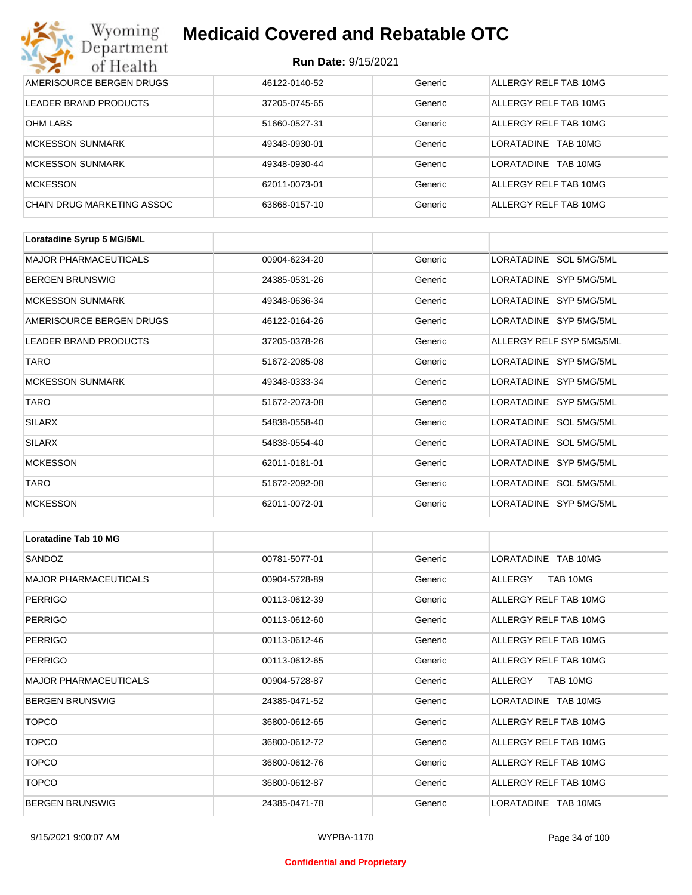| | | | |
|---|---|---|---|
| AMERISOURCE BERGEN DRUGS | 46122-0140-52 | Generic | ALLERGY RELF TAB 10MG |
| LEADER BRAND PRODUCTS | 37205-0745-65 | Generic | ALLERGY RELF TAB 10MG |
| OHM LABS | 51660-0527-31 | Generic | ALLERGY RELF TAB 10MG |
| MCKESSON SUNMARK | 49348-0930-01 | Generic | LORATADINE TAB 10MG |
| MCKESSON SUNMARK | 49348-0930-44 | Generic | LORATADINE TAB 10MG |
| MCKESSON | 62011-0073-01 | Generic | ALLERGY RELF TAB 10MG |
| CHAIN DRUG MARKETING ASSOC | 63868-0157-10 | Generic | ALLERGY RELF TAB 10MG |

| **Loratadine Syrup 5 MG/5ML** | | | |
|---|---|---|---|
| MAJOR PHARMACEUTICALS | 00904-6234-20 | Generic | LORATADINE SOL 5MG/5ML |
| BERGEN BRUNSWIG | 24385-0531-26 | Generic | LORATADINE SYP 5MG/5ML |
| MCKESSON SUNMARK | 49348-0636-34 | Generic | LORATADINE SYP 5MG/5ML |
| AMERISOURCE BERGEN DRUGS | 46122-0164-26 | Generic | LORATADINE SYP 5MG/5ML |
| LEADER BRAND PRODUCTS | 37205-0378-26 | Generic | ALLERGY RELF SYP 5MG/5ML |
| TARO | 51672-2085-08 | Generic | LORATADINE SYP 5MG/5ML |
| MCKESSON SUNMARK | 49348-0333-34 | Generic | LORATADINE SYP 5MG/5ML |
| TARO | 51672-2073-08 | Generic | LORATADINE SYP 5MG/5ML |
| SILARX | 54838-0558-40 | Generic | LORATADINE SOL 5MG/5ML |
| SILARX | 54838-0554-40 | Generic | LORATADINE SOL 5MG/5ML |
| MCKESSON | 62011-0181-01 | Generic | LORATADINE SYP 5MG/5ML |
| TARO | 51672-2092-08 | Generic | LORATADINE SOL 5MG/5ML |
| MCKESSON | 62011-0072-01 | Generic | LORATADINE SYP 5MG/5ML |

| **Loratadine Tab 10 MG** | | | |
|---|---|---|---|
| SANDOZ | 00781-5077-01 | Generic | LORATADINE TAB 10MG |
| MAJOR PHARMACEUTICALS | 00904-5728-89 | Generic | ALLERGY TAB 10MG |
| PERRIGO | 00113-0612-39 | Generic | ALLERGY RELF TAB 10MG |
| PERRIGO | 00113-0612-60 | Generic | ALLERGY RELF TAB 10MG |
| PERRIGO | 00113-0612-46 | Generic | ALLERGY RELF TAB 10MG |
| PERRIGO | 00113-0612-65 | Generic | ALLERGY RELF TAB 10MG |
| MAJOR PHARMACEUTICALS | 00904-5728-87 | Generic | ALLERGY TAB 10MG |
| BERGEN BRUNSWIG | 24385-0471-52 | Generic | LORATADINE TAB 10MG |
| TOPCO | 36800-0612-65 | Generic | ALLERGY RELF TAB 10MG |
| TOPCO | 36800-0612-72 | Generic | ALLERGY RELF TAB 10MG |
| TOPCO | 36800-0612-76 | Generic | ALLERGY RELF TAB 10MG |
| TOPCO | 36800-0612-87 | Generic | ALLERGY RELF TAB 10MG |
| BERGEN BRUNSWIG | 24385-0471-78 | Generic | LORATADINE TAB 10MG |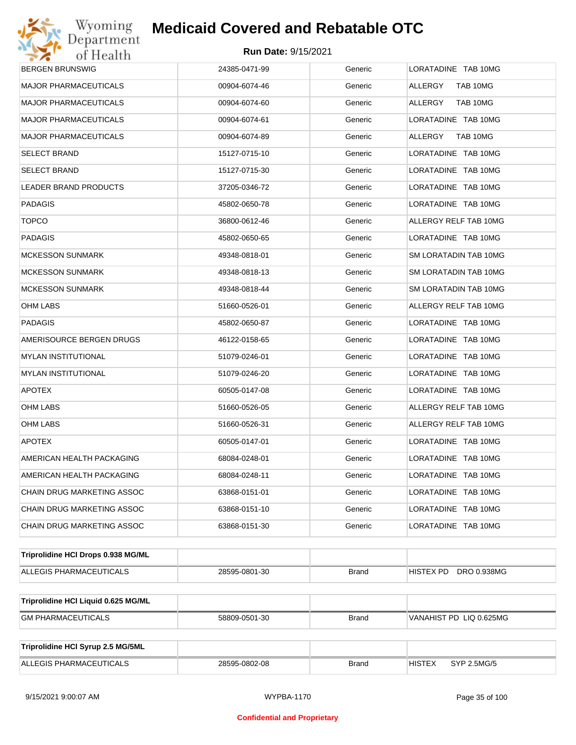| | | | |
|---|---|---|---|
| BERGEN BRUNSWIG | 24385-0471-99 | Generic | LORATADINE TAB 10MG |
| MAJOR PHARMACEUTICALS | 00904-6074-46 | Generic | ALLERGY TAB 10MG |
| MAJOR PHARMACEUTICALS | 00904-6074-60 | Generic | ALLERGY TAB 10MG |
| MAJOR PHARMACEUTICALS | 00904-6074-61 | Generic | LORATADINE TAB 10MG |
| MAJOR PHARMACEUTICALS | 00904-6074-89 | Generic | ALLERGY TAB 10MG |
| SELECT BRAND | 15127-0715-10 | Generic | LORATADINE TAB 10MG |
| SELECT BRAND | 15127-0715-30 | Generic | LORATADINE TAB 10MG |
| LEADER BRAND PRODUCTS | 37205-0346-72 | Generic | LORATADINE TAB 10MG |
| PADAGIS | 45802-0650-78 | Generic | LORATADINE TAB 10MG |
| TOPCO | 36800-0612-46 | Generic | ALLERGY RELF TAB 10MG |
| PADAGIS | 45802-0650-65 | Generic | LORATADINE TAB 10MG |
| MCKESSON SUNMARK | 49348-0818-01 | Generic | SM LORATADIN TAB 10MG |
| MCKESSON SUNMARK | 49348-0818-13 | Generic | SM LORATADIN TAB 10MG |
| MCKESSON SUNMARK | 49348-0818-44 | Generic | SM LORATADIN TAB 10MG |
| OHM LABS | 51660-0526-01 | Generic | ALLERGY RELF TAB 10MG |
| PADAGIS | 45802-0650-87 | Generic | LORATADINE TAB 10MG |
| AMERISOURCE BERGEN DRUGS | 46122-0158-65 | Generic | LORATADINE TAB 10MG |
| MYLAN INSTITUTIONAL | 51079-0246-01 | Generic | LORATADINE TAB 10MG |
| MYLAN INSTITUTIONAL | 51079-0246-20 | Generic | LORATADINE TAB 10MG |
| APOTEX | 60505-0147-08 | Generic | LORATADINE TAB 10MG |
| OHM LABS | 51660-0526-05 | Generic | ALLERGY RELF TAB 10MG |
| OHM LABS | 51660-0526-31 | Generic | ALLERGY RELF TAB 10MG |
| APOTEX | 60505-0147-01 | Generic | LORATADINE TAB 10MG |
| AMERICAN HEALTH PACKAGING | 68084-0248-01 | Generic | LORATADINE TAB 10MG |
| AMERICAN HEALTH PACKAGING | 68084-0248-11 | Generic | LORATADINE TAB 10MG |
| CHAIN DRUG MARKETING ASSOC | 63868-0151-01 | Generic | LORATADINE TAB 10MG |
| CHAIN DRUG MARKETING ASSOC | 63868-0151-10 | Generic | LORATADINE TAB 10MG |
| CHAIN DRUG MARKETING ASSOC | 63868-0151-30 | Generic | LORATADINE TAB 10MG |

| **Triprolidine HCl Drops 0.938 MG/ML** | | | |
|---|---|---|---|
| ALLEGIS PHARMACEUTICALS | 28595-0801-30 | Brand | HISTEX PD DRO 0.938MG |

| **Triprolidine HCl Liquid 0.625 MG/ML** | | | |
|---|---|---|---|
| GM PHARMACEUTICALS | 58809-0501-30 | Brand | VANAHIST PD LIQ 0.625MG |

| **Triprolidine HCl Syrup 2.5 MG/5ML** | | | |
|---|---|---|---|
| ALLEGIS PHARMACEUTICALS | 28595-0802-08 | Brand | HISTEX SYP 2.5MG/5 |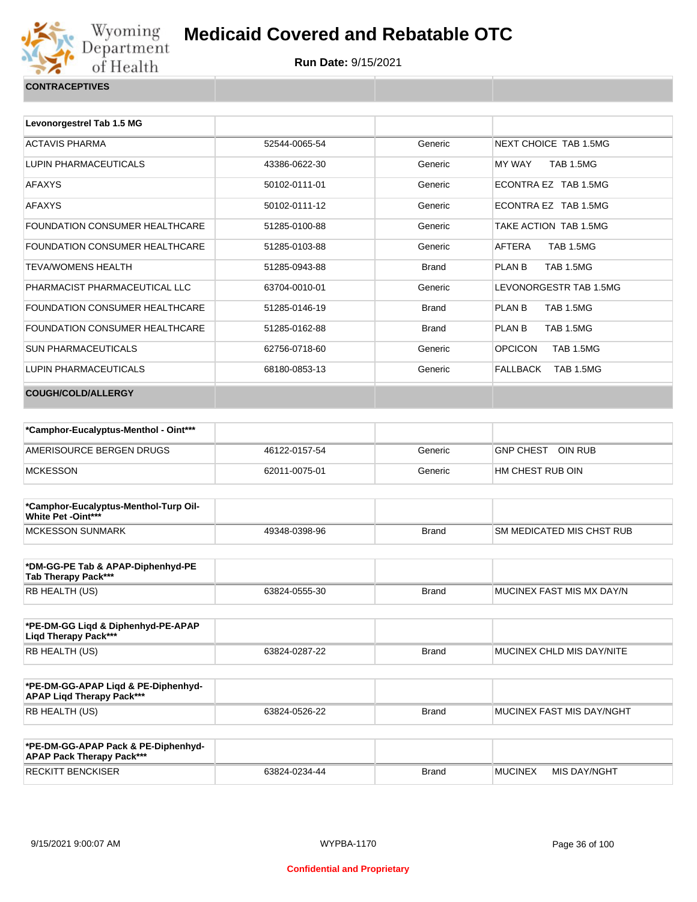# Medicaid Covered and Rebatable OTC

**Run Date:** 9/15/2021

| CONTRACEPTIVES | | | |
|---|---|---|---|

| Levonorgestrel Tab 1.5 MG | | | |
|---|---|---|---|
| ACTAVIS PHARMA | 52544-0065-54 | Generic | NEXT CHOICE TAB 1.5MG |
| LUPIN PHARMACEUTICALS | 43386-0622-30 | Generic | MY WAY TAB 1.5MG |
| AFAXYS | 50102-0111-01 | Generic | ECONTRA EZ TAB 1.5MG |
| AFAXYS | 50102-0111-12 | Generic | ECONTRA EZ TAB 1.5MG |
| FOUNDATION CONSUMER HEALTHCARE | 51285-0100-88 | Generic | TAKE ACTION TAB 1.5MG |
| FOUNDATION CONSUMER HEALTHCARE | 51285-0103-88 | Generic | AFTERA TAB 1.5MG |
| TEVA/WOMENS HEALTH | 51285-0943-88 | Brand | PLAN B TAB 1.5MG |
| PHARMACIST PHARMACEUTICAL LLC | 63704-0010-01 | Generic | LEVONORGESTR TAB 1.5MG |
| FOUNDATION CONSUMER HEALTHCARE | 51285-0146-19 | Brand | PLAN B TAB 1.5MG |
| FOUNDATION CONSUMER HEALTHCARE | 51285-0162-88 | Brand | PLAN B TAB 1.5MG |
| SUN PHARMACEUTICALS | 62756-0718-60 | Generic | OPCICON TAB 1.5MG |
| LUPIN PHARMACEUTICALS | 68180-0853-13 | Generic | FALLBACK TAB 1.5MG |

| COUGH/COLD/ALLERGY | | | |
|---|---|---|---|

| *Camphor-Eucalyptus-Menthol - Oint*** | | | |
|---|---|---|---|
| AMERISOURCE BERGEN DRUGS | 46122-0157-54 | Generic | GNP CHEST OIN RUB |
| MCKESSON | 62011-0075-01 | Generic | HM CHEST RUB OIN |

| *Camphor-Eucalyptus-Menthol-Turp Oil-White Pet -Oint*** | | | |
|---|---|---|---|
| MCKESSON SUNMARK | 49348-0398-96 | Brand | SM MEDICATED MIS CHST RUB |

| *DM-GG-PE Tab & APAP-Diphenhyd-PE Tab Therapy Pack*** | | | |
|---|---|---|---|
| RB HEALTH (US) | 63824-0555-30 | Brand | MUCINEX FAST MIS MX DAY/N |

| *PE-DM-GG Liqd & Diphenhyd-PE-APAP Liqd Therapy Pack*** | | | |
|---|---|---|---|
| RB HEALTH (US) | 63824-0287-22 | Brand | MUCINEX CHLD MIS DAY/NITE |

| *PE-DM-GG-APAP Liqd & PE-Diphenhyd-APAP Liqd Therapy Pack*** | | | |
|---|---|---|---|
| RB HEALTH (US) | 63824-0526-22 | Brand | MUCINEX FAST MIS DAY/NGHT |

| *PE-DM-GG-APAP Pack & PE-Diphenhyd-APAP Pack Therapy Pack*** | | | |
|---|---|---|---|
| RECKITT BENCKISER | 63824-0234-44 | Brand | MUCINEX MIS DAY/NGHT |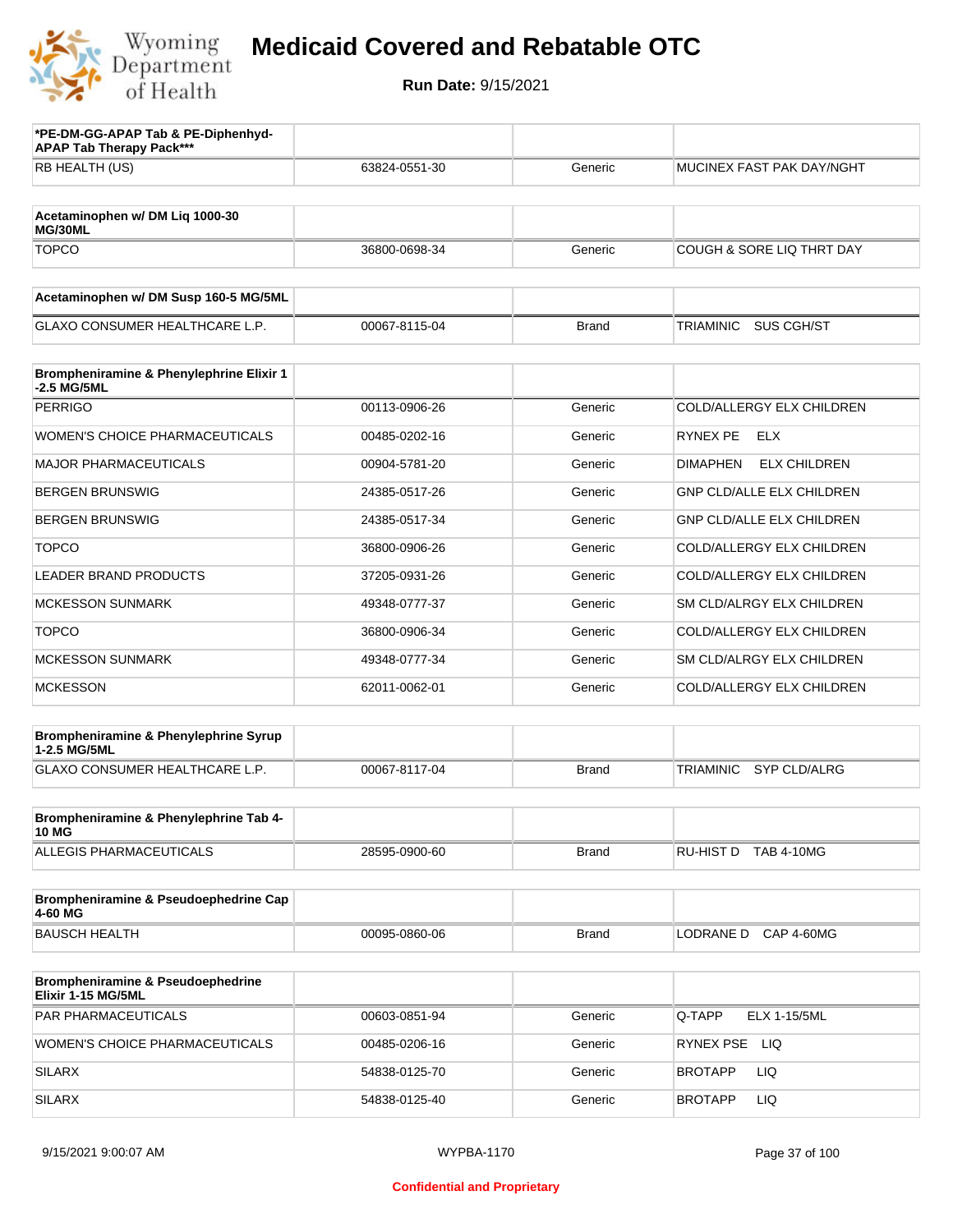# Medicaid Covered and Rebatable OTC

**Run Date:** 9/15/2021

| *PE-DM-GG-APAP Tab & PE-Diphenhyd-APAP Tab Therapy Pack*** | | | |
|---|---|---|---|
| RB HEALTH (US) | 63824-0551-30 | Generic | MUCINEX FAST PAK DAY/NGHT |

| Acetaminophen w/ DM Liq 1000-30 MG/30ML | | | |
|---|---|---|---|
| TOPCO | 36800-0698-34 | Generic | COUGH & SORE LIQ THRT DAY |

| Acetaminophen w/ DM Susp 160-5 MG/5ML | | | |
|---|---|---|---|
| GLAXO CONSUMER HEALTHCARE L.P. | 00067-8115-04 | Brand | TRIAMINIC SUS CGH/ST |

| Brompheniramine & Phenylephrine Elixir 1-2.5 MG/5ML | | | |
|---|---|---|---|
| PERRIGO | 00113-0906-26 | Generic | COLD/ALLERGY ELX CHILDREN |
| WOMEN'S CHOICE PHARMACEUTICALS | 00485-0202-16 | Generic | RYNEX PE ELX |
| MAJOR PHARMACEUTICALS | 00904-5781-20 | Generic | DIMAPHEN ELX CHILDREN |
| BERGEN BRUNSWIG | 24385-0517-26 | Generic | GNP CLD/ALLE ELX CHILDREN |
| BERGEN BRUNSWIG | 24385-0517-34 | Generic | GNP CLD/ALLE ELX CHILDREN |
| TOPCO | 36800-0906-26 | Generic | COLD/ALLERGY ELX CHILDREN |
| LEADER BRAND PRODUCTS | 37205-0931-26 | Generic | COLD/ALLERGY ELX CHILDREN |
| MCKESSON SUNMARK | 49348-0777-37 | Generic | SM CLD/ALRGY ELX CHILDREN |
| TOPCO | 36800-0906-34 | Generic | COLD/ALLERGY ELX CHILDREN |
| MCKESSON SUNMARK | 49348-0777-34 | Generic | SM CLD/ALRGY ELX CHILDREN |
| MCKESSON | 62011-0062-01 | Generic | COLD/ALLERGY ELX CHILDREN |

| Brompheniramine & Phenylephrine Syrup 1-2.5 MG/5ML | | | |
|---|---|---|---|
| GLAXO CONSUMER HEALTHCARE L.P. | 00067-8117-04 | Brand | TRIAMINIC SYP CLD/ALRG |

| Brompheniramine & Phenylephrine Tab 4-10 MG | | | |
|---|---|---|---|
| ALLEGIS PHARMACEUTICALS | 28595-0900-60 | Brand | RU-HIST D TAB 4-10MG |

| Brompheniramine & Pseudoephedrine Cap 4-60 MG | | | |
|---|---|---|---|
| BAUSCH HEALTH | 00095-0860-06 | Brand | LODRANE D CAP 4-60MG |

| Brompheniramine & Pseudoephedrine Elixir 1-15 MG/5ML | | | |
|---|---|---|---|
| PAR PHARMACEUTICALS | 00603-0851-94 | Generic | Q-TAPP ELX 1-15/5ML |
| WOMEN'S CHOICE PHARMACEUTICALS | 00485-0206-16 | Generic | RYNEX PSE LIQ |
| SILARX | 54838-0125-70 | Generic | BROTAPP LIQ |
| SILARX | 54838-0125-40 | Generic | BROTAPP LIQ |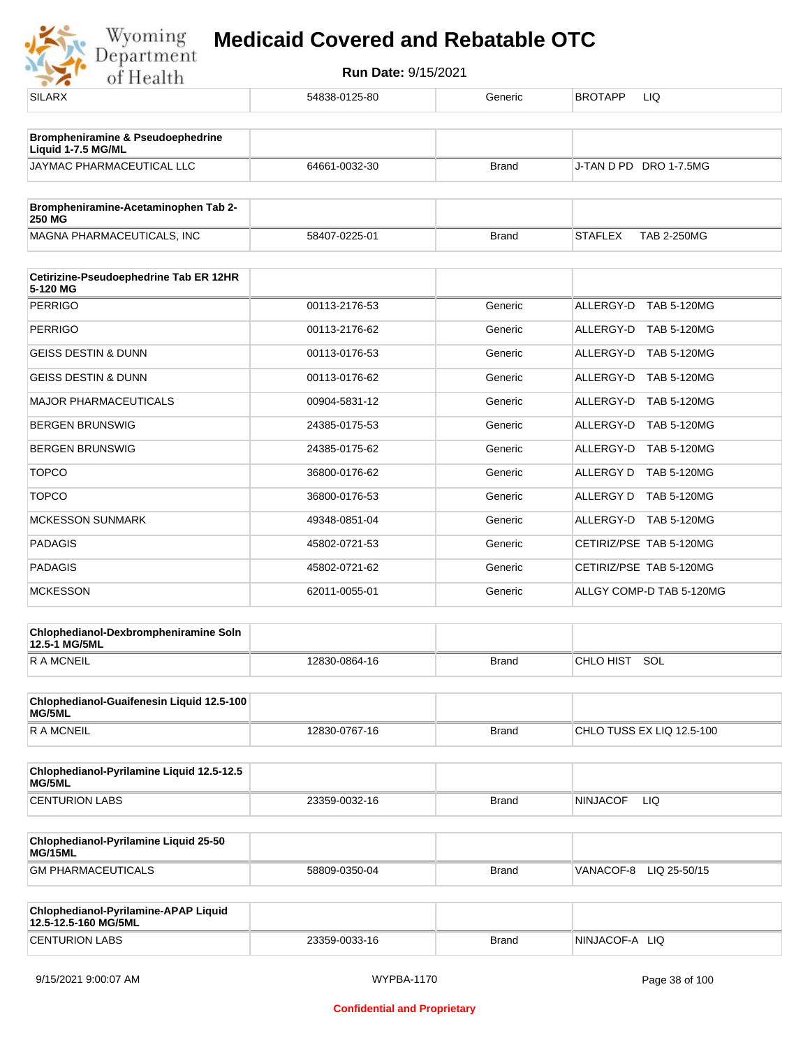| SILARX | 54838-0125-80 | Generic | BROTAPP LIQ |
|---|---|---|---|

| Brompheniramine & Pseudoephedrine Liquid 1-7.5 MG/ML | | | |
|---|---|---|---|
| JAYMAC PHARMACEUTICAL LLC | 64661-0032-30 | Brand | J-TAN D PD DRO 1-7.5MG |

| Brompheniramine-Acetaminophen Tab 2-250 MG | | | |
|---|---|---|---|
| MAGNA PHARMACEUTICALS, INC | 58407-0225-01 | Brand | STAFLEX TAB 2-250MG |

| Cetirizine-Pseudoephedrine Tab ER 12HR 5-120 MG | | | |
|---|---|---|---|
| PERRIGO | 00113-2176-53 | Generic | ALLERGY-D TAB 5-120MG |
| PERRIGO | 00113-2176-62 | Generic | ALLERGY-D TAB 5-120MG |
| GEISS DESTIN & DUNN | 00113-0176-53 | Generic | ALLERGY-D TAB 5-120MG |
| GEISS DESTIN & DUNN | 00113-0176-62 | Generic | ALLERGY-D TAB 5-120MG |
| MAJOR PHARMACEUTICALS | 00904-5831-12 | Generic | ALLERGY-D TAB 5-120MG |
| BERGEN BRUNSWIG | 24385-0175-53 | Generic | ALLERGY-D TAB 5-120MG |
| BERGEN BRUNSWIG | 24385-0175-62 | Generic | ALLERGY-D TAB 5-120MG |
| TOPCO | 36800-0176-62 | Generic | ALLERGY D TAB 5-120MG |
| TOPCO | 36800-0176-53 | Generic | ALLERGY D TAB 5-120MG |
| MCKESSON SUNMARK | 49348-0851-04 | Generic | ALLERGY-D TAB 5-120MG |
| PADAGIS | 45802-0721-53 | Generic | CETIRIZ/PSE TAB 5-120MG |
| PADAGIS | 45802-0721-62 | Generic | CETIRIZ/PSE TAB 5-120MG |
| MCKESSON | 62011-0055-01 | Generic | ALLGY COMP-D TAB 5-120MG |

| Chlophedianol-Dexbrompheniramine Soln 12.5-1 MG/5ML | | | |
|---|---|---|---|
| R A MCNEIL | 12830-0864-16 | Brand | CHLO HIST SOL |

| Chlophedianol-Guaifenesin Liquid 12.5-100 MG/5ML | | | |
|---|---|---|---|
| R A MCNEIL | 12830-0767-16 | Brand | CHLO TUSS EX LIQ 12.5-100 |

| Chlophedianol-Pyrilamine Liquid 12.5-12.5 MG/5ML | | | |
|---|---|---|---|
| CENTURION LABS | 23359-0032-16 | Brand | NINJACOF LIQ |

| Chlophedianol-Pyrilamine Liquid 25-50 MG/15ML | | | |
|---|---|---|---|
| GM PHARMACEUTICALS | 58809-0350-04 | Brand | VANACOF-8 LIQ 25-50/15 |

| Chlophedianol-Pyrilamine-APAP Liquid 12.5-12.5-160 MG/5ML | | | |
|---|---|---|---|
| CENTURION LABS | 23359-0033-16 | Brand | NINJACOF-A LIQ |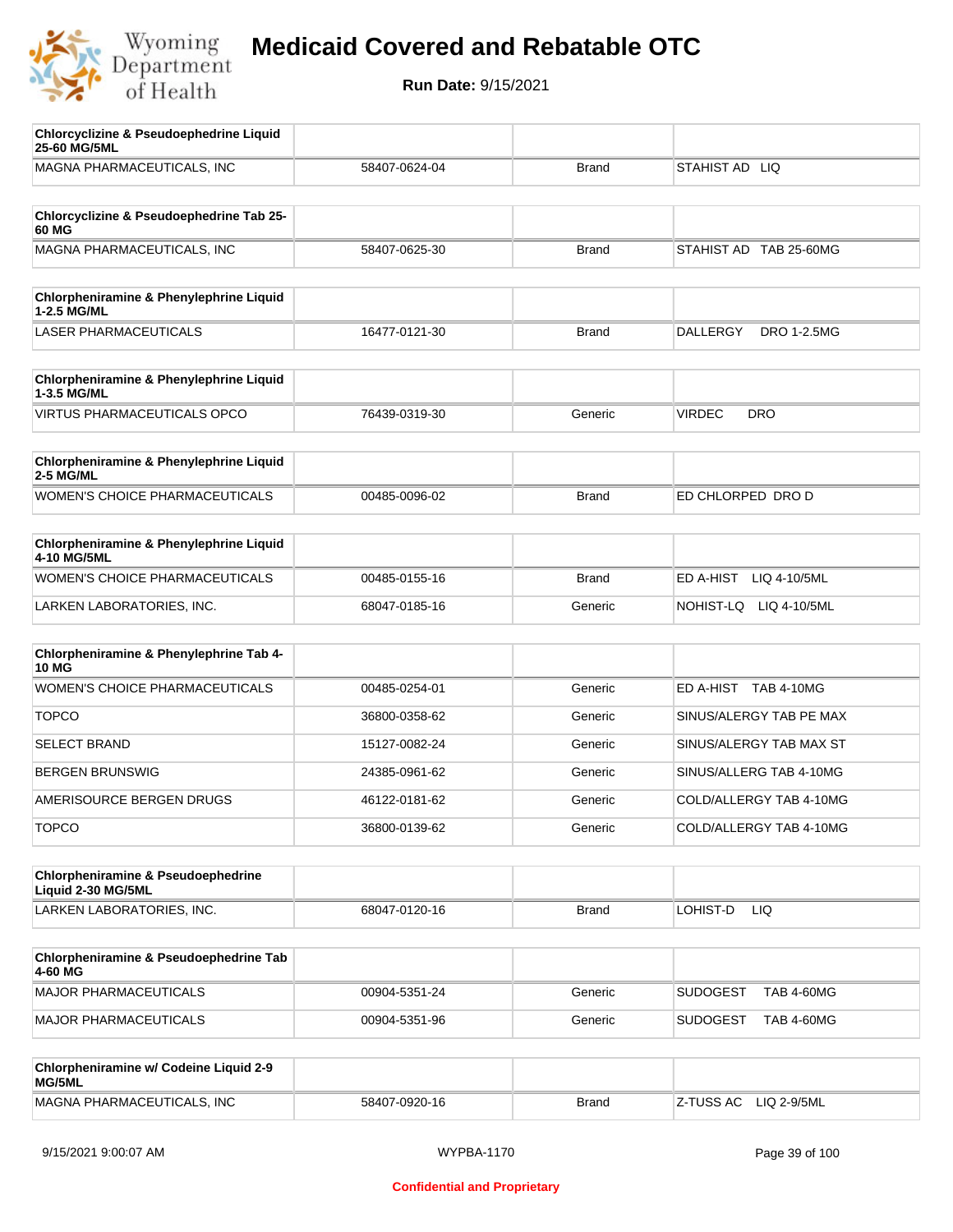# Medicaid Covered and Rebatable OTC

**Run Date:** 9/15/2021

| Chlorcyclizine & Pseudoephedrine Liquid 25-60 MG/5ML | | | |
|---|---|---|---|
| MAGNA PHARMACEUTICALS, INC | 58407-0624-04 | Brand | STAHIST AD LIQ |

| Chlorcyclizine & Pseudoephedrine Tab 25-60 MG | | | |
|---|---|---|---|
| MAGNA PHARMACEUTICALS, INC | 58407-0625-30 | Brand | STAHIST AD TAB 25-60MG |

| Chlorpheniramine & Phenylephrine Liquid 1-2.5 MG/ML | | | |
|---|---|---|---|
| LASER PHARMACEUTICALS | 16477-0121-30 | Brand | DALLERGY DRO 1-2.5MG |

| Chlorpheniramine & Phenylephrine Liquid 1-3.5 MG/ML | | | |
|---|---|---|---|
| VIRTUS PHARMACEUTICALS OPCO | 76439-0319-30 | Generic | VIRDEC DRO |

| Chlorpheniramine & Phenylephrine Liquid 2-5 MG/ML | | | |
|---|---|---|---|
| WOMEN'S CHOICE PHARMACEUTICALS | 00485-0096-02 | Brand | ED CHLORPED DRO D |

| Chlorpheniramine & Phenylephrine Liquid 4-10 MG/5ML | | | |
|---|---|---|---|
| WOMEN'S CHOICE PHARMACEUTICALS | 00485-0155-16 | Brand | ED A-HIST LIQ 4-10/5ML |
| LARKEN LABORATORIES, INC. | 68047-0185-16 | Generic | NOHIST-LQ LIQ 4-10/5ML |

| Chlorpheniramine & Phenylephrine Tab 4-10 MG | | | |
|---|---|---|---|
| WOMEN'S CHOICE PHARMACEUTICALS | 00485-0254-01 | Generic | ED A-HIST TAB 4-10MG |
| TOPCO | 36800-0358-62 | Generic | SINUS/ALERGY TAB PE MAX |
| SELECT BRAND | 15127-0082-24 | Generic | SINUS/ALERGY TAB MAX ST |
| BERGEN BRUNSWIG | 24385-0961-62 | Generic | SINUS/ALLERG TAB 4-10MG |
| AMERISOURCE BERGEN DRUGS | 46122-0181-62 | Generic | COLD/ALLERGY TAB 4-10MG |
| TOPCO | 36800-0139-62 | Generic | COLD/ALLERGY TAB 4-10MG |

| Chlorpheniramine & Pseudoephedrine Liquid 2-30 MG/5ML | | | |
|---|---|---|---|
| LARKEN LABORATORIES, INC. | 68047-0120-16 | Brand | LOHIST-D LIQ |

| Chlorpheniramine & Pseudoephedrine Tab 4-60 MG | | | |
|---|---|---|---|
| MAJOR PHARMACEUTICALS | 00904-5351-24 | Generic | SUDOGEST TAB 4-60MG |
| MAJOR PHARMACEUTICALS | 00904-5351-96 | Generic | SUDOGEST TAB 4-60MG |

| Chlorpheniramine w/ Codeine Liquid 2-9 MG/5ML | | | |
|---|---|---|---|
| MAGNA PHARMACEUTICALS, INC | 58407-0920-16 | Brand | Z-TUSS AC LIQ 2-9/5ML |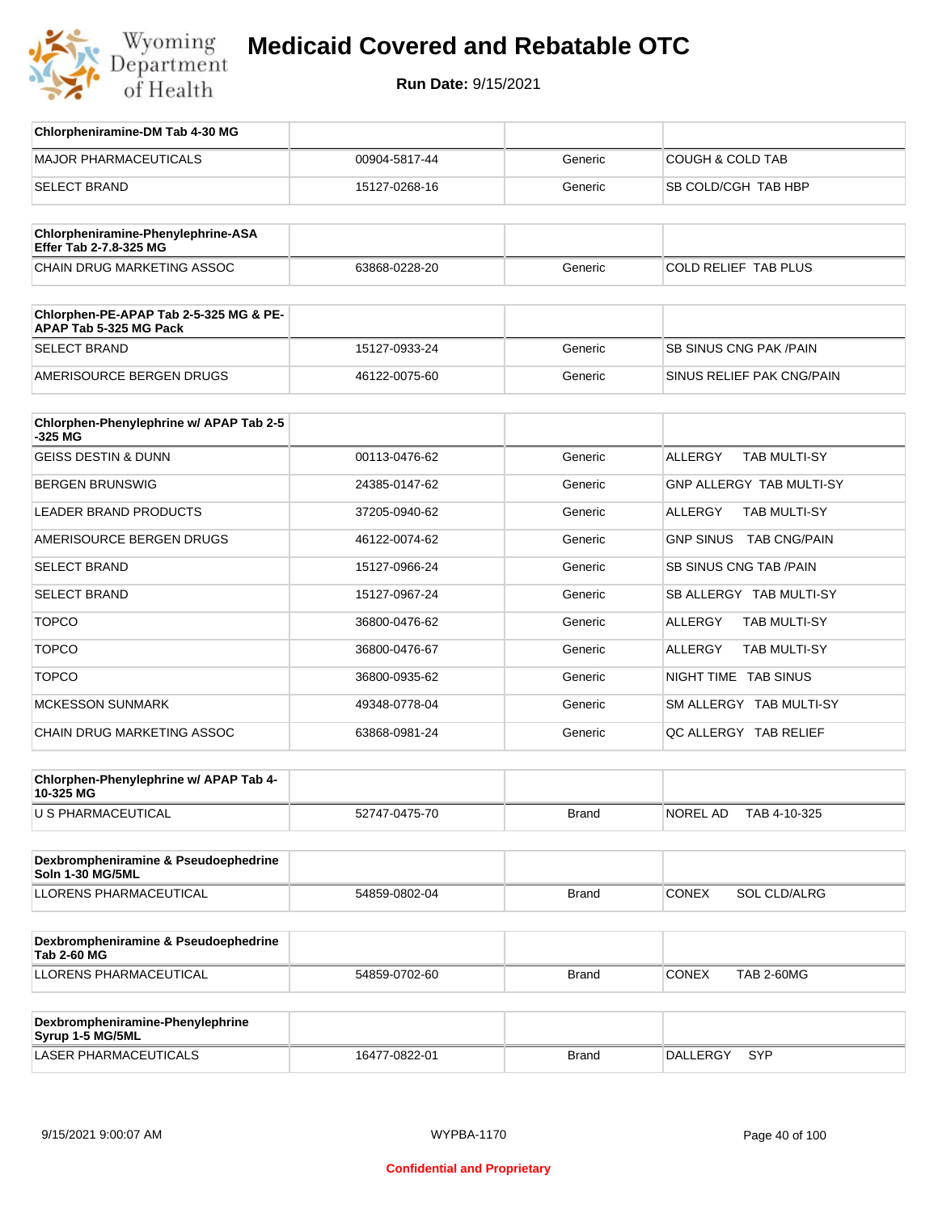| Chlorpheniramine-DM Tab 4-30 MG | | | |
|---|---|---|---|
| MAJOR PHARMACEUTICALS | 00904-5817-44 | Generic | COUGH & COLD TAB |
| SELECT BRAND | 15127-0268-16 | Generic | SB COLD/CGH TAB HBP |

| Chlorpheniramine-Phenylephrine-ASA Effer Tab 2-7.8-325 MG | | | |
|---|---|---|---|
| CHAIN DRUG MARKETING ASSOC | 63868-0228-20 | Generic | COLD RELIEF TAB PLUS |

| Chlorphen-PE-APAP Tab 2-5-325 MG & PE-APAP Tab 5-325 MG Pack | | | |
|---|---|---|---|
| SELECT BRAND | 15127-0933-24 | Generic | SB SINUS CNG PAK /PAIN |
| AMERISOURCE BERGEN DRUGS | 46122-0075-60 | Generic | SINUS RELIEF PAK CNG/PAIN |

| Chlorphen-Phenylephrine w/ APAP Tab 2-5-325 MG | | | |
|---|---|---|---|
| GEISS DESTIN & DUNN | 00113-0476-62 | Generic | ALLERGY TAB MULTI-SY |
| BERGEN BRUNSWIG | 24385-0147-62 | Generic | GNP ALLERGY TAB MULTI-SY |
| LEADER BRAND PRODUCTS | 37205-0940-62 | Generic | ALLERGY TAB MULTI-SY |
| AMERISOURCE BERGEN DRUGS | 46122-0074-62 | Generic | GNP SINUS TAB CNG/PAIN |
| SELECT BRAND | 15127-0966-24 | Generic | SB SINUS CNG TAB /PAIN |
| SELECT BRAND | 15127-0967-24 | Generic | SB ALLERGY TAB MULTI-SY |
| TOPCO | 36800-0476-62 | Generic | ALLERGY TAB MULTI-SY |
| TOPCO | 36800-0476-67 | Generic | ALLERGY TAB MULTI-SY |
| TOPCO | 36800-0935-62 | Generic | NIGHT TIME TAB SINUS |
| MCKESSON SUNMARK | 49348-0778-04 | Generic | SM ALLERGY TAB MULTI-SY |
| CHAIN DRUG MARKETING ASSOC | 63868-0981-24 | Generic | QC ALLERGY TAB RELIEF |

| Chlorphen-Phenylephrine w/ APAP Tab 4-10-325 MG | | | |
|---|---|---|---|
| U S PHARMACEUTICAL | 52747-0475-70 | Brand | NOREL AD TAB 4-10-325 |

| Dexbrompheniramine & Pseudoephedrine Soln 1-30 MG/5ML | | | |
|---|---|---|---|
| LLORENS PHARMACEUTICAL | 54859-0802-04 | Brand | CONEX SOL CLD/ALRG |

| Dexbrompheniramine & Pseudoephedrine Tab 2-60 MG | | | |
|---|---|---|---|
| LLORENS PHARMACEUTICAL | 54859-0702-60 | Brand | CONEX TAB 2-60MG |

| Dexbrompheniramine-Phenylephrine Syrup 1-5 MG/5ML | | | |
|---|---|---|---|
| LASER PHARMACEUTICALS | 16477-0822-01 | Brand | DALLERGY SYP |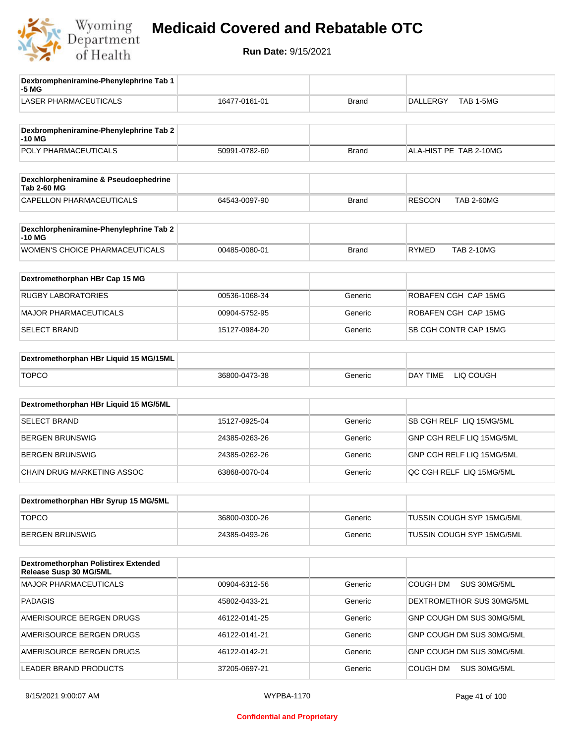| Dexbrompheniramine-Phenylephrine Tab 1-5 MG | | | |
|---|---|---|---|
| LASER PHARMACEUTICALS | 16477-0161-01 | Brand | DALLERGY TAB 1-5MG |

| Dexbrompheniramine-Phenylephrine Tab 2-10 MG | | | |
|---|---|---|---|
| POLY PHARMACEUTICALS | 50991-0782-60 | Brand | ALA-HIST PE TAB 2-10MG |

| Dexchlorpheniramine & Pseudoephedrine Tab 2-60 MG | | | |
|---|---|---|---|
| CAPELLON PHARMACEUTICALS | 64543-0097-90 | Brand | RESCON TAB 2-60MG |

| Dexchlorpheniramine-Phenylephrine Tab 2-10 MG | | | |
|---|---|---|---|
| WOMEN'S CHOICE PHARMACEUTICALS | 00485-0080-01 | Brand | RYMED TAB 2-10MG |

| Dextromethorphan HBr Cap 15 MG | | | |
|---|---|---|---|
| RUGBY LABORATORIES | 00536-1068-34 | Generic | ROBAFEN CGH CAP 15MG |
| MAJOR PHARMACEUTICALS | 00904-5752-95 | Generic | ROBAFEN CGH CAP 15MG |
| SELECT BRAND | 15127-0984-20 | Generic | SB CGH CONTR CAP 15MG |

| Dextromethorphan HBr Liquid 15 MG/15ML | | | |
|---|---|---|---|
| TOPCO | 36800-0473-38 | Generic | DAY TIME LIQ COUGH |

| Dextromethorphan HBr Liquid 15 MG/5ML | | | |
|---|---|---|---|
| SELECT BRAND | 15127-0925-04 | Generic | SB CGH RELF LIQ 15MG/5ML |
| BERGEN BRUNSWIG | 24385-0263-26 | Generic | GNP CGH RELF LIQ 15MG/5ML |
| BERGEN BRUNSWIG | 24385-0262-26 | Generic | GNP CGH RELF LIQ 15MG/5ML |
| CHAIN DRUG MARKETING ASSOC | 63868-0070-04 | Generic | QC CGH RELF LIQ 15MG/5ML |

| Dextromethorphan HBr Syrup 15 MG/5ML | | | |
|---|---|---|---|
| TOPCO | 36800-0300-26 | Generic | TUSSIN COUGH SYP 15MG/5ML |
| BERGEN BRUNSWIG | 24385-0493-26 | Generic | TUSSIN COUGH SYP 15MG/5ML |

| Dextromethorphan Polistirex Extended Release Susp 30 MG/5ML | | | |
|---|---|---|---|
| MAJOR PHARMACEUTICALS | 00904-6312-56 | Generic | COUGH DM SUS 30MG/5ML |
| PADAGIS | 45802-0433-21 | Generic | DEXTROMETHOR SUS 30MG/5ML |
| AMERISOURCE BERGEN DRUGS | 46122-0141-25 | Generic | GNP COUGH DM SUS 30MG/5ML |
| AMERISOURCE BERGEN DRUGS | 46122-0141-21 | Generic | GNP COUGH DM SUS 30MG/5ML |
| AMERISOURCE BERGEN DRUGS | 46122-0142-21 | Generic | GNP COUGH DM SUS 30MG/5ML |
| LEADER BRAND PRODUCTS | 37205-0697-21 | Generic | COUGH DM SUS 30MG/5ML |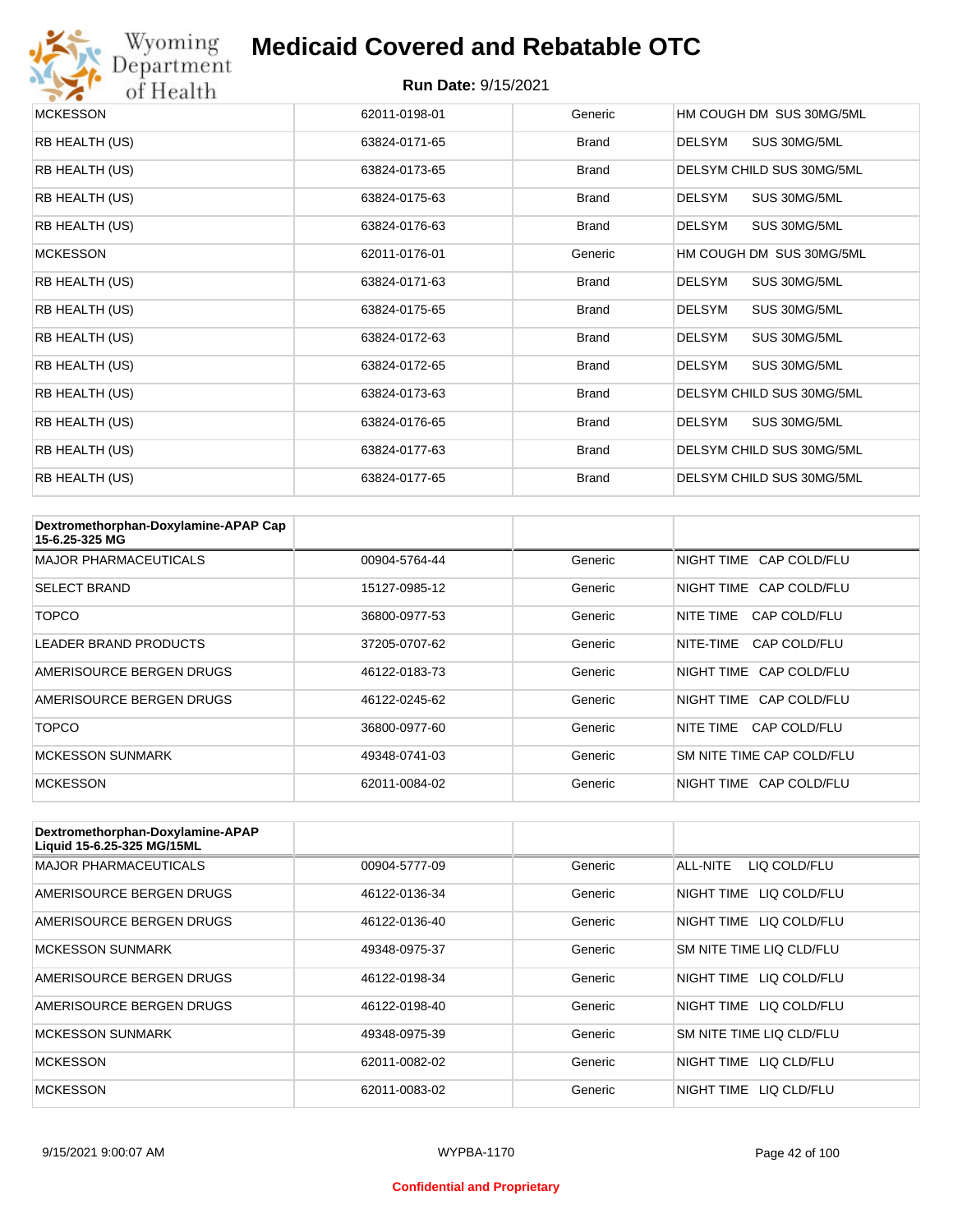| MCKESSON | 62011-0198-01 | Generic | HM COUGH DM SUS 30MG/5ML |
|---|---|---|---|
| RB HEALTH (US) | 63824-0171-65 | Brand | DELSYM SUS 30MG/5ML |
| RB HEALTH (US) | 63824-0173-65 | Brand | DELSYM CHILD SUS 30MG/5ML |
| RB HEALTH (US) | 63824-0175-63 | Brand | DELSYM SUS 30MG/5ML |
| RB HEALTH (US) | 63824-0176-63 | Brand | DELSYM SUS 30MG/5ML |
| MCKESSON | 62011-0176-01 | Generic | HM COUGH DM SUS 30MG/5ML |
| RB HEALTH (US) | 63824-0171-63 | Brand | DELSYM SUS 30MG/5ML |
| RB HEALTH (US) | 63824-0175-65 | Brand | DELSYM SUS 30MG/5ML |
| RB HEALTH (US) | 63824-0172-63 | Brand | DELSYM SUS 30MG/5ML |
| RB HEALTH (US) | 63824-0172-65 | Brand | DELSYM SUS 30MG/5ML |
| RB HEALTH (US) | 63824-0173-63 | Brand | DELSYM CHILD SUS 30MG/5ML |
| RB HEALTH (US) | 63824-0176-65 | Brand | DELSYM SUS 30MG/5ML |
| RB HEALTH (US) | 63824-0177-63 | Brand | DELSYM CHILD SUS 30MG/5ML |
| RB HEALTH (US) | 63824-0177-65 | Brand | DELSYM CHILD SUS 30MG/5ML |

| **Dextromethorphan-Doxylamine-APAP Cap 15-6.25-325 MG** | | | |
|---|---|---|---|
| MAJOR PHARMACEUTICALS | 00904-5764-44 | Generic | NIGHT TIME CAP COLD/FLU |
| SELECT BRAND | 15127-0985-12 | Generic | NIGHT TIME CAP COLD/FLU |
| TOPCO | 36800-0977-53 | Generic | NITE TIME CAP COLD/FLU |
| LEADER BRAND PRODUCTS | 37205-0707-62 | Generic | NITE-TIME CAP COLD/FLU |
| AMERISOURCE BERGEN DRUGS | 46122-0183-73 | Generic | NIGHT TIME CAP COLD/FLU |
| AMERISOURCE BERGEN DRUGS | 46122-0245-62 | Generic | NIGHT TIME CAP COLD/FLU |
| TOPCO | 36800-0977-60 | Generic | NITE TIME CAP COLD/FLU |
| MCKESSON SUNMARK | 49348-0741-03 | Generic | SM NITE TIME CAP COLD/FLU |
| MCKESSON | 62011-0084-02 | Generic | NIGHT TIME CAP COLD/FLU |

| **Dextromethorphan-Doxylamine-APAP Liquid 15-6.25-325 MG/15ML** | | | |
|---|---|---|---|
| MAJOR PHARMACEUTICALS | 00904-5777-09 | Generic | ALL-NITE LIQ COLD/FLU |
| AMERISOURCE BERGEN DRUGS | 46122-0136-34 | Generic | NIGHT TIME LIQ COLD/FLU |
| AMERISOURCE BERGEN DRUGS | 46122-0136-40 | Generic | NIGHT TIME LIQ COLD/FLU |
| MCKESSON SUNMARK | 49348-0975-37 | Generic | SM NITE TIME LIQ CLD/FLU |
| AMERISOURCE BERGEN DRUGS | 46122-0198-34 | Generic | NIGHT TIME LIQ COLD/FLU |
| AMERISOURCE BERGEN DRUGS | 46122-0198-40 | Generic | NIGHT TIME LIQ COLD/FLU |
| MCKESSON SUNMARK | 49348-0975-39 | Generic | SM NITE TIME LIQ CLD/FLU |
| MCKESSON | 62011-0082-02 | Generic | NIGHT TIME LIQ CLD/FLU |
| MCKESSON | 62011-0083-02 | Generic | NIGHT TIME LIQ CLD/FLU |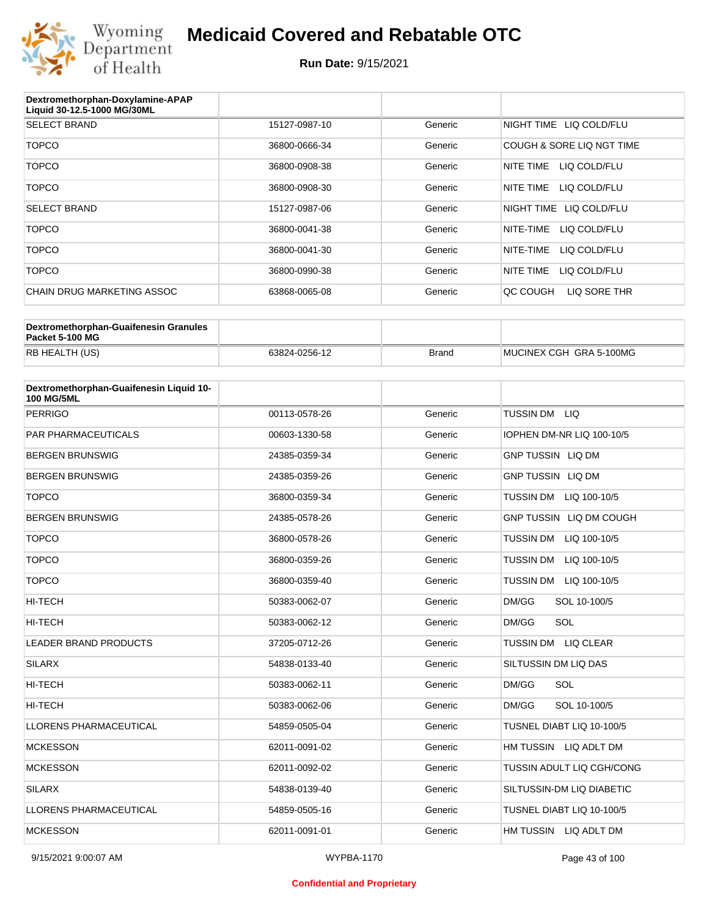# Medicaid Covered and Rebatable OTC

**Run Date:** 9/15/2021

| Dextromethorphan-Doxylamine-APAP Liquid 30-12.5-1000 MG/30ML | | | |
|---|---|---|---|
| SELECT BRAND | 15127-0987-10 | Generic | NIGHT TIME LIQ COLD/FLU |
| TOPCO | 36800-0666-34 | Generic | COUGH & SORE LIQ NGT TIME |
| TOPCO | 36800-0908-38 | Generic | NITE TIME LIQ COLD/FLU |
| TOPCO | 36800-0908-30 | Generic | NITE TIME LIQ COLD/FLU |
| SELECT BRAND | 15127-0987-06 | Generic | NIGHT TIME LIQ COLD/FLU |
| TOPCO | 36800-0041-38 | Generic | NITE-TIME LIQ COLD/FLU |
| TOPCO | 36800-0041-30 | Generic | NITE-TIME LIQ COLD/FLU |
| TOPCO | 36800-0990-38 | Generic | NITE TIME LIQ COLD/FLU |
| CHAIN DRUG MARKETING ASSOC | 63868-0065-08 | Generic | QC COUGH LIQ SORE THR |

| Dextromethorphan-Guaifenesin Granules Packet 5-100 MG | | | |
|---|---|---|---|
| RB HEALTH (US) | 63824-0256-12 | Brand | MUCINEX CGH GRA 5-100MG |

| Dextromethorphan-Guaifenesin Liquid 10-100 MG/5ML | | | |
|---|---|---|---|
| PERRIGO | 00113-0578-26 | Generic | TUSSIN DM LIQ |
| PAR PHARMACEUTICALS | 00603-1330-58 | Generic | IOPHEN DM-NR LIQ 100-10/5 |
| BERGEN BRUNSWIG | 24385-0359-34 | Generic | GNP TUSSIN LIQ DM |
| BERGEN BRUNSWIG | 24385-0359-26 | Generic | GNP TUSSIN LIQ DM |
| TOPCO | 36800-0359-34 | Generic | TUSSIN DM LIQ 100-10/5 |
| BERGEN BRUNSWIG | 24385-0578-26 | Generic | GNP TUSSIN LIQ DM COUGH |
| TOPCO | 36800-0578-26 | Generic | TUSSIN DM LIQ 100-10/5 |
| TOPCO | 36800-0359-26 | Generic | TUSSIN DM LIQ 100-10/5 |
| TOPCO | 36800-0359-40 | Generic | TUSSIN DM LIQ 100-10/5 |
| HI-TECH | 50383-0062-07 | Generic | DM/GG SOL 10-100/5 |
| HI-TECH | 50383-0062-12 | Generic | DM/GG SOL |
| LEADER BRAND PRODUCTS | 37205-0712-26 | Generic | TUSSIN DM LIQ CLEAR |
| SILARX | 54838-0133-40 | Generic | SILTUSSIN DM LIQ DAS |
| HI-TECH | 50383-0062-11 | Generic | DM/GG SOL |
| HI-TECH | 50383-0062-06 | Generic | DM/GG SOL 10-100/5 |
| LLORENS PHARMACEUTICAL | 54859-0505-04 | Generic | TUSNEL DIABT LIQ 10-100/5 |
| MCKESSON | 62011-0091-02 | Generic | HM TUSSIN LIQ ADLT DM |
| MCKESSON | 62011-0092-02 | Generic | TUSSIN ADULT LIQ CGH/CONG |
| SILARX | 54838-0139-40 | Generic | SILTUSSIN-DM LIQ DIABETIC |
| LLORENS PHARMACEUTICAL | 54859-0505-16 | Generic | TUSNEL DIABT LIQ 10-100/5 |
| MCKESSON | 62011-0091-01 | Generic | HM TUSSIN LIQ ADLT DM |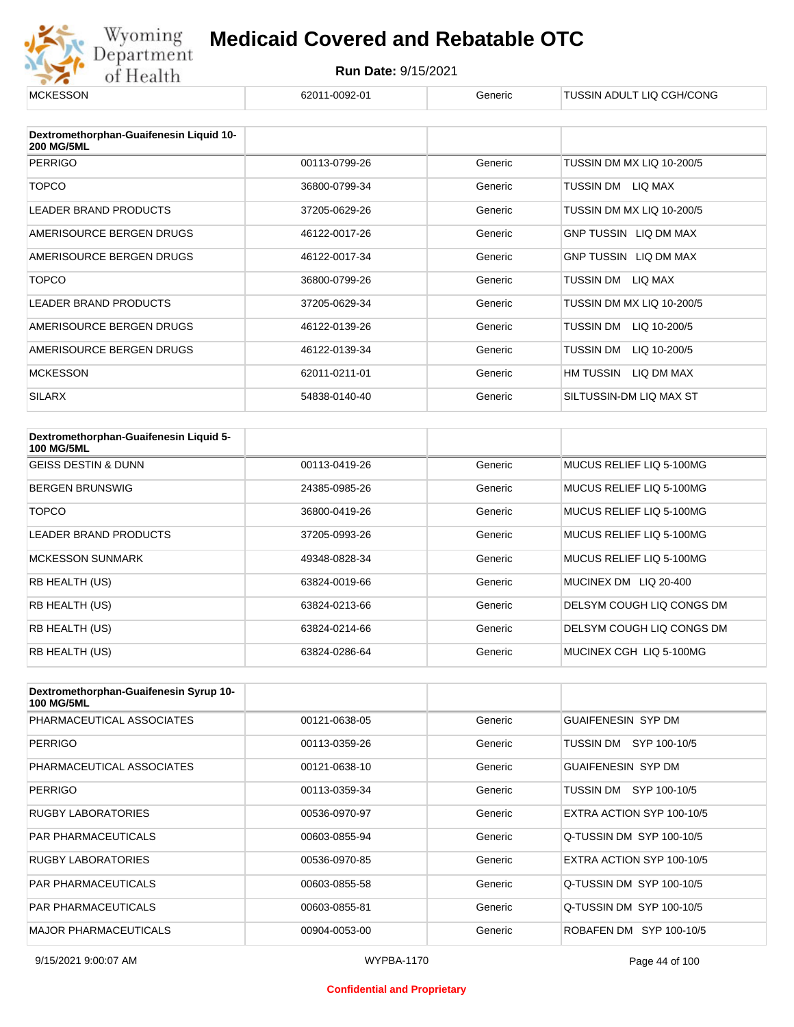| MCKESSON | 62011-0092-01 | Generic | TUSSIN ADULT LIQ CGH/CONG |
|---|---|---|---|

| Dextromethorphan-Guaifenesin Liquid 10-200 MG/5ML | | | |
|---|---|---|---|
| PERRIGO | 00113-0799-26 | Generic | TUSSIN DM MX LIQ 10-200/5 |
| TOPCO | 36800-0799-34 | Generic | TUSSIN DM LIQ MAX |
| LEADER BRAND PRODUCTS | 37205-0629-26 | Generic | TUSSIN DM MX LIQ 10-200/5 |
| AMERISOURCE BERGEN DRUGS | 46122-0017-26 | Generic | GNP TUSSIN LIQ DM MAX |
| AMERISOURCE BERGEN DRUGS | 46122-0017-34 | Generic | GNP TUSSIN LIQ DM MAX |
| TOPCO | 36800-0799-26 | Generic | TUSSIN DM LIQ MAX |
| LEADER BRAND PRODUCTS | 37205-0629-34 | Generic | TUSSIN DM MX LIQ 10-200/5 |
| AMERISOURCE BERGEN DRUGS | 46122-0139-26 | Generic | TUSSIN DM LIQ 10-200/5 |
| AMERISOURCE BERGEN DRUGS | 46122-0139-34 | Generic | TUSSIN DM LIQ 10-200/5 |
| MCKESSON | 62011-0211-01 | Generic | HM TUSSIN LIQ DM MAX |
| SILARX | 54838-0140-40 | Generic | SILTUSSIN-DM LIQ MAX ST |

| Dextromethorphan-Guaifenesin Liquid 5-100 MG/5ML | | | |
|---|---|---|---|
| GEISS DESTIN & DUNN | 00113-0419-26 | Generic | MUCUS RELIEF LIQ 5-100MG |
| BERGEN BRUNSWIG | 24385-0985-26 | Generic | MUCUS RELIEF LIQ 5-100MG |
| TOPCO | 36800-0419-26 | Generic | MUCUS RELIEF LIQ 5-100MG |
| LEADER BRAND PRODUCTS | 37205-0993-26 | Generic | MUCUS RELIEF LIQ 5-100MG |
| MCKESSON SUNMARK | 49348-0828-34 | Generic | MUCUS RELIEF LIQ 5-100MG |
| RB HEALTH (US) | 63824-0019-66 | Generic | MUCINEX DM LIQ 20-400 |
| RB HEALTH (US) | 63824-0213-66 | Generic | DELSYM COUGH LIQ CONGS DM |
| RB HEALTH (US) | 63824-0214-66 | Generic | DELSYM COUGH LIQ CONGS DM |
| RB HEALTH (US) | 63824-0286-64 | Generic | MUCINEX CGH LIQ 5-100MG |

| Dextromethorphan-Guaifenesin Syrup 10-100 MG/5ML | | | |
|---|---|---|---|
| PHARMACEUTICAL ASSOCIATES | 00121-0638-05 | Generic | GUAIFENESIN SYP DM |
| PERRIGO | 00113-0359-26 | Generic | TUSSIN DM SYP 100-10/5 |
| PHARMACEUTICAL ASSOCIATES | 00121-0638-10 | Generic | GUAIFENESIN SYP DM |
| PERRIGO | 00113-0359-34 | Generic | TUSSIN DM SYP 100-10/5 |
| RUGBY LABORATORIES | 00536-0970-97 | Generic | EXTRA ACTION SYP 100-10/5 |
| PAR PHARMACEUTICALS | 00603-0855-94 | Generic | Q-TUSSIN DM SYP 100-10/5 |
| RUGBY LABORATORIES | 00536-0970-85 | Generic | EXTRA ACTION SYP 100-10/5 |
| PAR PHARMACEUTICALS | 00603-0855-58 | Generic | Q-TUSSIN DM SYP 100-10/5 |
| PAR PHARMACEUTICALS | 00603-0855-81 | Generic | Q-TUSSIN DM SYP 100-10/5 |
| MAJOR PHARMACEUTICALS | 00904-0053-00 | Generic | ROBAFEN DM SYP 100-10/5 |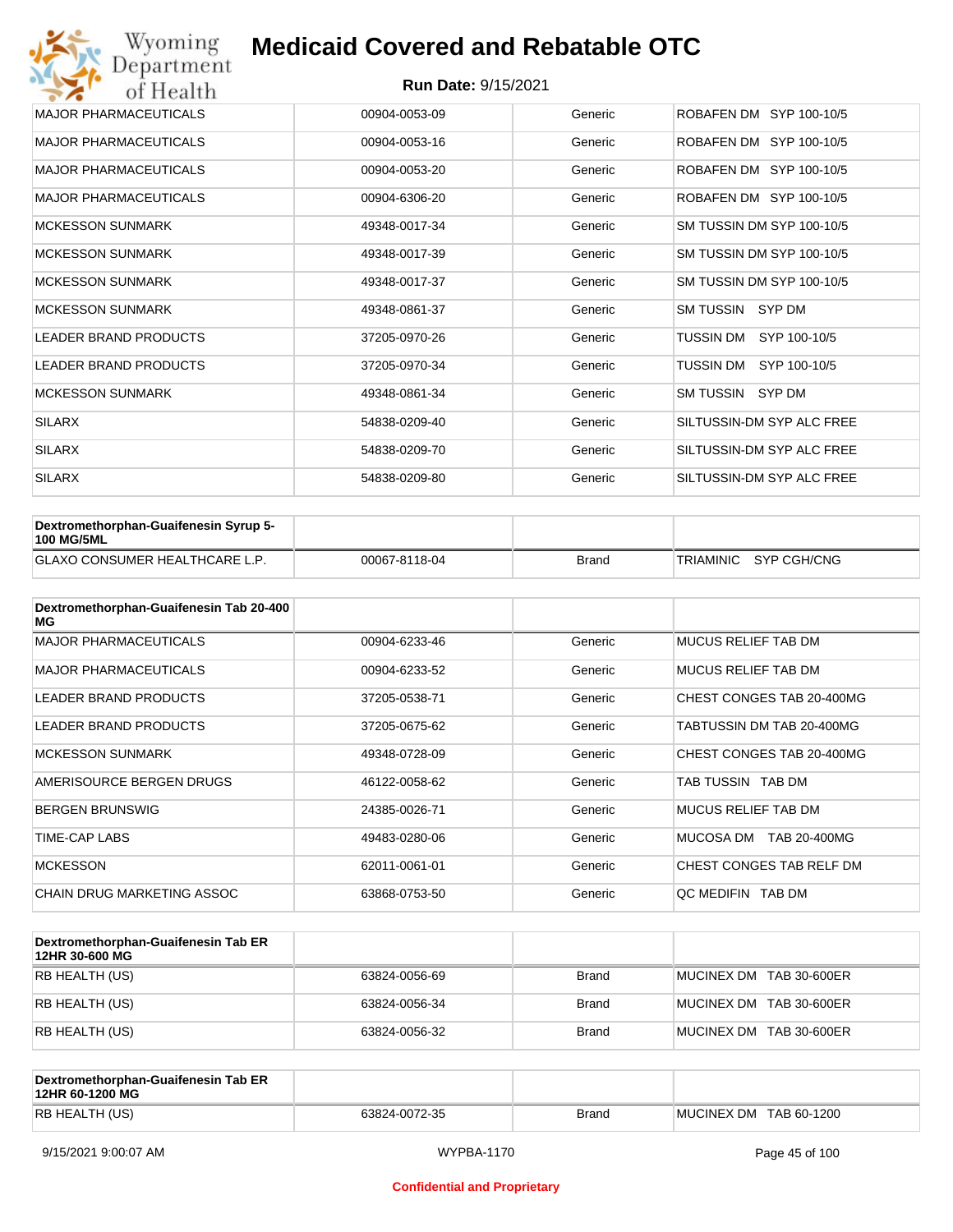| MAJOR PHARMACEUTICALS | 00904-0053-09 | Generic | ROBAFEN DM SYP 100-10/5 |
|---|---|---|---|
| MAJOR PHARMACEUTICALS | 00904-0053-16 | Generic | ROBAFEN DM SYP 100-10/5 |
| MAJOR PHARMACEUTICALS | 00904-0053-20 | Generic | ROBAFEN DM SYP 100-10/5 |
| MAJOR PHARMACEUTICALS | 00904-6306-20 | Generic | ROBAFEN DM SYP 100-10/5 |
| MCKESSON SUNMARK | 49348-0017-34 | Generic | SM TUSSIN DM SYP 100-10/5 |
| MCKESSON SUNMARK | 49348-0017-39 | Generic | SM TUSSIN DM SYP 100-10/5 |
| MCKESSON SUNMARK | 49348-0017-37 | Generic | SM TUSSIN DM SYP 100-10/5 |
| MCKESSON SUNMARK | 49348-0861-37 | Generic | SM TUSSIN SYP DM |
| LEADER BRAND PRODUCTS | 37205-0970-26 | Generic | TUSSIN DM SYP 100-10/5 |
| LEADER BRAND PRODUCTS | 37205-0970-34 | Generic | TUSSIN DM SYP 100-10/5 |
| MCKESSON SUNMARK | 49348-0861-34 | Generic | SM TUSSIN SYP DM |
| SILARX | 54838-0209-40 | Generic | SILTUSSIN-DM SYP ALC FREE |
| SILARX | 54838-0209-70 | Generic | SILTUSSIN-DM SYP ALC FREE |
| SILARX | 54838-0209-80 | Generic | SILTUSSIN-DM SYP ALC FREE |

| Dextromethorphan-Guaifenesin Syrup 5-100 MG/5ML | | | |
|---|---|---|---|
| GLAXO CONSUMER HEALTHCARE L.P. | 00067-8118-04 | Brand | TRIAMINIC SYP CGH/CNG |

| Dextromethorphan-Guaifenesin Tab 20-400 MG | | | |
|---|---|---|---|
| MAJOR PHARMACEUTICALS | 00904-6233-46 | Generic | MUCUS RELIEF TAB DM |
| MAJOR PHARMACEUTICALS | 00904-6233-52 | Generic | MUCUS RELIEF TAB DM |
| LEADER BRAND PRODUCTS | 37205-0538-71 | Generic | CHEST CONGES TAB 20-400MG |
| LEADER BRAND PRODUCTS | 37205-0675-62 | Generic | TABTUSSIN DM TAB 20-400MG |
| MCKESSON SUNMARK | 49348-0728-09 | Generic | CHEST CONGES TAB 20-400MG |
| AMERISOURCE BERGEN DRUGS | 46122-0058-62 | Generic | TAB TUSSIN TAB DM |
| BERGEN BRUNSWIG | 24385-0026-71 | Generic | MUCUS RELIEF TAB DM |
| TIME-CAP LABS | 49483-0280-06 | Generic | MUCOSA DM TAB 20-400MG |
| MCKESSON | 62011-0061-01 | Generic | CHEST CONGES TAB RELF DM |
| CHAIN DRUG MARKETING ASSOC | 63868-0753-50 | Generic | QC MEDIFIN TAB DM |

| Dextromethorphan-Guaifenesin Tab ER 12HR 30-600 MG | | | |
|---|---|---|---|
| RB HEALTH (US) | 63824-0056-69 | Brand | MUCINEX DM TAB 30-600ER |
| RB HEALTH (US) | 63824-0056-34 | Brand | MUCINEX DM TAB 30-600ER |
| RB HEALTH (US) | 63824-0056-32 | Brand | MUCINEX DM TAB 30-600ER |

| Dextromethorphan-Guaifenesin Tab ER 12HR 60-1200 MG | | | |
|---|---|---|---|
| RB HEALTH (US) | 63824-0072-35 | Brand | MUCINEX DM TAB 60-1200 |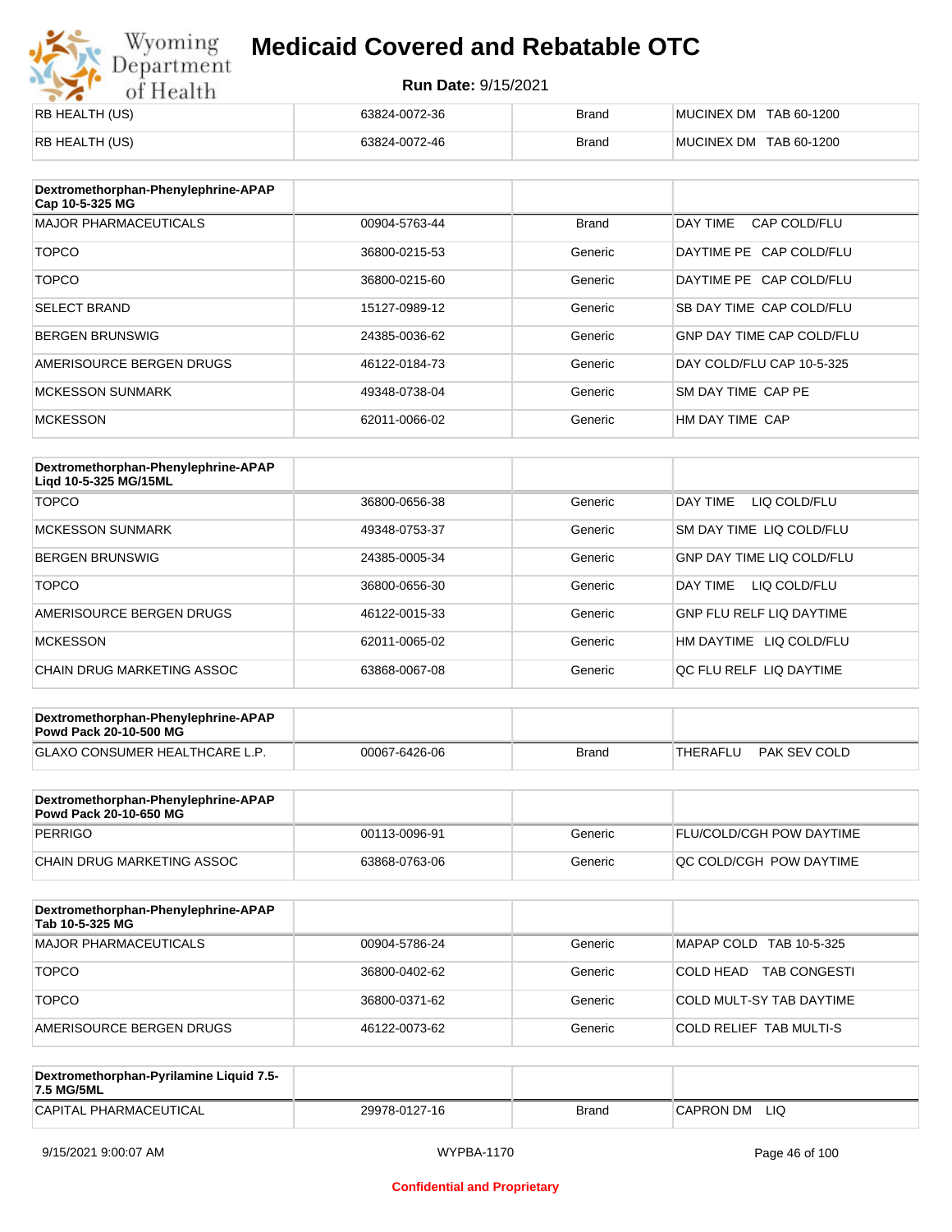| RB HEALTH (US) | 63824-0072-36 | Brand | MUCINEX DM TAB 60-1200 |
|---|---|---|---|
| RB HEALTH (US) | 63824-0072-46 | Brand | MUCINEX DM TAB 60-1200 |

| Dextromethorphan-Phenylephrine-APAP Cap 10-5-325 MG | | | |
|---|---|---|---|
| MAJOR PHARMACEUTICALS | 00904-5763-44 | Brand | DAY TIME CAP COLD/FLU |
| TOPCO | 36800-0215-53 | Generic | DAYTIME PE CAP COLD/FLU |
| TOPCO | 36800-0215-60 | Generic | DAYTIME PE CAP COLD/FLU |
| SELECT BRAND | 15127-0989-12 | Generic | SB DAY TIME CAP COLD/FLU |
| BERGEN BRUNSWIG | 24385-0036-62 | Generic | GNP DAY TIME CAP COLD/FLU |
| AMERISOURCE BERGEN DRUGS | 46122-0184-73 | Generic | DAY COLD/FLU CAP 10-5-325 |
| MCKESSON SUNMARK | 49348-0738-04 | Generic | SM DAY TIME CAP PE |
| MCKESSON | 62011-0066-02 | Generic | HM DAY TIME CAP |

| Dextromethorphan-Phenylephrine-APAP Liqd 10-5-325 MG/15ML | | | |
|---|---|---|---|
| TOPCO | 36800-0656-38 | Generic | DAY TIME LIQ COLD/FLU |
| MCKESSON SUNMARK | 49348-0753-37 | Generic | SM DAY TIME LIQ COLD/FLU |
| BERGEN BRUNSWIG | 24385-0005-34 | Generic | GNP DAY TIME LIQ COLD/FLU |
| TOPCO | 36800-0656-30 | Generic | DAY TIME LIQ COLD/FLU |
| AMERISOURCE BERGEN DRUGS | 46122-0015-33 | Generic | GNP FLU RELF LIQ DAYTIME |
| MCKESSON | 62011-0065-02 | Generic | HM DAYTIME LIQ COLD/FLU |
| CHAIN DRUG MARKETING ASSOC | 63868-0067-08 | Generic | QC FLU RELF LIQ DAYTIME |

| Dextromethorphan-Phenylephrine-APAP Powd Pack 20-10-500 MG | | | |
|---|---|---|---|
| GLAXO CONSUMER HEALTHCARE L.P. | 00067-6426-06 | Brand | THERAFLU PAK SEV COLD |

| Dextromethorphan-Phenylephrine-APAP Powd Pack 20-10-650 MG | | | |
|---|---|---|---|
| PERRIGO | 00113-0096-91 | Generic | FLU/COLD/CGH POW DAYTIME |
| CHAIN DRUG MARKETING ASSOC | 63868-0763-06 | Generic | QC COLD/CGH POW DAYTIME |

| Dextromethorphan-Phenylephrine-APAP Tab 10-5-325 MG | | | |
|---|---|---|---|
| MAJOR PHARMACEUTICALS | 00904-5786-24 | Generic | MAPAP COLD TAB 10-5-325 |
| TOPCO | 36800-0402-62 | Generic | COLD HEAD TAB CONGESTI |
| TOPCO | 36800-0371-62 | Generic | COLD MULT-SY TAB DAYTIME |
| AMERISOURCE BERGEN DRUGS | 46122-0073-62 | Generic | COLD RELIEF TAB MULTI-S |

| Dextromethorphan-Pyrilamine Liquid 7.5-7.5 MG/5ML | | | |
|---|---|---|---|
| CAPITAL PHARMACEUTICAL | 29978-0127-16 | Brand | CAPRON DM LIQ |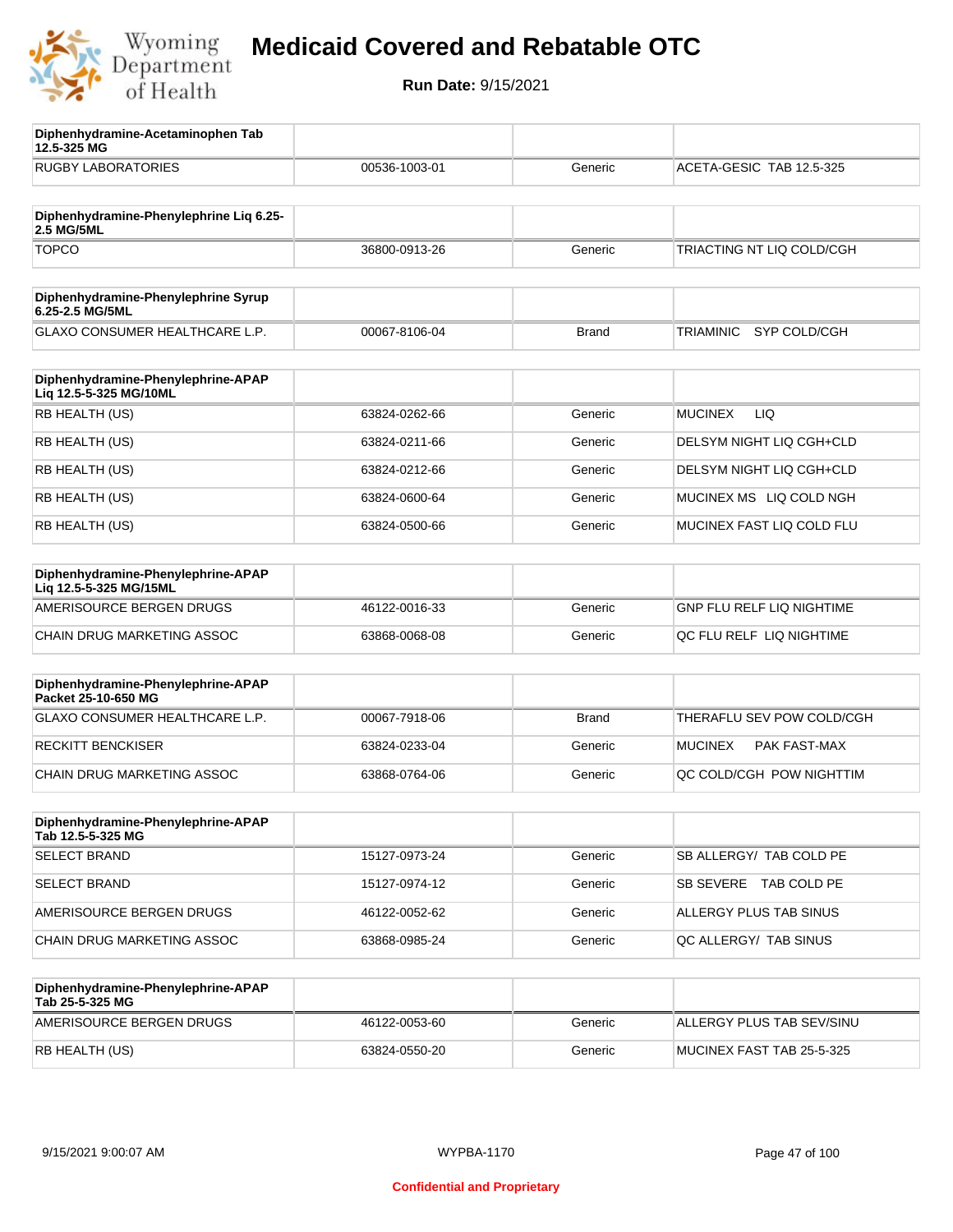# Medicaid Covered and Rebatable OTC

**Run Date:** 9/15/2021

| Diphenhydramine-Acetaminophen Tab 12.5-325 MG | | | |
|---|---|---|---|
| RUGBY LABORATORIES | 00536-1003-01 | Generic | ACETA-GESIC TAB 12.5-325 |

| Diphenhydramine-Phenylephrine Liq 6.25-2.5 MG/5ML | | | |
|---|---|---|---|
| TOPCO | 36800-0913-26 | Generic | TRIACTING NT LIQ COLD/CGH |

| Diphenhydramine-Phenylephrine Syrup 6.25-2.5 MG/5ML | | | |
|---|---|---|---|
| GLAXO CONSUMER HEALTHCARE L.P. | 00067-8106-04 | Brand | TRIAMINIC SYP COLD/CGH |

| Diphenhydramine-Phenylephrine-APAP Liq 12.5-5-325 MG/10ML | | | |
|---|---|---|---|
| RB HEALTH (US) | 63824-0262-66 | Generic | MUCINEX LIQ |
| RB HEALTH (US) | 63824-0211-66 | Generic | DELSYM NIGHT LIQ CGH+CLD |
| RB HEALTH (US) | 63824-0212-66 | Generic | DELSYM NIGHT LIQ CGH+CLD |
| RB HEALTH (US) | 63824-0600-64 | Generic | MUCINEX MS LIQ COLD NGH |
| RB HEALTH (US) | 63824-0500-66 | Generic | MUCINEX FAST LIQ COLD FLU |

| Diphenhydramine-Phenylephrine-APAP Liq 12.5-5-325 MG/15ML | | | |
|---|---|---|---|
| AMERISOURCE BERGEN DRUGS | 46122-0016-33 | Generic | GNP FLU RELF LIQ NIGHTIME |
| CHAIN DRUG MARKETING ASSOC | 63868-0068-08 | Generic | QC FLU RELF LIQ NIGHTIME |

| Diphenhydramine-Phenylephrine-APAP Packet 25-10-650 MG | | | |
|---|---|---|---|
| GLAXO CONSUMER HEALTHCARE L.P. | 00067-7918-06 | Brand | THERAFLU SEV POW COLD/CGH |
| RECKITT BENCKISER | 63824-0233-04 | Generic | MUCINEX PAK FAST-MAX |
| CHAIN DRUG MARKETING ASSOC | 63868-0764-06 | Generic | QC COLD/CGH POW NIGHTTIM |

| Diphenhydramine-Phenylephrine-APAP Tab 12.5-5-325 MG | | | |
|---|---|---|---|
| SELECT BRAND | 15127-0973-24 | Generic | SB ALLERGY/ TAB COLD PE |
| SELECT BRAND | 15127-0974-12 | Generic | SB SEVERE TAB COLD PE |
| AMERISOURCE BERGEN DRUGS | 46122-0052-62 | Generic | ALLERGY PLUS TAB SINUS |
| CHAIN DRUG MARKETING ASSOC | 63868-0985-24 | Generic | QC ALLERGY/ TAB SINUS |

| Diphenhydramine-Phenylephrine-APAP Tab 25-5-325 MG | | | |
|---|---|---|---|
| AMERISOURCE BERGEN DRUGS | 46122-0053-60 | Generic | ALLERGY PLUS TAB SEV/SINU |
| RB HEALTH (US) | 63824-0550-20 | Generic | MUCINEX FAST TAB 25-5-325 |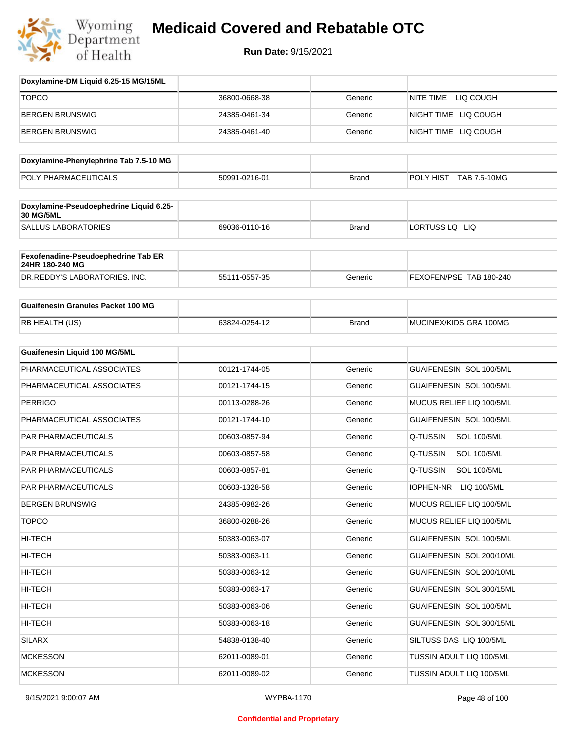| Doxylamine-DM Liquid 6.25-15 MG/15ML | | | |
|---|---|---|---|
| TOPCO | 36800-0668-38 | Generic | NITE TIME LIQ COUGH |
| BERGEN BRUNSWIG | 24385-0461-34 | Generic | NIGHT TIME LIQ COUGH |
| BERGEN BRUNSWIG | 24385-0461-40 | Generic | NIGHT TIME LIQ COUGH |

| Doxylamine-Phenylephrine Tab 7.5-10 MG | | | |
|---|---|---|---|
| POLY PHARMACEUTICALS | 50991-0216-01 | Brand | POLY HIST TAB 7.5-10MG |

| Doxylamine-Pseudoephedrine Liquid 6.25-30 MG/5ML | | | |
|---|---|---|---|
| SALLUS LABORATORIES | 69036-0110-16 | Brand | LORTUSS LQ LIQ |

| Fexofenadine-Pseudoephedrine Tab ER 24HR 180-240 MG | | | |
|---|---|---|---|
| DR.REDDY'S LABORATORIES, INC. | 55111-0557-35 | Generic | FEXOFEN/PSE TAB 180-240 |

| Guaifenesin Granules Packet 100 MG | | | |
|---|---|---|---|
| RB HEALTH (US) | 63824-0254-12 | Brand | MUCINEX/KIDS GRA 100MG |

| Guaifenesin Liquid 100 MG/5ML | | | |
|---|---|---|---|
| PHARMACEUTICAL ASSOCIATES | 00121-1744-05 | Generic | GUAIFENESIN SOL 100/5ML |
| PHARMACEUTICAL ASSOCIATES | 00121-1744-15 | Generic | GUAIFENESIN SOL 100/5ML |
| PERRIGO | 00113-0288-26 | Generic | MUCUS RELIEF LIQ 100/5ML |
| PHARMACEUTICAL ASSOCIATES | 00121-1744-10 | Generic | GUAIFENESIN SOL 100/5ML |
| PAR PHARMACEUTICALS | 00603-0857-94 | Generic | Q-TUSSIN SOL 100/5ML |
| PAR PHARMACEUTICALS | 00603-0857-58 | Generic | Q-TUSSIN SOL 100/5ML |
| PAR PHARMACEUTICALS | 00603-0857-81 | Generic | Q-TUSSIN SOL 100/5ML |
| PAR PHARMACEUTICALS | 00603-1328-58 | Generic | IOPHEN-NR LIQ 100/5ML |
| BERGEN BRUNSWIG | 24385-0982-26 | Generic | MUCUS RELIEF LIQ 100/5ML |
| TOPCO | 36800-0288-26 | Generic | MUCUS RELIEF LIQ 100/5ML |
| HI-TECH | 50383-0063-07 | Generic | GUAIFENESIN SOL 100/5ML |
| HI-TECH | 50383-0063-11 | Generic | GUAIFENESIN SOL 200/10ML |
| HI-TECH | 50383-0063-12 | Generic | GUAIFENESIN SOL 200/10ML |
| HI-TECH | 50383-0063-17 | Generic | GUAIFENESIN SOL 300/15ML |
| HI-TECH | 50383-0063-06 | Generic | GUAIFENESIN SOL 100/5ML |
| HI-TECH | 50383-0063-18 | Generic | GUAIFENESIN SOL 300/15ML |
| SILARX | 54838-0138-40 | Generic | SILTUSS DAS LIQ 100/5ML |
| MCKESSON | 62011-0089-01 | Generic | TUSSIN ADULT LIQ 100/5ML |
| MCKESSON | 62011-0089-02 | Generic | TUSSIN ADULT LIQ 100/5ML |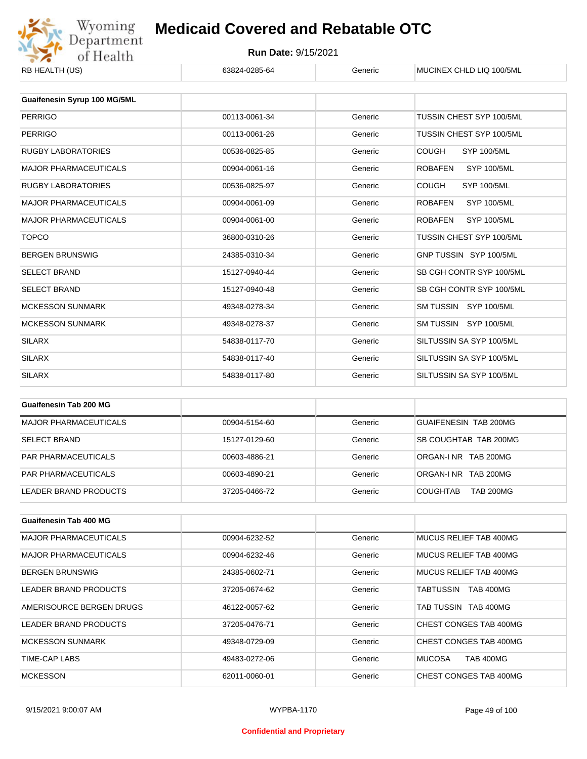| RB HEALTH (US) | 63824-0285-64 | Generic | MUCINEX CHLD LIQ 100/5ML |
|---|---|---|---|

| Guaifenesin Syrup 100 MG/5ML | | | |
|---|---|---|---|
| PERRIGO | 00113-0061-34 | Generic | TUSSIN CHEST SYP 100/5ML |
| PERRIGO | 00113-0061-26 | Generic | TUSSIN CHEST SYP 100/5ML |
| RUGBY LABORATORIES | 00536-0825-85 | Generic | COUGH SYP 100/5ML |
| MAJOR PHARMACEUTICALS | 00904-0061-16 | Generic | ROBAFEN SYP 100/5ML |
| RUGBY LABORATORIES | 00536-0825-97 | Generic | COUGH SYP 100/5ML |
| MAJOR PHARMACEUTICALS | 00904-0061-09 | Generic | ROBAFEN SYP 100/5ML |
| MAJOR PHARMACEUTICALS | 00904-0061-00 | Generic | ROBAFEN SYP 100/5ML |
| TOPCO | 36800-0310-26 | Generic | TUSSIN CHEST SYP 100/5ML |
| BERGEN BRUNSWIG | 24385-0310-34 | Generic | GNP TUSSIN SYP 100/5ML |
| SELECT BRAND | 15127-0940-44 | Generic | SB CGH CONTR SYP 100/5ML |
| SELECT BRAND | 15127-0940-48 | Generic | SB CGH CONTR SYP 100/5ML |
| MCKESSON SUNMARK | 49348-0278-34 | Generic | SM TUSSIN SYP 100/5ML |
| MCKESSON SUNMARK | 49348-0278-37 | Generic | SM TUSSIN SYP 100/5ML |
| SILARX | 54838-0117-70 | Generic | SILTUSSIN SA SYP 100/5ML |
| SILARX | 54838-0117-40 | Generic | SILTUSSIN SA SYP 100/5ML |
| SILARX | 54838-0117-80 | Generic | SILTUSSIN SA SYP 100/5ML |

| Guaifenesin Tab 200 MG | | | |
|---|---|---|---|
| MAJOR PHARMACEUTICALS | 00904-5154-60 | Generic | GUAIFENESIN TAB 200MG |
| SELECT BRAND | 15127-0129-60 | Generic | SB COUGHTAB TAB 200MG |
| PAR PHARMACEUTICALS | 00603-4886-21 | Generic | ORGAN-I NR TAB 200MG |
| PAR PHARMACEUTICALS | 00603-4890-21 | Generic | ORGAN-I NR TAB 200MG |
| LEADER BRAND PRODUCTS | 37205-0466-72 | Generic | COUGHTAB TAB 200MG |

| Guaifenesin Tab 400 MG | | | |
|---|---|---|---|
| MAJOR PHARMACEUTICALS | 00904-6232-52 | Generic | MUCUS RELIEF TAB 400MG |
| MAJOR PHARMACEUTICALS | 00904-6232-46 | Generic | MUCUS RELIEF TAB 400MG |
| BERGEN BRUNSWIG | 24385-0602-71 | Generic | MUCUS RELIEF TAB 400MG |
| LEADER BRAND PRODUCTS | 37205-0674-62 | Generic | TABTUSSIN TAB 400MG |
| AMERISOURCE BERGEN DRUGS | 46122-0057-62 | Generic | TAB TUSSIN TAB 400MG |
| LEADER BRAND PRODUCTS | 37205-0476-71 | Generic | CHEST CONGES TAB 400MG |
| MCKESSON SUNMARK | 49348-0729-09 | Generic | CHEST CONGES TAB 400MG |
| TIME-CAP LABS | 49483-0272-06 | Generic | MUCOSA TAB 400MG |
| MCKESSON | 62011-0060-01 | Generic | CHEST CONGES TAB 400MG |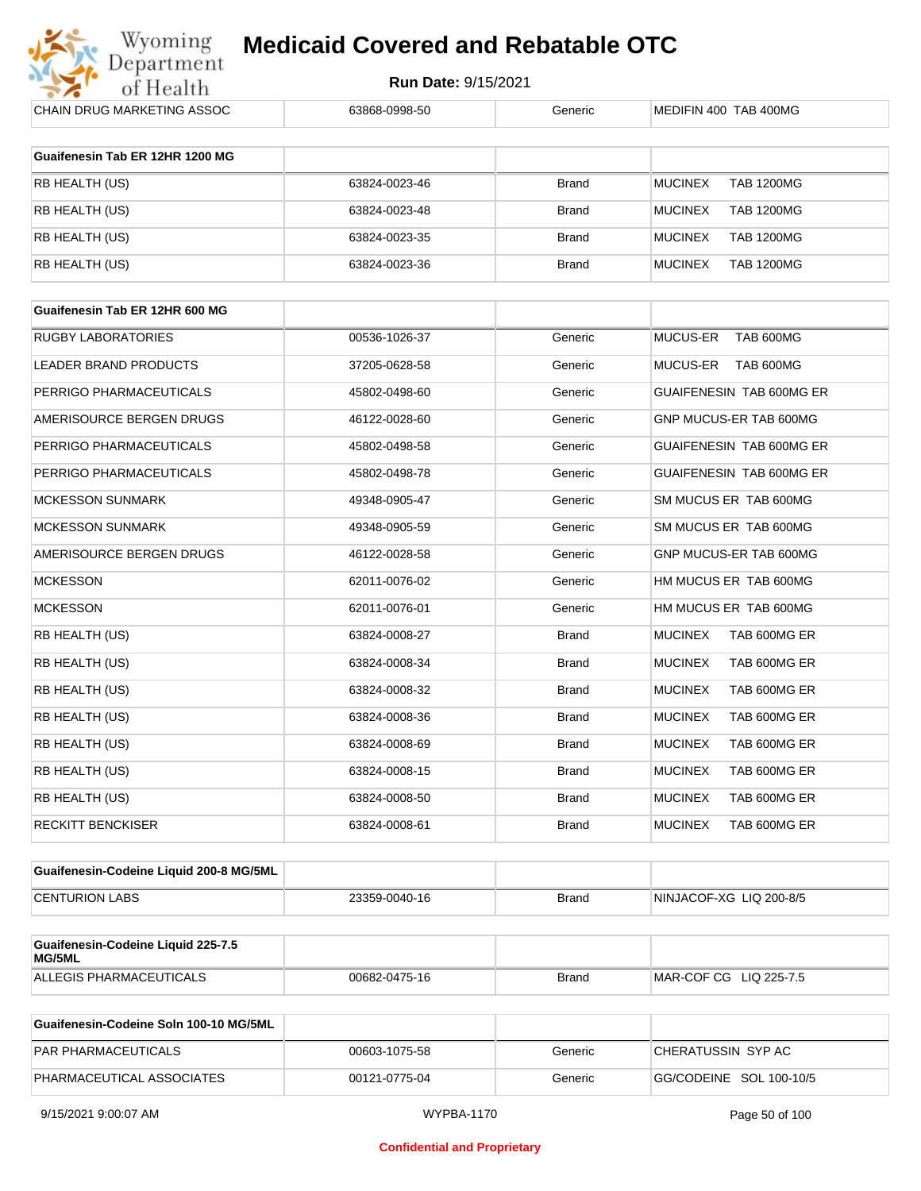| CHAIN DRUG MARKETING ASSOC | 63868-0998-50 | Generic | MEDIFIN 400 TAB 400MG |
|---|---|---|---|

| Guaifenesin Tab ER 12HR 1200 MG | | | |
|---|---|---|---|
| RB HEALTH (US) | 63824-0023-46 | Brand | MUCINEX TAB 1200MG |
| RB HEALTH (US) | 63824-0023-48 | Brand | MUCINEX TAB 1200MG |
| RB HEALTH (US) | 63824-0023-35 | Brand | MUCINEX TAB 1200MG |
| RB HEALTH (US) | 63824-0023-36 | Brand | MUCINEX TAB 1200MG |

| Guaifenesin Tab ER 12HR 600 MG | | | |
|---|---|---|---|
| RUGBY LABORATORIES | 00536-1026-37 | Generic | MUCUS-ER TAB 600MG |
| LEADER BRAND PRODUCTS | 37205-0628-58 | Generic | MUCUS-ER TAB 600MG |
| PERRIGO PHARMACEUTICALS | 45802-0498-60 | Generic | GUAIFENESIN TAB 600MG ER |
| AMERISOURCE BERGEN DRUGS | 46122-0028-60 | Generic | GNP MUCUS-ER TAB 600MG |
| PERRIGO PHARMACEUTICALS | 45802-0498-58 | Generic | GUAIFENESIN TAB 600MG ER |
| PERRIGO PHARMACEUTICALS | 45802-0498-78 | Generic | GUAIFENESIN TAB 600MG ER |
| MCKESSON SUNMARK | 49348-0905-47 | Generic | SM MUCUS ER TAB 600MG |
| MCKESSON SUNMARK | 49348-0905-59 | Generic | SM MUCUS ER TAB 600MG |
| AMERISOURCE BERGEN DRUGS | 46122-0028-58 | Generic | GNP MUCUS-ER TAB 600MG |
| MCKESSON | 62011-0076-02 | Generic | HM MUCUS ER TAB 600MG |
| MCKESSON | 62011-0076-01 | Generic | HM MUCUS ER TAB 600MG |
| RB HEALTH (US) | 63824-0008-27 | Brand | MUCINEX TAB 600MG ER |
| RB HEALTH (US) | 63824-0008-34 | Brand | MUCINEX TAB 600MG ER |
| RB HEALTH (US) | 63824-0008-32 | Brand | MUCINEX TAB 600MG ER |
| RB HEALTH (US) | 63824-0008-36 | Brand | MUCINEX TAB 600MG ER |
| RB HEALTH (US) | 63824-0008-69 | Brand | MUCINEX TAB 600MG ER |
| RB HEALTH (US) | 63824-0008-15 | Brand | MUCINEX TAB 600MG ER |
| RB HEALTH (US) | 63824-0008-50 | Brand | MUCINEX TAB 600MG ER |
| RECKITT BENCKISER | 63824-0008-61 | Brand | MUCINEX TAB 600MG ER |

| Guaifenesin-Codeine Liquid 200-8 MG/5ML | | | |
|---|---|---|---|
| CENTURION LABS | 23359-0040-16 | Brand | NINJACOF-XG LIQ 200-8/5 |

| Guaifenesin-Codeine Liquid 225-7.5 MG/5ML | | | |
|---|---|---|---|
| ALLEGIS PHARMACEUTICALS | 00682-0475-16 | Brand | MAR-COF CG LIQ 225-7.5 |

| Guaifenesin-Codeine Soln 100-10 MG/5ML | | | |
|---|---|---|---|
| PAR PHARMACEUTICALS | 00603-1075-58 | Generic | CHERATUSSIN SYP AC |
| PHARMACEUTICAL ASSOCIATES | 00121-0775-04 | Generic | GG/CODEINE SOL 100-10/5 |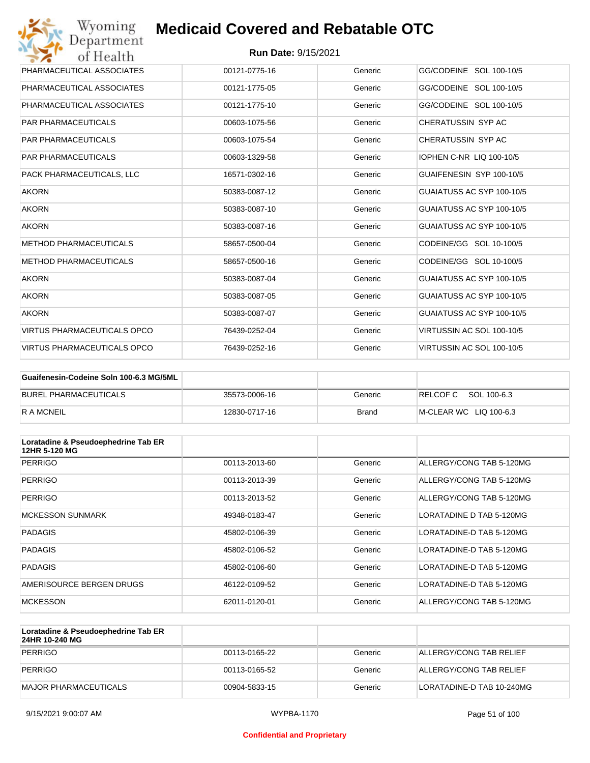| | | | |
|---|---|---|---|
| PHARMACEUTICAL ASSOCIATES | 00121-0775-16 | Generic | GG/CODEINE SOL 100-10/5 |
| PHARMACEUTICAL ASSOCIATES | 00121-1775-05 | Generic | GG/CODEINE SOL 100-10/5 |
| PHARMACEUTICAL ASSOCIATES | 00121-1775-10 | Generic | GG/CODEINE SOL 100-10/5 |
| PAR PHARMACEUTICALS | 00603-1075-56 | Generic | CHERATUSSIN SYP AC |
| PAR PHARMACEUTICALS | 00603-1075-54 | Generic | CHERATUSSIN SYP AC |
| PAR PHARMACEUTICALS | 00603-1329-58 | Generic | IOPHEN C-NR LIQ 100-10/5 |
| PACK PHARMACEUTICALS, LLC | 16571-0302-16 | Generic | GUAIFENESIN SYP 100-10/5 |
| AKORN | 50383-0087-12 | Generic | GUAIATUSS AC SYP 100-10/5 |
| AKORN | 50383-0087-10 | Generic | GUAIATUSS AC SYP 100-10/5 |
| AKORN | 50383-0087-16 | Generic | GUAIATUSS AC SYP 100-10/5 |
| METHOD PHARMACEUTICALS | 58657-0500-04 | Generic | CODEINE/GG SOL 10-100/5 |
| METHOD PHARMACEUTICALS | 58657-0500-16 | Generic | CODEINE/GG SOL 10-100/5 |
| AKORN | 50383-0087-04 | Generic | GUAIATUSS AC SYP 100-10/5 |
| AKORN | 50383-0087-05 | Generic | GUAIATUSS AC SYP 100-10/5 |
| AKORN | 50383-0087-07 | Generic | GUAIATUSS AC SYP 100-10/5 |
| VIRTUS PHARMACEUTICALS OPCO | 76439-0252-04 | Generic | VIRTUSSIN AC SOL 100-10/5 |
| VIRTUS PHARMACEUTICALS OPCO | 76439-0252-16 | Generic | VIRTUSSIN AC SOL 100-10/5 |

| **Guaifenesin-Codeine Soln 100-6.3 MG/5ML** | | | |
|---|---|---|---|
| BUREL PHARMACEUTICALS | 35573-0006-16 | Generic | RELCOF C SOL 100-6.3 |
| R A MCNEIL | 12830-0717-16 | Brand | M-CLEAR WC LIQ 100-6.3 |

| **Loratadine & Pseudoephedrine Tab ER 12HR 5-120 MG** | | | |
|---|---|---|---|
| PERRIGO | 00113-2013-60 | Generic | ALLERGY/CONG TAB 5-120MG |
| PERRIGO | 00113-2013-39 | Generic | ALLERGY/CONG TAB 5-120MG |
| PERRIGO | 00113-2013-52 | Generic | ALLERGY/CONG TAB 5-120MG |
| MCKESSON SUNMARK | 49348-0183-47 | Generic | LORATADINE D TAB 5-120MG |
| PADAGIS | 45802-0106-39 | Generic | LORATADINE-D TAB 5-120MG |
| PADAGIS | 45802-0106-52 | Generic | LORATADINE-D TAB 5-120MG |
| PADAGIS | 45802-0106-60 | Generic | LORATADINE-D TAB 5-120MG |
| AMERISOURCE BERGEN DRUGS | 46122-0109-52 | Generic | LORATADINE-D TAB 5-120MG |
| MCKESSON | 62011-0120-01 | Generic | ALLERGY/CONG TAB 5-120MG |

| **Loratadine & Pseudoephedrine Tab ER 24HR 10-240 MG** | | | |
|---|---|---|---|
| PERRIGO | 00113-0165-22 | Generic | ALLERGY/CONG TAB RELIEF |
| PERRIGO | 00113-0165-52 | Generic | ALLERGY/CONG TAB RELIEF |
| MAJOR PHARMACEUTICALS | 00904-5833-15 | Generic | LORATADINE-D TAB 10-240MG |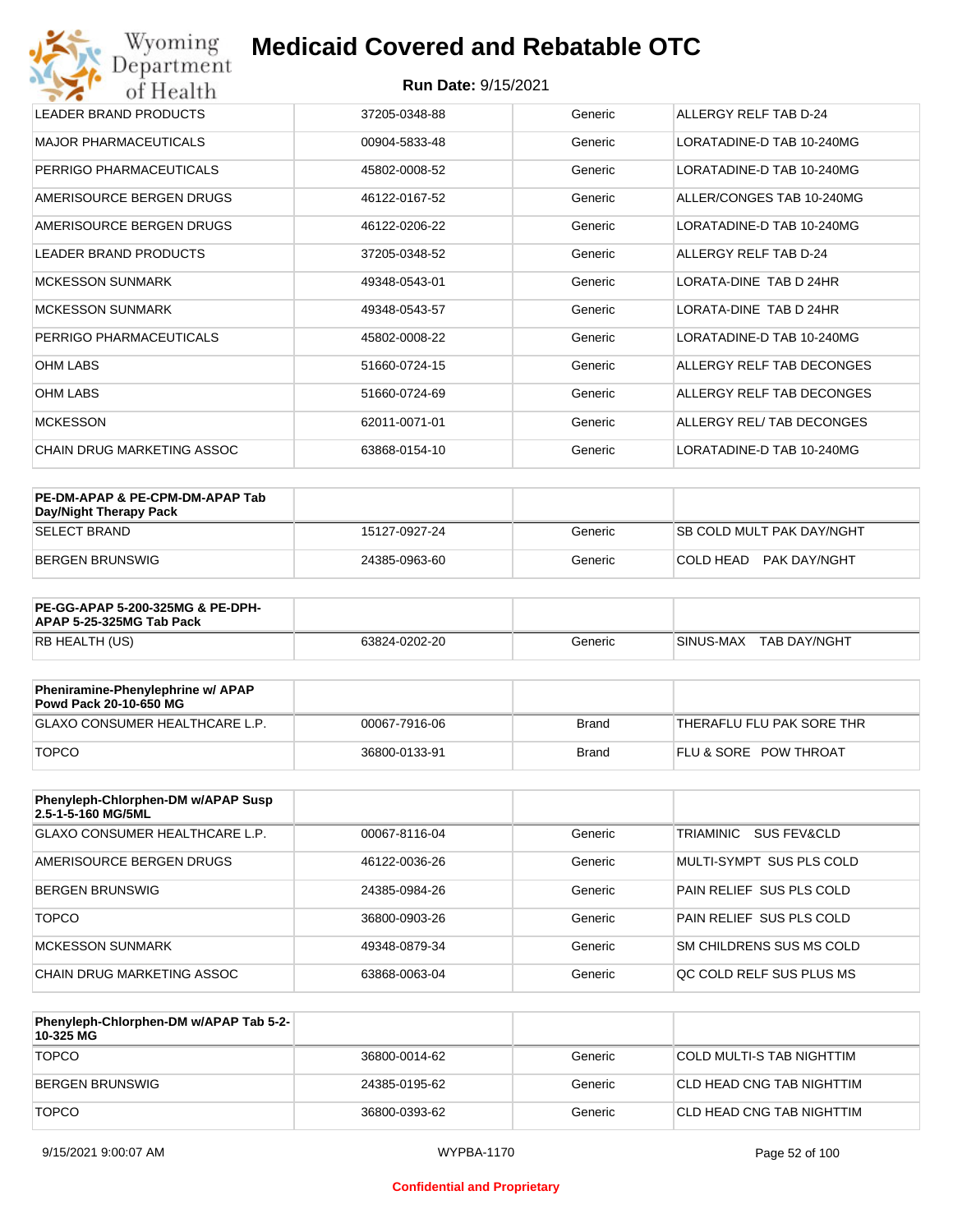| | | | |
|---|---|---|---|
| LEADER BRAND PRODUCTS | 37205-0348-88 | Generic | ALLERGY RELF TAB D-24 |
| MAJOR PHARMACEUTICALS | 00904-5833-48 | Generic | LORATADINE-D TAB 10-240MG |
| PERRIGO PHARMACEUTICALS | 45802-0008-52 | Generic | LORATADINE-D TAB 10-240MG |
| AMERISOURCE BERGEN DRUGS | 46122-0167-52 | Generic | ALLER/CONGES TAB 10-240MG |
| AMERISOURCE BERGEN DRUGS | 46122-0206-22 | Generic | LORATADINE-D TAB 10-240MG |
| LEADER BRAND PRODUCTS | 37205-0348-52 | Generic | ALLERGY RELF TAB D-24 |
| MCKESSON SUNMARK | 49348-0543-01 | Generic | LORATA-DINE TAB D 24HR |
| MCKESSON SUNMARK | 49348-0543-57 | Generic | LORATA-DINE TAB D 24HR |
| PERRIGO PHARMACEUTICALS | 45802-0008-22 | Generic | LORATADINE-D TAB 10-240MG |
| OHM LABS | 51660-0724-15 | Generic | ALLERGY RELF TAB DECONGES |
| OHM LABS | 51660-0724-69 | Generic | ALLERGY RELF TAB DECONGES |
| MCKESSON | 62011-0071-01 | Generic | ALLERGY REL/ TAB DECONGES |
| CHAIN DRUG MARKETING ASSOC | 63868-0154-10 | Generic | LORATADINE-D TAB 10-240MG |

| **PE-DM-APAP & PE-CPM-DM-APAP Tab Day/Night Therapy Pack** | | | |
|---|---|---|---|
| SELECT BRAND | 15127-0927-24 | Generic | SB COLD MULT PAK DAY/NGHT |
| BERGEN BRUNSWIG | 24385-0963-60 | Generic | COLD HEAD PAK DAY/NGHT |

| **PE-GG-APAP 5-200-325MG & PE-DPH-APAP 5-25-325MG Tab Pack** | | | |
|---|---|---|---|
| RB HEALTH (US) | 63824-0202-20 | Generic | SINUS-MAX TAB DAY/NGHT |

| **Pheniramine-Phenylephrine w/ APAP Powd Pack 20-10-650 MG** | | | |
|---|---|---|---|
| GLAXO CONSUMER HEALTHCARE L.P. | 00067-7916-06 | Brand | THERAFLU FLU PAK SORE THR |
| TOPCO | 36800-0133-91 | Brand | FLU & SORE POW THROAT |

| **Phenyleph-Chlorphen-DM w/APAP Susp 2.5-1-5-160 MG/5ML** | | | |
|---|---|---|---|
| GLAXO CONSUMER HEALTHCARE L.P. | 00067-8116-04 | Generic | TRIAMINIC SUS FEV&CLD |
| AMERISOURCE BERGEN DRUGS | 46122-0036-26 | Generic | MULTI-SYMPT SUS PLS COLD |
| BERGEN BRUNSWIG | 24385-0984-26 | Generic | PAIN RELIEF SUS PLS COLD |
| TOPCO | 36800-0903-26 | Generic | PAIN RELIEF SUS PLS COLD |
| MCKESSON SUNMARK | 49348-0879-34 | Generic | SM CHILDRENS SUS MS COLD |
| CHAIN DRUG MARKETING ASSOC | 63868-0063-04 | Generic | QC COLD RELF SUS PLUS MS |

| **Phenyleph-Chlorphen-DM w/APAP Tab 5-2-10-325 MG** | | | |
|---|---|---|---|
| TOPCO | 36800-0014-62 | Generic | COLD MULTI-S TAB NIGHTTIM |
| BERGEN BRUNSWIG | 24385-0195-62 | Generic | CLD HEAD CNG TAB NIGHTTIM |
| TOPCO | 36800-0393-62 | Generic | CLD HEAD CNG TAB NIGHTTIM |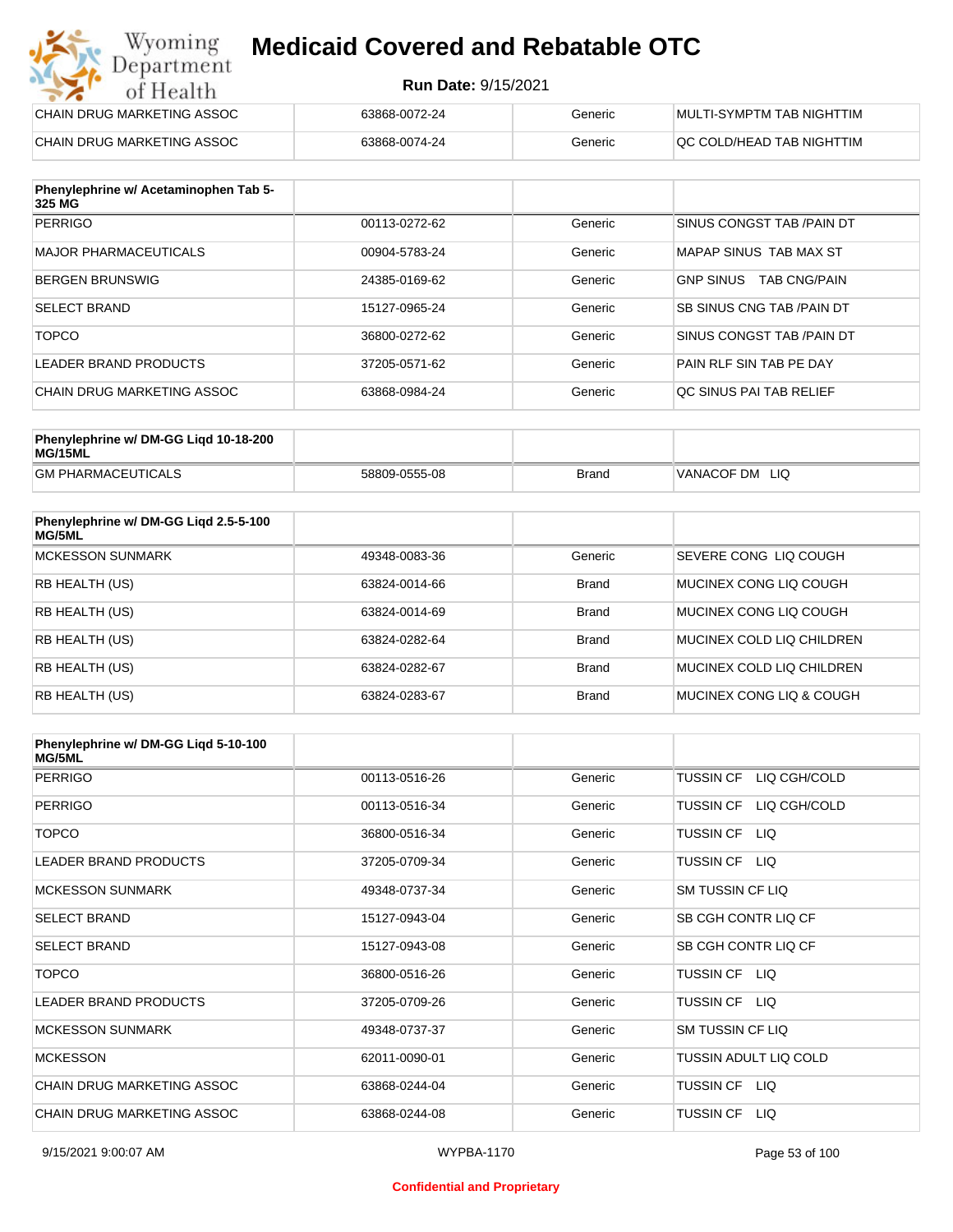# Medicaid Covered and Rebatable OTC

**Run Date:** 9/15/2021

| | | | |
|---|---|---|---|
| CHAIN DRUG MARKETING ASSOC | 63868-0072-24 | Generic | MULTI-SYMPTM TAB NIGHTTIM |
| CHAIN DRUG MARKETING ASSOC | 63868-0074-24 | Generic | QC COLD/HEAD TAB NIGHTTIM |

| Phenylephrine w/ Acetaminophen Tab 5-325 MG | | | |
|---|---|---|---|
| PERRIGO | 00113-0272-62 | Generic | SINUS CONGST TAB /PAIN DT |
| MAJOR PHARMACEUTICALS | 00904-5783-24 | Generic | MAPAP SINUS TAB MAX ST |
| BERGEN BRUNSWIG | 24385-0169-62 | Generic | GNP SINUS TAB CNG/PAIN |
| SELECT BRAND | 15127-0965-24 | Generic | SB SINUS CNG TAB /PAIN DT |
| TOPCO | 36800-0272-62 | Generic | SINUS CONGST TAB /PAIN DT |
| LEADER BRAND PRODUCTS | 37205-0571-62 | Generic | PAIN RLF SIN TAB PE DAY |
| CHAIN DRUG MARKETING ASSOC | 63868-0984-24 | Generic | QC SINUS PAI TAB RELIEF |

| Phenylephrine w/ DM-GG Liqd 10-18-200 MG/15ML | | | |
|---|---|---|---|
| GM PHARMACEUTICALS | 58809-0555-08 | Brand | VANACOF DM LIQ |

| Phenylephrine w/ DM-GG Liqd 2.5-5-100 MG/5ML | | | |
|---|---|---|---|
| MCKESSON SUNMARK | 49348-0083-36 | Generic | SEVERE CONG LIQ COUGH |
| RB HEALTH (US) | 63824-0014-66 | Brand | MUCINEX CONG LIQ COUGH |
| RB HEALTH (US) | 63824-0014-69 | Brand | MUCINEX CONG LIQ COUGH |
| RB HEALTH (US) | 63824-0282-64 | Brand | MUCINEX COLD LIQ CHILDREN |
| RB HEALTH (US) | 63824-0282-67 | Brand | MUCINEX COLD LIQ CHILDREN |
| RB HEALTH (US) | 63824-0283-67 | Brand | MUCINEX CONG LIQ & COUGH |

| Phenylephrine w/ DM-GG Liqd 5-10-100 MG/5ML | | | |
|---|---|---|---|
| PERRIGO | 00113-0516-26 | Generic | TUSSIN CF LIQ CGH/COLD |
| PERRIGO | 00113-0516-34 | Generic | TUSSIN CF LIQ CGH/COLD |
| TOPCO | 36800-0516-34 | Generic | TUSSIN CF LIQ |
| LEADER BRAND PRODUCTS | 37205-0709-34 | Generic | TUSSIN CF LIQ |
| MCKESSON SUNMARK | 49348-0737-34 | Generic | SM TUSSIN CF LIQ |
| SELECT BRAND | 15127-0943-04 | Generic | SB CGH CONTR LIQ CF |
| SELECT BRAND | 15127-0943-08 | Generic | SB CGH CONTR LIQ CF |
| TOPCO | 36800-0516-26 | Generic | TUSSIN CF LIQ |
| LEADER BRAND PRODUCTS | 37205-0709-26 | Generic | TUSSIN CF LIQ |
| MCKESSON SUNMARK | 49348-0737-37 | Generic | SM TUSSIN CF LIQ |
| MCKESSON | 62011-0090-01 | Generic | TUSSIN ADULT LIQ COLD |
| CHAIN DRUG MARKETING ASSOC | 63868-0244-04 | Generic | TUSSIN CF LIQ |
| CHAIN DRUG MARKETING ASSOC | 63868-0244-08 | Generic | TUSSIN CF LIQ |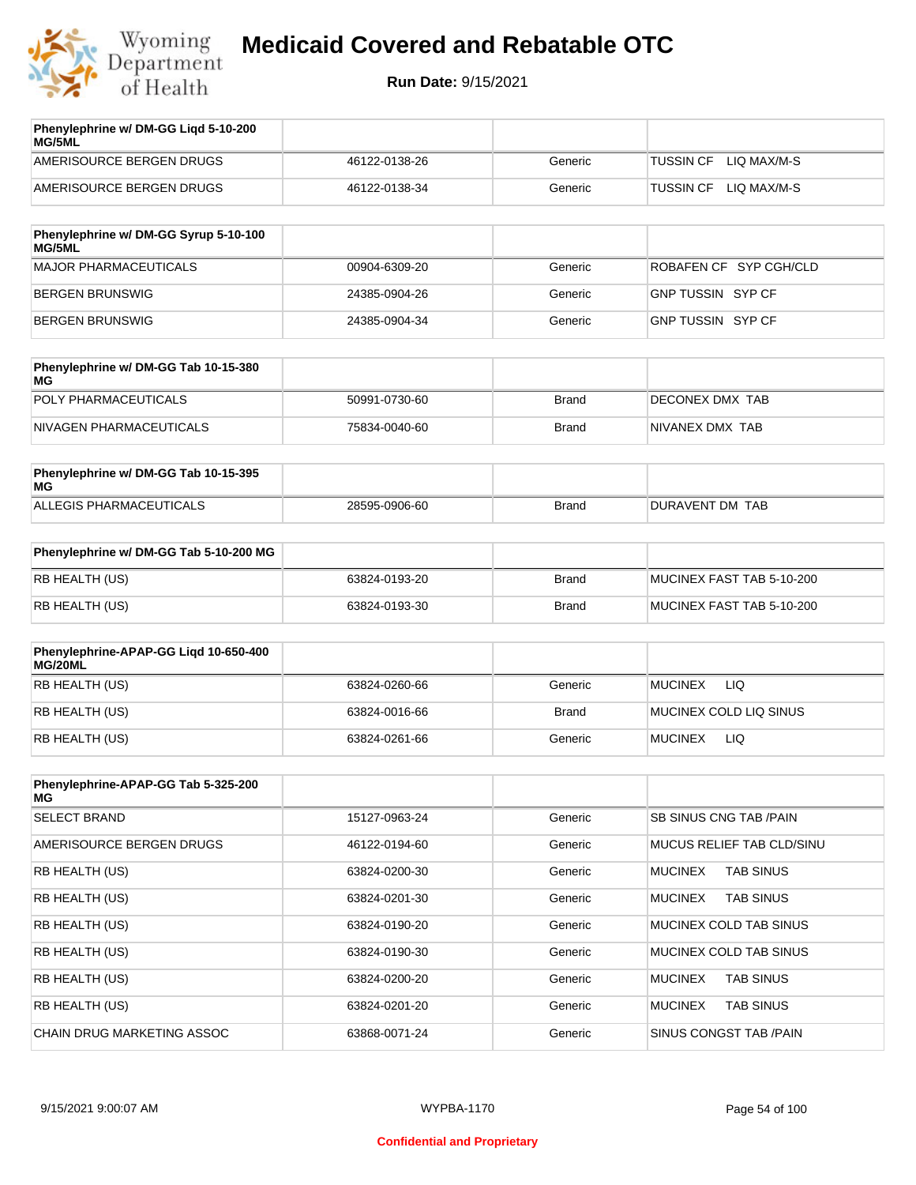# Medicaid Covered and Rebatable OTC

**Run Date:** 9/15/2021

| Phenylephrine w/ DM-GG Liqd 5-10-200 MG/5ML | | | |
|---|---|---|---|
| AMERISOURCE BERGEN DRUGS | 46122-0138-26 | Generic | TUSSIN CF LIQ MAX/M-S |
| AMERISOURCE BERGEN DRUGS | 46122-0138-34 | Generic | TUSSIN CF LIQ MAX/M-S |

| Phenylephrine w/ DM-GG Syrup 5-10-100 MG/5ML | | | |
|---|---|---|---|
| MAJOR PHARMACEUTICALS | 00904-6309-20 | Generic | ROBAFEN CF SYP CGH/CLD |
| BERGEN BRUNSWIG | 24385-0904-26 | Generic | GNP TUSSIN SYP CF |
| BERGEN BRUNSWIG | 24385-0904-34 | Generic | GNP TUSSIN SYP CF |

| Phenylephrine w/ DM-GG Tab 10-15-380 MG | | | |
|---|---|---|---|
| POLY PHARMACEUTICALS | 50991-0730-60 | Brand | DECONEX DMX TAB |
| NIVAGEN PHARMACEUTICALS | 75834-0040-60 | Brand | NIVANEX DMX TAB |

| Phenylephrine w/ DM-GG Tab 10-15-395 MG | | | |
|---|---|---|---|
| ALLEGIS PHARMACEUTICALS | 28595-0906-60 | Brand | DURAVENT DM TAB |

| Phenylephrine w/ DM-GG Tab 5-10-200 MG | | | |
|---|---|---|---|
| RB HEALTH (US) | 63824-0193-20 | Brand | MUCINEX FAST TAB 5-10-200 |
| RB HEALTH (US) | 63824-0193-30 | Brand | MUCINEX FAST TAB 5-10-200 |

| Phenylephrine-APAP-GG Liqd 10-650-400 MG/20ML | | | |
|---|---|---|---|
| RB HEALTH (US) | 63824-0260-66 | Generic | MUCINEX LIQ |
| RB HEALTH (US) | 63824-0016-66 | Brand | MUCINEX COLD LIQ SINUS |
| RB HEALTH (US) | 63824-0261-66 | Generic | MUCINEX LIQ |

| Phenylephrine-APAP-GG Tab 5-325-200 MG | | | |
|---|---|---|---|
| SELECT BRAND | 15127-0963-24 | Generic | SB SINUS CNG TAB /PAIN |
| AMERISOURCE BERGEN DRUGS | 46122-0194-60 | Generic | MUCUS RELIEF TAB CLD/SINU |
| RB HEALTH (US) | 63824-0200-30 | Generic | MUCINEX TAB SINUS |
| RB HEALTH (US) | 63824-0201-30 | Generic | MUCINEX TAB SINUS |
| RB HEALTH (US) | 63824-0190-20 | Generic | MUCINEX COLD TAB SINUS |
| RB HEALTH (US) | 63824-0190-30 | Generic | MUCINEX COLD TAB SINUS |
| RB HEALTH (US) | 63824-0200-20 | Generic | MUCINEX TAB SINUS |
| RB HEALTH (US) | 63824-0201-20 | Generic | MUCINEX TAB SINUS |
| CHAIN DRUG MARKETING ASSOC | 63868-0071-24 | Generic | SINUS CONGST TAB /PAIN |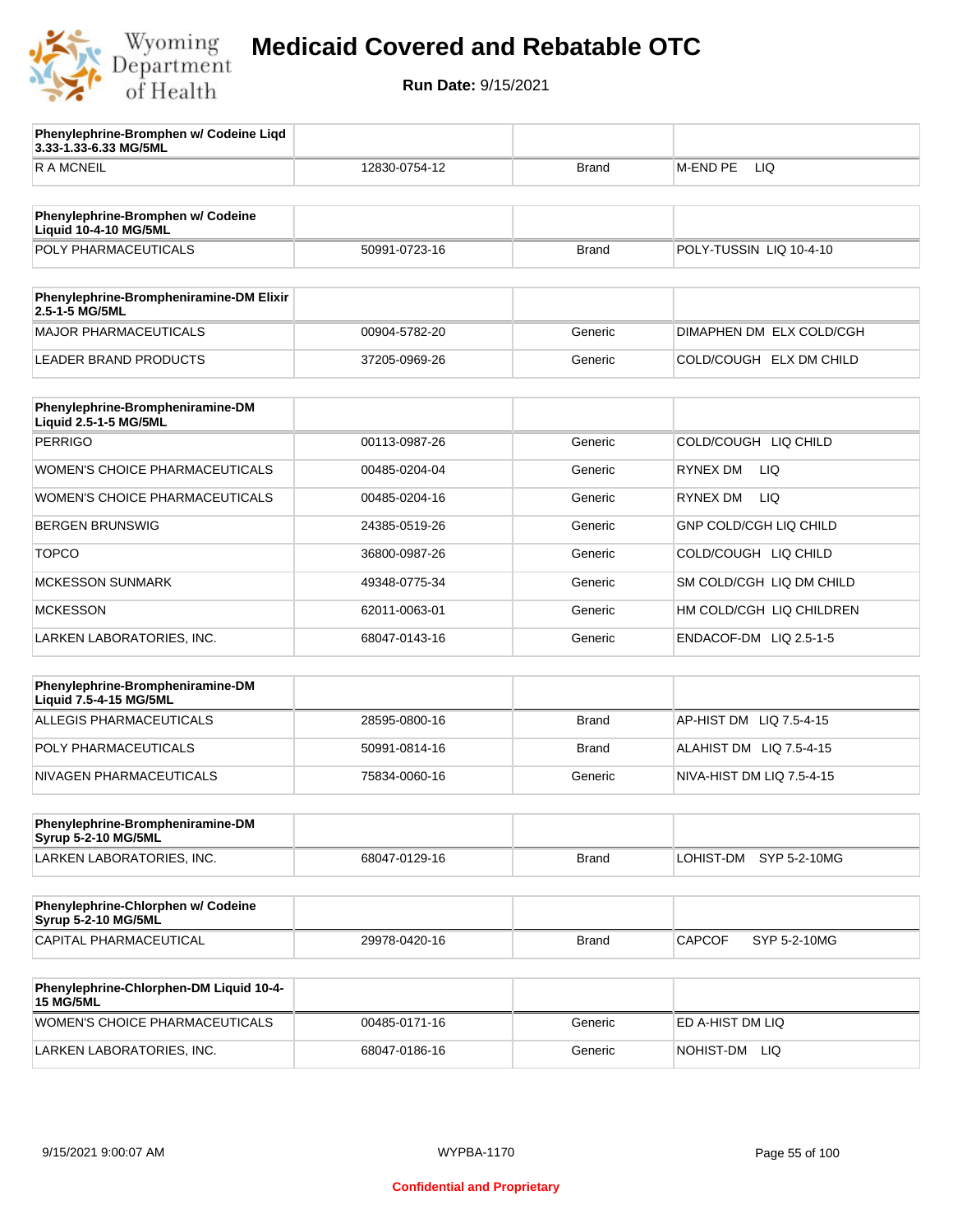# Medicaid Covered and Rebatable OTC

**Run Date:** 9/15/2021

| Phenylephrine-Bromphen w/ Codeine Liqd 3.33-1.33-6.33 MG/5ML | | | |
|---|---|---|---|
| R A MCNEIL | 12830-0754-12 | Brand | M-END PE LIQ |

| Phenylephrine-Bromphen w/ Codeine Liquid 10-4-10 MG/5ML | | | |
|---|---|---|---|
| POLY PHARMACEUTICALS | 50991-0723-16 | Brand | POLY-TUSSIN LIQ 10-4-10 |

| Phenylephrine-Brompheniramine-DM Elixir 2.5-1-5 MG/5ML | | | |
|---|---|---|---|
| MAJOR PHARMACEUTICALS | 00904-5782-20 | Generic | DIMAPHEN DM ELX COLD/CGH |
| LEADER BRAND PRODUCTS | 37205-0969-26 | Generic | COLD/COUGH ELX DM CHILD |

| Phenylephrine-Brompheniramine-DM Liquid 2.5-1-5 MG/5ML | | | |
|---|---|---|---|
| PERRIGO | 00113-0987-26 | Generic | COLD/COUGH LIQ CHILD |
| WOMEN'S CHOICE PHARMACEUTICALS | 00485-0204-04 | Generic | RYNEX DM LIQ |
| WOMEN'S CHOICE PHARMACEUTICALS | 00485-0204-16 | Generic | RYNEX DM LIQ |
| BERGEN BRUNSWIG | 24385-0519-26 | Generic | GNP COLD/CGH LIQ CHILD |
| TOPCO | 36800-0987-26 | Generic | COLD/COUGH LIQ CHILD |
| MCKESSON SUNMARK | 49348-0775-34 | Generic | SM COLD/CGH LIQ DM CHILD |
| MCKESSON | 62011-0063-01 | Generic | HM COLD/CGH LIQ CHILDREN |
| LARKEN LABORATORIES, INC. | 68047-0143-16 | Generic | ENDACOF-DM LIQ 2.5-1-5 |

| Phenylephrine-Brompheniramine-DM Liquid 7.5-4-15 MG/5ML | | | |
|---|---|---|---|
| ALLEGIS PHARMACEUTICALS | 28595-0800-16 | Brand | AP-HIST DM LIQ 7.5-4-15 |
| POLY PHARMACEUTICALS | 50991-0814-16 | Brand | ALAHIST DM LIQ 7.5-4-15 |
| NIVAGEN PHARMACEUTICALS | 75834-0060-16 | Generic | NIVA-HIST DM LIQ 7.5-4-15 |

| Phenylephrine-Brompheniramine-DM Syrup 5-2-10 MG/5ML | | | |
|---|---|---|---|
| LARKEN LABORATORIES, INC. | 68047-0129-16 | Brand | LOHIST-DM SYP 5-2-10MG |

| Phenylephrine-Chlorphen w/ Codeine Syrup 5-2-10 MG/5ML | | | |
|---|---|---|---|
| CAPITAL PHARMACEUTICAL | 29978-0420-16 | Brand | CAPCOF SYP 5-2-10MG |

| Phenylephrine-Chlorphen-DM Liquid 10-4-15 MG/5ML | | | |
|---|---|---|---|
| WOMEN'S CHOICE PHARMACEUTICALS | 00485-0171-16 | Generic | ED A-HIST DM LIQ |
| LARKEN LABORATORIES, INC. | 68047-0186-16 | Generic | NOHIST-DM LIQ |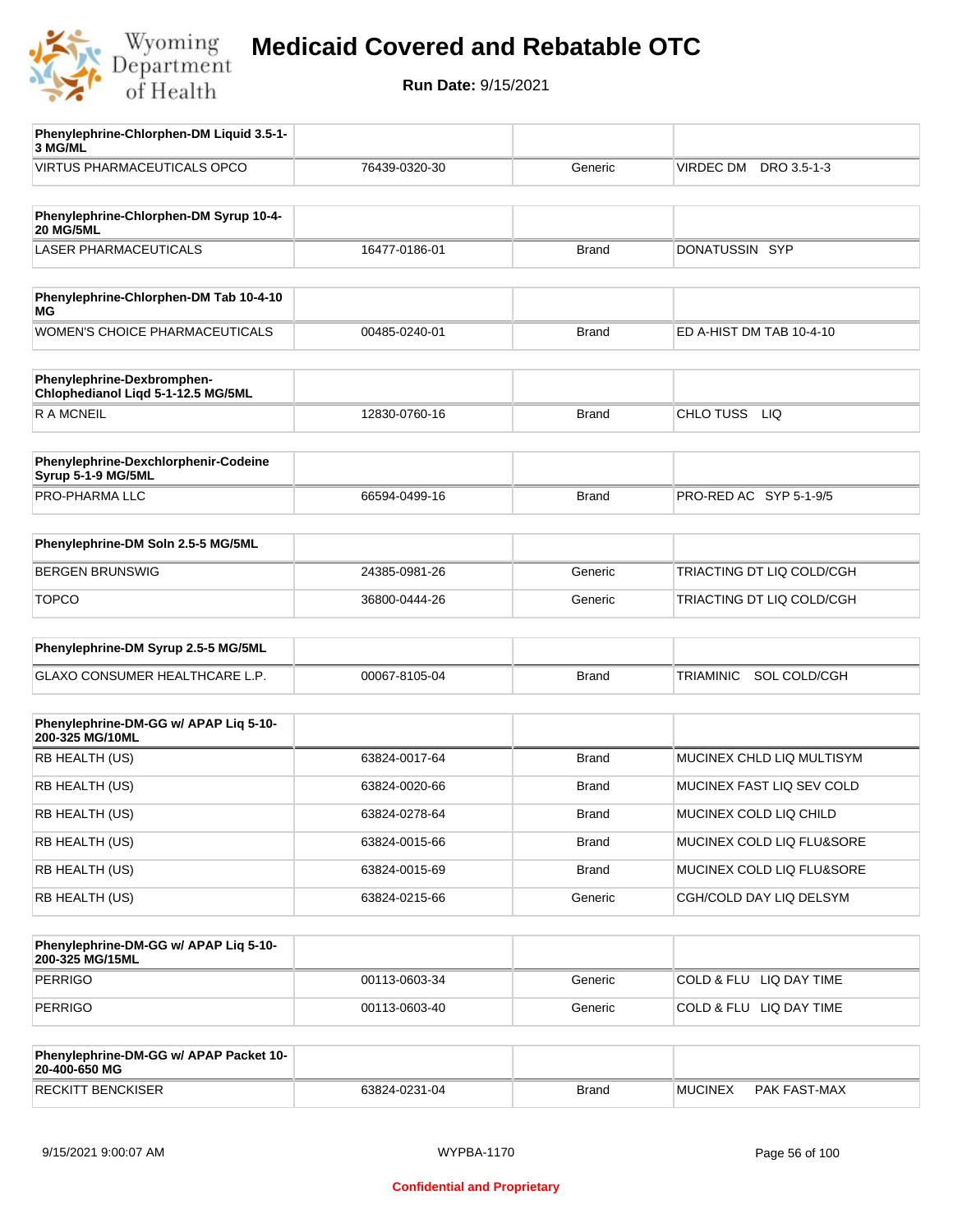# Medicaid Covered and Rebatable OTC

**Run Date:** 9/15/2021

| Phenylephrine-Chlorphen-DM Liquid 3.5-1-3 MG/ML | | | |
|---|---|---|---|
| VIRTUS PHARMACEUTICALS OPCO | 76439-0320-30 | Generic | VIRDEC DM DRO 3.5-1-3 |

| Phenylephrine-Chlorphen-DM Syrup 10-4-20 MG/5ML | | | |
|---|---|---|---|
| LASER PHARMACEUTICALS | 16477-0186-01 | Brand | DONATUSSIN SYP |

| Phenylephrine-Chlorphen-DM Tab 10-4-10 MG | | | |
|---|---|---|---|
| WOMEN'S CHOICE PHARMACEUTICALS | 00485-0240-01 | Brand | ED A-HIST DM TAB 10-4-10 |

| Phenylephrine-Dexbromphen-Chlophedianol Liqd 5-1-12.5 MG/5ML | | | |
|---|---|---|---|
| R A MCNEIL | 12830-0760-16 | Brand | CHLO TUSS LIQ |

| Phenylephrine-Dexchlorphenir-Codeine Syrup 5-1-9 MG/5ML | | | |
|---|---|---|---|
| PRO-PHARMA LLC | 66594-0499-16 | Brand | PRO-RED AC SYP 5-1-9/5 |

| Phenylephrine-DM Soln 2.5-5 MG/5ML | | | |
|---|---|---|---|
| BERGEN BRUNSWIG | 24385-0981-26 | Generic | TRIACTING DT LIQ COLD/CGH |
| TOPCO | 36800-0444-26 | Generic | TRIACTING DT LIQ COLD/CGH |

| Phenylephrine-DM Syrup 2.5-5 MG/5ML | | | |
|---|---|---|---|
| GLAXO CONSUMER HEALTHCARE L.P. | 00067-8105-04 | Brand | TRIAMINIC SOL COLD/CGH |

| Phenylephrine-DM-GG w/ APAP Liq 5-10-200-325 MG/10ML | | | |
|---|---|---|---|
| RB HEALTH (US) | 63824-0017-64 | Brand | MUCINEX CHLD LIQ MULTISYM |
| RB HEALTH (US) | 63824-0020-66 | Brand | MUCINEX FAST LIQ SEV COLD |
| RB HEALTH (US) | 63824-0278-64 | Brand | MUCINEX COLD LIQ CHILD |
| RB HEALTH (US) | 63824-0015-66 | Brand | MUCINEX COLD LIQ FLU&SORE |
| RB HEALTH (US) | 63824-0015-69 | Brand | MUCINEX COLD LIQ FLU&SORE |
| RB HEALTH (US) | 63824-0215-66 | Generic | CGH/COLD DAY LIQ DELSYM |

| Phenylephrine-DM-GG w/ APAP Liq 5-10-200-325 MG/15ML | | | |
|---|---|---|---|
| PERRIGO | 00113-0603-34 | Generic | COLD & FLU LIQ DAY TIME |
| PERRIGO | 00113-0603-40 | Generic | COLD & FLU LIQ DAY TIME |

| Phenylephrine-DM-GG w/ APAP Packet 10-20-400-650 MG | | | |
|---|---|---|---|
| RECKITT BENCKISER | 63824-0231-04 | Brand | MUCINEX PAK FAST-MAX |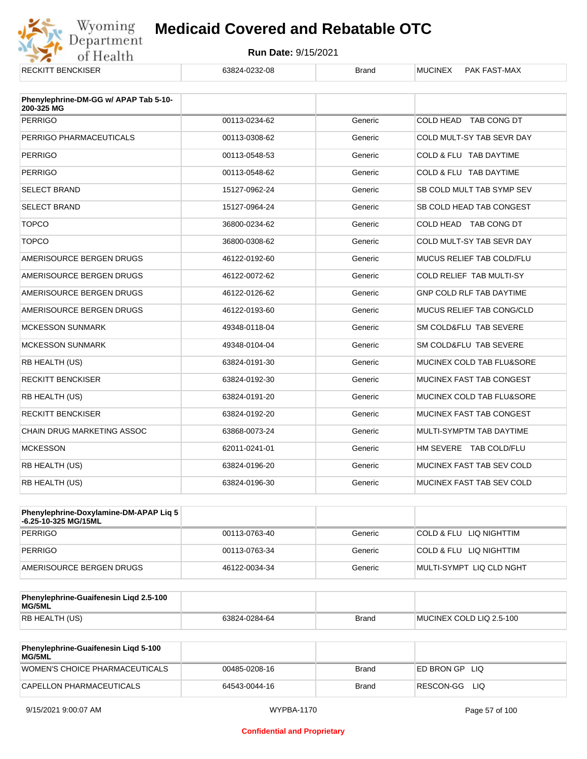| RECKITT BENCKISER | 63824-0232-08 | Brand | MUCINEX PAK FAST-MAX |
|---|---|---|---|

| Phenylephrine-DM-GG w/ APAP Tab 5-10-200-325 MG | | | |
|---|---|---|---|
| PERRIGO | 00113-0234-62 | Generic | COLD HEAD TAB CONG DT |
| PERRIGO PHARMACEUTICALS | 00113-0308-62 | Generic | COLD MULT-SY TAB SEVR DAY |
| PERRIGO | 00113-0548-53 | Generic | COLD & FLU TAB DAYTIME |
| PERRIGO | 00113-0548-62 | Generic | COLD & FLU TAB DAYTIME |
| SELECT BRAND | 15127-0962-24 | Generic | SB COLD MULT TAB SYMP SEV |
| SELECT BRAND | 15127-0964-24 | Generic | SB COLD HEAD TAB CONGEST |
| TOPCO | 36800-0234-62 | Generic | COLD HEAD TAB CONG DT |
| TOPCO | 36800-0308-62 | Generic | COLD MULT-SY TAB SEVR DAY |
| AMERISOURCE BERGEN DRUGS | 46122-0192-60 | Generic | MUCUS RELIEF TAB COLD/FLU |
| AMERISOURCE BERGEN DRUGS | 46122-0072-62 | Generic | COLD RELIEF TAB MULTI-SY |
| AMERISOURCE BERGEN DRUGS | 46122-0126-62 | Generic | GNP COLD RLF TAB DAYTIME |
| AMERISOURCE BERGEN DRUGS | 46122-0193-60 | Generic | MUCUS RELIEF TAB CONG/CLD |
| MCKESSON SUNMARK | 49348-0118-04 | Generic | SM COLD&FLU TAB SEVERE |
| MCKESSON SUNMARK | 49348-0104-04 | Generic | SM COLD&FLU TAB SEVERE |
| RB HEALTH (US) | 63824-0191-30 | Generic | MUCINEX COLD TAB FLU&SORE |
| RECKITT BENCKISER | 63824-0192-30 | Generic | MUCINEX FAST TAB CONGEST |
| RB HEALTH (US) | 63824-0191-20 | Generic | MUCINEX COLD TAB FLU&SORE |
| RECKITT BENCKISER | 63824-0192-20 | Generic | MUCINEX FAST TAB CONGEST |
| CHAIN DRUG MARKETING ASSOC | 63868-0073-24 | Generic | MULTI-SYMPTM TAB DAYTIME |
| MCKESSON | 62011-0241-01 | Generic | HM SEVERE TAB COLD/FLU |
| RB HEALTH (US) | 63824-0196-20 | Generic | MUCINEX FAST TAB SEV COLD |
| RB HEALTH (US) | 63824-0196-30 | Generic | MUCINEX FAST TAB SEV COLD |

| Phenylephrine-Doxylamine-DM-APAP Liq 5-6.25-10-325 MG/15ML | | | |
|---|---|---|---|
| PERRIGO | 00113-0763-40 | Generic | COLD & FLU LIQ NIGHTTIM |
| PERRIGO | 00113-0763-34 | Generic | COLD & FLU LIQ NIGHTTIM |
| AMERISOURCE BERGEN DRUGS | 46122-0034-34 | Generic | MULTI-SYMPT LIQ CLD NGHT |

| Phenylephrine-Guaifenesin Liqd 2.5-100 MG/5ML | | | |
|---|---|---|---|
| RB HEALTH (US) | 63824-0284-64 | Brand | MUCINEX COLD LIQ 2.5-100 |

| Phenylephrine-Guaifenesin Liqd 5-100 MG/5ML | | | |
|---|---|---|---|
| WOMEN'S CHOICE PHARMACEUTICALS | 00485-0208-16 | Brand | ED BRON GP LIQ |
| CAPELLON PHARMACEUTICALS | 64543-0044-16 | Brand | RESCON-GG LIQ |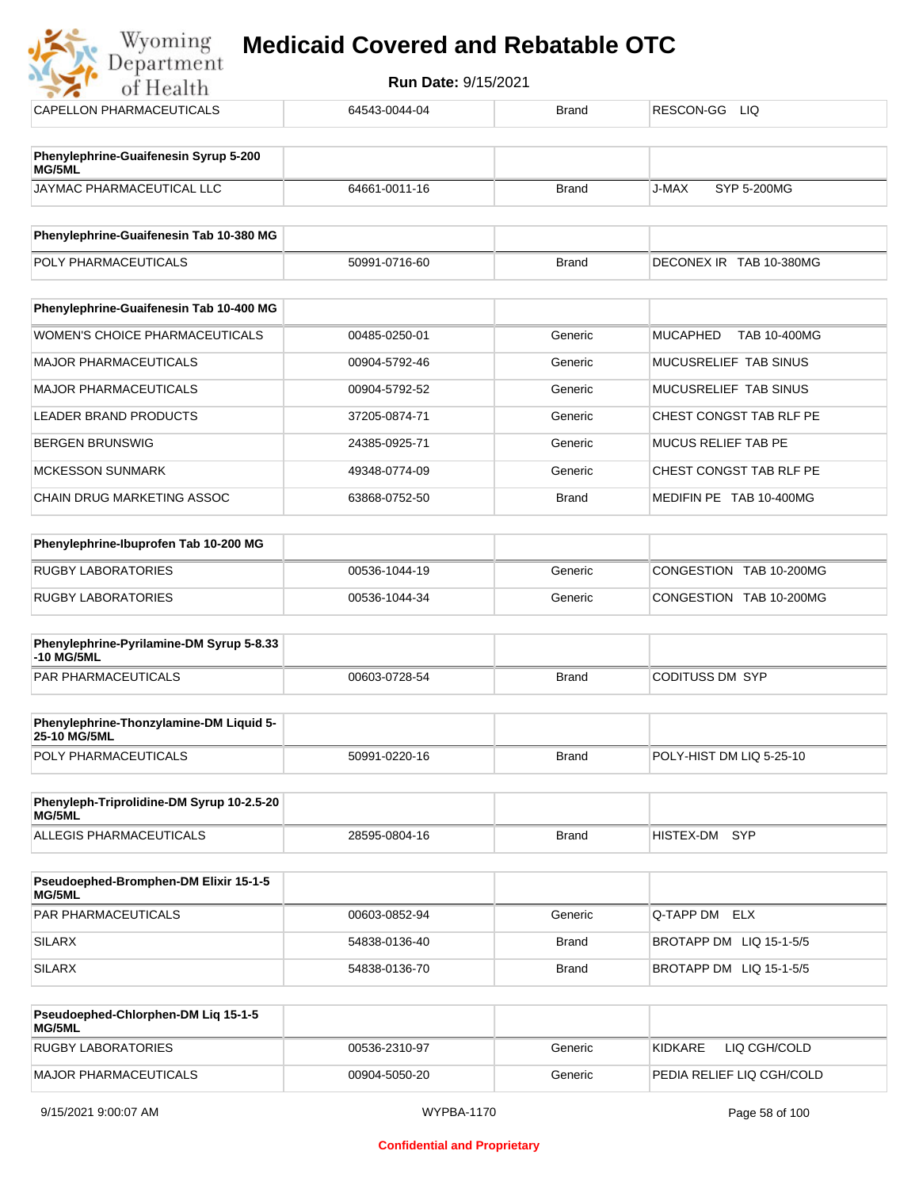| CAPELLON PHARMACEUTICALS | 64543-0044-04 | Brand | RESCON-GG LIQ |
|---|---|---|---|

| Phenylephrine-Guaifenesin Syrup 5-200 MG/5ML | | | |
|---|---|---|---|
| JAYMAC PHARMACEUTICAL LLC | 64661-0011-16 | Brand | J-MAX SYP 5-200MG |

| Phenylephrine-Guaifenesin Tab 10-380 MG | | | |
|---|---|---|---|
| POLY PHARMACEUTICALS | 50991-0716-60 | Brand | DECONEX IR TAB 10-380MG |

| Phenylephrine-Guaifenesin Tab 10-400 MG | | | |
|---|---|---|---|
| WOMEN'S CHOICE PHARMACEUTICALS | 00485-0250-01 | Generic | MUCAPHED TAB 10-400MG |
| MAJOR PHARMACEUTICALS | 00904-5792-46 | Generic | MUCUSRELIEF TAB SINUS |
| MAJOR PHARMACEUTICALS | 00904-5792-52 | Generic | MUCUSRELIEF TAB SINUS |
| LEADER BRAND PRODUCTS | 37205-0874-71 | Generic | CHEST CONGST TAB RLF PE |
| BERGEN BRUNSWIG | 24385-0925-71 | Generic | MUCUS RELIEF TAB PE |
| MCKESSON SUNMARK | 49348-0774-09 | Generic | CHEST CONGST TAB RLF PE |
| CHAIN DRUG MARKETING ASSOC | 63868-0752-50 | Brand | MEDIFIN PE TAB 10-400MG |

| Phenylephrine-Ibuprofen Tab 10-200 MG | | | |
|---|---|---|---|
| RUGBY LABORATORIES | 00536-1044-19 | Generic | CONGESTION TAB 10-200MG |
| RUGBY LABORATORIES | 00536-1044-34 | Generic | CONGESTION TAB 10-200MG |

| Phenylephrine-Pyrilamine-DM Syrup 5-8.33 -10 MG/5ML | | | |
|---|---|---|---|
| PAR PHARMACEUTICALS | 00603-0728-54 | Brand | CODITUSS DM SYP |

| Phenylephrine-Thonzylamine-DM Liquid 5-25-10 MG/5ML | | | |
|---|---|---|---|
| POLY PHARMACEUTICALS | 50991-0220-16 | Brand | POLY-HIST DM LIQ 5-25-10 |

| Phenyleph-Triprolidine-DM Syrup 10-2.5-20 MG/5ML | | | |
|---|---|---|---|
| ALLEGIS PHARMACEUTICALS | 28595-0804-16 | Brand | HISTEX-DM SYP |

| Pseudoephed-Bromphen-DM Elixir 15-1-5 MG/5ML | | | |
|---|---|---|---|
| PAR PHARMACEUTICALS | 00603-0852-94 | Generic | Q-TAPP DM ELX |
| SILARX | 54838-0136-40 | Brand | BROTAPP DM LIQ 15-1-5/5 |
| SILARX | 54838-0136-70 | Brand | BROTAPP DM LIQ 15-1-5/5 |

| Pseudoephed-Chlorphen-DM Liq 15-1-5 MG/5ML | | | |
|---|---|---|---|
| RUGBY LABORATORIES | 00536-2310-97 | Generic | KIDKARE LIQ CGH/COLD |
| MAJOR PHARMACEUTICALS | 00904-5050-20 | Generic | PEDIA RELIEF LIQ CGH/COLD |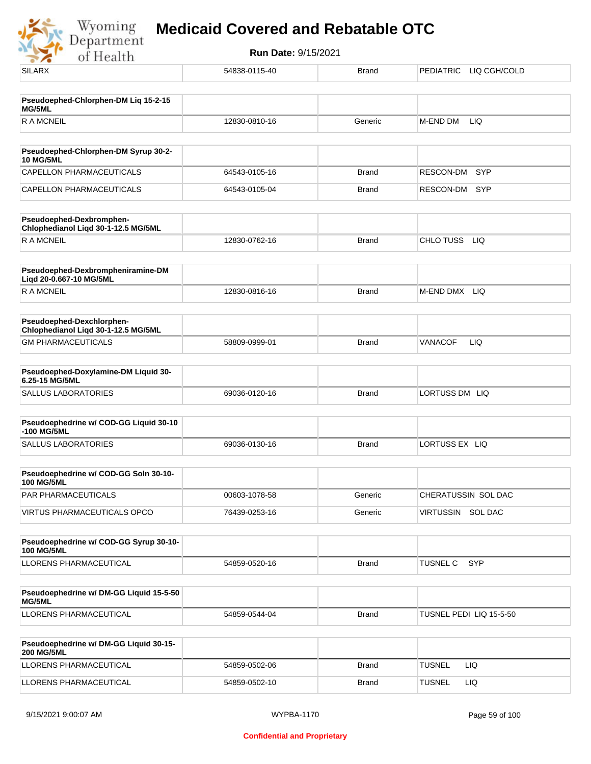| | | | |
|---|---|---|---|
| SILARX | 54838-0115-40 | Brand | PEDIATRIC LIQ CGH/COLD |

| Pseudoephed-Chlorphen-DM Liq 15-2-15 MG/5ML | | | |
|---|---|---|---|
| R A MCNEIL | 12830-0810-16 | Generic | M-END DM LIQ |

| Pseudoephed-Chlorphen-DM Syrup 30-2-10 MG/5ML | | | |
|---|---|---|---|
| CAPELLON PHARMACEUTICALS | 64543-0105-16 | Brand | RESCON-DM SYP |
| CAPELLON PHARMACEUTICALS | 64543-0105-04 | Brand | RESCON-DM SYP |

| Pseudoephed-Dexbromphen-Chlophedianol Liqd 30-1-12.5 MG/5ML | | | |
|---|---|---|---|
| R A MCNEIL | 12830-0762-16 | Brand | CHLO TUSS LIQ |

| Pseudoephed-Dexbrompheniramine-DM Liqd 20-0.667-10 MG/5ML | | | |
|---|---|---|---|
| R A MCNEIL | 12830-0816-16 | Brand | M-END DMX LIQ |

| Pseudoephed-Dexchlorphen-Chlophedianol Liqd 30-1-12.5 MG/5ML | | | |
|---|---|---|---|
| GM PHARMACEUTICALS | 58809-0999-01 | Brand | VANACOF LIQ |

| Pseudoephed-Doxylamine-DM Liquid 30-6.25-15 MG/5ML | | | |
|---|---|---|---|
| SALLUS LABORATORIES | 69036-0120-16 | Brand | LORTUSS DM LIQ |

| Pseudoephedrine w/ COD-GG Liquid 30-10-100 MG/5ML | | | |
|---|---|---|---|
| SALLUS LABORATORIES | 69036-0130-16 | Brand | LORTUSS EX LIQ |

| Pseudoephedrine w/ COD-GG Soln 30-10-100 MG/5ML | | | |
|---|---|---|---|
| PAR PHARMACEUTICALS | 00603-1078-58 | Generic | CHERATUSSIN SOL DAC |
| VIRTUS PHARMACEUTICALS OPCO | 76439-0253-16 | Generic | VIRTUSSIN SOL DAC |

| Pseudoephedrine w/ COD-GG Syrup 30-10-100 MG/5ML | | | |
|---|---|---|---|
| LLORENS PHARMACEUTICAL | 54859-0520-16 | Brand | TUSNEL C SYP |

| Pseudoephedrine w/ DM-GG Liquid 15-5-50 MG/5ML | | | |
|---|---|---|---|
| LLORENS PHARMACEUTICAL | 54859-0544-04 | Brand | TUSNEL PEDI LIQ 15-5-50 |

| Pseudoephedrine w/ DM-GG Liquid 30-15-200 MG/5ML | | | |
|---|---|---|---|
| LLORENS PHARMACEUTICAL | 54859-0502-06 | Brand | TUSNEL LIQ |
| LLORENS PHARMACEUTICAL | 54859-0502-10 | Brand | TUSNEL LIQ |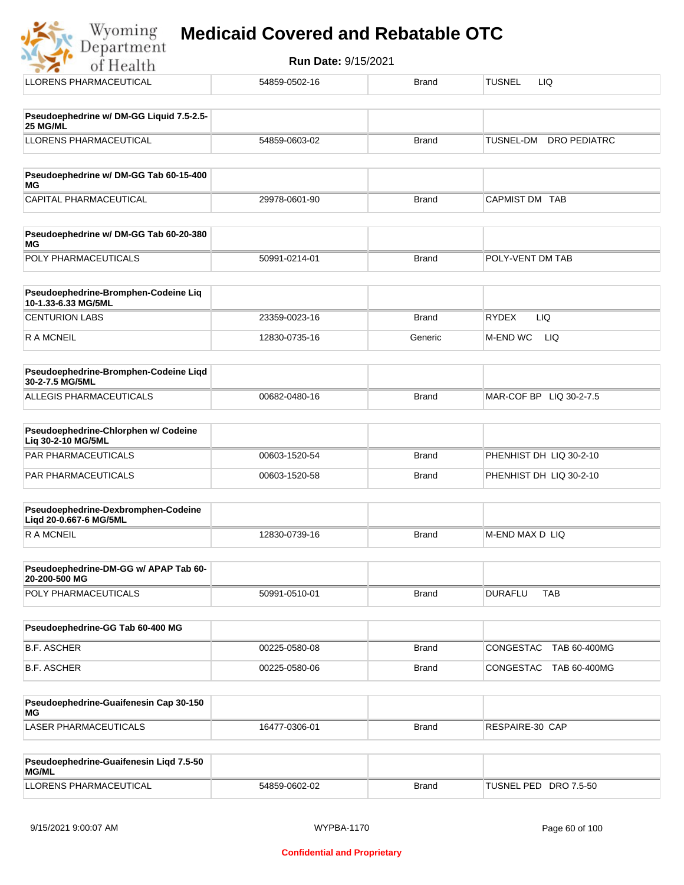| | | | |
|---|---|---|---|
| LLORENS PHARMACEUTICAL | 54859-0502-16 | Brand | TUSNEL LIQ |

| **Pseudoephedrine w/ DM-GG Liquid 7.5-2.5-25 MG/ML** | | | |
|---|---|---|---|
| LLORENS PHARMACEUTICAL | 54859-0603-02 | Brand | TUSNEL-DM DRO PEDIATRC |

| **Pseudoephedrine w/ DM-GG Tab 60-15-400 MG** | | | |
|---|---|---|---|
| CAPITAL PHARMACEUTICAL | 29978-0601-90 | Brand | CAPMIST DM TAB |

| **Pseudoephedrine w/ DM-GG Tab 60-20-380 MG** | | | |
|---|---|---|---|
| POLY PHARMACEUTICALS | 50991-0214-01 | Brand | POLY-VENT DM TAB |

| **Pseudoephedrine-Bromphen-Codeine Liq 10-1.33-6.33 MG/5ML** | | | |
|---|---|---|---|
| CENTURION LABS | 23359-0023-16 | Brand | RYDEX LIQ |
| R A MCNEIL | 12830-0735-16 | Generic | M-END WC LIQ |

| **Pseudoephedrine-Bromphen-Codeine Liqd 30-2-7.5 MG/5ML** | | | |
|---|---|---|---|
| ALLEGIS PHARMACEUTICALS | 00682-0480-16 | Brand | MAR-COF BP LIQ 30-2-7.5 |

| **Pseudoephedrine-Chlorphen w/ Codeine Liq 30-2-10 MG/5ML** | | | |
|---|---|---|---|
| PAR PHARMACEUTICALS | 00603-1520-54 | Brand | PHENHIST DH LIQ 30-2-10 |
| PAR PHARMACEUTICALS | 00603-1520-58 | Brand | PHENHIST DH LIQ 30-2-10 |

| **Pseudoephedrine-Dexbromphen-Codeine Liqd 20-0.667-6 MG/5ML** | | | |
|---|---|---|---|
| R A MCNEIL | 12830-0739-16 | Brand | M-END MAX D LIQ |

| **Pseudoephedrine-DM-GG w/ APAP Tab 60-20-200-500 MG** | | | |
|---|---|---|---|
| POLY PHARMACEUTICALS | 50991-0510-01 | Brand | DURAFLU TAB |

| **Pseudoephedrine-GG Tab 60-400 MG** | | | |
|---|---|---|---|
| B.F. ASCHER | 00225-0580-08 | Brand | CONGESTAC TAB 60-400MG |
| B.F. ASCHER | 00225-0580-06 | Brand | CONGESTAC TAB 60-400MG |

| **Pseudoephedrine-Guaifenesin Cap 30-150 MG** | | | |
|---|---|---|---|
| LASER PHARMACEUTICALS | 16477-0306-01 | Brand | RESPAIRE-30 CAP |

| **Pseudoephedrine-Guaifenesin Liqd 7.5-50 MG/ML** | | | |
|---|---|---|---|
| LLORENS PHARMACEUTICAL | 54859-0602-02 | Brand | TUSNEL PED DRO 7.5-50 |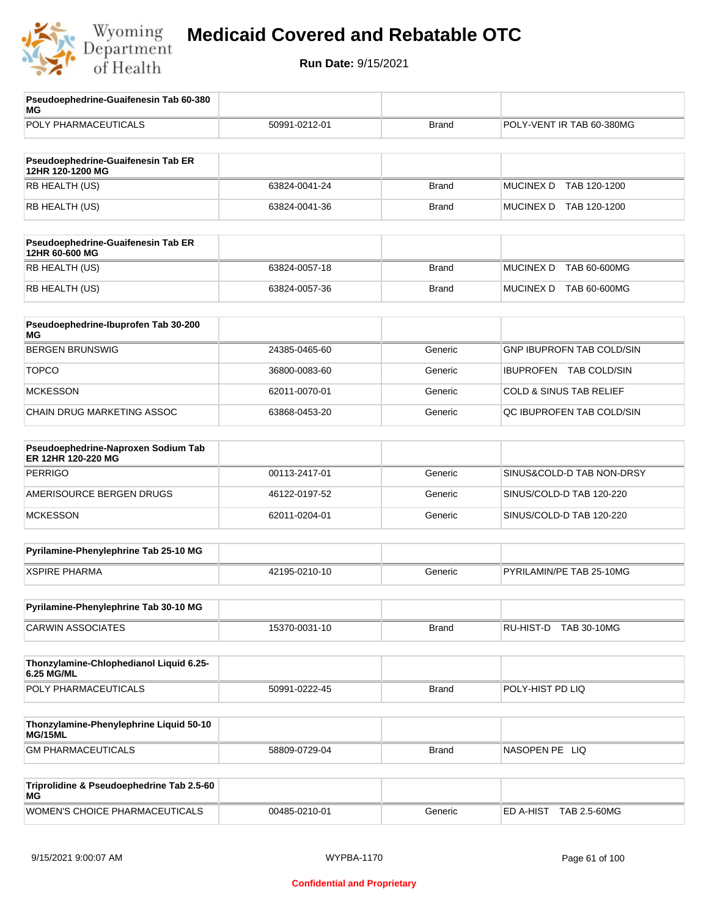# Medicaid Covered and Rebatable OTC

**Run Date:** 9/15/2021

| Pseudoephedrine-Guaifenesin Tab 60-380 MG | | | |
|---|---|---|---|
| POLY PHARMACEUTICALS | 50991-0212-01 | Brand | POLY-VENT IR TAB 60-380MG |

| Pseudoephedrine-Guaifenesin Tab ER 12HR 120-1200 MG | | | |
|---|---|---|---|
| RB HEALTH (US) | 63824-0041-24 | Brand | MUCINEX D TAB 120-1200 |
| RB HEALTH (US) | 63824-0041-36 | Brand | MUCINEX D TAB 120-1200 |

| Pseudoephedrine-Guaifenesin Tab ER 12HR 60-600 MG | | | |
|---|---|---|---|
| RB HEALTH (US) | 63824-0057-18 | Brand | MUCINEX D TAB 60-600MG |
| RB HEALTH (US) | 63824-0057-36 | Brand | MUCINEX D TAB 60-600MG |

| Pseudoephedrine-Ibuprofen Tab 30-200 MG | | | |
|---|---|---|---|
| BERGEN BRUNSWIG | 24385-0465-60 | Generic | GNP IBUPROFN TAB COLD/SIN |
| TOPCO | 36800-0083-60 | Generic | IBUPROFEN TAB COLD/SIN |
| MCKESSON | 62011-0070-01 | Generic | COLD & SINUS TAB RELIEF |
| CHAIN DRUG MARKETING ASSOC | 63868-0453-20 | Generic | QC IBUPROFEN TAB COLD/SIN |

| Pseudoephedrine-Naproxen Sodium Tab ER 12HR 120-220 MG | | | |
|---|---|---|---|
| PERRIGO | 00113-2417-01 | Generic | SINUS&COLD-D TAB NON-DRSY |
| AMERISOURCE BERGEN DRUGS | 46122-0197-52 | Generic | SINUS/COLD-D TAB 120-220 |
| MCKESSON | 62011-0204-01 | Generic | SINUS/COLD-D TAB 120-220 |

| Pyrilamine-Phenylephrine Tab 25-10 MG | | | |
|---|---|---|---|
| XSPIRE PHARMA | 42195-0210-10 | Generic | PYRILAMIN/PE TAB 25-10MG |

| Pyrilamine-Phenylephrine Tab 30-10 MG | | | |
|---|---|---|---|
| CARWIN ASSOCIATES | 15370-0031-10 | Brand | RU-HIST-D TAB 30-10MG |

| Thonzylamine-Chlophedianol Liquid 6.25-6.25 MG/ML | | | |
|---|---|---|---|
| POLY PHARMACEUTICALS | 50991-0222-45 | Brand | POLY-HIST PD LIQ |

| Thonzylamine-Phenylephrine Liquid 50-10 MG/15ML | | | |
|---|---|---|---|
| GM PHARMACEUTICALS | 58809-0729-04 | Brand | NASOPEN PE LIQ |

| Triprolidine & Pseudoephedrine Tab 2.5-60 MG | | | |
|---|---|---|---|
| WOMEN'S CHOICE PHARMACEUTICALS | 00485-0210-01 | Generic | ED A-HIST TAB 2.5-60MG |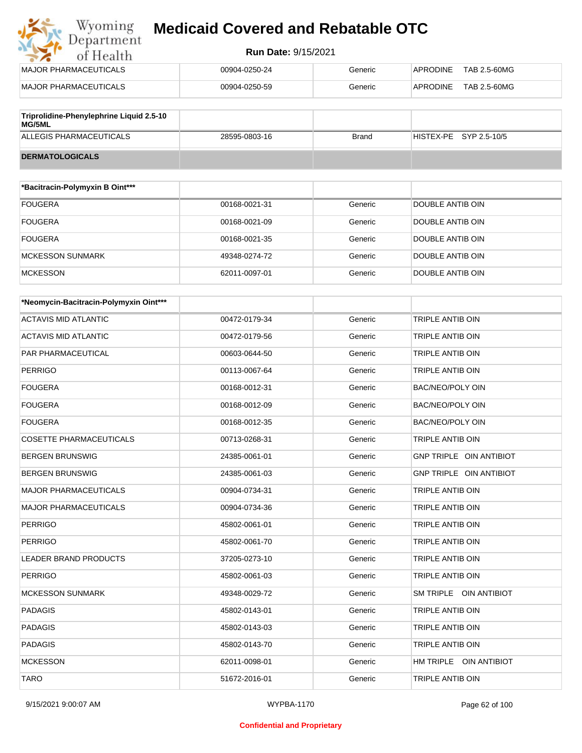| | | | |
|---|---|---|---|
| MAJOR PHARMACEUTICALS | 00904-0250-24 | Generic | APRODINE TAB 2.5-60MG |
| MAJOR PHARMACEUTICALS | 00904-0250-59 | Generic | APRODINE TAB 2.5-60MG |

| Triprolidine-Phenylephrine Liquid 2.5-10 MG/5ML | | | |
|---|---|---|---|
| ALLEGIS PHARMACEUTICALS | 28595-0803-16 | Brand | HISTEX-PE SYP 2.5-10/5 |

## DERMATOLOGICALS

| *Bacitracin-Polymyxin B Oint*** | | | |
|---|---|---|---|
| FOUGERA | 00168-0021-31 | Generic | DOUBLE ANTIB OIN |
| FOUGERA | 00168-0021-09 | Generic | DOUBLE ANTIB OIN |
| FOUGERA | 00168-0021-35 | Generic | DOUBLE ANTIB OIN |
| MCKESSON SUNMARK | 49348-0274-72 | Generic | DOUBLE ANTIB OIN |
| MCKESSON | 62011-0097-01 | Generic | DOUBLE ANTIB OIN |

| *Neomycin-Bacitracin-Polymyxin Oint*** | | | |
|---|---|---|---|
| ACTAVIS MID ATLANTIC | 00472-0179-34 | Generic | TRIPLE ANTIB OIN |
| ACTAVIS MID ATLANTIC | 00472-0179-56 | Generic | TRIPLE ANTIB OIN |
| PAR PHARMACEUTICAL | 00603-0644-50 | Generic | TRIPLE ANTIB OIN |
| PERRIGO | 00113-0067-64 | Generic | TRIPLE ANTIB OIN |
| FOUGERA | 00168-0012-31 | Generic | BAC/NEO/POLY OIN |
| FOUGERA | 00168-0012-09 | Generic | BAC/NEO/POLY OIN |
| FOUGERA | 00168-0012-35 | Generic | BAC/NEO/POLY OIN |
| COSETTE PHARMACEUTICALS | 00713-0268-31 | Generic | TRIPLE ANTIB OIN |
| BERGEN BRUNSWIG | 24385-0061-01 | Generic | GNP TRIPLE OIN ANTIBIOT |
| BERGEN BRUNSWIG | 24385-0061-03 | Generic | GNP TRIPLE OIN ANTIBIOT |
| MAJOR PHARMACEUTICALS | 00904-0734-31 | Generic | TRIPLE ANTIB OIN |
| MAJOR PHARMACEUTICALS | 00904-0734-36 | Generic | TRIPLE ANTIB OIN |
| PERRIGO | 45802-0061-01 | Generic | TRIPLE ANTIB OIN |
| PERRIGO | 45802-0061-70 | Generic | TRIPLE ANTIB OIN |
| LEADER BRAND PRODUCTS | 37205-0273-10 | Generic | TRIPLE ANTIB OIN |
| PERRIGO | 45802-0061-03 | Generic | TRIPLE ANTIB OIN |
| MCKESSON SUNMARK | 49348-0029-72 | Generic | SM TRIPLE OIN ANTIBIOT |
| PADAGIS | 45802-0143-01 | Generic | TRIPLE ANTIB OIN |
| PADAGIS | 45802-0143-03 | Generic | TRIPLE ANTIB OIN |
| PADAGIS | 45802-0143-70 | Generic | TRIPLE ANTIB OIN |
| MCKESSON | 62011-0098-01 | Generic | HM TRIPLE OIN ANTIBIOT |
| TARO | 51672-2016-01 | Generic | TRIPLE ANTIB OIN |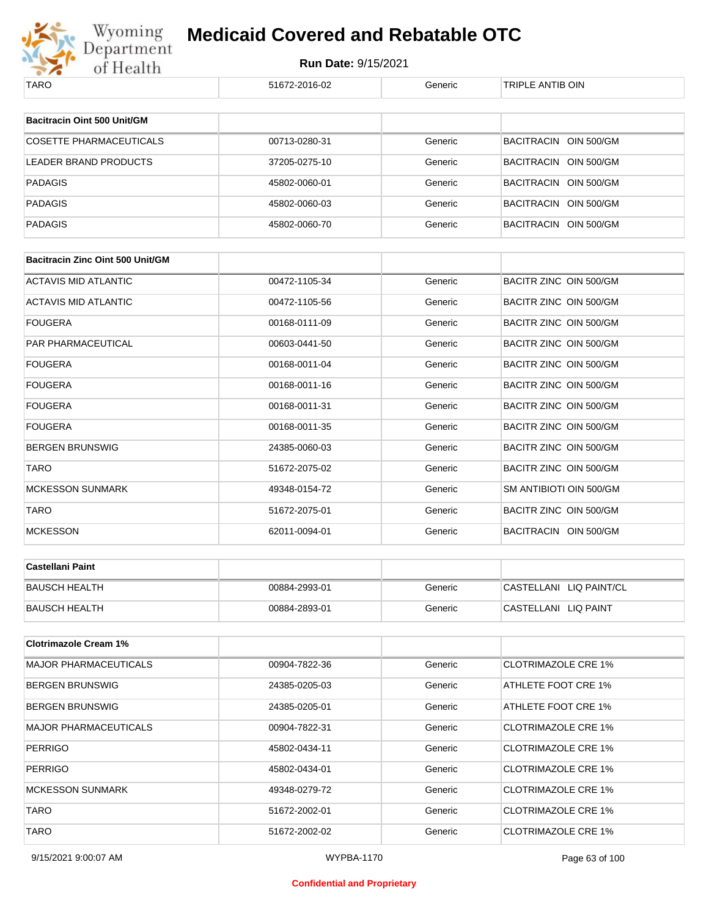| TARO | 51672-2016-02 | Generic | TRIPLE ANTIB OIN |
|---|---|---|---|

| Bacitracin Oint 500 Unit/GM | | | |
|---|---|---|---|
| COSETTE PHARMACEUTICALS | 00713-0280-31 | Generic | BACITRACIN OIN 500/GM |
| LEADER BRAND PRODUCTS | 37205-0275-10 | Generic | BACITRACIN OIN 500/GM |
| PADAGIS | 45802-0060-01 | Generic | BACITRACIN OIN 500/GM |
| PADAGIS | 45802-0060-03 | Generic | BACITRACIN OIN 500/GM |
| PADAGIS | 45802-0060-70 | Generic | BACITRACIN OIN 500/GM |

| Bacitracin Zinc Oint 500 Unit/GM | | | |
|---|---|---|---|
| ACTAVIS MID ATLANTIC | 00472-1105-34 | Generic | BACITR ZINC OIN 500/GM |
| ACTAVIS MID ATLANTIC | 00472-1105-56 | Generic | BACITR ZINC OIN 500/GM |
| FOUGERA | 00168-0111-09 | Generic | BACITR ZINC OIN 500/GM |
| PAR PHARMACEUTICAL | 00603-0441-50 | Generic | BACITR ZINC OIN 500/GM |
| FOUGERA | 00168-0011-04 | Generic | BACITR ZINC OIN 500/GM |
| FOUGERA | 00168-0011-16 | Generic | BACITR ZINC OIN 500/GM |
| FOUGERA | 00168-0011-31 | Generic | BACITR ZINC OIN 500/GM |
| FOUGERA | 00168-0011-35 | Generic | BACITR ZINC OIN 500/GM |
| BERGEN BRUNSWIG | 24385-0060-03 | Generic | BACITR ZINC OIN 500/GM |
| TARO | 51672-2075-02 | Generic | BACITR ZINC OIN 500/GM |
| MCKESSON SUNMARK | 49348-0154-72 | Generic | SM ANTIBIOTI OIN 500/GM |
| TARO | 51672-2075-01 | Generic | BACITR ZINC OIN 500/GM |
| MCKESSON | 62011-0094-01 | Generic | BACITRACIN OIN 500/GM |

| Castellani Paint | | | |
|---|---|---|---|
| BAUSCH HEALTH | 00884-2993-01 | Generic | CASTELLANI LIQ PAINT/CL |
| BAUSCH HEALTH | 00884-2893-01 | Generic | CASTELLANI LIQ PAINT |

| Clotrimazole Cream 1% | | | |
|---|---|---|---|
| MAJOR PHARMACEUTICALS | 00904-7822-36 | Generic | CLOTRIMAZOLE CRE 1% |
| BERGEN BRUNSWIG | 24385-0205-03 | Generic | ATHLETE FOOT CRE 1% |
| BERGEN BRUNSWIG | 24385-0205-01 | Generic | ATHLETE FOOT CRE 1% |
| MAJOR PHARMACEUTICALS | 00904-7822-31 | Generic | CLOTRIMAZOLE CRE 1% |
| PERRIGO | 45802-0434-11 | Generic | CLOTRIMAZOLE CRE 1% |
| PERRIGO | 45802-0434-01 | Generic | CLOTRIMAZOLE CRE 1% |
| MCKESSON SUNMARK | 49348-0279-72 | Generic | CLOTRIMAZOLE CRE 1% |
| TARO | 51672-2002-01 | Generic | CLOTRIMAZOLE CRE 1% |
| TARO | 51672-2002-02 | Generic | CLOTRIMAZOLE CRE 1% |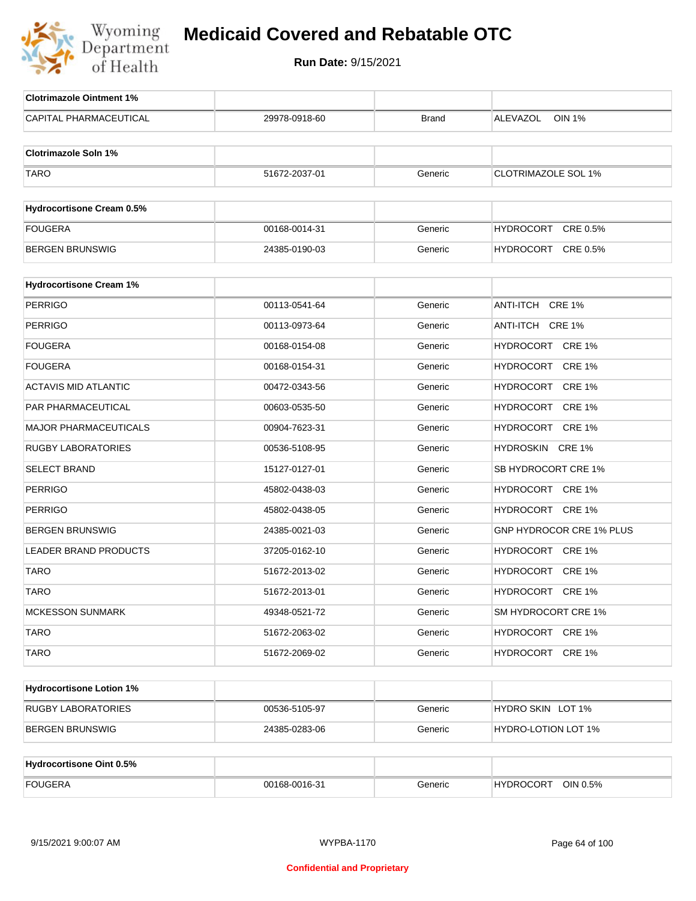# Medicaid Covered and Rebatable OTC

**Run Date:** 9/15/2021

| Clotrimazole Ointment 1% | | | |
|---|---|---|---|
| CAPITAL PHARMACEUTICAL | 29978-0918-60 | Brand | ALEVAZOL OIN 1% |

| Clotrimazole Soln 1% | | | |
|---|---|---|---|
| TARO | 51672-2037-01 | Generic | CLOTRIMAZOLE SOL 1% |

| Hydrocortisone Cream 0.5% | | | |
|---|---|---|---|
| FOUGERA | 00168-0014-31 | Generic | HYDROCORT CRE 0.5% |
| BERGEN BRUNSWIG | 24385-0190-03 | Generic | HYDROCORT CRE 0.5% |

| Hydrocortisone Cream 1% | | | |
|---|---|---|---|
| PERRIGO | 00113-0541-64 | Generic | ANTI-ITCH CRE 1% |
| PERRIGO | 00113-0973-64 | Generic | ANTI-ITCH CRE 1% |
| FOUGERA | 00168-0154-08 | Generic | HYDROCORT CRE 1% |
| FOUGERA | 00168-0154-31 | Generic | HYDROCORT CRE 1% |
| ACTAVIS MID ATLANTIC | 00472-0343-56 | Generic | HYDROCORT CRE 1% |
| PAR PHARMACEUTICAL | 00603-0535-50 | Generic | HYDROCORT CRE 1% |
| MAJOR PHARMACEUTICALS | 00904-7623-31 | Generic | HYDROCORT CRE 1% |
| RUGBY LABORATORIES | 00536-5108-95 | Generic | HYDROSKIN CRE 1% |
| SELECT BRAND | 15127-0127-01 | Generic | SB HYDROCORT CRE 1% |
| PERRIGO | 45802-0438-03 | Generic | HYDROCORT CRE 1% |
| PERRIGO | 45802-0438-05 | Generic | HYDROCORT CRE 1% |
| BERGEN BRUNSWIG | 24385-0021-03 | Generic | GNP HYDROCOR CRE 1% PLUS |
| LEADER BRAND PRODUCTS | 37205-0162-10 | Generic | HYDROCORT CRE 1% |
| TARO | 51672-2013-02 | Generic | HYDROCORT CRE 1% |
| TARO | 51672-2013-01 | Generic | HYDROCORT CRE 1% |
| MCKESSON SUNMARK | 49348-0521-72 | Generic | SM HYDROCORT CRE 1% |
| TARO | 51672-2063-02 | Generic | HYDROCORT CRE 1% |
| TARO | 51672-2069-02 | Generic | HYDROCORT CRE 1% |

| Hydrocortisone Lotion 1% | | | |
|---|---|---|---|
| RUGBY LABORATORIES | 00536-5105-97 | Generic | HYDRO SKIN LOT 1% |
| BERGEN BRUNSWIG | 24385-0283-06 | Generic | HYDRO-LOTION LOT 1% |

| Hydrocortisone Oint 0.5% | | | |
|---|---|---|---|
| FOUGERA | 00168-0016-31 | Generic | HYDROCORT OIN 0.5% |

9/15/2021 9:00:07 AM WYPBA-1170

Confidential and Proprietary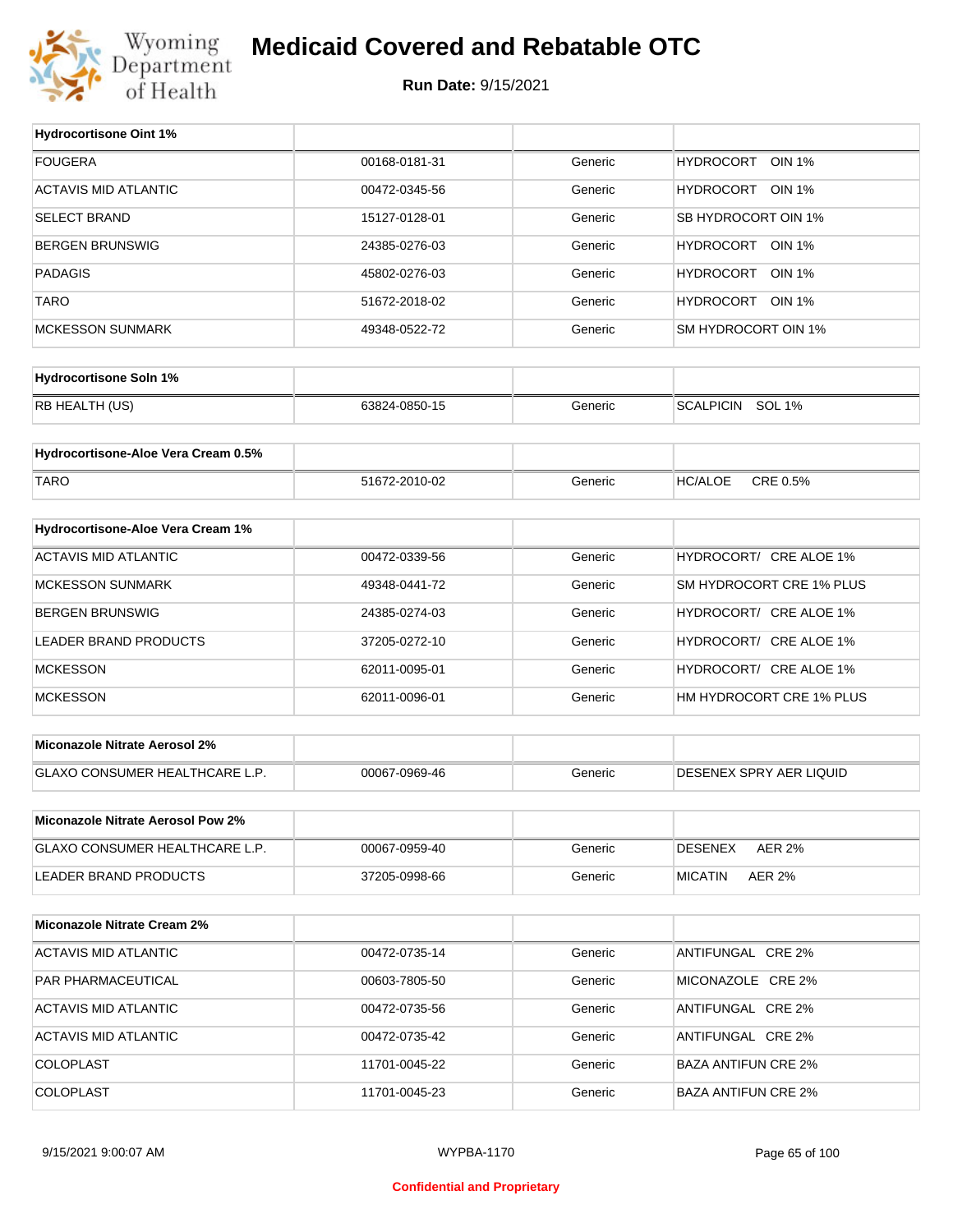# Medicaid Covered and Rebatable OTC

**Run Date:** 9/15/2021

| Hydrocortisone Oint 1% | | | |
|---|---|---|---|
| FOUGERA | 00168-0181-31 | Generic | HYDROCORT OIN 1% |
| ACTAVIS MID ATLANTIC | 00472-0345-56 | Generic | HYDROCORT OIN 1% |
| SELECT BRAND | 15127-0128-01 | Generic | SB HYDROCORT OIN 1% |
| BERGEN BRUNSWIG | 24385-0276-03 | Generic | HYDROCORT OIN 1% |
| PADAGIS | 45802-0276-03 | Generic | HYDROCORT OIN 1% |
| TARO | 51672-2018-02 | Generic | HYDROCORT OIN 1% |
| MCKESSON SUNMARK | 49348-0522-72 | Generic | SM HYDROCORT OIN 1% |

| Hydrocortisone Soln 1% | | | |
|---|---|---|---|
| RB HEALTH (US) | 63824-0850-15 | Generic | SCALPICIN SOL 1% |

| Hydrocortisone-Aloe Vera Cream 0.5% | | | |
|---|---|---|---|
| TARO | 51672-2010-02 | Generic | HC/ALOE CRE 0.5% |

| Hydrocortisone-Aloe Vera Cream 1% | | | |
|---|---|---|---|
| ACTAVIS MID ATLANTIC | 00472-0339-56 | Generic | HYDROCORT/ CRE ALOE 1% |
| MCKESSON SUNMARK | 49348-0441-72 | Generic | SM HYDROCORT CRE 1% PLUS |
| BERGEN BRUNSWIG | 24385-0274-03 | Generic | HYDROCORT/ CRE ALOE 1% |
| LEADER BRAND PRODUCTS | 37205-0272-10 | Generic | HYDROCORT/ CRE ALOE 1% |
| MCKESSON | 62011-0095-01 | Generic | HYDROCORT/ CRE ALOE 1% |
| MCKESSON | 62011-0096-01 | Generic | HM HYDROCORT CRE 1% PLUS |

| Miconazole Nitrate Aerosol 2% | | | |
|---|---|---|---|
| GLAXO CONSUMER HEALTHCARE L.P. | 00067-0969-46 | Generic | DESENEX SPRY AER LIQUID |

| Miconazole Nitrate Aerosol Pow 2% | | | |
|---|---|---|---|
| GLAXO CONSUMER HEALTHCARE L.P. | 00067-0959-40 | Generic | DESENEX AER 2% |
| LEADER BRAND PRODUCTS | 37205-0998-66 | Generic | MICATIN AER 2% |

| Miconazole Nitrate Cream 2% | | | |
|---|---|---|---|
| ACTAVIS MID ATLANTIC | 00472-0735-14 | Generic | ANTIFUNGAL CRE 2% |
| PAR PHARMACEUTICAL | 00603-7805-50 | Generic | MICONAZOLE CRE 2% |
| ACTAVIS MID ATLANTIC | 00472-0735-56 | Generic | ANTIFUNGAL CRE 2% |
| ACTAVIS MID ATLANTIC | 00472-0735-42 | Generic | ANTIFUNGAL CRE 2% |
| COLOPLAST | 11701-0045-22 | Generic | BAZA ANTIFUN CRE 2% |
| COLOPLAST | 11701-0045-23 | Generic | BAZA ANTIFUN CRE 2% |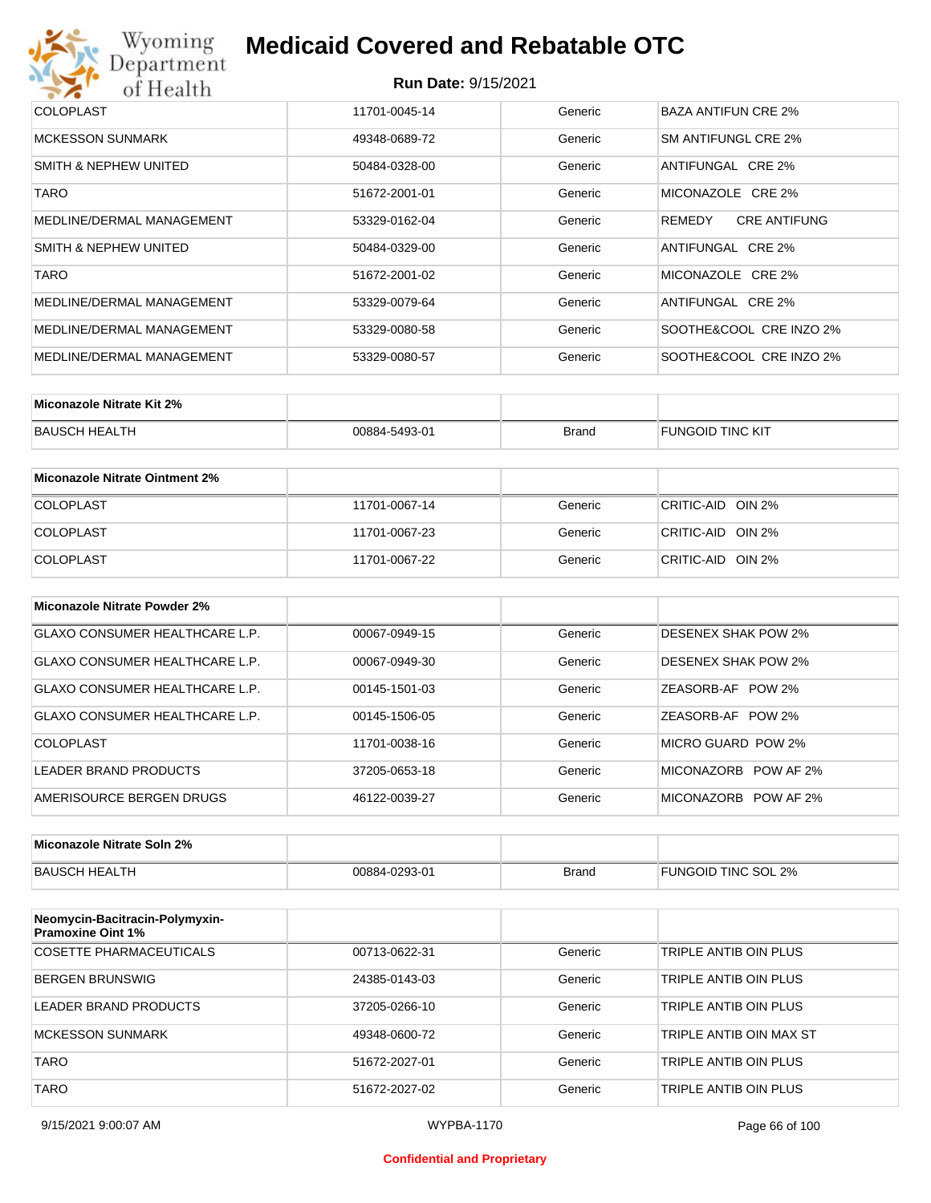| | | | |
|---|---|---|---|
| COLOPLAST | 11701-0045-14 | Generic | BAZA ANTIFUN CRE 2% |
| MCKESSON SUNMARK | 49348-0689-72 | Generic | SM ANTIFUNGL CRE 2% |
| SMITH & NEPHEW UNITED | 50484-0328-00 | Generic | ANTIFUNGAL CRE 2% |
| TARO | 51672-2001-01 | Generic | MICONAZOLE CRE 2% |
| MEDLINE/DERMAL MANAGEMENT | 53329-0162-04 | Generic | REMEDY CRE ANTIFUNG |
| SMITH & NEPHEW UNITED | 50484-0329-00 | Generic | ANTIFUNGAL CRE 2% |
| TARO | 51672-2001-02 | Generic | MICONAZOLE CRE 2% |
| MEDLINE/DERMAL MANAGEMENT | 53329-0079-64 | Generic | ANTIFUNGAL CRE 2% |
| MEDLINE/DERMAL MANAGEMENT | 53329-0080-58 | Generic | SOOTHE&COOL CRE INZO 2% |
| MEDLINE/DERMAL MANAGEMENT | 53329-0080-57 | Generic | SOOTHE&COOL CRE INZO 2% |

| Miconazole Nitrate Kit 2% | | | |
|---|---|---|---|
| BAUSCH HEALTH | 00884-5493-01 | Brand | FUNGOID TINC KIT |

| Miconazole Nitrate Ointment 2% | | | |
|---|---|---|---|
| COLOPLAST | 11701-0067-14 | Generic | CRITIC-AID OIN 2% |
| COLOPLAST | 11701-0067-23 | Generic | CRITIC-AID OIN 2% |
| COLOPLAST | 11701-0067-22 | Generic | CRITIC-AID OIN 2% |

| Miconazole Nitrate Powder 2% | | | |
|---|---|---|---|
| GLAXO CONSUMER HEALTHCARE L.P. | 00067-0949-15 | Generic | DESENEX SHAK POW 2% |
| GLAXO CONSUMER HEALTHCARE L.P. | 00067-0949-30 | Generic | DESENEX SHAK POW 2% |
| GLAXO CONSUMER HEALTHCARE L.P. | 00145-1501-03 | Generic | ZEASORB-AF POW 2% |
| GLAXO CONSUMER HEALTHCARE L.P. | 00145-1506-05 | Generic | ZEASORB-AF POW 2% |
| COLOPLAST | 11701-0038-16 | Generic | MICRO GUARD POW 2% |
| LEADER BRAND PRODUCTS | 37205-0653-18 | Generic | MICONAZORB POW AF 2% |
| AMERISOURCE BERGEN DRUGS | 46122-0039-27 | Generic | MICONAZORB POW AF 2% |

| Miconazole Nitrate Soln 2% | | | |
|---|---|---|---|
| BAUSCH HEALTH | 00884-0293-01 | Brand | FUNGOID TINC SOL 2% |

| Neomycin-Bacitracin-Polymyxin-Pramoxine Oint 1% | | | |
|---|---|---|---|
| COSETTE PHARMACEUTICALS | 00713-0622-31 | Generic | TRIPLE ANTIB OIN PLUS |
| BERGEN BRUNSWIG | 24385-0143-03 | Generic | TRIPLE ANTIB OIN PLUS |
| LEADER BRAND PRODUCTS | 37205-0266-10 | Generic | TRIPLE ANTIB OIN PLUS |
| MCKESSON SUNMARK | 49348-0600-72 | Generic | TRIPLE ANTIB OIN MAX ST |
| TARO | 51672-2027-01 | Generic | TRIPLE ANTIB OIN PLUS |
| TARO | 51672-2027-02 | Generic | TRIPLE ANTIB OIN PLUS |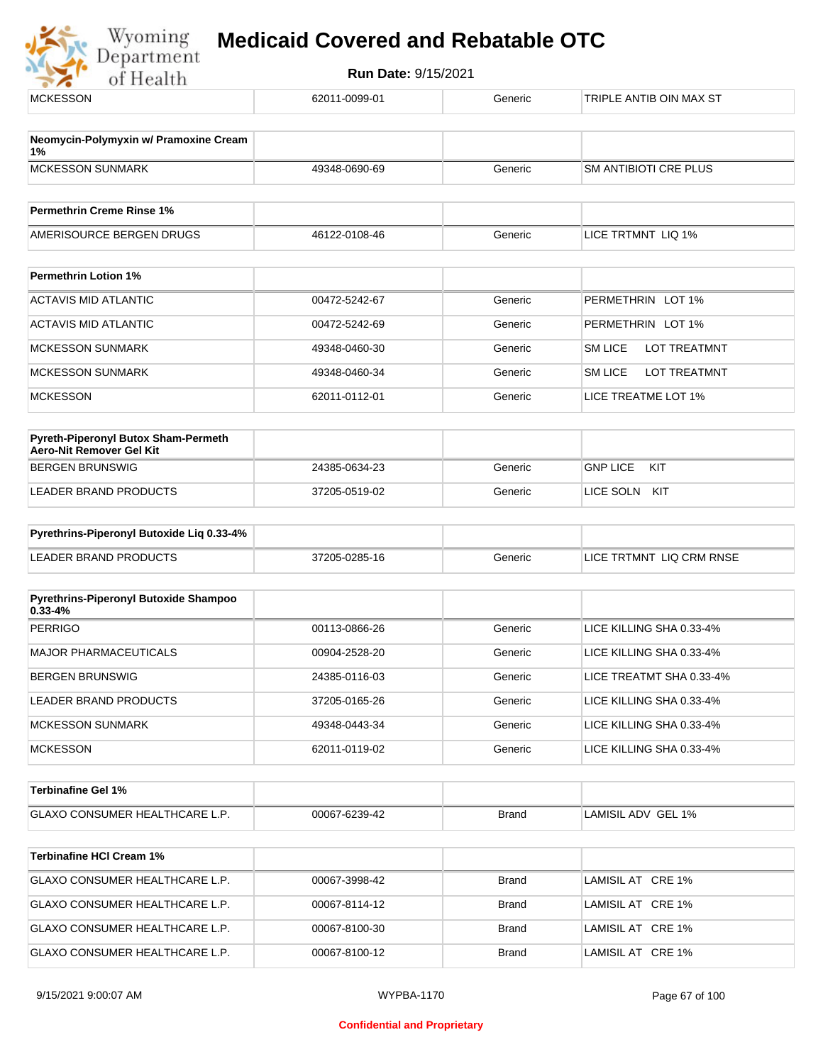| MCKESSON | 62011-0099-01 | Generic | TRIPLE ANTIB OIN MAX ST |
|---|---|---|---|

| **Neomycin-Polymyxin w/ Pramoxine Cream 1%** | | | |
|---|---|---|---|
| MCKESSON SUNMARK | 49348-0690-69 | Generic | SM ANTIBIOTI CRE PLUS |

| **Permethrin Creme Rinse 1%** | | | |
|---|---|---|---|
| AMERISOURCE BERGEN DRUGS | 46122-0108-46 | Generic | LICE TRTMNT LIQ 1% |

| **Permethrin Lotion 1%** | | | |
|---|---|---|---|
| ACTAVIS MID ATLANTIC | 00472-5242-67 | Generic | PERMETHRIN LOT 1% |
| ACTAVIS MID ATLANTIC | 00472-5242-69 | Generic | PERMETHRIN LOT 1% |
| MCKESSON SUNMARK | 49348-0460-30 | Generic | SM LICE LOT TREATMNT |
| MCKESSON SUNMARK | 49348-0460-34 | Generic | SM LICE LOT TREATMNT |
| MCKESSON | 62011-0112-01 | Generic | LICE TREATME LOT 1% |

| **Pyreth-Piperonyl Butox Sham-Permeth Aero-Nit Remover Gel Kit** | | | |
|---|---|---|---|
| BERGEN BRUNSWIG | 24385-0634-23 | Generic | GNP LICE KIT |
| LEADER BRAND PRODUCTS | 37205-0519-02 | Generic | LICE SOLN KIT |

| **Pyrethrins-Piperonyl Butoxide Liq 0.33-4%** | | | |
|---|---|---|---|
| LEADER BRAND PRODUCTS | 37205-0285-16 | Generic | LICE TRTMNT LIQ CRM RNSE |

| **Pyrethrins-Piperonyl Butoxide Shampoo 0.33-4%** | | | |
|---|---|---|---|
| PERRIGO | 00113-0866-26 | Generic | LICE KILLING SHA 0.33-4% |
| MAJOR PHARMACEUTICALS | 00904-2528-20 | Generic | LICE KILLING SHA 0.33-4% |
| BERGEN BRUNSWIG | 24385-0116-03 | Generic | LICE TREATMT SHA 0.33-4% |
| LEADER BRAND PRODUCTS | 37205-0165-26 | Generic | LICE KILLING SHA 0.33-4% |
| MCKESSON SUNMARK | 49348-0443-34 | Generic | LICE KILLING SHA 0.33-4% |
| MCKESSON | 62011-0119-02 | Generic | LICE KILLING SHA 0.33-4% |

| **Terbinafine Gel 1%** | | | |
|---|---|---|---|
| GLAXO CONSUMER HEALTHCARE L.P. | 00067-6239-42 | Brand | LAMISIL ADV GEL 1% |

| **Terbinafine HCl Cream 1%** | | | |
|---|---|---|---|
| GLAXO CONSUMER HEALTHCARE L.P. | 00067-3998-42 | Brand | LAMISIL AT CRE 1% |
| GLAXO CONSUMER HEALTHCARE L.P. | 00067-8114-12 | Brand | LAMISIL AT CRE 1% |
| GLAXO CONSUMER HEALTHCARE L.P. | 00067-8100-30 | Brand | LAMISIL AT CRE 1% |
| GLAXO CONSUMER HEALTHCARE L.P. | 00067-8100-12 | Brand | LAMISIL AT CRE 1% |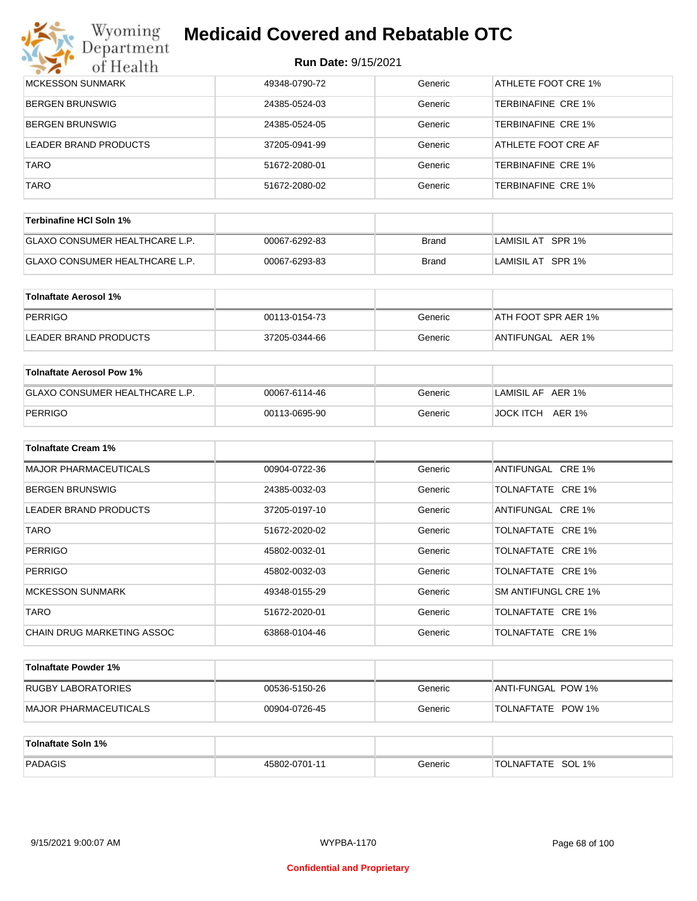| MCKESSON SUNMARK | 49348-0790-72 | Generic | ATHLETE FOOT CRE 1% |
|---|---|---|---|
| BERGEN BRUNSWIG | 24385-0524-03 | Generic | TERBINAFINE CRE 1% |
| BERGEN BRUNSWIG | 24385-0524-05 | Generic | TERBINAFINE CRE 1% |
| LEADER BRAND PRODUCTS | 37205-0941-99 | Generic | ATHLETE FOOT CRE AF |
| TARO | 51672-2080-01 | Generic | TERBINAFINE CRE 1% |
| TARO | 51672-2080-02 | Generic | TERBINAFINE CRE 1% |

| Terbinafine HCl Soln 1% | | | |
|---|---|---|---|
| GLAXO CONSUMER HEALTHCARE L.P. | 00067-6292-83 | Brand | LAMISIL AT SPR 1% |
| GLAXO CONSUMER HEALTHCARE L.P. | 00067-6293-83 | Brand | LAMISIL AT SPR 1% |

| Tolnaftate Aerosol 1% | | | |
|---|---|---|---|
| PERRIGO | 00113-0154-73 | Generic | ATH FOOT SPR AER 1% |
| LEADER BRAND PRODUCTS | 37205-0344-66 | Generic | ANTIFUNGAL AER 1% |

| Tolnaftate Aerosol Pow 1% | | | |
|---|---|---|---|
| GLAXO CONSUMER HEALTHCARE L.P. | 00067-6114-46 | Generic | LAMISIL AF AER 1% |
| PERRIGO | 00113-0695-90 | Generic | JOCK ITCH AER 1% |

| Tolnaftate Cream 1% | | | |
|---|---|---|---|
| MAJOR PHARMACEUTICALS | 00904-0722-36 | Generic | ANTIFUNGAL CRE 1% |
| BERGEN BRUNSWIG | 24385-0032-03 | Generic | TOLNAFTATE CRE 1% |
| LEADER BRAND PRODUCTS | 37205-0197-10 | Generic | ANTIFUNGAL CRE 1% |
| TARO | 51672-2020-02 | Generic | TOLNAFTATE CRE 1% |
| PERRIGO | 45802-0032-01 | Generic | TOLNAFTATE CRE 1% |
| PERRIGO | 45802-0032-03 | Generic | TOLNAFTATE CRE 1% |
| MCKESSON SUNMARK | 49348-0155-29 | Generic | SM ANTIFUNGL CRE 1% |
| TARO | 51672-2020-01 | Generic | TOLNAFTATE CRE 1% |
| CHAIN DRUG MARKETING ASSOC | 63868-0104-46 | Generic | TOLNAFTATE CRE 1% |

| Tolnaftate Powder 1% | | | |
|---|---|---|---|
| RUGBY LABORATORIES | 00536-5150-26 | Generic | ANTI-FUNGAL POW 1% |
| MAJOR PHARMACEUTICALS | 00904-0726-45 | Generic | TOLNAFTATE POW 1% |

| Tolnaftate Soln 1% | | | |
|---|---|---|---|
| PADAGIS | 45802-0701-11 | Generic | TOLNAFTATE SOL 1% |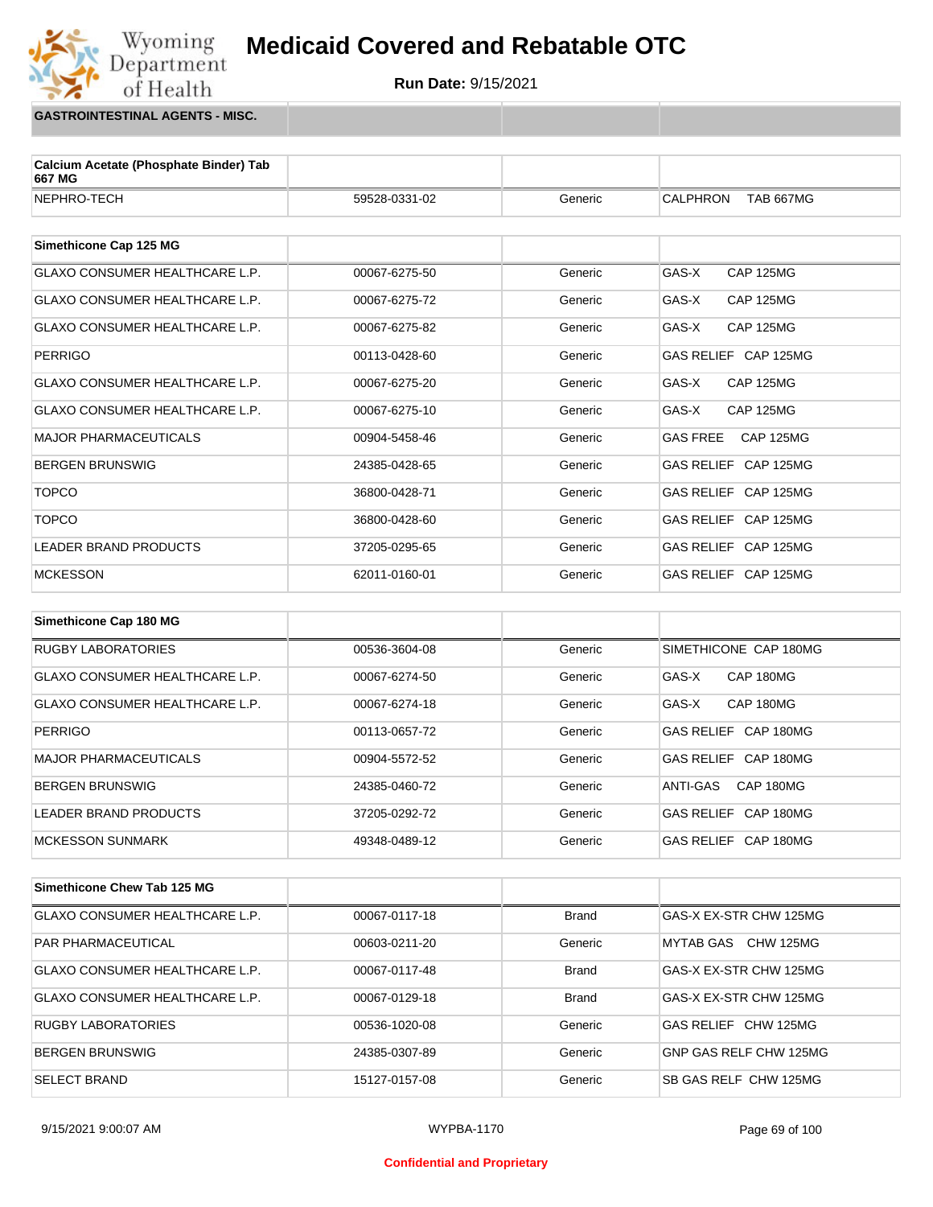# Medicaid Covered and Rebatable OTC

**Run Date:** 9/15/2021

## GASTROINTESTINAL AGENTS - MISC.

| Calcium Acetate (Phosphate Binder) Tab 667 MG | | | |
|---|---|---|---|
| NEPHRO-TECH | 59528-0331-02 | Generic | CALPHRON TAB 667MG |

| Simethicone Cap 125 MG | | | |
|---|---|---|---|
| GLAXO CONSUMER HEALTHCARE L.P. | 00067-6275-50 | Generic | GAS-X CAP 125MG |
| GLAXO CONSUMER HEALTHCARE L.P. | 00067-6275-72 | Generic | GAS-X CAP 125MG |
| GLAXO CONSUMER HEALTHCARE L.P. | 00067-6275-82 | Generic | GAS-X CAP 125MG |
| PERRIGO | 00113-0428-60 | Generic | GAS RELIEF CAP 125MG |
| GLAXO CONSUMER HEALTHCARE L.P. | 00067-6275-20 | Generic | GAS-X CAP 125MG |
| GLAXO CONSUMER HEALTHCARE L.P. | 00067-6275-10 | Generic | GAS-X CAP 125MG |
| MAJOR PHARMACEUTICALS | 00904-5458-46 | Generic | GAS FREE CAP 125MG |
| BERGEN BRUNSWIG | 24385-0428-65 | Generic | GAS RELIEF CAP 125MG |
| TOPCO | 36800-0428-71 | Generic | GAS RELIEF CAP 125MG |
| TOPCO | 36800-0428-60 | Generic | GAS RELIEF CAP 125MG |
| LEADER BRAND PRODUCTS | 37205-0295-65 | Generic | GAS RELIEF CAP 125MG |
| MCKESSON | 62011-0160-01 | Generic | GAS RELIEF CAP 125MG |

| Simethicone Cap 180 MG | | | |
|---|---|---|---|
| RUGBY LABORATORIES | 00536-3604-08 | Generic | SIMETHICONE CAP 180MG |
| GLAXO CONSUMER HEALTHCARE L.P. | 00067-6274-50 | Generic | GAS-X CAP 180MG |
| GLAXO CONSUMER HEALTHCARE L.P. | 00067-6274-18 | Generic | GAS-X CAP 180MG |
| PERRIGO | 00113-0657-72 | Generic | GAS RELIEF CAP 180MG |
| MAJOR PHARMACEUTICALS | 00904-5572-52 | Generic | GAS RELIEF CAP 180MG |
| BERGEN BRUNSWIG | 24385-0460-72 | Generic | ANTI-GAS CAP 180MG |
| LEADER BRAND PRODUCTS | 37205-0292-72 | Generic | GAS RELIEF CAP 180MG |
| MCKESSON SUNMARK | 49348-0489-12 | Generic | GAS RELIEF CAP 180MG |

| Simethicone Chew Tab 125 MG | | | |
|---|---|---|---|
| GLAXO CONSUMER HEALTHCARE L.P. | 00067-0117-18 | Brand | GAS-X EX-STR CHW 125MG |
| PAR PHARMACEUTICAL | 00603-0211-20 | Generic | MYTAB GAS CHW 125MG |
| GLAXO CONSUMER HEALTHCARE L.P. | 00067-0117-48 | Brand | GAS-X EX-STR CHW 125MG |
| GLAXO CONSUMER HEALTHCARE L.P. | 00067-0129-18 | Brand | GAS-X EX-STR CHW 125MG |
| RUGBY LABORATORIES | 00536-1020-08 | Generic | GAS RELIEF CHW 125MG |
| BERGEN BRUNSWIG | 24385-0307-89 | Generic | GNP GAS RELF CHW 125MG |
| SELECT BRAND | 15127-0157-08 | Generic | SB GAS RELF CHW 125MG |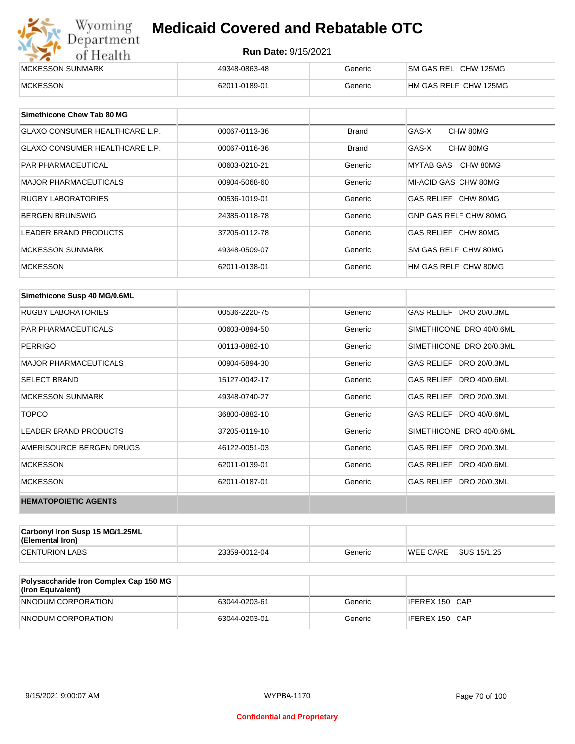| | | | |
|---|---|---|---|
| MCKESSON SUNMARK | 49348-0863-48 | Generic | SM GAS REL CHW 125MG |
| MCKESSON | 62011-0189-01 | Generic | HM GAS RELF CHW 125MG |

| Simethicone Chew Tab 80 MG | | | |
|---|---|---|---|
| GLAXO CONSUMER HEALTHCARE L.P. | 00067-0113-36 | Brand | GAS-X CHW 80MG |
| GLAXO CONSUMER HEALTHCARE L.P. | 00067-0116-36 | Brand | GAS-X CHW 80MG |
| PAR PHARMACEUTICAL | 00603-0210-21 | Generic | MYTAB GAS CHW 80MG |
| MAJOR PHARMACEUTICALS | 00904-5068-60 | Generic | MI-ACID GAS CHW 80MG |
| RUGBY LABORATORIES | 00536-1019-01 | Generic | GAS RELIEF CHW 80MG |
| BERGEN BRUNSWIG | 24385-0118-78 | Generic | GNP GAS RELF CHW 80MG |
| LEADER BRAND PRODUCTS | 37205-0112-78 | Generic | GAS RELIEF CHW 80MG |
| MCKESSON SUNMARK | 49348-0509-07 | Generic | SM GAS RELF CHW 80MG |
| MCKESSON | 62011-0138-01 | Generic | HM GAS RELF CHW 80MG |

| Simethicone Susp 40 MG/0.6ML | | | |
|---|---|---|---|
| RUGBY LABORATORIES | 00536-2220-75 | Generic | GAS RELIEF DRO 20/0.3ML |
| PAR PHARMACEUTICALS | 00603-0894-50 | Generic | SIMETHICONE DRO 40/0.6ML |
| PERRIGO | 00113-0882-10 | Generic | SIMETHICONE DRO 20/0.3ML |
| MAJOR PHARMACEUTICALS | 00904-5894-30 | Generic | GAS RELIEF DRO 20/0.3ML |
| SELECT BRAND | 15127-0042-17 | Generic | GAS RELIEF DRO 40/0.6ML |
| MCKESSON SUNMARK | 49348-0740-27 | Generic | GAS RELIEF DRO 20/0.3ML |
| TOPCO | 36800-0882-10 | Generic | GAS RELIEF DRO 40/0.6ML |
| LEADER BRAND PRODUCTS | 37205-0119-10 | Generic | SIMETHICONE DRO 40/0.6ML |
| AMERISOURCE BERGEN DRUGS | 46122-0051-03 | Generic | GAS RELIEF DRO 20/0.3ML |
| MCKESSON | 62011-0139-01 | Generic | GAS RELIEF DRO 40/0.6ML |
| MCKESSON | 62011-0187-01 | Generic | GAS RELIEF DRO 20/0.3ML |

## HEMATOPOIETIC AGENTS

| Carbonyl Iron Susp 15 MG/1.25ML (Elemental Iron) | | | |
|---|---|---|---|
| CENTURION LABS | 23359-0012-04 | Generic | WEE CARE SUS 15/1.25 |

| Polysaccharide Iron Complex Cap 150 MG (Iron Equivalent) | | | |
|---|---|---|---|
| NNODUM CORPORATION | 63044-0203-61 | Generic | IFEREX 150 CAP |
| NNODUM CORPORATION | 63044-0203-01 | Generic | IFEREX 150 CAP |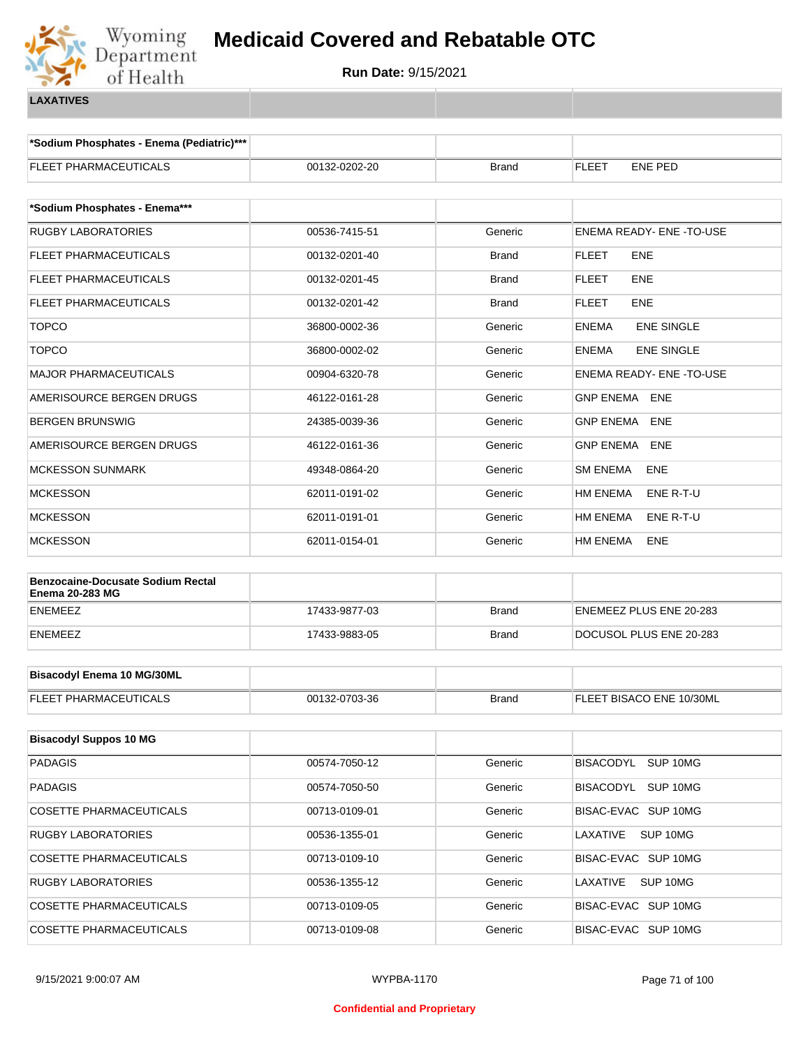# Medicaid Covered and Rebatable OTC

**Run Date:** 9/15/2021

**LAXATIVES**

| *Sodium Phosphates - Enema (Pediatric)*** | | | |
|---|---|---|---|
| FLEET PHARMACEUTICALS | 00132-0202-20 | Brand | FLEET ENE PED |

| *Sodium Phosphates - Enema*** | | | |
|---|---|---|---|
| RUGBY LABORATORIES | 00536-7415-51 | Generic | ENEMA READY- ENE -TO-USE |
| FLEET PHARMACEUTICALS | 00132-0201-40 | Brand | FLEET ENE |
| FLEET PHARMACEUTICALS | 00132-0201-45 | Brand | FLEET ENE |
| FLEET PHARMACEUTICALS | 00132-0201-42 | Brand | FLEET ENE |
| TOPCO | 36800-0002-36 | Generic | ENEMA ENE SINGLE |
| TOPCO | 36800-0002-02 | Generic | ENEMA ENE SINGLE |
| MAJOR PHARMACEUTICALS | 00904-6320-78 | Generic | ENEMA READY- ENE -TO-USE |
| AMERISOURCE BERGEN DRUGS | 46122-0161-28 | Generic | GNP ENEMA ENE |
| BERGEN BRUNSWIG | 24385-0039-36 | Generic | GNP ENEMA ENE |
| AMERISOURCE BERGEN DRUGS | 46122-0161-36 | Generic | GNP ENEMA ENE |
| MCKESSON SUNMARK | 49348-0864-20 | Generic | SM ENEMA ENE |
| MCKESSON | 62011-0191-02 | Generic | HM ENEMA ENE R-T-U |
| MCKESSON | 62011-0191-01 | Generic | HM ENEMA ENE R-T-U |
| MCKESSON | 62011-0154-01 | Generic | HM ENEMA ENE |

| Benzocaine-Docusate Sodium Rectal Enema 20-283 MG | | | |
|---|---|---|---|
| ENEMEEZ | 17433-9877-03 | Brand | ENEMEEZ PLUS ENE 20-283 |
| ENEMEEZ | 17433-9883-05 | Brand | DOCUSOL PLUS ENE 20-283 |

| Bisacodyl Enema 10 MG/30ML | | | |
|---|---|---|---|
| FLEET PHARMACEUTICALS | 00132-0703-36 | Brand | FLEET BISACO ENE 10/30ML |

| Bisacodyl Suppos 10 MG | | | |
|---|---|---|---|
| PADAGIS | 00574-7050-12 | Generic | BISACODYL SUP 10MG |
| PADAGIS | 00574-7050-50 | Generic | BISACODYL SUP 10MG |
| COSETTE PHARMACEUTICALS | 00713-0109-01 | Generic | BISAC-EVAC SUP 10MG |
| RUGBY LABORATORIES | 00536-1355-01 | Generic | LAXATIVE SUP 10MG |
| COSETTE PHARMACEUTICALS | 00713-0109-10 | Generic | BISAC-EVAC SUP 10MG |
| RUGBY LABORATORIES | 00536-1355-12 | Generic | LAXATIVE SUP 10MG |
| COSETTE PHARMACEUTICALS | 00713-0109-05 | Generic | BISAC-EVAC SUP 10MG |
| COSETTE PHARMACEUTICALS | 00713-0109-08 | Generic | BISAC-EVAC SUP 10MG |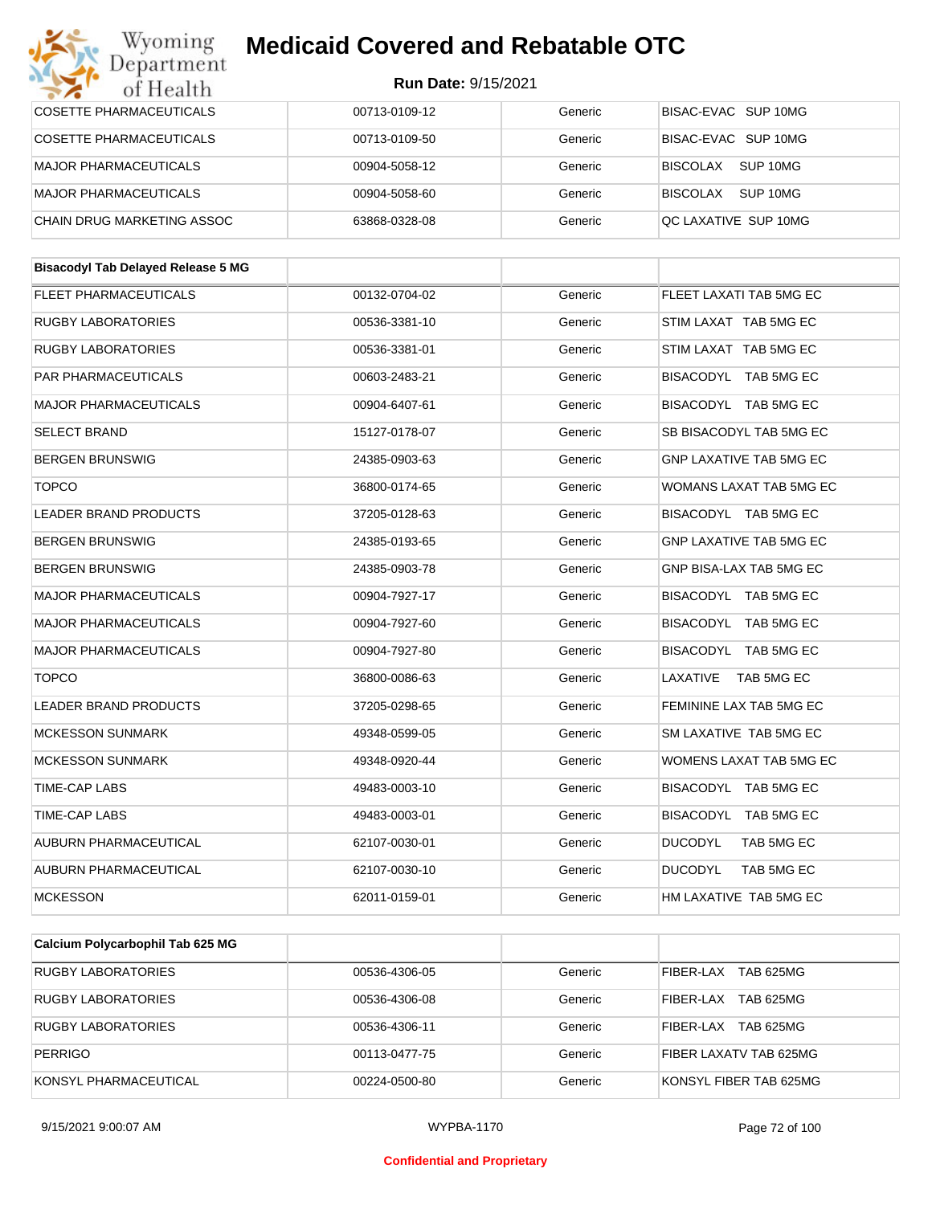| | | | |
|---|---|---|---|
| COSETTE PHARMACEUTICALS | 00713-0109-12 | Generic | BISAC-EVAC SUP 10MG |
| COSETTE PHARMACEUTICALS | 00713-0109-50 | Generic | BISAC-EVAC SUP 10MG |
| MAJOR PHARMACEUTICALS | 00904-5058-12 | Generic | BISCOLAX SUP 10MG |
| MAJOR PHARMACEUTICALS | 00904-5058-60 | Generic | BISCOLAX SUP 10MG |
| CHAIN DRUG MARKETING ASSOC | 63868-0328-08 | Generic | QC LAXATIVE SUP 10MG |

| **Bisacodyl Tab Delayed Release 5 MG** | | | |
|---|---|---|---|
| FLEET PHARMACEUTICALS | 00132-0704-02 | Generic | FLEET LAXATI TAB 5MG EC |
| RUGBY LABORATORIES | 00536-3381-10 | Generic | STIM LAXAT TAB 5MG EC |
| RUGBY LABORATORIES | 00536-3381-01 | Generic | STIM LAXAT TAB 5MG EC |
| PAR PHARMACEUTICALS | 00603-2483-21 | Generic | BISACODYL TAB 5MG EC |
| MAJOR PHARMACEUTICALS | 00904-6407-61 | Generic | BISACODYL TAB 5MG EC |
| SELECT BRAND | 15127-0178-07 | Generic | SB BISACODYL TAB 5MG EC |
| BERGEN BRUNSWIG | 24385-0903-63 | Generic | GNP LAXATIVE TAB 5MG EC |
| TOPCO | 36800-0174-65 | Generic | WOMANS LAXAT TAB 5MG EC |
| LEADER BRAND PRODUCTS | 37205-0128-63 | Generic | BISACODYL TAB 5MG EC |
| BERGEN BRUNSWIG | 24385-0193-65 | Generic | GNP LAXATIVE TAB 5MG EC |
| BERGEN BRUNSWIG | 24385-0903-78 | Generic | GNP BISA-LAX TAB 5MG EC |
| MAJOR PHARMACEUTICALS | 00904-7927-17 | Generic | BISACODYL TAB 5MG EC |
| MAJOR PHARMACEUTICALS | 00904-7927-60 | Generic | BISACODYL TAB 5MG EC |
| MAJOR PHARMACEUTICALS | 00904-7927-80 | Generic | BISACODYL TAB 5MG EC |
| TOPCO | 36800-0086-63 | Generic | LAXATIVE TAB 5MG EC |
| LEADER BRAND PRODUCTS | 37205-0298-65 | Generic | FEMININE LAX TAB 5MG EC |
| MCKESSON SUNMARK | 49348-0599-05 | Generic | SM LAXATIVE TAB 5MG EC |
| MCKESSON SUNMARK | 49348-0920-44 | Generic | WOMENS LAXAT TAB 5MG EC |
| TIME-CAP LABS | 49483-0003-10 | Generic | BISACODYL TAB 5MG EC |
| TIME-CAP LABS | 49483-0003-01 | Generic | BISACODYL TAB 5MG EC |
| AUBURN PHARMACEUTICAL | 62107-0030-01 | Generic | DUCODYL TAB 5MG EC |
| AUBURN PHARMACEUTICAL | 62107-0030-10 | Generic | DUCODYL TAB 5MG EC |
| MCKESSON | 62011-0159-01 | Generic | HM LAXATIVE TAB 5MG EC |

| **Calcium Polycarbophil Tab 625 MG** | | | |
|---|---|---|---|
| RUGBY LABORATORIES | 00536-4306-05 | Generic | FIBER-LAX TAB 625MG |
| RUGBY LABORATORIES | 00536-4306-08 | Generic | FIBER-LAX TAB 625MG |
| RUGBY LABORATORIES | 00536-4306-11 | Generic | FIBER-LAX TAB 625MG |
| PERRIGO | 00113-0477-75 | Generic | FIBER LAXATV TAB 625MG |
| KONSYL PHARMACEUTICAL | 00224-0500-80 | Generic | KONSYL FIBER TAB 625MG |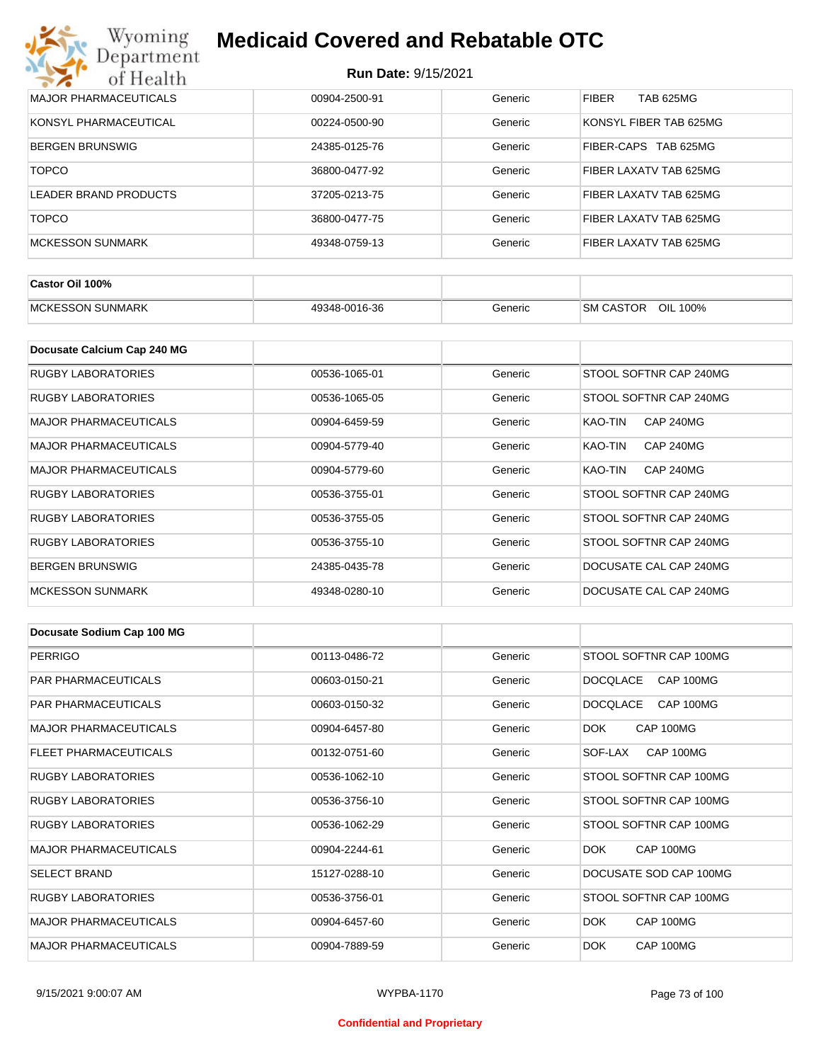| MAJOR PHARMACEUTICALS | 00904-2500-91 | Generic | FIBER TAB 625MG |
|---|---|---|---|
| KONSYL PHARMACEUTICAL | 00224-0500-90 | Generic | KONSYL FIBER TAB 625MG |
| BERGEN BRUNSWIG | 24385-0125-76 | Generic | FIBER-CAPS TAB 625MG |
| TOPCO | 36800-0477-92 | Generic | FIBER LAXATV TAB 625MG |
| LEADER BRAND PRODUCTS | 37205-0213-75 | Generic | FIBER LAXATV TAB 625MG |
| TOPCO | 36800-0477-75 | Generic | FIBER LAXATV TAB 625MG |
| MCKESSON SUNMARK | 49348-0759-13 | Generic | FIBER LAXATV TAB 625MG |

| Castor Oil 100% | | | |
|---|---|---|---|
| MCKESSON SUNMARK | 49348-0016-36 | Generic | SM CASTOR OIL 100% |

| Docusate Calcium Cap 240 MG | | | |
|---|---|---|---|
| RUGBY LABORATORIES | 00536-1065-01 | Generic | STOOL SOFTNR CAP 240MG |
| RUGBY LABORATORIES | 00536-1065-05 | Generic | STOOL SOFTNR CAP 240MG |
| MAJOR PHARMACEUTICALS | 00904-6459-59 | Generic | KAO-TIN CAP 240MG |
| MAJOR PHARMACEUTICALS | 00904-5779-40 | Generic | KAO-TIN CAP 240MG |
| MAJOR PHARMACEUTICALS | 00904-5779-60 | Generic | KAO-TIN CAP 240MG |
| RUGBY LABORATORIES | 00536-3755-01 | Generic | STOOL SOFTNR CAP 240MG |
| RUGBY LABORATORIES | 00536-3755-05 | Generic | STOOL SOFTNR CAP 240MG |
| RUGBY LABORATORIES | 00536-3755-10 | Generic | STOOL SOFTNR CAP 240MG |
| BERGEN BRUNSWIG | 24385-0435-78 | Generic | DOCUSATE CAL CAP 240MG |
| MCKESSON SUNMARK | 49348-0280-10 | Generic | DOCUSATE CAL CAP 240MG |

| Docusate Sodium Cap 100 MG | | | |
|---|---|---|---|
| PERRIGO | 00113-0486-72 | Generic | STOOL SOFTNR CAP 100MG |
| PAR PHARMACEUTICALS | 00603-0150-21 | Generic | DOCQLACE CAP 100MG |
| PAR PHARMACEUTICALS | 00603-0150-32 | Generic | DOCQLACE CAP 100MG |
| MAJOR PHARMACEUTICALS | 00904-6457-80 | Generic | DOK CAP 100MG |
| FLEET PHARMACEUTICALS | 00132-0751-60 | Generic | SOF-LAX CAP 100MG |
| RUGBY LABORATORIES | 00536-1062-10 | Generic | STOOL SOFTNR CAP 100MG |
| RUGBY LABORATORIES | 00536-3756-10 | Generic | STOOL SOFTNR CAP 100MG |
| RUGBY LABORATORIES | 00536-1062-29 | Generic | STOOL SOFTNR CAP 100MG |
| MAJOR PHARMACEUTICALS | 00904-2244-61 | Generic | DOK CAP 100MG |
| SELECT BRAND | 15127-0288-10 | Generic | DOCUSATE SOD CAP 100MG |
| RUGBY LABORATORIES | 00536-3756-01 | Generic | STOOL SOFTNR CAP 100MG |
| MAJOR PHARMACEUTICALS | 00904-6457-60 | Generic | DOK CAP 100MG |
| MAJOR PHARMACEUTICALS | 00904-7889-59 | Generic | DOK CAP 100MG |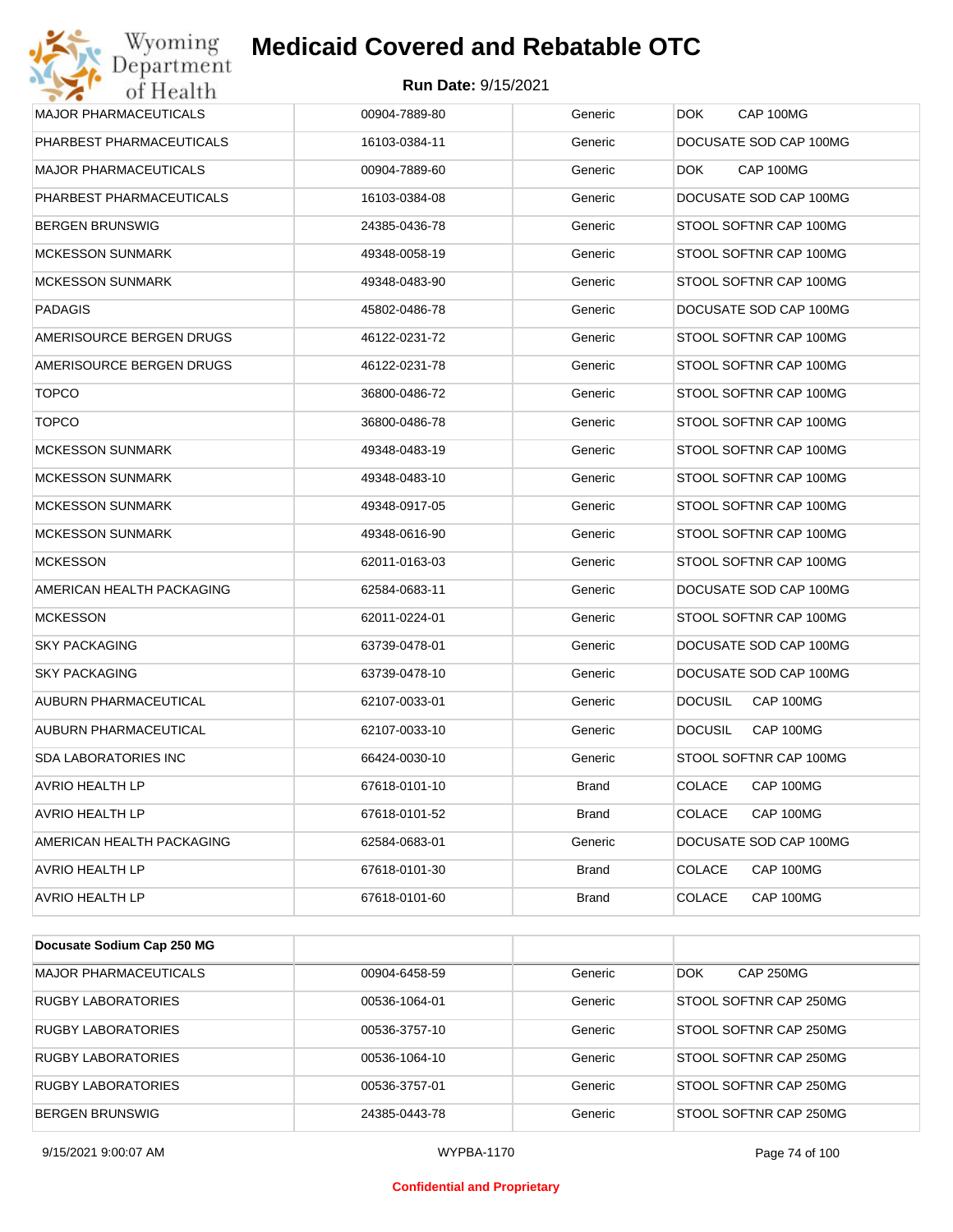| | | | |
|---|---|---|---|
| MAJOR PHARMACEUTICALS | 00904-7889-80 | Generic | DOK CAP 100MG |
| PHARBEST PHARMACEUTICALS | 16103-0384-11 | Generic | DOCUSATE SOD CAP 100MG |
| MAJOR PHARMACEUTICALS | 00904-7889-60 | Generic | DOK CAP 100MG |
| PHARBEST PHARMACEUTICALS | 16103-0384-08 | Generic | DOCUSATE SOD CAP 100MG |
| BERGEN BRUNSWIG | 24385-0436-78 | Generic | STOOL SOFTNR CAP 100MG |
| MCKESSON SUNMARK | 49348-0058-19 | Generic | STOOL SOFTNR CAP 100MG |
| MCKESSON SUNMARK | 49348-0483-90 | Generic | STOOL SOFTNR CAP 100MG |
| PADAGIS | 45802-0486-78 | Generic | DOCUSATE SOD CAP 100MG |
| AMERISOURCE BERGEN DRUGS | 46122-0231-72 | Generic | STOOL SOFTNR CAP 100MG |
| AMERISOURCE BERGEN DRUGS | 46122-0231-78 | Generic | STOOL SOFTNR CAP 100MG |
| TOPCO | 36800-0486-72 | Generic | STOOL SOFTNR CAP 100MG |
| TOPCO | 36800-0486-78 | Generic | STOOL SOFTNR CAP 100MG |
| MCKESSON SUNMARK | 49348-0483-19 | Generic | STOOL SOFTNR CAP 100MG |
| MCKESSON SUNMARK | 49348-0483-10 | Generic | STOOL SOFTNR CAP 100MG |
| MCKESSON SUNMARK | 49348-0917-05 | Generic | STOOL SOFTNR CAP 100MG |
| MCKESSON SUNMARK | 49348-0616-90 | Generic | STOOL SOFTNR CAP 100MG |
| MCKESSON | 62011-0163-03 | Generic | STOOL SOFTNR CAP 100MG |
| AMERICAN HEALTH PACKAGING | 62584-0683-11 | Generic | DOCUSATE SOD CAP 100MG |
| MCKESSON | 62011-0224-01 | Generic | STOOL SOFTNR CAP 100MG |
| SKY PACKAGING | 63739-0478-01 | Generic | DOCUSATE SOD CAP 100MG |
| SKY PACKAGING | 63739-0478-10 | Generic | DOCUSATE SOD CAP 100MG |
| AUBURN PHARMACEUTICAL | 62107-0033-01 | Generic | DOCUSIL CAP 100MG |
| AUBURN PHARMACEUTICAL | 62107-0033-10 | Generic | DOCUSIL CAP 100MG |
| SDA LABORATORIES INC | 66424-0030-10 | Generic | STOOL SOFTNR CAP 100MG |
| AVRIO HEALTH LP | 67618-0101-10 | Brand | COLACE CAP 100MG |
| AVRIO HEALTH LP | 67618-0101-52 | Brand | COLACE CAP 100MG |
| AMERICAN HEALTH PACKAGING | 62584-0683-01 | Generic | DOCUSATE SOD CAP 100MG |
| AVRIO HEALTH LP | 67618-0101-30 | Brand | COLACE CAP 100MG |
| AVRIO HEALTH LP | 67618-0101-60 | Brand | COLACE CAP 100MG |

| **Docusate Sodium Cap 250 MG** | | | |
|---|---|---|---|
| MAJOR PHARMACEUTICALS | 00904-6458-59 | Generic | DOK CAP 250MG |
| RUGBY LABORATORIES | 00536-1064-01 | Generic | STOOL SOFTNR CAP 250MG |
| RUGBY LABORATORIES | 00536-3757-10 | Generic | STOOL SOFTNR CAP 250MG |
| RUGBY LABORATORIES | 00536-1064-10 | Generic | STOOL SOFTNR CAP 250MG |
| RUGBY LABORATORIES | 00536-3757-01 | Generic | STOOL SOFTNR CAP 250MG |
| BERGEN BRUNSWIG | 24385-0443-78 | Generic | STOOL SOFTNR CAP 250MG |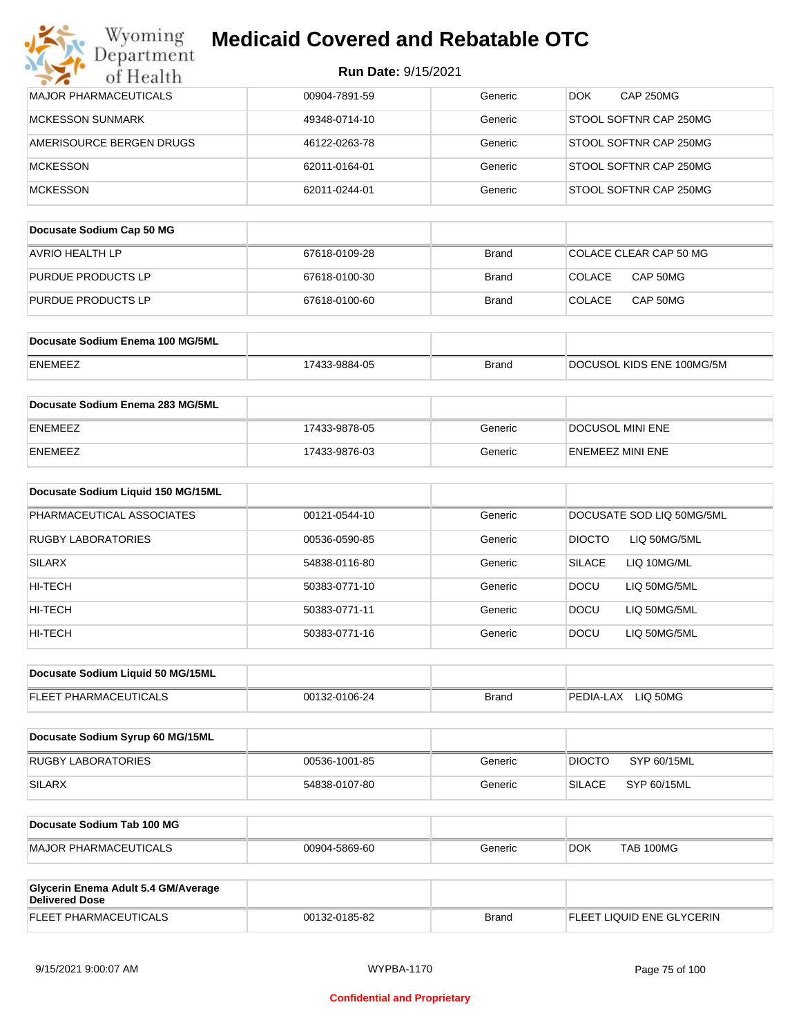# Medicaid Covered and Rebatable OTC

**Run Date:** 9/15/2021

| | | | |
|---|---|---|---|
| MAJOR PHARMACEUTICALS | 00904-7891-59 | Generic | DOK CAP 250MG |
| MCKESSON SUNMARK | 49348-0714-10 | Generic | STOOL SOFTNR CAP 250MG |
| AMERISOURCE BERGEN DRUGS | 46122-0263-78 | Generic | STOOL SOFTNR CAP 250MG |
| MCKESSON | 62011-0164-01 | Generic | STOOL SOFTNR CAP 250MG |
| MCKESSON | 62011-0244-01 | Generic | STOOL SOFTNR CAP 250MG |

| **Docusate Sodium Cap 50 MG** | | | |
|---|---|---|---|
| AVRIO HEALTH LP | 67618-0109-28 | Brand | COLACE CLEAR CAP 50 MG |
| PURDUE PRODUCTS LP | 67618-0100-30 | Brand | COLACE CAP 50MG |
| PURDUE PRODUCTS LP | 67618-0100-60 | Brand | COLACE CAP 50MG |

| **Docusate Sodium Enema 100 MG/5ML** | | | |
|---|---|---|---|
| ENEMEEZ | 17433-9884-05 | Brand | DOCUSOL KIDS ENE 100MG/5M |

| **Docusate Sodium Enema 283 MG/5ML** | | | |
|---|---|---|---|
| ENEMEEZ | 17433-9878-05 | Generic | DOCUSOL MINI ENE |
| ENEMEEZ | 17433-9876-03 | Generic | ENEMEEZ MINI ENE |

| **Docusate Sodium Liquid 150 MG/15ML** | | | |
|---|---|---|---|
| PHARMACEUTICAL ASSOCIATES | 00121-0544-10 | Generic | DOCUSATE SOD LIQ 50MG/5ML |
| RUGBY LABORATORIES | 00536-0590-85 | Generic | DIOCTO LIQ 50MG/5ML |
| SILARX | 54838-0116-80 | Generic | SILACE LIQ 10MG/ML |
| HI-TECH | 50383-0771-10 | Generic | DOCU LIQ 50MG/5ML |
| HI-TECH | 50383-0771-11 | Generic | DOCU LIQ 50MG/5ML |
| HI-TECH | 50383-0771-16 | Generic | DOCU LIQ 50MG/5ML |

| **Docusate Sodium Liquid 50 MG/15ML** | | | |
|---|---|---|---|
| FLEET PHARMACEUTICALS | 00132-0106-24 | Brand | PEDIA-LAX LIQ 50MG |

| **Docusate Sodium Syrup 60 MG/15ML** | | | |
|---|---|---|---|
| RUGBY LABORATORIES | 00536-1001-85 | Generic | DIOCTO SYP 60/15ML |
| SILARX | 54838-0107-80 | Generic | SILACE SYP 60/15ML |

| **Docusate Sodium Tab 100 MG** | | | |
|---|---|---|---|
| MAJOR PHARMACEUTICALS | 00904-5869-60 | Generic | DOK TAB 100MG |

| **Glycerin Enema Adult 5.4 GM/Average Delivered Dose** | | | |
|---|---|---|---|
| FLEET PHARMACEUTICALS | 00132-0185-82 | Brand | FLEET LIQUID ENE GLYCERIN |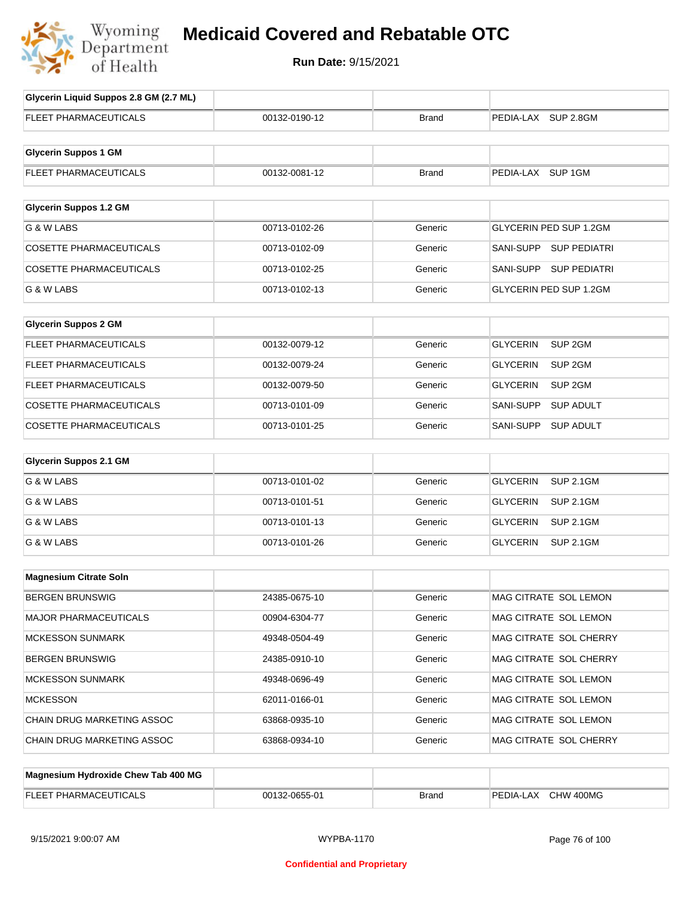# Medicaid Covered and Rebatable OTC

**Run Date:** 9/15/2021

| Glycerin Liquid Suppos 2.8 GM (2.7 ML) | | | |
|---|---|---|---|
| FLEET PHARMACEUTICALS | 00132-0190-12 | Brand | PEDIA-LAX SUP 2.8GM |

| Glycerin Suppos 1 GM | | | |
|---|---|---|---|
| FLEET PHARMACEUTICALS | 00132-0081-12 | Brand | PEDIA-LAX SUP 1GM |

| Glycerin Suppos 1.2 GM | | | |
|---|---|---|---|
| G & W LABS | 00713-0102-26 | Generic | GLYCERIN PED SUP 1.2GM |
| COSETTE PHARMACEUTICALS | 00713-0102-09 | Generic | SANI-SUPP SUP PEDIATRI |
| COSETTE PHARMACEUTICALS | 00713-0102-25 | Generic | SANI-SUPP SUP PEDIATRI |
| G & W LABS | 00713-0102-13 | Generic | GLYCERIN PED SUP 1.2GM |

| Glycerin Suppos 2 GM | | | |
|---|---|---|---|
| FLEET PHARMACEUTICALS | 00132-0079-12 | Generic | GLYCERIN SUP 2GM |
| FLEET PHARMACEUTICALS | 00132-0079-24 | Generic | GLYCERIN SUP 2GM |
| FLEET PHARMACEUTICALS | 00132-0079-50 | Generic | GLYCERIN SUP 2GM |
| COSETTE PHARMACEUTICALS | 00713-0101-09 | Generic | SANI-SUPP SUP ADULT |
| COSETTE PHARMACEUTICALS | 00713-0101-25 | Generic | SANI-SUPP SUP ADULT |

| Glycerin Suppos 2.1 GM | | | |
|---|---|---|---|
| G & W LABS | 00713-0101-02 | Generic | GLYCERIN SUP 2.1GM |
| G & W LABS | 00713-0101-51 | Generic | GLYCERIN SUP 2.1GM |
| G & W LABS | 00713-0101-13 | Generic | GLYCERIN SUP 2.1GM |
| G & W LABS | 00713-0101-26 | Generic | GLYCERIN SUP 2.1GM |

| Magnesium Citrate Soln | | | |
|---|---|---|---|
| BERGEN BRUNSWIG | 24385-0675-10 | Generic | MAG CITRATE SOL LEMON |
| MAJOR PHARMACEUTICALS | 00904-6304-77 | Generic | MAG CITRATE SOL LEMON |
| MCKESSON SUNMARK | 49348-0504-49 | Generic | MAG CITRATE SOL CHERRY |
| BERGEN BRUNSWIG | 24385-0910-10 | Generic | MAG CITRATE SOL CHERRY |
| MCKESSON SUNMARK | 49348-0696-49 | Generic | MAG CITRATE SOL LEMON |
| MCKESSON | 62011-0166-01 | Generic | MAG CITRATE SOL LEMON |
| CHAIN DRUG MARKETING ASSOC | 63868-0935-10 | Generic | MAG CITRATE SOL LEMON |
| CHAIN DRUG MARKETING ASSOC | 63868-0934-10 | Generic | MAG CITRATE SOL CHERRY |

| Magnesium Hydroxide Chew Tab 400 MG | | | |
|---|---|---|---|
| FLEET PHARMACEUTICALS | 00132-0655-01 | Brand | PEDIA-LAX CHW 400MG |

9/15/2021 9:00:07 AM WYPBA-1170

Confidential and Proprietary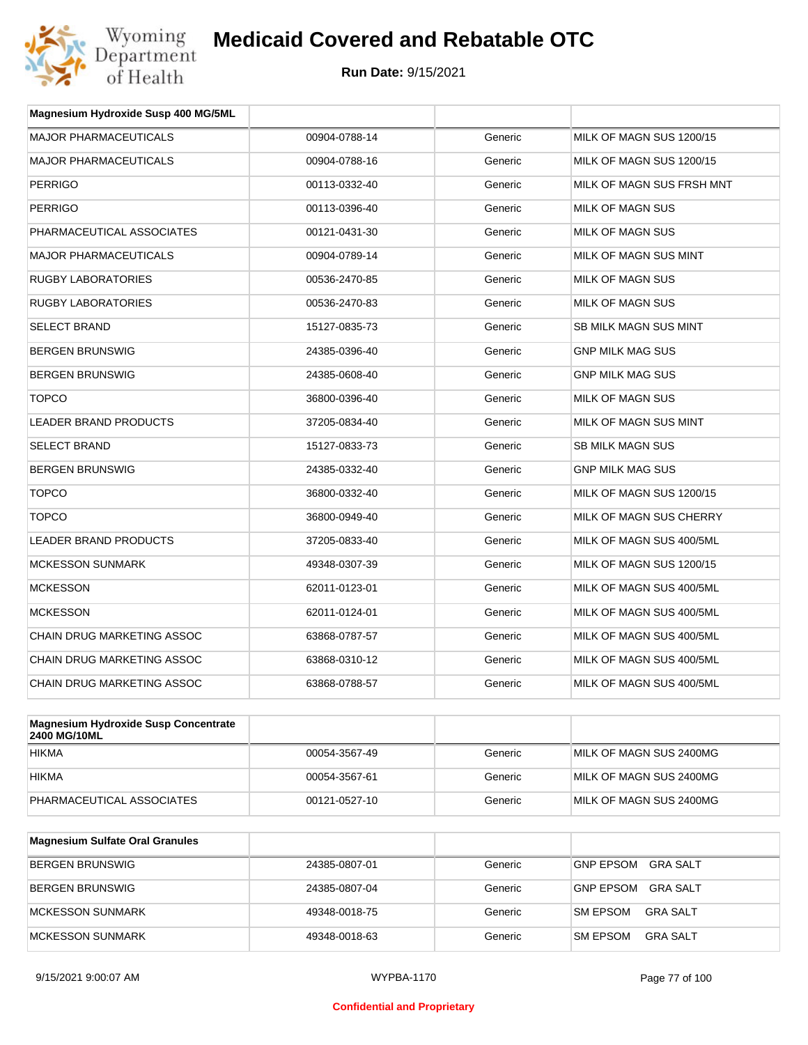# Medicaid Covered and Rebatable OTC

**Run Date:** 9/15/2021

| Magnesium Hydroxide Susp 400 MG/5ML | | | |
|---|---|---|---|
| MAJOR PHARMACEUTICALS | 00904-0788-14 | Generic | MILK OF MAGN SUS 1200/15 |
| MAJOR PHARMACEUTICALS | 00904-0788-16 | Generic | MILK OF MAGN SUS 1200/15 |
| PERRIGO | 00113-0332-40 | Generic | MILK OF MAGN SUS FRSH MNT |
| PERRIGO | 00113-0396-40 | Generic | MILK OF MAGN SUS |
| PHARMACEUTICAL ASSOCIATES | 00121-0431-30 | Generic | MILK OF MAGN SUS |
| MAJOR PHARMACEUTICALS | 00904-0789-14 | Generic | MILK OF MAGN SUS MINT |
| RUGBY LABORATORIES | 00536-2470-85 | Generic | MILK OF MAGN SUS |
| RUGBY LABORATORIES | 00536-2470-83 | Generic | MILK OF MAGN SUS |
| SELECT BRAND | 15127-0835-73 | Generic | SB MILK MAGN SUS MINT |
| BERGEN BRUNSWIG | 24385-0396-40 | Generic | GNP MILK MAG SUS |
| BERGEN BRUNSWIG | 24385-0608-40 | Generic | GNP MILK MAG SUS |
| TOPCO | 36800-0396-40 | Generic | MILK OF MAGN SUS |
| LEADER BRAND PRODUCTS | 37205-0834-40 | Generic | MILK OF MAGN SUS MINT |
| SELECT BRAND | 15127-0833-73 | Generic | SB MILK MAGN SUS |
| BERGEN BRUNSWIG | 24385-0332-40 | Generic | GNP MILK MAG SUS |
| TOPCO | 36800-0332-40 | Generic | MILK OF MAGN SUS 1200/15 |
| TOPCO | 36800-0949-40 | Generic | MILK OF MAGN SUS CHERRY |
| LEADER BRAND PRODUCTS | 37205-0833-40 | Generic | MILK OF MAGN SUS 400/5ML |
| MCKESSON SUNMARK | 49348-0307-39 | Generic | MILK OF MAGN SUS 1200/15 |
| MCKESSON | 62011-0123-01 | Generic | MILK OF MAGN SUS 400/5ML |
| MCKESSON | 62011-0124-01 | Generic | MILK OF MAGN SUS 400/5ML |
| CHAIN DRUG MARKETING ASSOC | 63868-0787-57 | Generic | MILK OF MAGN SUS 400/5ML |
| CHAIN DRUG MARKETING ASSOC | 63868-0310-12 | Generic | MILK OF MAGN SUS 400/5ML |
| CHAIN DRUG MARKETING ASSOC | 63868-0788-57 | Generic | MILK OF MAGN SUS 400/5ML |

| Magnesium Hydroxide Susp Concentrate 2400 MG/10ML | | | |
|---|---|---|---|
| HIKMA | 00054-3567-49 | Generic | MILK OF MAGN SUS 2400MG |
| HIKMA | 00054-3567-61 | Generic | MILK OF MAGN SUS 2400MG |
| PHARMACEUTICAL ASSOCIATES | 00121-0527-10 | Generic | MILK OF MAGN SUS 2400MG |

| Magnesium Sulfate Oral Granules | | | |
|---|---|---|---|
| BERGEN BRUNSWIG | 24385-0807-01 | Generic | GNP EPSOM GRA SALT |
| BERGEN BRUNSWIG | 24385-0807-04 | Generic | GNP EPSOM GRA SALT |
| MCKESSON SUNMARK | 49348-0018-75 | Generic | SM EPSOM GRA SALT |
| MCKESSON SUNMARK | 49348-0018-63 | Generic | SM EPSOM GRA SALT |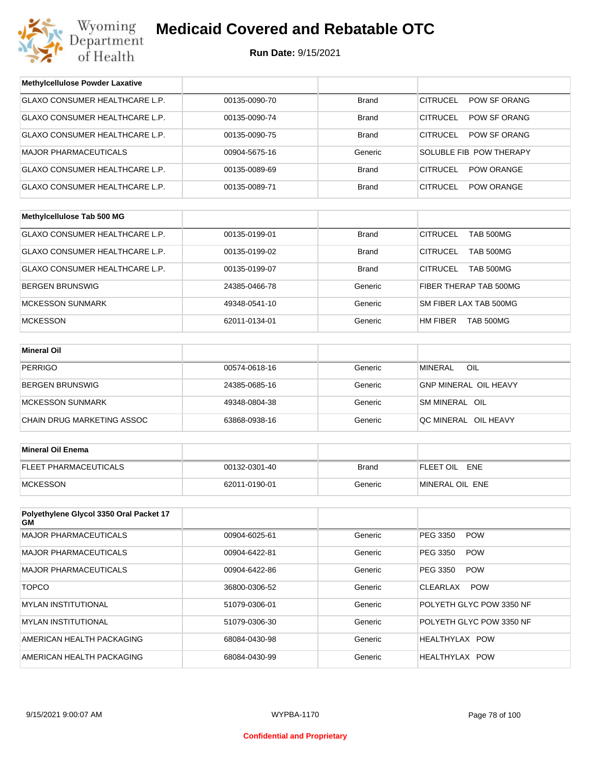# Medicaid Covered and Rebatable OTC

**Run Date:** 9/15/2021

| Methylcellulose Powder Laxative | | | |
|---|---|---|---|
| GLAXO CONSUMER HEALTHCARE L.P. | 00135-0090-70 | Brand | CITRUCEL POW SF ORANG |
| GLAXO CONSUMER HEALTHCARE L.P. | 00135-0090-74 | Brand | CITRUCEL POW SF ORANG |
| GLAXO CONSUMER HEALTHCARE L.P. | 00135-0090-75 | Brand | CITRUCEL POW SF ORANG |
| MAJOR PHARMACEUTICALS | 00904-5675-16 | Generic | SOLUBLE FIB POW THERAPY |
| GLAXO CONSUMER HEALTHCARE L.P. | 00135-0089-69 | Brand | CITRUCEL POW ORANGE |
| GLAXO CONSUMER HEALTHCARE L.P. | 00135-0089-71 | Brand | CITRUCEL POW ORANGE |

| Methylcellulose Tab 500 MG | | | |
|---|---|---|---|
| GLAXO CONSUMER HEALTHCARE L.P. | 00135-0199-01 | Brand | CITRUCEL TAB 500MG |
| GLAXO CONSUMER HEALTHCARE L.P. | 00135-0199-02 | Brand | CITRUCEL TAB 500MG |
| GLAXO CONSUMER HEALTHCARE L.P. | 00135-0199-07 | Brand | CITRUCEL TAB 500MG |
| BERGEN BRUNSWIG | 24385-0466-78 | Generic | FIBER THERAP TAB 500MG |
| MCKESSON SUNMARK | 49348-0541-10 | Generic | SM FIBER LAX TAB 500MG |
| MCKESSON | 62011-0134-01 | Generic | HM FIBER TAB 500MG |

| Mineral Oil | | | |
|---|---|---|---|
| PERRIGO | 00574-0618-16 | Generic | MINERAL OIL |
| BERGEN BRUNSWIG | 24385-0685-16 | Generic | GNP MINERAL OIL HEAVY |
| MCKESSON SUNMARK | 49348-0804-38 | Generic | SM MINERAL OIL |
| CHAIN DRUG MARKETING ASSOC | 63868-0938-16 | Generic | QC MINERAL OIL HEAVY |

| Mineral Oil Enema | | | |
|---|---|---|---|
| FLEET PHARMACEUTICALS | 00132-0301-40 | Brand | FLEET OIL ENE |
| MCKESSON | 62011-0190-01 | Generic | MINERAL OIL ENE |

| Polyethylene Glycol 3350 Oral Packet 17 GM | | | |
|---|---|---|---|
| MAJOR PHARMACEUTICALS | 00904-6025-61 | Generic | PEG 3350 POW |
| MAJOR PHARMACEUTICALS | 00904-6422-81 | Generic | PEG 3350 POW |
| MAJOR PHARMACEUTICALS | 00904-6422-86 | Generic | PEG 3350 POW |
| TOPCO | 36800-0306-52 | Generic | CLEARLAX POW |
| MYLAN INSTITUTIONAL | 51079-0306-01 | Generic | POLYETH GLYC POW 3350 NF |
| MYLAN INSTITUTIONAL | 51079-0306-30 | Generic | POLYETH GLYC POW 3350 NF |
| AMERICAN HEALTH PACKAGING | 68084-0430-98 | Generic | HEALTHYLAX POW |
| AMERICAN HEALTH PACKAGING | 68084-0430-99 | Generic | HEALTHYLAX POW |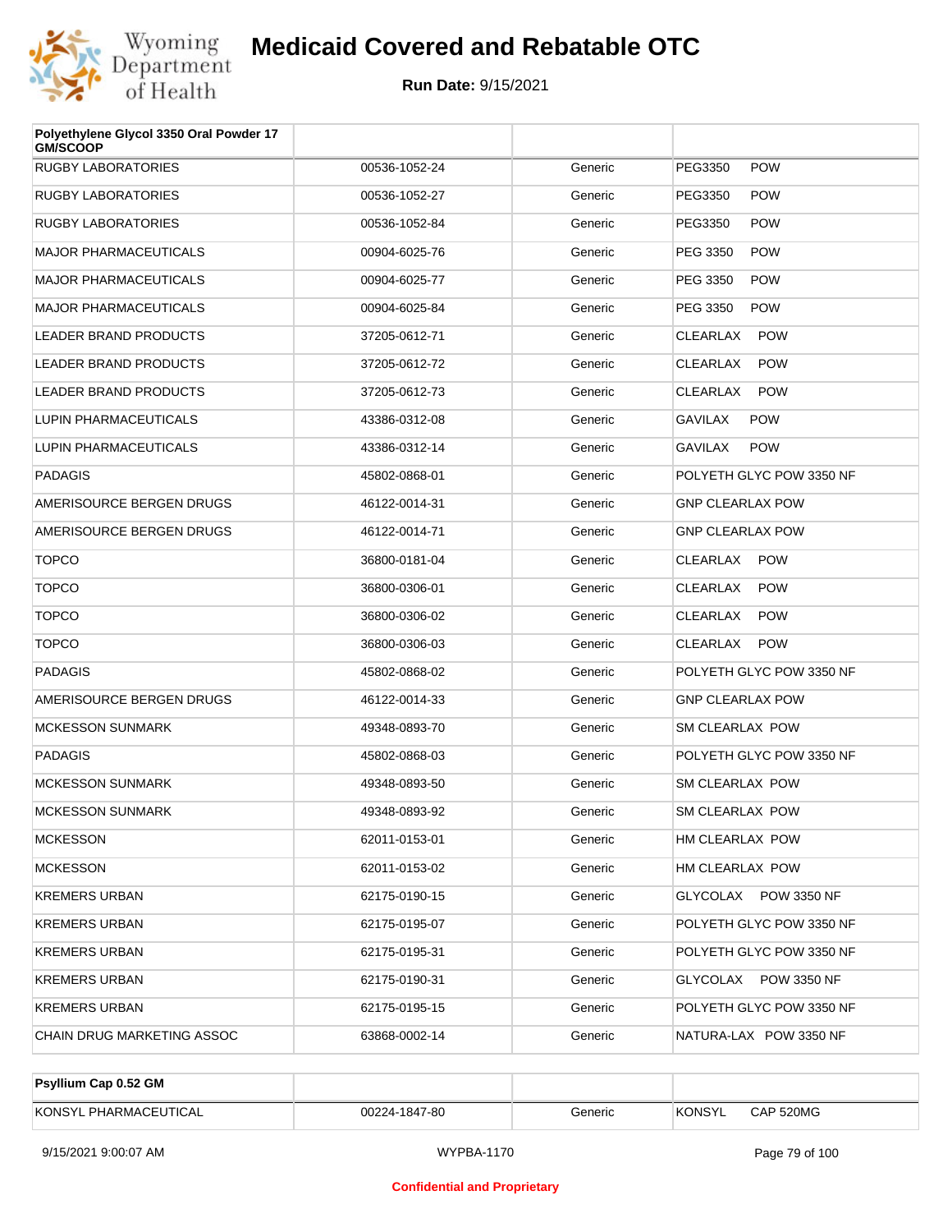# Medicaid Covered and Rebatable OTC

**Run Date:** 9/15/2021

| Polyethylene Glycol 3350 Oral Powder 17 GM/SCOOP | | | |
|---|---|---|---|
| RUGBY LABORATORIES | 00536-1052-24 | Generic | PEG3350 POW |
| RUGBY LABORATORIES | 00536-1052-27 | Generic | PEG3350 POW |
| RUGBY LABORATORIES | 00536-1052-84 | Generic | PEG3350 POW |
| MAJOR PHARMACEUTICALS | 00904-6025-76 | Generic | PEG 3350 POW |
| MAJOR PHARMACEUTICALS | 00904-6025-77 | Generic | PEG 3350 POW |
| MAJOR PHARMACEUTICALS | 00904-6025-84 | Generic | PEG 3350 POW |
| LEADER BRAND PRODUCTS | 37205-0612-71 | Generic | CLEARLAX POW |
| LEADER BRAND PRODUCTS | 37205-0612-72 | Generic | CLEARLAX POW |
| LEADER BRAND PRODUCTS | 37205-0612-73 | Generic | CLEARLAX POW |
| LUPIN PHARMACEUTICALS | 43386-0312-08 | Generic | GAVILAX POW |
| LUPIN PHARMACEUTICALS | 43386-0312-14 | Generic | GAVILAX POW |
| PADAGIS | 45802-0868-01 | Generic | POLYETH GLYC POW 3350 NF |
| AMERISOURCE BERGEN DRUGS | 46122-0014-31 | Generic | GNP CLEARLAX POW |
| AMERISOURCE BERGEN DRUGS | 46122-0014-71 | Generic | GNP CLEARLAX POW |
| TOPCO | 36800-0181-04 | Generic | CLEARLAX POW |
| TOPCO | 36800-0306-01 | Generic | CLEARLAX POW |
| TOPCO | 36800-0306-02 | Generic | CLEARLAX POW |
| TOPCO | 36800-0306-03 | Generic | CLEARLAX POW |
| PADAGIS | 45802-0868-02 | Generic | POLYETH GLYC POW 3350 NF |
| AMERISOURCE BERGEN DRUGS | 46122-0014-33 | Generic | GNP CLEARLAX POW |
| MCKESSON SUNMARK | 49348-0893-70 | Generic | SM CLEARLAX POW |
| PADAGIS | 45802-0868-03 | Generic | POLYETH GLYC POW 3350 NF |
| MCKESSON SUNMARK | 49348-0893-50 | Generic | SM CLEARLAX POW |
| MCKESSON SUNMARK | 49348-0893-92 | Generic | SM CLEARLAX POW |
| MCKESSON | 62011-0153-01 | Generic | HM CLEARLAX POW |
| MCKESSON | 62011-0153-02 | Generic | HM CLEARLAX POW |
| KREMERS URBAN | 62175-0190-15 | Generic | GLYCOLAX POW 3350 NF |
| KREMERS URBAN | 62175-0195-07 | Generic | POLYETH GLYC POW 3350 NF |
| KREMERS URBAN | 62175-0195-31 | Generic | POLYETH GLYC POW 3350 NF |
| KREMERS URBAN | 62175-0190-31 | Generic | GLYCOLAX POW 3350 NF |
| KREMERS URBAN | 62175-0195-15 | Generic | POLYETH GLYC POW 3350 NF |
| CHAIN DRUG MARKETING ASSOC | 63868-0002-14 | Generic | NATURA-LAX POW 3350 NF |

| Psyllium Cap 0.52 GM | | | |
|---|---|---|---|
| KONSYL PHARMACEUTICAL | 00224-1847-80 | Generic | KONSYL CAP 520MG |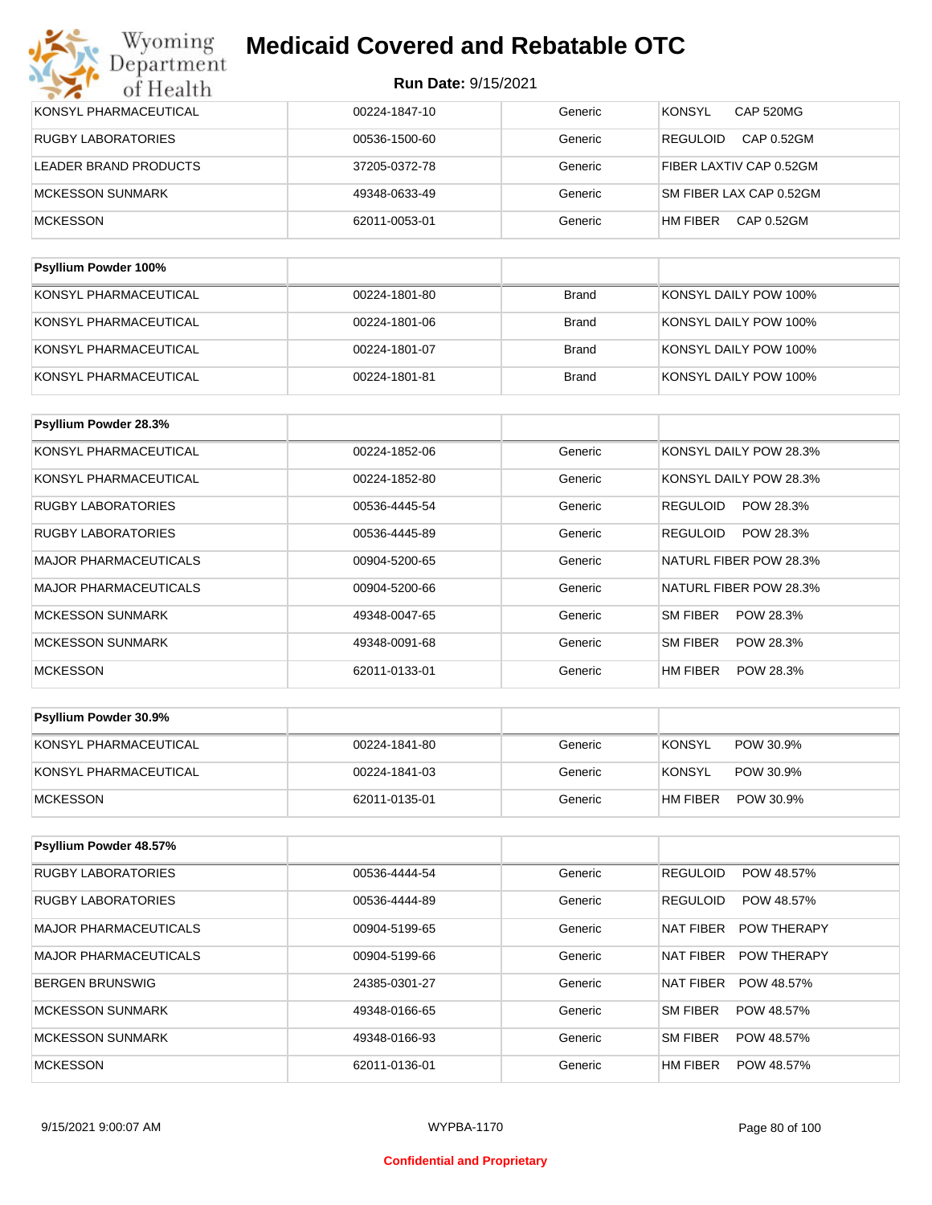# Medicaid Covered and Rebatable OTC

**Run Date:** 9/15/2021

| | | | |
|---|---|---|---|
| KONSYL PHARMACEUTICAL | 00224-1847-10 | Generic | KONSYL CAP 520MG |
| RUGBY LABORATORIES | 00536-1500-60 | Generic | REGULOID CAP 0.52GM |
| LEADER BRAND PRODUCTS | 37205-0372-78 | Generic | FIBER LAXTIV CAP 0.52GM |
| MCKESSON SUNMARK | 49348-0633-49 | Generic | SM FIBER LAX CAP 0.52GM |
| MCKESSON | 62011-0053-01 | Generic | HM FIBER CAP 0.52GM |

| Psyllium Powder 100% | | | |
|---|---|---|---|
| KONSYL PHARMACEUTICAL | 00224-1801-80 | Brand | KONSYL DAILY POW 100% |
| KONSYL PHARMACEUTICAL | 00224-1801-06 | Brand | KONSYL DAILY POW 100% |
| KONSYL PHARMACEUTICAL | 00224-1801-07 | Brand | KONSYL DAILY POW 100% |
| KONSYL PHARMACEUTICAL | 00224-1801-81 | Brand | KONSYL DAILY POW 100% |

| Psyllium Powder 28.3% | | | |
|---|---|---|---|
| KONSYL PHARMACEUTICAL | 00224-1852-06 | Generic | KONSYL DAILY POW 28.3% |
| KONSYL PHARMACEUTICAL | 00224-1852-80 | Generic | KONSYL DAILY POW 28.3% |
| RUGBY LABORATORIES | 00536-4445-54 | Generic | REGULOID POW 28.3% |
| RUGBY LABORATORIES | 00536-4445-89 | Generic | REGULOID POW 28.3% |
| MAJOR PHARMACEUTICALS | 00904-5200-65 | Generic | NATURL FIBER POW 28.3% |
| MAJOR PHARMACEUTICALS | 00904-5200-66 | Generic | NATURL FIBER POW 28.3% |
| MCKESSON SUNMARK | 49348-0047-65 | Generic | SM FIBER POW 28.3% |
| MCKESSON SUNMARK | 49348-0091-68 | Generic | SM FIBER POW 28.3% |
| MCKESSON | 62011-0133-01 | Generic | HM FIBER POW 28.3% |

| Psyllium Powder 30.9% | | | |
|---|---|---|---|
| KONSYL PHARMACEUTICAL | 00224-1841-80 | Generic | KONSYL POW 30.9% |
| KONSYL PHARMACEUTICAL | 00224-1841-03 | Generic | KONSYL POW 30.9% |
| MCKESSON | 62011-0135-01 | Generic | HM FIBER POW 30.9% |

| Psyllium Powder 48.57% | | | |
|---|---|---|---|
| RUGBY LABORATORIES | 00536-4444-54 | Generic | REGULOID POW 48.57% |
| RUGBY LABORATORIES | 00536-4444-89 | Generic | REGULOID POW 48.57% |
| MAJOR PHARMACEUTICALS | 00904-5199-65 | Generic | NAT FIBER POW THERAPY |
| MAJOR PHARMACEUTICALS | 00904-5199-66 | Generic | NAT FIBER POW THERAPY |
| BERGEN BRUNSWIG | 24385-0301-27 | Generic | NAT FIBER POW 48.57% |
| MCKESSON SUNMARK | 49348-0166-65 | Generic | SM FIBER POW 48.57% |
| MCKESSON SUNMARK | 49348-0166-93 | Generic | SM FIBER POW 48.57% |
| MCKESSON | 62011-0136-01 | Generic | HM FIBER POW 48.57% |

Confidential and Proprietary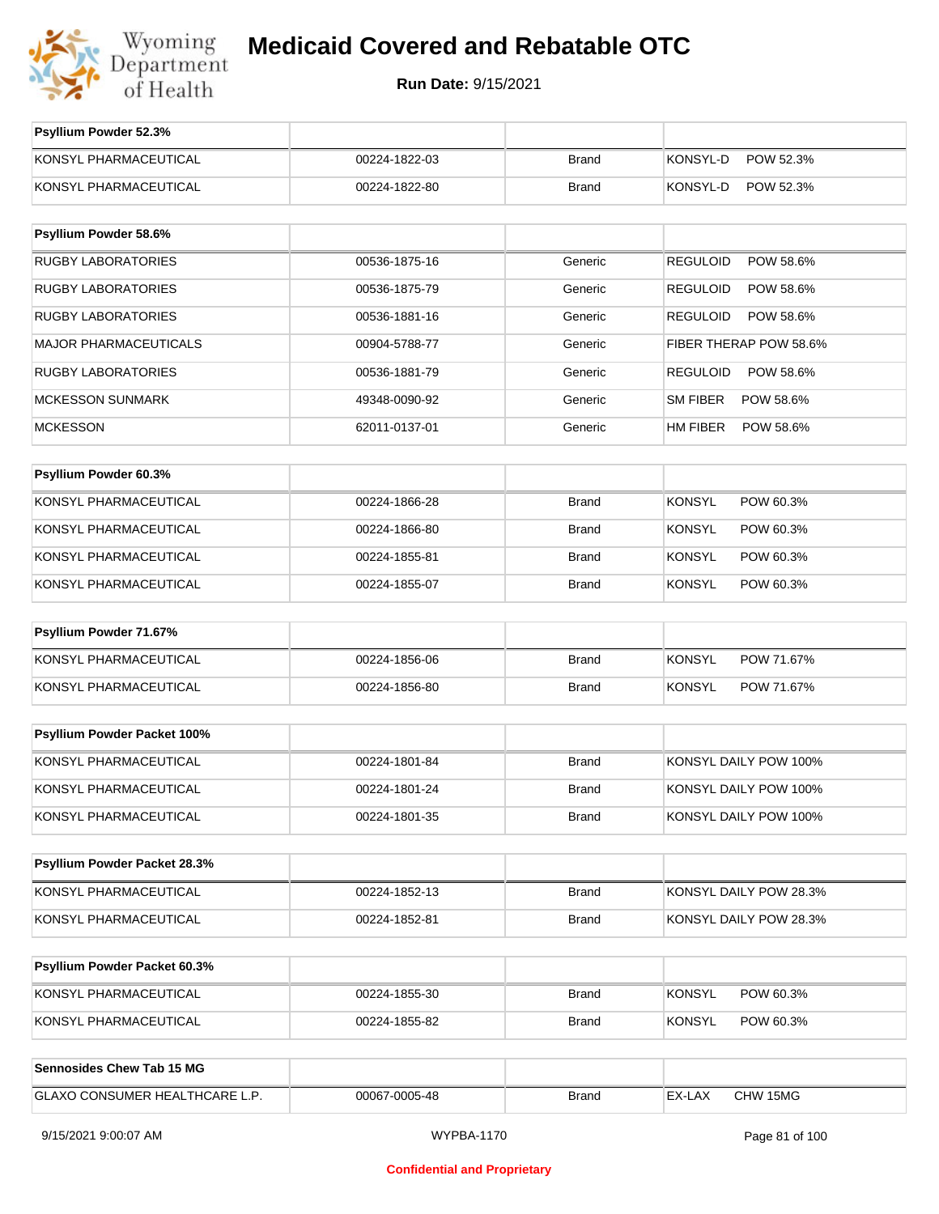# Medicaid Covered and Rebatable OTC

**Run Date:** 9/15/2021

| Psyllium Powder 52.3% | | | |
|---|---|---|---|
| KONSYL PHARMACEUTICAL | 00224-1822-03 | Brand | KONSYL-D POW 52.3% |
| KONSYL PHARMACEUTICAL | 00224-1822-80 | Brand | KONSYL-D POW 52.3% |

| Psyllium Powder 58.6% | | | |
|---|---|---|---|
| RUGBY LABORATORIES | 00536-1875-16 | Generic | REGULOID POW 58.6% |
| RUGBY LABORATORIES | 00536-1875-79 | Generic | REGULOID POW 58.6% |
| RUGBY LABORATORIES | 00536-1881-16 | Generic | REGULOID POW 58.6% |
| MAJOR PHARMACEUTICALS | 00904-5788-77 | Generic | FIBER THERAP POW 58.6% |
| RUGBY LABORATORIES | 00536-1881-79 | Generic | REGULOID POW 58.6% |
| MCKESSON SUNMARK | 49348-0090-92 | Generic | SM FIBER POW 58.6% |
| MCKESSON | 62011-0137-01 | Generic | HM FIBER POW 58.6% |

| Psyllium Powder 60.3% | | | |
|---|---|---|---|
| KONSYL PHARMACEUTICAL | 00224-1866-28 | Brand | KONSYL POW 60.3% |
| KONSYL PHARMACEUTICAL | 00224-1866-80 | Brand | KONSYL POW 60.3% |
| KONSYL PHARMACEUTICAL | 00224-1855-81 | Brand | KONSYL POW 60.3% |
| KONSYL PHARMACEUTICAL | 00224-1855-07 | Brand | KONSYL POW 60.3% |

| Psyllium Powder 71.67% | | | |
|---|---|---|---|
| KONSYL PHARMACEUTICAL | 00224-1856-06 | Brand | KONSYL POW 71.67% |
| KONSYL PHARMACEUTICAL | 00224-1856-80 | Brand | KONSYL POW 71.67% |

| Psyllium Powder Packet 100% | | | |
|---|---|---|---|
| KONSYL PHARMACEUTICAL | 00224-1801-84 | Brand | KONSYL DAILY POW 100% |
| KONSYL PHARMACEUTICAL | 00224-1801-24 | Brand | KONSYL DAILY POW 100% |
| KONSYL PHARMACEUTICAL | 00224-1801-35 | Brand | KONSYL DAILY POW 100% |

| Psyllium Powder Packet 28.3% | | | |
|---|---|---|---|
| KONSYL PHARMACEUTICAL | 00224-1852-13 | Brand | KONSYL DAILY POW 28.3% |
| KONSYL PHARMACEUTICAL | 00224-1852-81 | Brand | KONSYL DAILY POW 28.3% |

| Psyllium Powder Packet 60.3% | | | |
|---|---|---|---|
| KONSYL PHARMACEUTICAL | 00224-1855-30 | Brand | KONSYL POW 60.3% |
| KONSYL PHARMACEUTICAL | 00224-1855-82 | Brand | KONSYL POW 60.3% |

| Sennosides Chew Tab 15 MG | | | |
|---|---|---|---|
| GLAXO CONSUMER HEALTHCARE L.P. | 00067-0005-48 | Brand | EX-LAX CHW 15MG |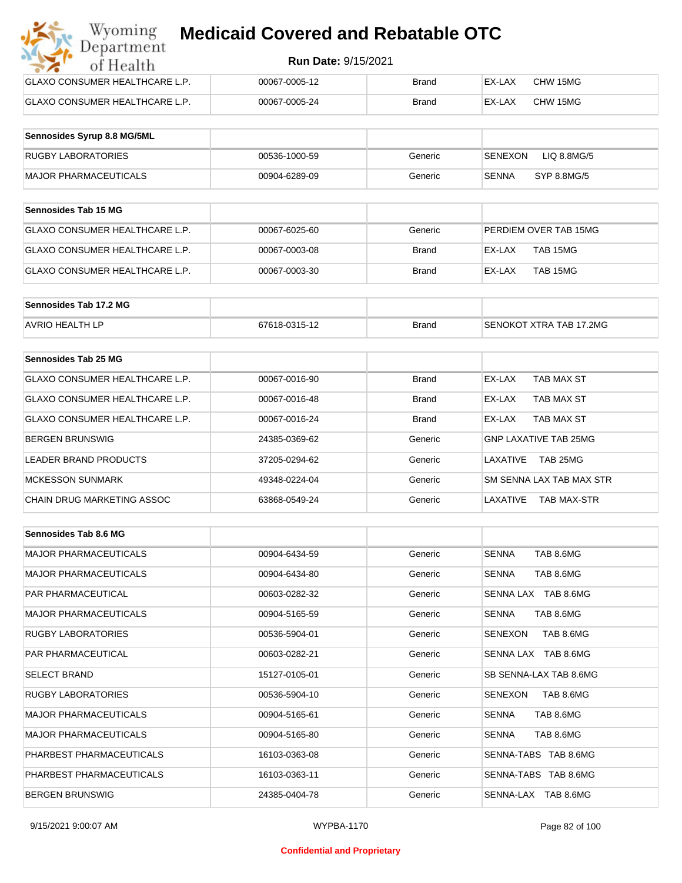| GLAXO CONSUMER HEALTHCARE L.P. | 00067-0005-12 | Brand | EX-LAX CHW 15MG |
|---|---|---|---|
| GLAXO CONSUMER HEALTHCARE L.P. | 00067-0005-24 | Brand | EX-LAX CHW 15MG |

| Sennosides Syrup 8.8 MG/5ML | | | |
|---|---|---|---|
| RUGBY LABORATORIES | 00536-1000-59 | Generic | SENEXON LIQ 8.8MG/5 |
| MAJOR PHARMACEUTICALS | 00904-6289-09 | Generic | SENNA SYP 8.8MG/5 |

| Sennosides Tab 15 MG | | | |
|---|---|---|---|
| GLAXO CONSUMER HEALTHCARE L.P. | 00067-6025-60 | Generic | PERDIEM OVER TAB 15MG |
| GLAXO CONSUMER HEALTHCARE L.P. | 00067-0003-08 | Brand | EX-LAX TAB 15MG |
| GLAXO CONSUMER HEALTHCARE L.P. | 00067-0003-30 | Brand | EX-LAX TAB 15MG |

| Sennosides Tab 17.2 MG | | | |
|---|---|---|---|
| AVRIO HEALTH LP | 67618-0315-12 | Brand | SENOKOT XTRA TAB 17.2MG |

| Sennosides Tab 25 MG | | | |
|---|---|---|---|
| GLAXO CONSUMER HEALTHCARE L.P. | 00067-0016-90 | Brand | EX-LAX TAB MAX ST |
| GLAXO CONSUMER HEALTHCARE L.P. | 00067-0016-48 | Brand | EX-LAX TAB MAX ST |
| GLAXO CONSUMER HEALTHCARE L.P. | 00067-0016-24 | Brand | EX-LAX TAB MAX ST |
| BERGEN BRUNSWIG | 24385-0369-62 | Generic | GNP LAXATIVE TAB 25MG |
| LEADER BRAND PRODUCTS | 37205-0294-62 | Generic | LAXATIVE TAB 25MG |
| MCKESSON SUNMARK | 49348-0224-04 | Generic | SM SENNA LAX TAB MAX STR |
| CHAIN DRUG MARKETING ASSOC | 63868-0549-24 | Generic | LAXATIVE TAB MAX-STR |

| Sennosides Tab 8.6 MG | | | |
|---|---|---|---|
| MAJOR PHARMACEUTICALS | 00904-6434-59 | Generic | SENNA TAB 8.6MG |
| MAJOR PHARMACEUTICALS | 00904-6434-80 | Generic | SENNA TAB 8.6MG |
| PAR PHARMACEUTICAL | 00603-0282-32 | Generic | SENNA LAX TAB 8.6MG |
| MAJOR PHARMACEUTICALS | 00904-5165-59 | Generic | SENNA TAB 8.6MG |
| RUGBY LABORATORIES | 00536-5904-01 | Generic | SENEXON TAB 8.6MG |
| PAR PHARMACEUTICAL | 00603-0282-21 | Generic | SENNA LAX TAB 8.6MG |
| SELECT BRAND | 15127-0105-01 | Generic | SB SENNA-LAX TAB 8.6MG |
| RUGBY LABORATORIES | 00536-5904-10 | Generic | SENEXON TAB 8.6MG |
| MAJOR PHARMACEUTICALS | 00904-5165-61 | Generic | SENNA TAB 8.6MG |
| MAJOR PHARMACEUTICALS | 00904-5165-80 | Generic | SENNA TAB 8.6MG |
| PHARBEST PHARMACEUTICALS | 16103-0363-08 | Generic | SENNA-TABS TAB 8.6MG |
| PHARBEST PHARMACEUTICALS | 16103-0363-11 | Generic | SENNA-TABS TAB 8.6MG |
| BERGEN BRUNSWIG | 24385-0404-78 | Generic | SENNA-LAX TAB 8.6MG |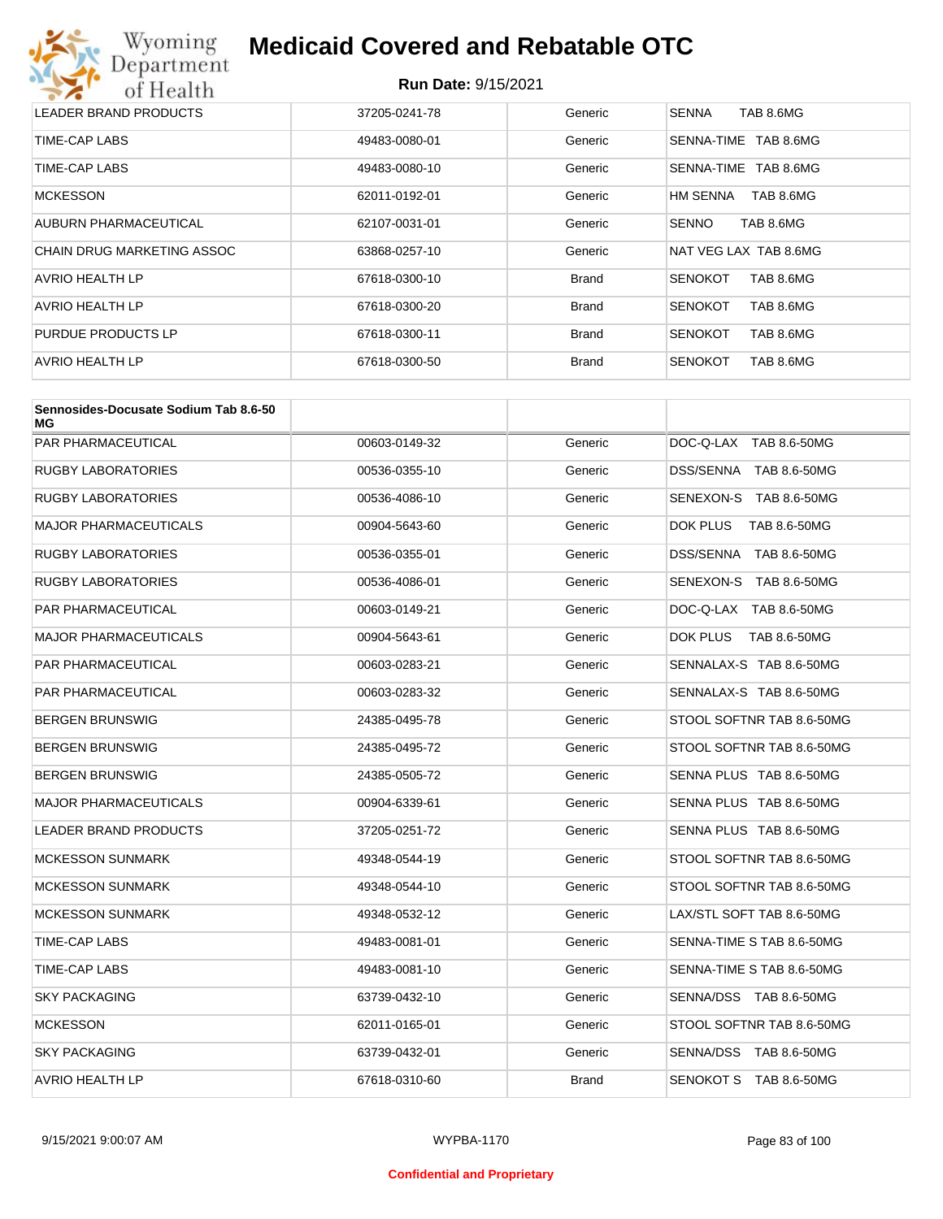| | | | |
|---|---|---|---|
| LEADER BRAND PRODUCTS | 37205-0241-78 | Generic | SENNA TAB 8.6MG |
| TIME-CAP LABS | 49483-0080-01 | Generic | SENNA-TIME TAB 8.6MG |
| TIME-CAP LABS | 49483-0080-10 | Generic | SENNA-TIME TAB 8.6MG |
| MCKESSON | 62011-0192-01 | Generic | HM SENNA TAB 8.6MG |
| AUBURN PHARMACEUTICAL | 62107-0031-01 | Generic | SENNO TAB 8.6MG |
| CHAIN DRUG MARKETING ASSOC | 63868-0257-10 | Generic | NAT VEG LAX TAB 8.6MG |
| AVRIO HEALTH LP | 67618-0300-10 | Brand | SENOKOT TAB 8.6MG |
| AVRIO HEALTH LP | 67618-0300-20 | Brand | SENOKOT TAB 8.6MG |
| PURDUE PRODUCTS LP | 67618-0300-11 | Brand | SENOKOT TAB 8.6MG |
| AVRIO HEALTH LP | 67618-0300-50 | Brand | SENOKOT TAB 8.6MG |

| **Sennosides-Docusate Sodium Tab 8.6-50 MG** | | | |
|---|---|---|---|
| PAR PHARMACEUTICAL | 00603-0149-32 | Generic | DOC-Q-LAX TAB 8.6-50MG |
| RUGBY LABORATORIES | 00536-0355-10 | Generic | DSS/SENNA TAB 8.6-50MG |
| RUGBY LABORATORIES | 00536-4086-10 | Generic | SENEXON-S TAB 8.6-50MG |
| MAJOR PHARMACEUTICALS | 00904-5643-60 | Generic | DOK PLUS TAB 8.6-50MG |
| RUGBY LABORATORIES | 00536-0355-01 | Generic | DSS/SENNA TAB 8.6-50MG |
| RUGBY LABORATORIES | 00536-4086-01 | Generic | SENEXON-S TAB 8.6-50MG |
| PAR PHARMACEUTICAL | 00603-0149-21 | Generic | DOC-Q-LAX TAB 8.6-50MG |
| MAJOR PHARMACEUTICALS | 00904-5643-61 | Generic | DOK PLUS TAB 8.6-50MG |
| PAR PHARMACEUTICAL | 00603-0283-21 | Generic | SENNALAX-S TAB 8.6-50MG |
| PAR PHARMACEUTICAL | 00603-0283-32 | Generic | SENNALAX-S TAB 8.6-50MG |
| BERGEN BRUNSWIG | 24385-0495-78 | Generic | STOOL SOFTNR TAB 8.6-50MG |
| BERGEN BRUNSWIG | 24385-0495-72 | Generic | STOOL SOFTNR TAB 8.6-50MG |
| BERGEN BRUNSWIG | 24385-0505-72 | Generic | SENNA PLUS TAB 8.6-50MG |
| MAJOR PHARMACEUTICALS | 00904-6339-61 | Generic | SENNA PLUS TAB 8.6-50MG |
| LEADER BRAND PRODUCTS | 37205-0251-72 | Generic | SENNA PLUS TAB 8.6-50MG |
| MCKESSON SUNMARK | 49348-0544-19 | Generic | STOOL SOFTNR TAB 8.6-50MG |
| MCKESSON SUNMARK | 49348-0544-10 | Generic | STOOL SOFTNR TAB 8.6-50MG |
| MCKESSON SUNMARK | 49348-0532-12 | Generic | LAX/STL SOFT TAB 8.6-50MG |
| TIME-CAP LABS | 49483-0081-01 | Generic | SENNA-TIME S TAB 8.6-50MG |
| TIME-CAP LABS | 49483-0081-10 | Generic | SENNA-TIME S TAB 8.6-50MG |
| SKY PACKAGING | 63739-0432-10 | Generic | SENNA/DSS TAB 8.6-50MG |
| MCKESSON | 62011-0165-01 | Generic | STOOL SOFTNR TAB 8.6-50MG |
| SKY PACKAGING | 63739-0432-01 | Generic | SENNA/DSS TAB 8.6-50MG |
| AVRIO HEALTH LP | 67618-0310-60 | Brand | SENOKOT S TAB 8.6-50MG |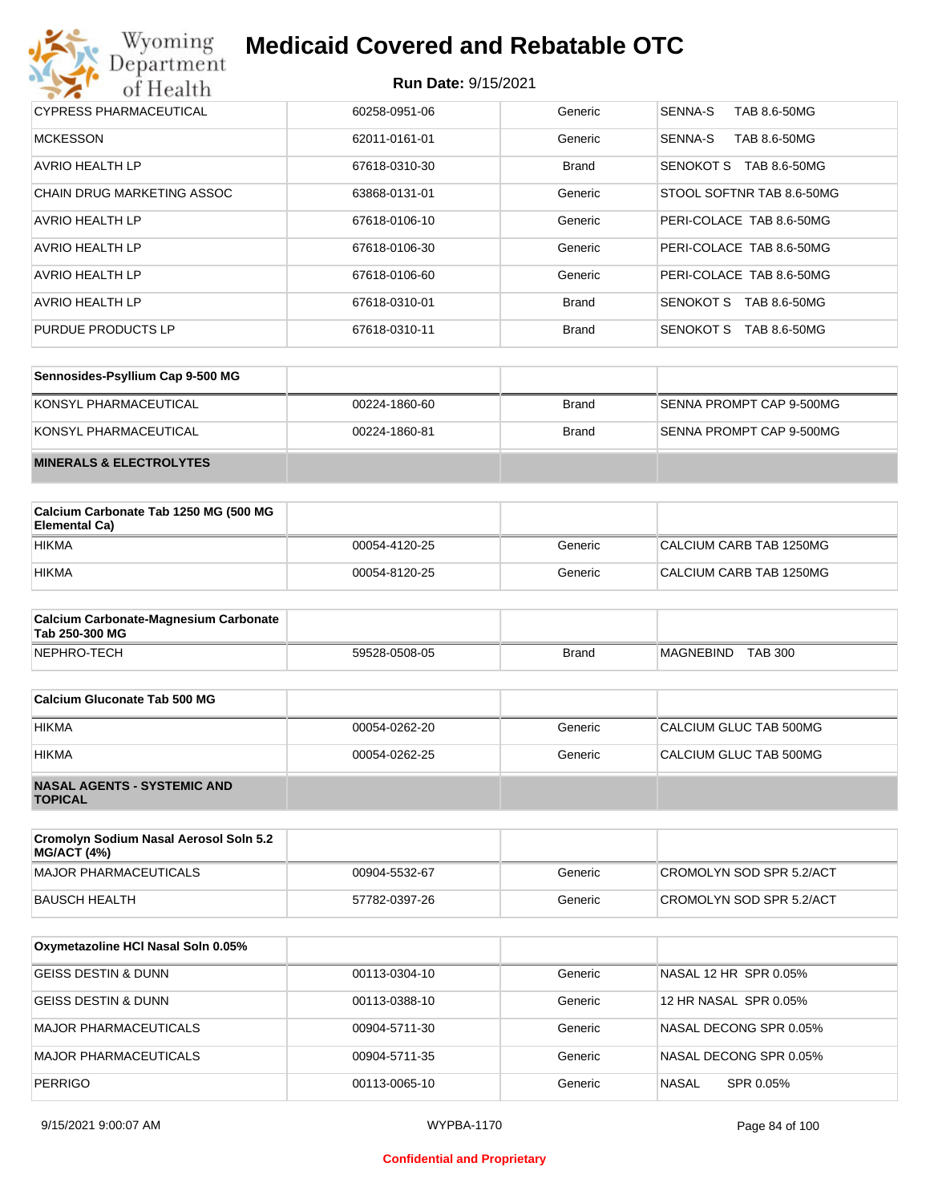| | | | |
|---|---|---|---|
| CYPRESS PHARMACEUTICAL | 60258-0951-06 | Generic | SENNA-S TAB 8.6-50MG |
| MCKESSON | 62011-0161-01 | Generic | SENNA-S TAB 8.6-50MG |
| AVRIO HEALTH LP | 67618-0310-30 | Brand | SENOKOT S TAB 8.6-50MG |
| CHAIN DRUG MARKETING ASSOC | 63868-0131-01 | Generic | STOOL SOFTNR TAB 8.6-50MG |
| AVRIO HEALTH LP | 67618-0106-10 | Generic | PERI-COLACE TAB 8.6-50MG |
| AVRIO HEALTH LP | 67618-0106-30 | Generic | PERI-COLACE TAB 8.6-50MG |
| AVRIO HEALTH LP | 67618-0106-60 | Generic | PERI-COLACE TAB 8.6-50MG |
| AVRIO HEALTH LP | 67618-0310-01 | Brand | SENOKOT S TAB 8.6-50MG |
| PURDUE PRODUCTS LP | 67618-0310-11 | Brand | SENOKOT S TAB 8.6-50MG |

| Sennosides-Psyllium Cap 9-500 MG | | | |
|---|---|---|---|
| KONSYL PHARMACEUTICAL | 00224-1860-60 | Brand | SENNA PROMPT CAP 9-500MG |
| KONSYL PHARMACEUTICAL | 00224-1860-81 | Brand | SENNA PROMPT CAP 9-500MG |

**MINERALS & ELECTROLYTES**

| Calcium Carbonate Tab 1250 MG (500 MG Elemental Ca) | | | |
|---|---|---|---|
| HIKMA | 00054-4120-25 | Generic | CALCIUM CARB TAB 1250MG |
| HIKMA | 00054-8120-25 | Generic | CALCIUM CARB TAB 1250MG |

| Calcium Carbonate-Magnesium Carbonate Tab 250-300 MG | | | |
|---|---|---|---|
| NEPHRO-TECH | 59528-0508-05 | Brand | MAGNEBIND TAB 300 |

| Calcium Gluconate Tab 500 MG | | | |
|---|---|---|---|
| HIKMA | 00054-0262-20 | Generic | CALCIUM GLUC TAB 500MG |
| HIKMA | 00054-0262-25 | Generic | CALCIUM GLUC TAB 500MG |

**NASAL AGENTS - SYSTEMIC AND TOPICAL**

| Cromolyn Sodium Nasal Aerosol Soln 5.2 MG/ACT (4%) | | | |
|---|---|---|---|
| MAJOR PHARMACEUTICALS | 00904-5532-67 | Generic | CROMOLYN SOD SPR 5.2/ACT |
| BAUSCH HEALTH | 57782-0397-26 | Generic | CROMOLYN SOD SPR 5.2/ACT |

| Oxymetazoline HCl Nasal Soln 0.05% | | | |
|---|---|---|---|
| GEISS DESTIN & DUNN | 00113-0304-10 | Generic | NASAL 12 HR SPR 0.05% |
| GEISS DESTIN & DUNN | 00113-0388-10 | Generic | 12 HR NASAL SPR 0.05% |
| MAJOR PHARMACEUTICALS | 00904-5711-30 | Generic | NASAL DECONG SPR 0.05% |
| MAJOR PHARMACEUTICALS | 00904-5711-35 | Generic | NASAL DECONG SPR 0.05% |
| PERRIGO | 00113-0065-10 | Generic | NASAL SPR 0.05% |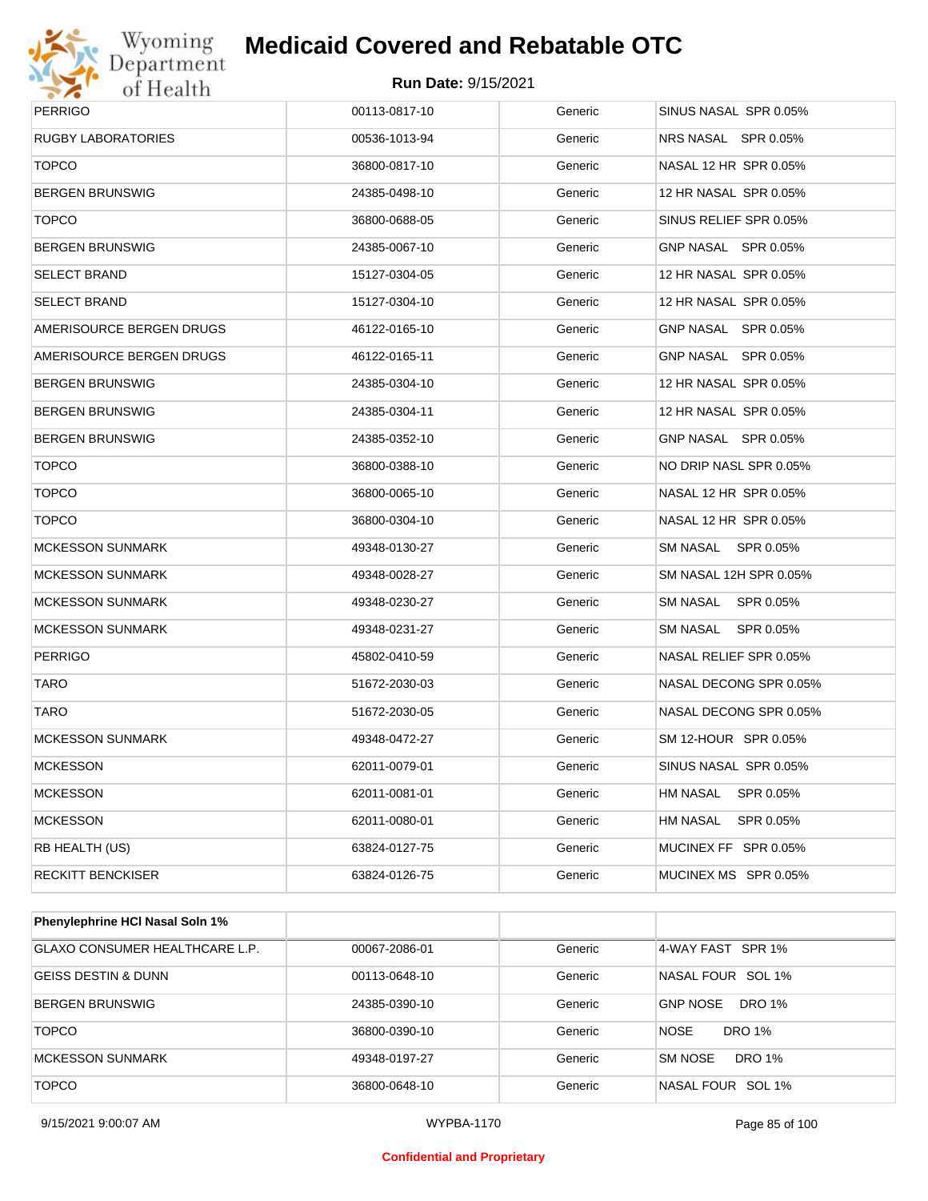| PERRIGO | 00113-0817-10 | Generic | SINUS NASAL SPR 0.05% |
|---|---|---|---|
| RUGBY LABORATORIES | 00536-1013-94 | Generic | NRS NASAL SPR 0.05% |
| TOPCO | 36800-0817-10 | Generic | NASAL 12 HR SPR 0.05% |
| BERGEN BRUNSWIG | 24385-0498-10 | Generic | 12 HR NASAL SPR 0.05% |
| TOPCO | 36800-0688-05 | Generic | SINUS RELIEF SPR 0.05% |
| BERGEN BRUNSWIG | 24385-0067-10 | Generic | GNP NASAL SPR 0.05% |
| SELECT BRAND | 15127-0304-05 | Generic | 12 HR NASAL SPR 0.05% |
| SELECT BRAND | 15127-0304-10 | Generic | 12 HR NASAL SPR 0.05% |
| AMERISOURCE BERGEN DRUGS | 46122-0165-10 | Generic | GNP NASAL SPR 0.05% |
| AMERISOURCE BERGEN DRUGS | 46122-0165-11 | Generic | GNP NASAL SPR 0.05% |
| BERGEN BRUNSWIG | 24385-0304-10 | Generic | 12 HR NASAL SPR 0.05% |
| BERGEN BRUNSWIG | 24385-0304-11 | Generic | 12 HR NASAL SPR 0.05% |
| BERGEN BRUNSWIG | 24385-0352-10 | Generic | GNP NASAL SPR 0.05% |
| TOPCO | 36800-0388-10 | Generic | NO DRIP NASL SPR 0.05% |
| TOPCO | 36800-0065-10 | Generic | NASAL 12 HR SPR 0.05% |
| TOPCO | 36800-0304-10 | Generic | NASAL 12 HR SPR 0.05% |
| MCKESSON SUNMARK | 49348-0130-27 | Generic | SM NASAL SPR 0.05% |
| MCKESSON SUNMARK | 49348-0028-27 | Generic | SM NASAL 12H SPR 0.05% |
| MCKESSON SUNMARK | 49348-0230-27 | Generic | SM NASAL SPR 0.05% |
| MCKESSON SUNMARK | 49348-0231-27 | Generic | SM NASAL SPR 0.05% |
| PERRIGO | 45802-0410-59 | Generic | NASAL RELIEF SPR 0.05% |
| TARO | 51672-2030-03 | Generic | NASAL DECONG SPR 0.05% |
| TARO | 51672-2030-05 | Generic | NASAL DECONG SPR 0.05% |
| MCKESSON SUNMARK | 49348-0472-27 | Generic | SM 12-HOUR SPR 0.05% |
| MCKESSON | 62011-0079-01 | Generic | SINUS NASAL SPR 0.05% |
| MCKESSON | 62011-0081-01 | Generic | HM NASAL SPR 0.05% |
| MCKESSON | 62011-0080-01 | Generic | HM NASAL SPR 0.05% |
| RB HEALTH (US) | 63824-0127-75 | Generic | MUCINEX FF SPR 0.05% |
| RECKITT BENCKISER | 63824-0126-75 | Generic | MUCINEX MS SPR 0.05% |

| Phenylephrine HCl Nasal Soln 1% | | | |
|---|---|---|---|
| GLAXO CONSUMER HEALTHCARE L.P. | 00067-2086-01 | Generic | 4-WAY FAST SPR 1% |
| GEISS DESTIN & DUNN | 00113-0648-10 | Generic | NASAL FOUR SOL 1% |
| BERGEN BRUNSWIG | 24385-0390-10 | Generic | GNP NOSE DRO 1% |
| TOPCO | 36800-0390-10 | Generic | NOSE DRO 1% |
| MCKESSON SUNMARK | 49348-0197-27 | Generic | SM NOSE DRO 1% |
| TOPCO | 36800-0648-10 | Generic | NASAL FOUR SOL 1% |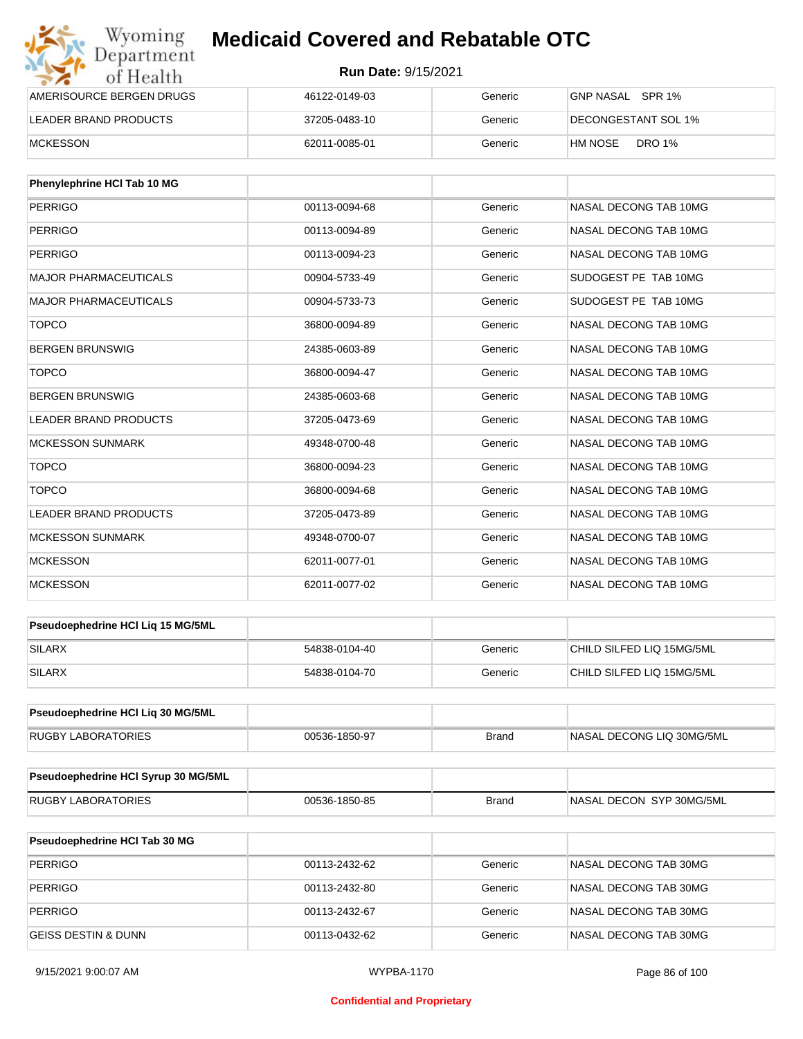| | | | |
|---|---|---|---|
| AMERISOURCE BERGEN DRUGS | 46122-0149-03 | Generic | GNP NASAL SPR 1% |
| LEADER BRAND PRODUCTS | 37205-0483-10 | Generic | DECONGESTANT SOL 1% |
| MCKESSON | 62011-0085-01 | Generic | HM NOSE DRO 1% |

| Phenylephrine HCl Tab 10 MG | | | |
|---|---|---|---|
| PERRIGO | 00113-0094-68 | Generic | NASAL DECONG TAB 10MG |
| PERRIGO | 00113-0094-89 | Generic | NASAL DECONG TAB 10MG |
| PERRIGO | 00113-0094-23 | Generic | NASAL DECONG TAB 10MG |
| MAJOR PHARMACEUTICALS | 00904-5733-49 | Generic | SUDOGEST PE TAB 10MG |
| MAJOR PHARMACEUTICALS | 00904-5733-73 | Generic | SUDOGEST PE TAB 10MG |
| TOPCO | 36800-0094-89 | Generic | NASAL DECONG TAB 10MG |
| BERGEN BRUNSWIG | 24385-0603-89 | Generic | NASAL DECONG TAB 10MG |
| TOPCO | 36800-0094-47 | Generic | NASAL DECONG TAB 10MG |
| BERGEN BRUNSWIG | 24385-0603-68 | Generic | NASAL DECONG TAB 10MG |
| LEADER BRAND PRODUCTS | 37205-0473-69 | Generic | NASAL DECONG TAB 10MG |
| MCKESSON SUNMARK | 49348-0700-48 | Generic | NASAL DECONG TAB 10MG |
| TOPCO | 36800-0094-23 | Generic | NASAL DECONG TAB 10MG |
| TOPCO | 36800-0094-68 | Generic | NASAL DECONG TAB 10MG |
| LEADER BRAND PRODUCTS | 37205-0473-89 | Generic | NASAL DECONG TAB 10MG |
| MCKESSON SUNMARK | 49348-0700-07 | Generic | NASAL DECONG TAB 10MG |
| MCKESSON | 62011-0077-01 | Generic | NASAL DECONG TAB 10MG |
| MCKESSON | 62011-0077-02 | Generic | NASAL DECONG TAB 10MG |

| Pseudoephedrine HCl Liq 15 MG/5ML | | | |
|---|---|---|---|
| SILARX | 54838-0104-40 | Generic | CHILD SILFED LIQ 15MG/5ML |
| SILARX | 54838-0104-70 | Generic | CHILD SILFED LIQ 15MG/5ML |

| Pseudoephedrine HCl Liq 30 MG/5ML | | | |
|---|---|---|---|
| RUGBY LABORATORIES | 00536-1850-97 | Brand | NASAL DECONG LIQ 30MG/5ML |

| Pseudoephedrine HCl Syrup 30 MG/5ML | | | |
|---|---|---|---|
| RUGBY LABORATORIES | 00536-1850-85 | Brand | NASAL DECON SYP 30MG/5ML |

| Pseudoephedrine HCl Tab 30 MG | | | |
|---|---|---|---|
| PERRIGO | 00113-2432-62 | Generic | NASAL DECONG TAB 30MG |
| PERRIGO | 00113-2432-80 | Generic | NASAL DECONG TAB 30MG |
| PERRIGO | 00113-2432-67 | Generic | NASAL DECONG TAB 30MG |
| GEISS DESTIN & DUNN | 00113-0432-62 | Generic | NASAL DECONG TAB 30MG |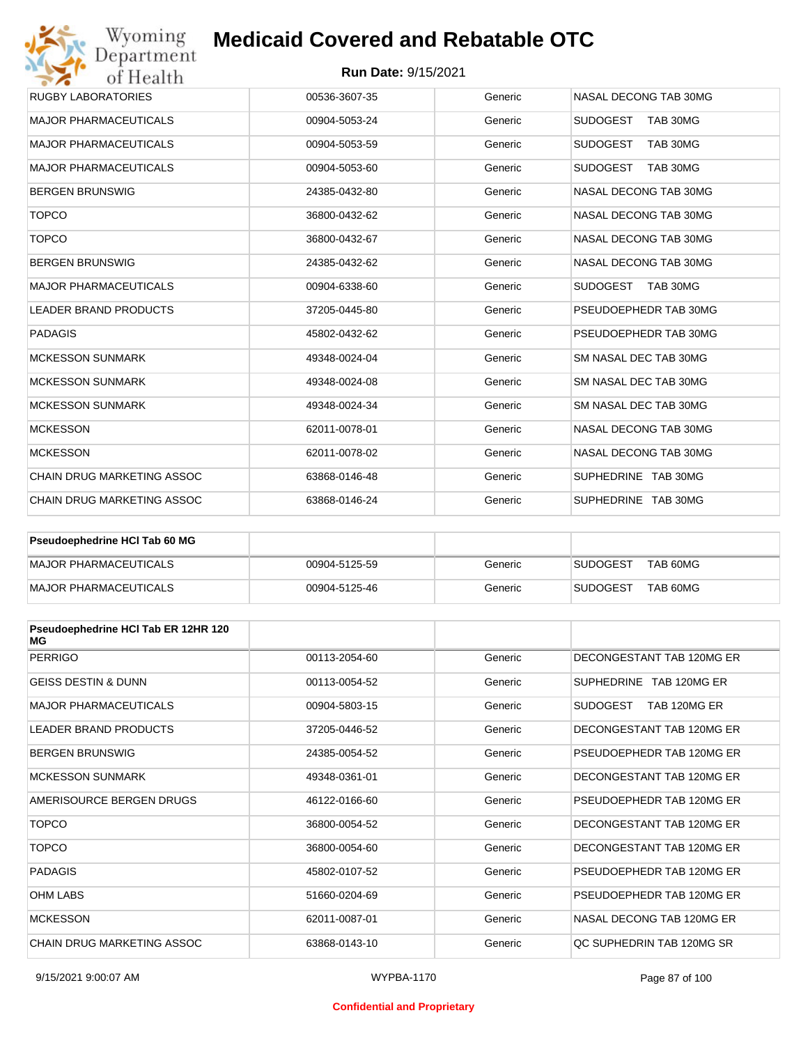| | | | |
|---|---|---|---|
| RUGBY LABORATORIES | 00536-3607-35 | Generic | NASAL DECONG TAB 30MG |
| MAJOR PHARMACEUTICALS | 00904-5053-24 | Generic | SUDOGEST TAB 30MG |
| MAJOR PHARMACEUTICALS | 00904-5053-59 | Generic | SUDOGEST TAB 30MG |
| MAJOR PHARMACEUTICALS | 00904-5053-60 | Generic | SUDOGEST TAB 30MG |
| BERGEN BRUNSWIG | 24385-0432-80 | Generic | NASAL DECONG TAB 30MG |
| TOPCO | 36800-0432-62 | Generic | NASAL DECONG TAB 30MG |
| TOPCO | 36800-0432-67 | Generic | NASAL DECONG TAB 30MG |
| BERGEN BRUNSWIG | 24385-0432-62 | Generic | NASAL DECONG TAB 30MG |
| MAJOR PHARMACEUTICALS | 00904-6338-60 | Generic | SUDOGEST TAB 30MG |
| LEADER BRAND PRODUCTS | 37205-0445-80 | Generic | PSEUDOEPHEDR TAB 30MG |
| PADAGIS | 45802-0432-62 | Generic | PSEUDOEPHEDR TAB 30MG |
| MCKESSON SUNMARK | 49348-0024-04 | Generic | SM NASAL DEC TAB 30MG |
| MCKESSON SUNMARK | 49348-0024-08 | Generic | SM NASAL DEC TAB 30MG |
| MCKESSON SUNMARK | 49348-0024-34 | Generic | SM NASAL DEC TAB 30MG |
| MCKESSON | 62011-0078-01 | Generic | NASAL DECONG TAB 30MG |
| MCKESSON | 62011-0078-02 | Generic | NASAL DECONG TAB 30MG |
| CHAIN DRUG MARKETING ASSOC | 63868-0146-48 | Generic | SUPHEDRINE TAB 30MG |
| CHAIN DRUG MARKETING ASSOC | 63868-0146-24 | Generic | SUPHEDRINE TAB 30MG |

| **Pseudoephedrine HCl Tab 60 MG** | | | |
|---|---|---|---|
| MAJOR PHARMACEUTICALS | 00904-5125-59 | Generic | SUDOGEST TAB 60MG |
| MAJOR PHARMACEUTICALS | 00904-5125-46 | Generic | SUDOGEST TAB 60MG |

| **Pseudoephedrine HCl Tab ER 12HR 120 MG** | | | |
|---|---|---|---|
| PERRIGO | 00113-2054-60 | Generic | DECONGESTANT TAB 120MG ER |
| GEISS DESTIN & DUNN | 00113-0054-52 | Generic | SUPHEDRINE TAB 120MG ER |
| MAJOR PHARMACEUTICALS | 00904-5803-15 | Generic | SUDOGEST TAB 120MG ER |
| LEADER BRAND PRODUCTS | 37205-0446-52 | Generic | DECONGESTANT TAB 120MG ER |
| BERGEN BRUNSWIG | 24385-0054-52 | Generic | PSEUDOEPHEDR TAB 120MG ER |
| MCKESSON SUNMARK | 49348-0361-01 | Generic | DECONGESTANT TAB 120MG ER |
| AMERISOURCE BERGEN DRUGS | 46122-0166-60 | Generic | PSEUDOEPHEDR TAB 120MG ER |
| TOPCO | 36800-0054-52 | Generic | DECONGESTANT TAB 120MG ER |
| TOPCO | 36800-0054-60 | Generic | DECONGESTANT TAB 120MG ER |
| PADAGIS | 45802-0107-52 | Generic | PSEUDOEPHEDR TAB 120MG ER |
| OHM LABS | 51660-0204-69 | Generic | PSEUDOEPHEDR TAB 120MG ER |
| MCKESSON | 62011-0087-01 | Generic | NASAL DECONG TAB 120MG ER |
| CHAIN DRUG MARKETING ASSOC | 63868-0143-10 | Generic | QC SUPHEDRIN TAB 120MG SR |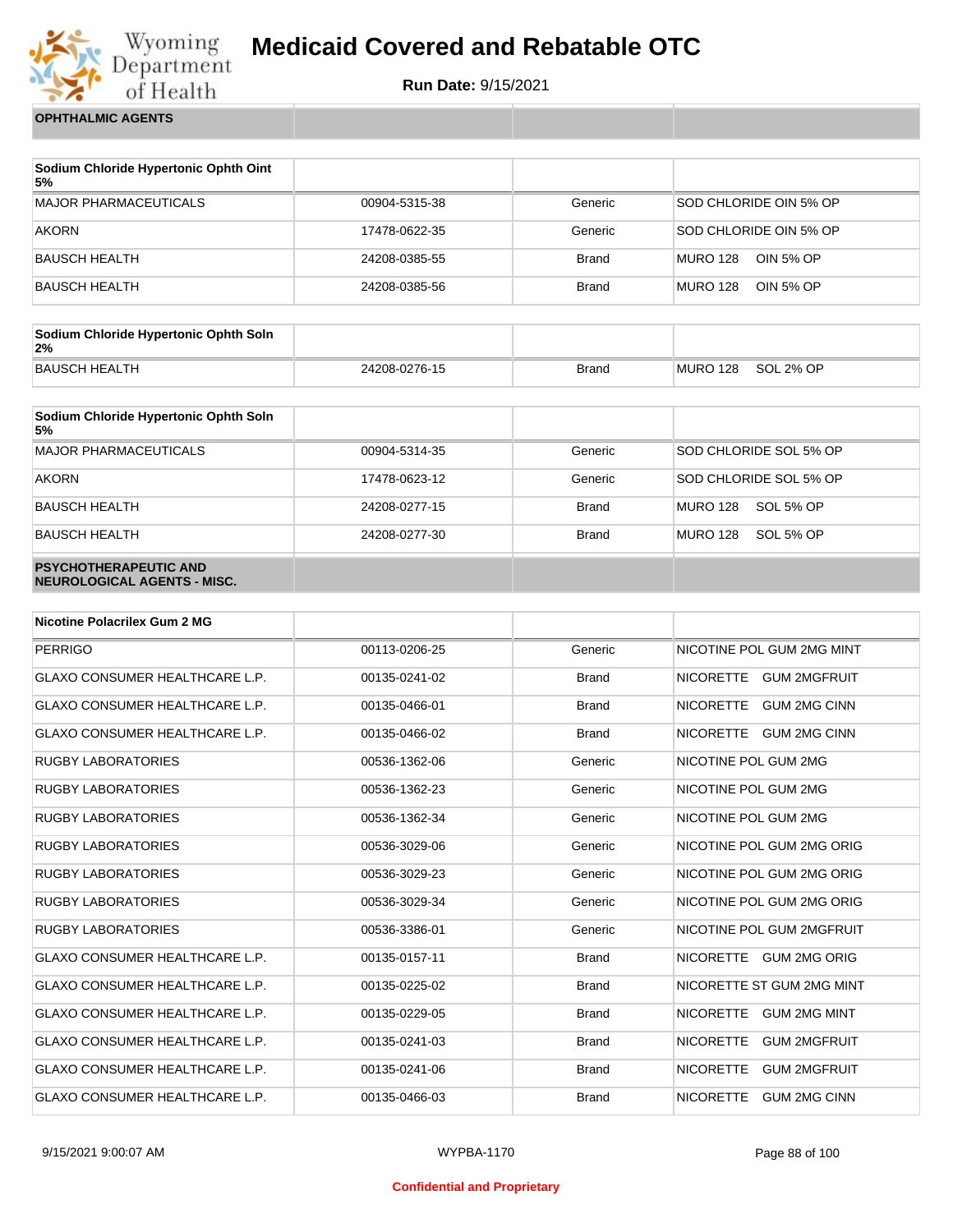| OPHTHALMIC AGENTS | | | |
|---|---|---|---|

| Sodium Chloride Hypertonic Ophth Oint 5% | | | |
|---|---|---|---|
| MAJOR PHARMACEUTICALS | 00904-5315-38 | Generic | SOD CHLORIDE OIN 5% OP |
| AKORN | 17478-0622-35 | Generic | SOD CHLORIDE OIN 5% OP |
| BAUSCH HEALTH | 24208-0385-55 | Brand | MURO 128 OIN 5% OP |
| BAUSCH HEALTH | 24208-0385-56 | Brand | MURO 128 OIN 5% OP |

| Sodium Chloride Hypertonic Ophth Soln 2% | | | |
|---|---|---|---|
| BAUSCH HEALTH | 24208-0276-15 | Brand | MURO 128 SOL 2% OP |

| Sodium Chloride Hypertonic Ophth Soln 5% | | | |
|---|---|---|---|
| MAJOR PHARMACEUTICALS | 00904-5314-35 | Generic | SOD CHLORIDE SOL 5% OP |
| AKORN | 17478-0623-12 | Generic | SOD CHLORIDE SOL 5% OP |
| BAUSCH HEALTH | 24208-0277-15 | Brand | MURO 128 SOL 5% OP |
| BAUSCH HEALTH | 24208-0277-30 | Brand | MURO 128 SOL 5% OP |

| PSYCHOTHERAPEUTIC AND NEUROLOGICAL AGENTS - MISC. | | | |
|---|---|---|---|

| Nicotine Polacrilex Gum 2 MG | | | |
|---|---|---|---|
| PERRIGO | 00113-0206-25 | Generic | NICOTINE POL GUM 2MG MINT |
| GLAXO CONSUMER HEALTHCARE L.P. | 00135-0241-02 | Brand | NICORETTE GUM 2MGFRUIT |
| GLAXO CONSUMER HEALTHCARE L.P. | 00135-0466-01 | Brand | NICORETTE GUM 2MG CINN |
| GLAXO CONSUMER HEALTHCARE L.P. | 00135-0466-02 | Brand | NICORETTE GUM 2MG CINN |
| RUGBY LABORATORIES | 00536-1362-06 | Generic | NICOTINE POL GUM 2MG |
| RUGBY LABORATORIES | 00536-1362-23 | Generic | NICOTINE POL GUM 2MG |
| RUGBY LABORATORIES | 00536-1362-34 | Generic | NICOTINE POL GUM 2MG |
| RUGBY LABORATORIES | 00536-3029-06 | Generic | NICOTINE POL GUM 2MG ORIG |
| RUGBY LABORATORIES | 00536-3029-23 | Generic | NICOTINE POL GUM 2MG ORIG |
| RUGBY LABORATORIES | 00536-3029-34 | Generic | NICOTINE POL GUM 2MG ORIG |
| RUGBY LABORATORIES | 00536-3386-01 | Generic | NICOTINE POL GUM 2MGFRUIT |
| GLAXO CONSUMER HEALTHCARE L.P. | 00135-0157-11 | Brand | NICORETTE GUM 2MG ORIG |
| GLAXO CONSUMER HEALTHCARE L.P. | 00135-0225-02 | Brand | NICORETTE ST GUM 2MG MINT |
| GLAXO CONSUMER HEALTHCARE L.P. | 00135-0229-05 | Brand | NICORETTE GUM 2MG MINT |
| GLAXO CONSUMER HEALTHCARE L.P. | 00135-0241-03 | Brand | NICORETTE GUM 2MGFRUIT |
| GLAXO CONSUMER HEALTHCARE L.P. | 00135-0241-06 | Brand | NICORETTE GUM 2MGFRUIT |
| GLAXO CONSUMER HEALTHCARE L.P. | 00135-0466-03 | Brand | NICORETTE GUM 2MG CINN |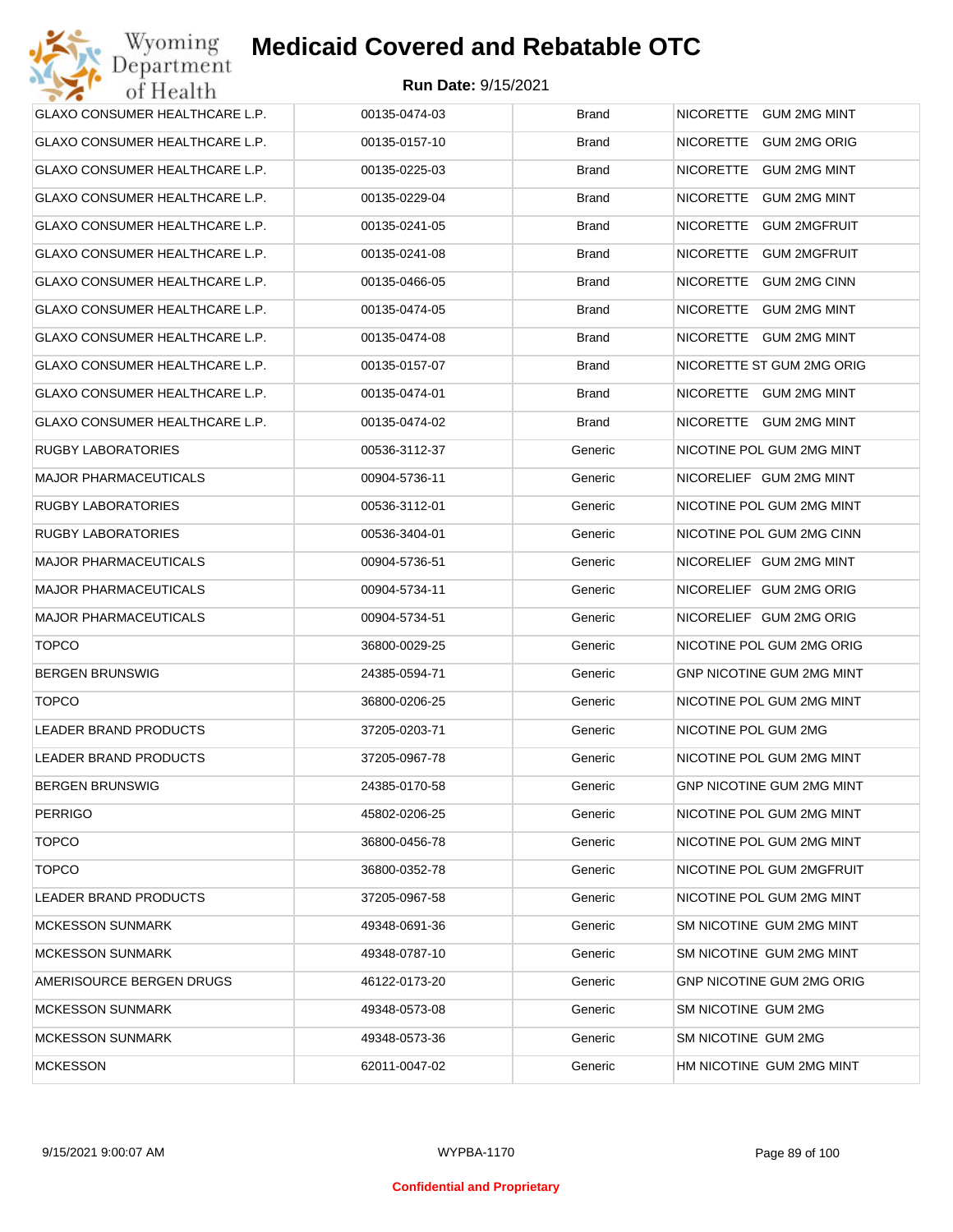| GLAXO CONSUMER HEALTHCARE L.P. | 00135-0474-03 | Brand | NICORETTE GUM 2MG MINT |
|---|---|---|---|
| GLAXO CONSUMER HEALTHCARE L.P. | 00135-0157-10 | Brand | NICORETTE GUM 2MG ORIG |
| GLAXO CONSUMER HEALTHCARE L.P. | 00135-0225-03 | Brand | NICORETTE GUM 2MG MINT |
| GLAXO CONSUMER HEALTHCARE L.P. | 00135-0229-04 | Brand | NICORETTE GUM 2MG MINT |
| GLAXO CONSUMER HEALTHCARE L.P. | 00135-0241-05 | Brand | NICORETTE GUM 2MGFRUIT |
| GLAXO CONSUMER HEALTHCARE L.P. | 00135-0241-08 | Brand | NICORETTE GUM 2MGFRUIT |
| GLAXO CONSUMER HEALTHCARE L.P. | 00135-0466-05 | Brand | NICORETTE GUM 2MG CINN |
| GLAXO CONSUMER HEALTHCARE L.P. | 00135-0474-05 | Brand | NICORETTE GUM 2MG MINT |
| GLAXO CONSUMER HEALTHCARE L.P. | 00135-0474-08 | Brand | NICORETTE GUM 2MG MINT |
| GLAXO CONSUMER HEALTHCARE L.P. | 00135-0157-07 | Brand | NICORETTE ST GUM 2MG ORIG |
| GLAXO CONSUMER HEALTHCARE L.P. | 00135-0474-01 | Brand | NICORETTE GUM 2MG MINT |
| GLAXO CONSUMER HEALTHCARE L.P. | 00135-0474-02 | Brand | NICORETTE GUM 2MG MINT |
| RUGBY LABORATORIES | 00536-3112-37 | Generic | NICOTINE POL GUM 2MG MINT |
| MAJOR PHARMACEUTICALS | 00904-5736-11 | Generic | NICORELIEF GUM 2MG MINT |
| RUGBY LABORATORIES | 00536-3112-01 | Generic | NICOTINE POL GUM 2MG MINT |
| RUGBY LABORATORIES | 00536-3404-01 | Generic | NICOTINE POL GUM 2MG CINN |
| MAJOR PHARMACEUTICALS | 00904-5736-51 | Generic | NICORELIEF GUM 2MG MINT |
| MAJOR PHARMACEUTICALS | 00904-5734-11 | Generic | NICORELIEF GUM 2MG ORIG |
| MAJOR PHARMACEUTICALS | 00904-5734-51 | Generic | NICORELIEF GUM 2MG ORIG |
| TOPCO | 36800-0029-25 | Generic | NICOTINE POL GUM 2MG ORIG |
| BERGEN BRUNSWIG | 24385-0594-71 | Generic | GNP NICOTINE GUM 2MG MINT |
| TOPCO | 36800-0206-25 | Generic | NICOTINE POL GUM 2MG MINT |
| LEADER BRAND PRODUCTS | 37205-0203-71 | Generic | NICOTINE POL GUM 2MG |
| LEADER BRAND PRODUCTS | 37205-0967-78 | Generic | NICOTINE POL GUM 2MG MINT |
| BERGEN BRUNSWIG | 24385-0170-58 | Generic | GNP NICOTINE GUM 2MG MINT |
| PERRIGO | 45802-0206-25 | Generic | NICOTINE POL GUM 2MG MINT |
| TOPCO | 36800-0456-78 | Generic | NICOTINE POL GUM 2MG MINT |
| TOPCO | 36800-0352-78 | Generic | NICOTINE POL GUM 2MGFRUIT |
| LEADER BRAND PRODUCTS | 37205-0967-58 | Generic | NICOTINE POL GUM 2MG MINT |
| MCKESSON SUNMARK | 49348-0691-36 | Generic | SM NICOTINE GUM 2MG MINT |
| MCKESSON SUNMARK | 49348-0787-10 | Generic | SM NICOTINE GUM 2MG MINT |
| AMERISOURCE BERGEN DRUGS | 46122-0173-20 | Generic | GNP NICOTINE GUM 2MG ORIG |
| MCKESSON SUNMARK | 49348-0573-08 | Generic | SM NICOTINE GUM 2MG |
| MCKESSON SUNMARK | 49348-0573-36 | Generic | SM NICOTINE GUM 2MG |
| MCKESSON | 62011-0047-02 | Generic | HM NICOTINE GUM 2MG MINT |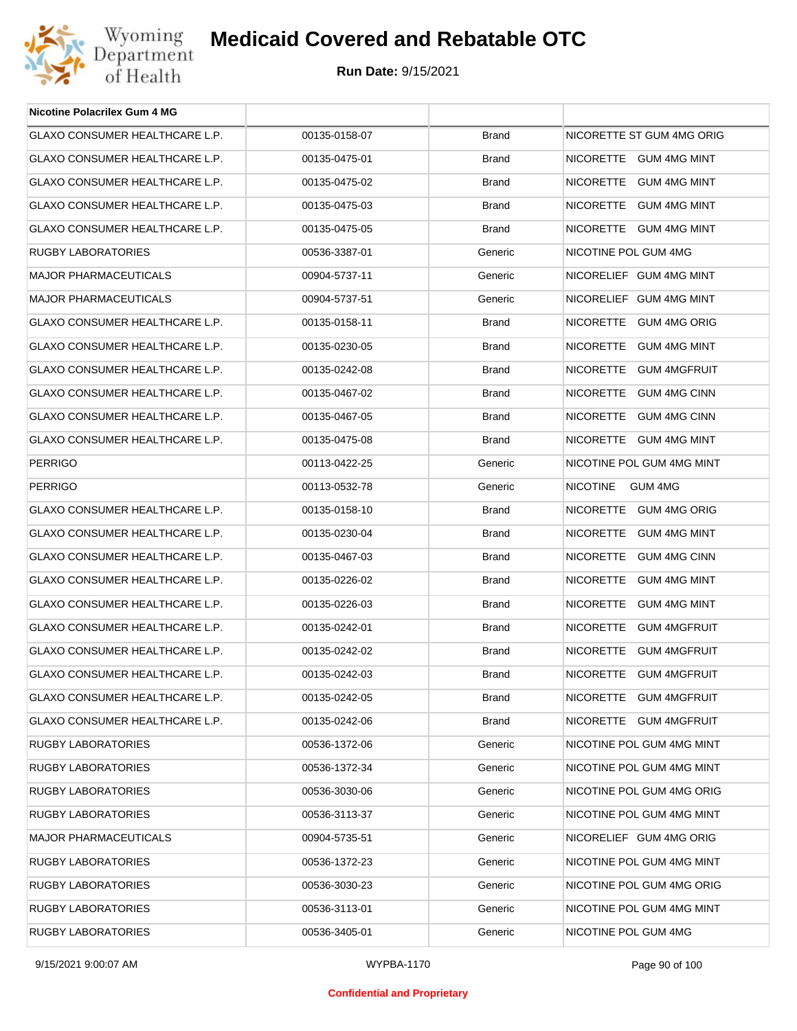# Medicaid Covered and Rebatable OTC

**Run Date:** 9/15/2021

| Nicotine Polacrilex Gum 4 MG | | | |
|---|---|---|---|
| GLAXO CONSUMER HEALTHCARE L.P. | 00135-0158-07 | Brand | NICORETTE ST GUM 4MG ORIG |
| GLAXO CONSUMER HEALTHCARE L.P. | 00135-0475-01 | Brand | NICORETTE GUM 4MG MINT |
| GLAXO CONSUMER HEALTHCARE L.P. | 00135-0475-02 | Brand | NICORETTE GUM 4MG MINT |
| GLAXO CONSUMER HEALTHCARE L.P. | 00135-0475-03 | Brand | NICORETTE GUM 4MG MINT |
| GLAXO CONSUMER HEALTHCARE L.P. | 00135-0475-05 | Brand | NICORETTE GUM 4MG MINT |
| RUGBY LABORATORIES | 00536-3387-01 | Generic | NICOTINE POL GUM 4MG |
| MAJOR PHARMACEUTICALS | 00904-5737-11 | Generic | NICORELIEF GUM 4MG MINT |
| MAJOR PHARMACEUTICALS | 00904-5737-51 | Generic | NICORELIEF GUM 4MG MINT |
| GLAXO CONSUMER HEALTHCARE L.P. | 00135-0158-11 | Brand | NICORETTE GUM 4MG ORIG |
| GLAXO CONSUMER HEALTHCARE L.P. | 00135-0230-05 | Brand | NICORETTE GUM 4MG MINT |
| GLAXO CONSUMER HEALTHCARE L.P. | 00135-0242-08 | Brand | NICORETTE GUM 4MGFRUIT |
| GLAXO CONSUMER HEALTHCARE L.P. | 00135-0467-02 | Brand | NICORETTE GUM 4MG CINN |
| GLAXO CONSUMER HEALTHCARE L.P. | 00135-0467-05 | Brand | NICORETTE GUM 4MG CINN |
| GLAXO CONSUMER HEALTHCARE L.P. | 00135-0475-08 | Brand | NICORETTE GUM 4MG MINT |
| PERRIGO | 00113-0422-25 | Generic | NICOTINE POL GUM 4MG MINT |
| PERRIGO | 00113-0532-78 | Generic | NICOTINE GUM 4MG |
| GLAXO CONSUMER HEALTHCARE L.P. | 00135-0158-10 | Brand | NICORETTE GUM 4MG ORIG |
| GLAXO CONSUMER HEALTHCARE L.P. | 00135-0230-04 | Brand | NICORETTE GUM 4MG MINT |
| GLAXO CONSUMER HEALTHCARE L.P. | 00135-0467-03 | Brand | NICORETTE GUM 4MG CINN |
| GLAXO CONSUMER HEALTHCARE L.P. | 00135-0226-02 | Brand | NICORETTE GUM 4MG MINT |
| GLAXO CONSUMER HEALTHCARE L.P. | 00135-0226-03 | Brand | NICORETTE GUM 4MG MINT |
| GLAXO CONSUMER HEALTHCARE L.P. | 00135-0242-01 | Brand | NICORETTE GUM 4MGFRUIT |
| GLAXO CONSUMER HEALTHCARE L.P. | 00135-0242-02 | Brand | NICORETTE GUM 4MGFRUIT |
| GLAXO CONSUMER HEALTHCARE L.P. | 00135-0242-03 | Brand | NICORETTE GUM 4MGFRUIT |
| GLAXO CONSUMER HEALTHCARE L.P. | 00135-0242-05 | Brand | NICORETTE GUM 4MGFRUIT |
| GLAXO CONSUMER HEALTHCARE L.P. | 00135-0242-06 | Brand | NICORETTE GUM 4MGFRUIT |
| RUGBY LABORATORIES | 00536-1372-06 | Generic | NICOTINE POL GUM 4MG MINT |
| RUGBY LABORATORIES | 00536-1372-34 | Generic | NICOTINE POL GUM 4MG MINT |
| RUGBY LABORATORIES | 00536-3030-06 | Generic | NICOTINE POL GUM 4MG ORIG |
| RUGBY LABORATORIES | 00536-3113-37 | Generic | NICOTINE POL GUM 4MG MINT |
| MAJOR PHARMACEUTICALS | 00904-5735-51 | Generic | NICORELIEF GUM 4MG ORIG |
| RUGBY LABORATORIES | 00536-1372-23 | Generic | NICOTINE POL GUM 4MG MINT |
| RUGBY LABORATORIES | 00536-3030-23 | Generic | NICOTINE POL GUM 4MG ORIG |
| RUGBY LABORATORIES | 00536-3113-01 | Generic | NICOTINE POL GUM 4MG MINT |
| RUGBY LABORATORIES | 00536-3405-01 | Generic | NICOTINE POL GUM 4MG |

**Confidential and Proprietary**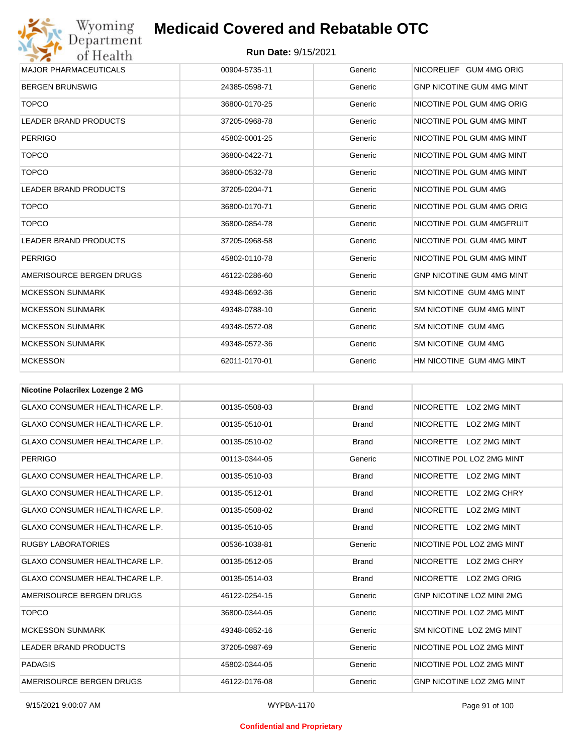| | | | |
|---|---|---|---|
| MAJOR PHARMACEUTICALS | 00904-5735-11 | Generic | NICORELIEF GUM 4MG ORIG |
| BERGEN BRUNSWIG | 24385-0598-71 | Generic | GNP NICOTINE GUM 4MG MINT |
| TOPCO | 36800-0170-25 | Generic | NICOTINE POL GUM 4MG ORIG |
| LEADER BRAND PRODUCTS | 37205-0968-78 | Generic | NICOTINE POL GUM 4MG MINT |
| PERRIGO | 45802-0001-25 | Generic | NICOTINE POL GUM 4MG MINT |
| TOPCO | 36800-0422-71 | Generic | NICOTINE POL GUM 4MG MINT |
| TOPCO | 36800-0532-78 | Generic | NICOTINE POL GUM 4MG MINT |
| LEADER BRAND PRODUCTS | 37205-0204-71 | Generic | NICOTINE POL GUM 4MG |
| TOPCO | 36800-0170-71 | Generic | NICOTINE POL GUM 4MG ORIG |
| TOPCO | 36800-0854-78 | Generic | NICOTINE POL GUM 4MGFRUIT |
| LEADER BRAND PRODUCTS | 37205-0968-58 | Generic | NICOTINE POL GUM 4MG MINT |
| PERRIGO | 45802-0110-78 | Generic | NICOTINE POL GUM 4MG MINT |
| AMERISOURCE BERGEN DRUGS | 46122-0286-60 | Generic | GNP NICOTINE GUM 4MG MINT |
| MCKESSON SUNMARK | 49348-0692-36 | Generic | SM NICOTINE GUM 4MG MINT |
| MCKESSON SUNMARK | 49348-0788-10 | Generic | SM NICOTINE GUM 4MG MINT |
| MCKESSON SUNMARK | 49348-0572-08 | Generic | SM NICOTINE GUM 4MG |
| MCKESSON SUNMARK | 49348-0572-36 | Generic | SM NICOTINE GUM 4MG |
| MCKESSON | 62011-0170-01 | Generic | HM NICOTINE GUM 4MG MINT |

| **Nicotine Polacrilex Lozenge 2 MG** | | | |
|---|---|---|---|
| GLAXO CONSUMER HEALTHCARE L.P. | 00135-0508-03 | Brand | NICORETTE LOZ 2MG MINT |
| GLAXO CONSUMER HEALTHCARE L.P. | 00135-0510-01 | Brand | NICORETTE LOZ 2MG MINT |
| GLAXO CONSUMER HEALTHCARE L.P. | 00135-0510-02 | Brand | NICORETTE LOZ 2MG MINT |
| PERRIGO | 00113-0344-05 | Generic | NICOTINE POL LOZ 2MG MINT |
| GLAXO CONSUMER HEALTHCARE L.P. | 00135-0510-03 | Brand | NICORETTE LOZ 2MG MINT |
| GLAXO CONSUMER HEALTHCARE L.P. | 00135-0512-01 | Brand | NICORETTE LOZ 2MG CHRY |
| GLAXO CONSUMER HEALTHCARE L.P. | 00135-0508-02 | Brand | NICORETTE LOZ 2MG MINT |
| GLAXO CONSUMER HEALTHCARE L.P. | 00135-0510-05 | Brand | NICORETTE LOZ 2MG MINT |
| RUGBY LABORATORIES | 00536-1038-81 | Generic | NICOTINE POL LOZ 2MG MINT |
| GLAXO CONSUMER HEALTHCARE L.P. | 00135-0512-05 | Brand | NICORETTE LOZ 2MG CHRY |
| GLAXO CONSUMER HEALTHCARE L.P. | 00135-0514-03 | Brand | NICORETTE LOZ 2MG ORIG |
| AMERISOURCE BERGEN DRUGS | 46122-0254-15 | Generic | GNP NICOTINE LOZ MINI 2MG |
| TOPCO | 36800-0344-05 | Generic | NICOTINE POL LOZ 2MG MINT |
| MCKESSON SUNMARK | 49348-0852-16 | Generic | SM NICOTINE LOZ 2MG MINT |
| LEADER BRAND PRODUCTS | 37205-0987-69 | Generic | NICOTINE POL LOZ 2MG MINT |
| PADAGIS | 45802-0344-05 | Generic | NICOTINE POL LOZ 2MG MINT |
| AMERISOURCE BERGEN DRUGS | 46122-0176-08 | Generic | GNP NICOTINE LOZ 2MG MINT |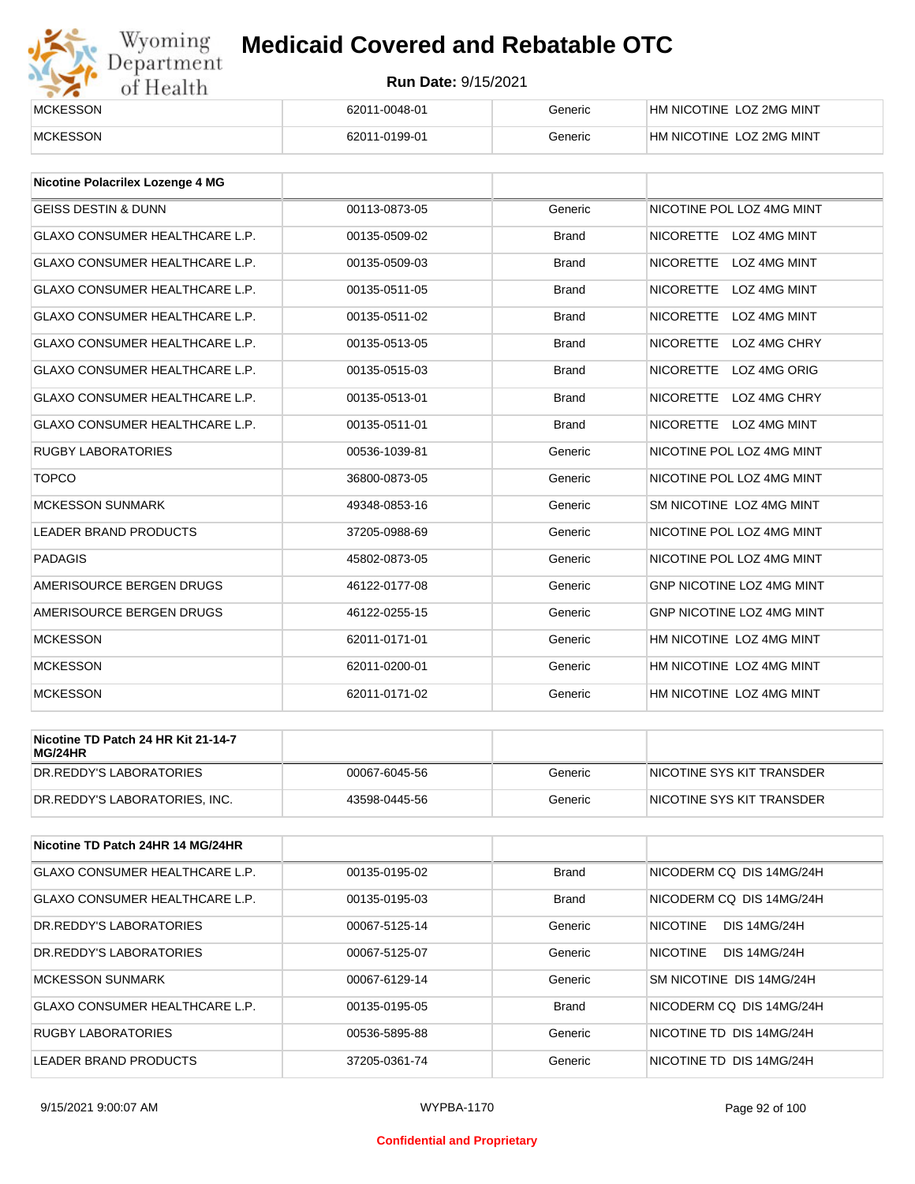| | | | |
|---|---|---|---|
| MCKESSON | 62011-0048-01 | Generic | HM NICOTINE LOZ 2MG MINT |
| MCKESSON | 62011-0199-01 | Generic | HM NICOTINE LOZ 2MG MINT |

| Nicotine Polacrilex Lozenge 4 MG | | | |
|---|---|---|---|
| GEISS DESTIN & DUNN | 00113-0873-05 | Generic | NICOTINE POL LOZ 4MG MINT |
| GLAXO CONSUMER HEALTHCARE L.P. | 00135-0509-02 | Brand | NICORETTE LOZ 4MG MINT |
| GLAXO CONSUMER HEALTHCARE L.P. | 00135-0509-03 | Brand | NICORETTE LOZ 4MG MINT |
| GLAXO CONSUMER HEALTHCARE L.P. | 00135-0511-05 | Brand | NICORETTE LOZ 4MG MINT |
| GLAXO CONSUMER HEALTHCARE L.P. | 00135-0511-02 | Brand | NICORETTE LOZ 4MG MINT |
| GLAXO CONSUMER HEALTHCARE L.P. | 00135-0513-05 | Brand | NICORETTE LOZ 4MG CHRY |
| GLAXO CONSUMER HEALTHCARE L.P. | 00135-0515-03 | Brand | NICORETTE LOZ 4MG ORIG |
| GLAXO CONSUMER HEALTHCARE L.P. | 00135-0513-01 | Brand | NICORETTE LOZ 4MG CHRY |
| GLAXO CONSUMER HEALTHCARE L.P. | 00135-0511-01 | Brand | NICORETTE LOZ 4MG MINT |
| RUGBY LABORATORIES | 00536-1039-81 | Generic | NICOTINE POL LOZ 4MG MINT |
| TOPCO | 36800-0873-05 | Generic | NICOTINE POL LOZ 4MG MINT |
| MCKESSON SUNMARK | 49348-0853-16 | Generic | SM NICOTINE LOZ 4MG MINT |
| LEADER BRAND PRODUCTS | 37205-0988-69 | Generic | NICOTINE POL LOZ 4MG MINT |
| PADAGIS | 45802-0873-05 | Generic | NICOTINE POL LOZ 4MG MINT |
| AMERISOURCE BERGEN DRUGS | 46122-0177-08 | Generic | GNP NICOTINE LOZ 4MG MINT |
| AMERISOURCE BERGEN DRUGS | 46122-0255-15 | Generic | GNP NICOTINE LOZ 4MG MINT |
| MCKESSON | 62011-0171-01 | Generic | HM NICOTINE LOZ 4MG MINT |
| MCKESSON | 62011-0200-01 | Generic | HM NICOTINE LOZ 4MG MINT |
| MCKESSON | 62011-0171-02 | Generic | HM NICOTINE LOZ 4MG MINT |

| Nicotine TD Patch 24 HR Kit 21-14-7 MG/24HR | | | |
|---|---|---|---|
| DR.REDDY'S LABORATORIES | 00067-6045-56 | Generic | NICOTINE SYS KIT TRANSDER |
| DR.REDDY'S LABORATORIES, INC. | 43598-0445-56 | Generic | NICOTINE SYS KIT TRANSDER |

| Nicotine TD Patch 24HR 14 MG/24HR | | | |
|---|---|---|---|
| GLAXO CONSUMER HEALTHCARE L.P. | 00135-0195-02 | Brand | NICODERM CQ DIS 14MG/24H |
| GLAXO CONSUMER HEALTHCARE L.P. | 00135-0195-03 | Brand | NICODERM CQ DIS 14MG/24H |
| DR.REDDY'S LABORATORIES | 00067-5125-14 | Generic | NICOTINE DIS 14MG/24H |
| DR.REDDY'S LABORATORIES | 00067-5125-07 | Generic | NICOTINE DIS 14MG/24H |
| MCKESSON SUNMARK | 00067-6129-14 | Generic | SM NICOTINE DIS 14MG/24H |
| GLAXO CONSUMER HEALTHCARE L.P. | 00135-0195-05 | Brand | NICODERM CQ DIS 14MG/24H |
| RUGBY LABORATORIES | 00536-5895-88 | Generic | NICOTINE TD DIS 14MG/24H |
| LEADER BRAND PRODUCTS | 37205-0361-74 | Generic | NICOTINE TD DIS 14MG/24H |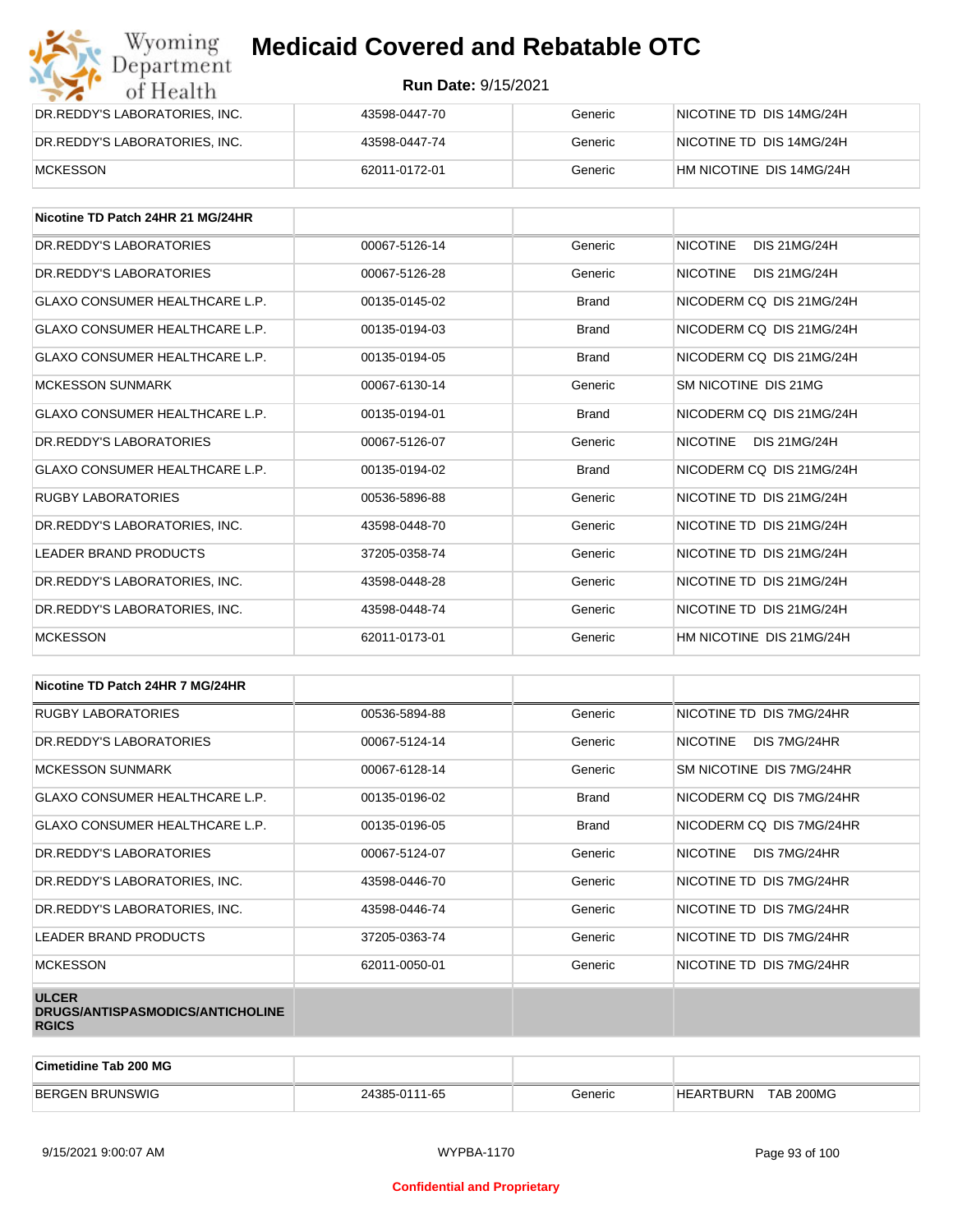| DR.REDDY'S LABORATORIES, INC. | 43598-0447-70 | Generic | NICOTINE TD DIS 14MG/24H |
|---|---|---|---|
| DR.REDDY'S LABORATORIES, INC. | 43598-0447-74 | Generic | NICOTINE TD DIS 14MG/24H |
| MCKESSON | 62011-0172-01 | Generic | HM NICOTINE DIS 14MG/24H |

| Nicotine TD Patch 24HR 21 MG/24HR | | | |
|---|---|---|---|
| DR.REDDY'S LABORATORIES | 00067-5126-14 | Generic | NICOTINE DIS 21MG/24H |
| DR.REDDY'S LABORATORIES | 00067-5126-28 | Generic | NICOTINE DIS 21MG/24H |
| GLAXO CONSUMER HEALTHCARE L.P. | 00135-0145-02 | Brand | NICODERM CQ DIS 21MG/24H |
| GLAXO CONSUMER HEALTHCARE L.P. | 00135-0194-03 | Brand | NICODERM CQ DIS 21MG/24H |
| GLAXO CONSUMER HEALTHCARE L.P. | 00135-0194-05 | Brand | NICODERM CQ DIS 21MG/24H |
| MCKESSON SUNMARK | 00067-6130-14 | Generic | SM NICOTINE DIS 21MG |
| GLAXO CONSUMER HEALTHCARE L.P. | 00135-0194-01 | Brand | NICODERM CQ DIS 21MG/24H |
| DR.REDDY'S LABORATORIES | 00067-5126-07 | Generic | NICOTINE DIS 21MG/24H |
| GLAXO CONSUMER HEALTHCARE L.P. | 00135-0194-02 | Brand | NICODERM CQ DIS 21MG/24H |
| RUGBY LABORATORIES | 00536-5896-88 | Generic | NICOTINE TD DIS 21MG/24H |
| DR.REDDY'S LABORATORIES, INC. | 43598-0448-70 | Generic | NICOTINE TD DIS 21MG/24H |
| LEADER BRAND PRODUCTS | 37205-0358-74 | Generic | NICOTINE TD DIS 21MG/24H |
| DR.REDDY'S LABORATORIES, INC. | 43598-0448-28 | Generic | NICOTINE TD DIS 21MG/24H |
| DR.REDDY'S LABORATORIES, INC. | 43598-0448-74 | Generic | NICOTINE TD DIS 21MG/24H |
| MCKESSON | 62011-0173-01 | Generic | HM NICOTINE DIS 21MG/24H |

| Nicotine TD Patch 24HR 7 MG/24HR | | | |
|---|---|---|---|
| RUGBY LABORATORIES | 00536-5894-88 | Generic | NICOTINE TD DIS 7MG/24HR |
| DR.REDDY'S LABORATORIES | 00067-5124-14 | Generic | NICOTINE DIS 7MG/24HR |
| MCKESSON SUNMARK | 00067-6128-14 | Generic | SM NICOTINE DIS 7MG/24HR |
| GLAXO CONSUMER HEALTHCARE L.P. | 00135-0196-02 | Brand | NICODERM CQ DIS 7MG/24HR |
| GLAXO CONSUMER HEALTHCARE L.P. | 00135-0196-05 | Brand | NICODERM CQ DIS 7MG/24HR |
| DR.REDDY'S LABORATORIES | 00067-5124-07 | Generic | NICOTINE DIS 7MG/24HR |
| DR.REDDY'S LABORATORIES, INC. | 43598-0446-70 | Generic | NICOTINE TD DIS 7MG/24HR |
| DR.REDDY'S LABORATORIES, INC. | 43598-0446-74 | Generic | NICOTINE TD DIS 7MG/24HR |
| LEADER BRAND PRODUCTS | 37205-0363-74 | Generic | NICOTINE TD DIS 7MG/24HR |
| MCKESSON | 62011-0050-01 | Generic | NICOTINE TD DIS 7MG/24HR |
| **ULCER DRUGS/ANTISPASMODICS/ANTICHOLINERGICS** | | | |

| Cimetidine Tab 200 MG | | | |
|---|---|---|---|
| BERGEN BRUNSWIG | 24385-0111-65 | Generic | HEARTBURN TAB 200MG |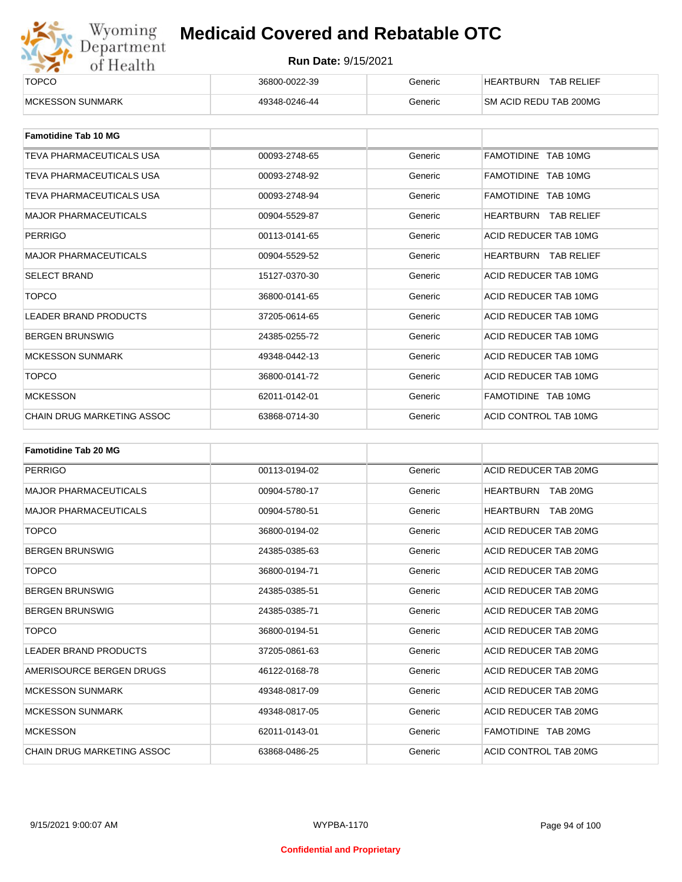| | | | |
|---|---|---|---|
| TOPCO | 36800-0022-39 | Generic | HEARTBURN TAB RELIEF |
| MCKESSON SUNMARK | 49348-0246-44 | Generic | SM ACID REDU TAB 200MG |

| **Famotidine Tab 10 MG** | | | |
|---|---|---|---|
| TEVA PHARMACEUTICALS USA | 00093-2748-65 | Generic | FAMOTIDINE TAB 10MG |
| TEVA PHARMACEUTICALS USA | 00093-2748-92 | Generic | FAMOTIDINE TAB 10MG |
| TEVA PHARMACEUTICALS USA | 00093-2748-94 | Generic | FAMOTIDINE TAB 10MG |
| MAJOR PHARMACEUTICALS | 00904-5529-87 | Generic | HEARTBURN TAB RELIEF |
| PERRIGO | 00113-0141-65 | Generic | ACID REDUCER TAB 10MG |
| MAJOR PHARMACEUTICALS | 00904-5529-52 | Generic | HEARTBURN TAB RELIEF |
| SELECT BRAND | 15127-0370-30 | Generic | ACID REDUCER TAB 10MG |
| TOPCO | 36800-0141-65 | Generic | ACID REDUCER TAB 10MG |
| LEADER BRAND PRODUCTS | 37205-0614-65 | Generic | ACID REDUCER TAB 10MG |
| BERGEN BRUNSWIG | 24385-0255-72 | Generic | ACID REDUCER TAB 10MG |
| MCKESSON SUNMARK | 49348-0442-13 | Generic | ACID REDUCER TAB 10MG |
| TOPCO | 36800-0141-72 | Generic | ACID REDUCER TAB 10MG |
| MCKESSON | 62011-0142-01 | Generic | FAMOTIDINE TAB 10MG |
| CHAIN DRUG MARKETING ASSOC | 63868-0714-30 | Generic | ACID CONTROL TAB 10MG |

| **Famotidine Tab 20 MG** | | | |
|---|---|---|---|
| PERRIGO | 00113-0194-02 | Generic | ACID REDUCER TAB 20MG |
| MAJOR PHARMACEUTICALS | 00904-5780-17 | Generic | HEARTBURN TAB 20MG |
| MAJOR PHARMACEUTICALS | 00904-5780-51 | Generic | HEARTBURN TAB 20MG |
| TOPCO | 36800-0194-02 | Generic | ACID REDUCER TAB 20MG |
| BERGEN BRUNSWIG | 24385-0385-63 | Generic | ACID REDUCER TAB 20MG |
| TOPCO | 36800-0194-71 | Generic | ACID REDUCER TAB 20MG |
| BERGEN BRUNSWIG | 24385-0385-51 | Generic | ACID REDUCER TAB 20MG |
| BERGEN BRUNSWIG | 24385-0385-71 | Generic | ACID REDUCER TAB 20MG |
| TOPCO | 36800-0194-51 | Generic | ACID REDUCER TAB 20MG |
| LEADER BRAND PRODUCTS | 37205-0861-63 | Generic | ACID REDUCER TAB 20MG |
| AMERISOURCE BERGEN DRUGS | 46122-0168-78 | Generic | ACID REDUCER TAB 20MG |
| MCKESSON SUNMARK | 49348-0817-09 | Generic | ACID REDUCER TAB 20MG |
| MCKESSON SUNMARK | 49348-0817-05 | Generic | ACID REDUCER TAB 20MG |
| MCKESSON | 62011-0143-01 | Generic | FAMOTIDINE TAB 20MG |
| CHAIN DRUG MARKETING ASSOC | 63868-0486-25 | Generic | ACID CONTROL TAB 20MG |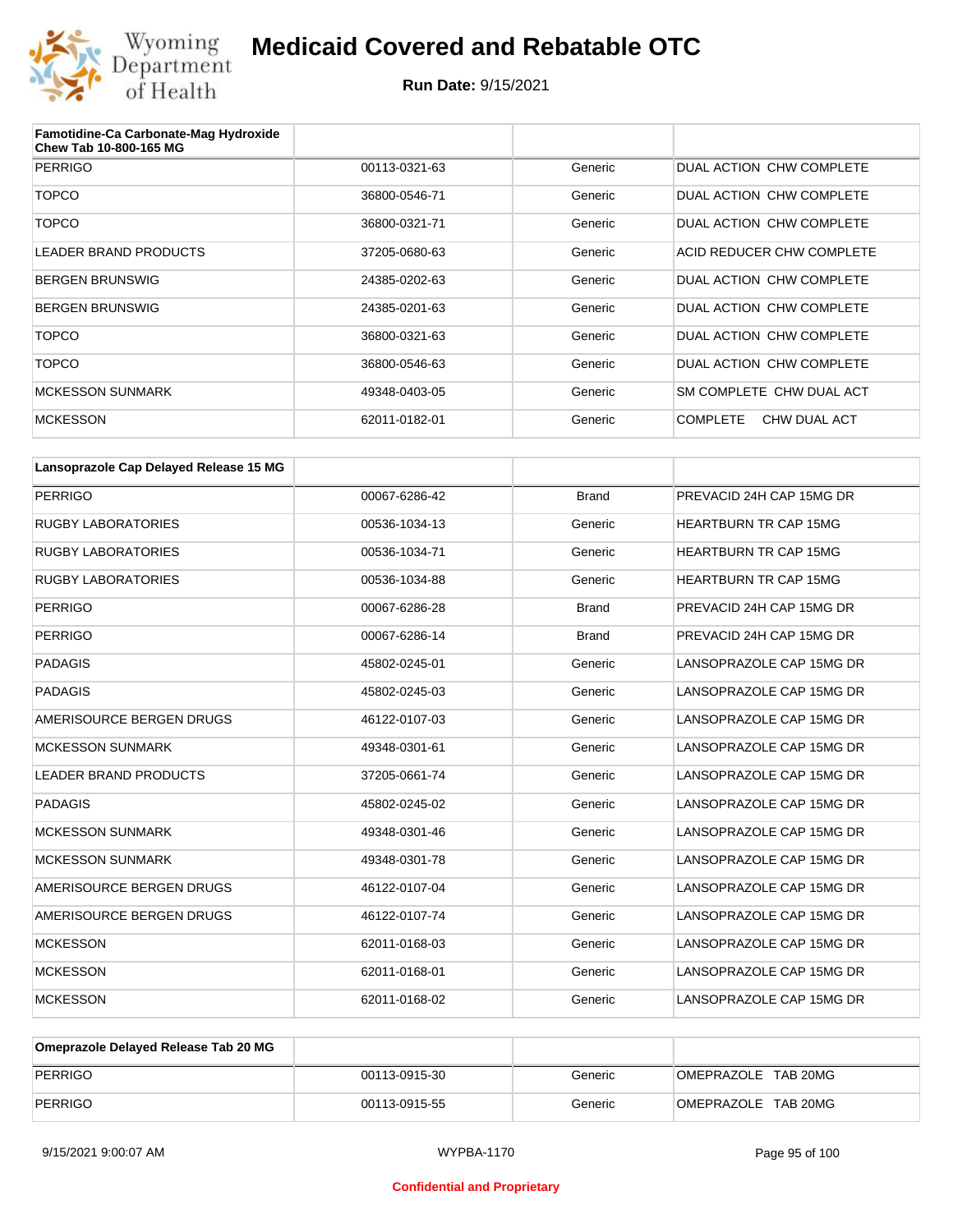# Medicaid Covered and Rebatable OTC

**Run Date:** 9/15/2021

| Famotidine-Ca Carbonate-Mag Hydroxide Chew Tab 10-800-165 MG | | | |
|---|---|---|---|
| PERRIGO | 00113-0321-63 | Generic | DUAL ACTION CHW COMPLETE |
| TOPCO | 36800-0546-71 | Generic | DUAL ACTION CHW COMPLETE |
| TOPCO | 36800-0321-71 | Generic | DUAL ACTION CHW COMPLETE |
| LEADER BRAND PRODUCTS | 37205-0680-63 | Generic | ACID REDUCER CHW COMPLETE |
| BERGEN BRUNSWIG | 24385-0202-63 | Generic | DUAL ACTION CHW COMPLETE |
| BERGEN BRUNSWIG | 24385-0201-63 | Generic | DUAL ACTION CHW COMPLETE |
| TOPCO | 36800-0321-63 | Generic | DUAL ACTION CHW COMPLETE |
| TOPCO | 36800-0546-63 | Generic | DUAL ACTION CHW COMPLETE |
| MCKESSON SUNMARK | 49348-0403-05 | Generic | SM COMPLETE CHW DUAL ACT |
| MCKESSON | 62011-0182-01 | Generic | COMPLETE CHW DUAL ACT |

| Lansoprazole Cap Delayed Release 15 MG | | | |
|---|---|---|---|
| PERRIGO | 00067-6286-42 | Brand | PREVACID 24H CAP 15MG DR |
| RUGBY LABORATORIES | 00536-1034-13 | Generic | HEARTBURN TR CAP 15MG |
| RUGBY LABORATORIES | 00536-1034-71 | Generic | HEARTBURN TR CAP 15MG |
| RUGBY LABORATORIES | 00536-1034-88 | Generic | HEARTBURN TR CAP 15MG |
| PERRIGO | 00067-6286-28 | Brand | PREVACID 24H CAP 15MG DR |
| PERRIGO | 00067-6286-14 | Brand | PREVACID 24H CAP 15MG DR |
| PADAGIS | 45802-0245-01 | Generic | LANSOPRAZOLE CAP 15MG DR |
| PADAGIS | 45802-0245-03 | Generic | LANSOPRAZOLE CAP 15MG DR |
| AMERISOURCE BERGEN DRUGS | 46122-0107-03 | Generic | LANSOPRAZOLE CAP 15MG DR |
| MCKESSON SUNMARK | 49348-0301-61 | Generic | LANSOPRAZOLE CAP 15MG DR |
| LEADER BRAND PRODUCTS | 37205-0661-74 | Generic | LANSOPRAZOLE CAP 15MG DR |
| PADAGIS | 45802-0245-02 | Generic | LANSOPRAZOLE CAP 15MG DR |
| MCKESSON SUNMARK | 49348-0301-46 | Generic | LANSOPRAZOLE CAP 15MG DR |
| MCKESSON SUNMARK | 49348-0301-78 | Generic | LANSOPRAZOLE CAP 15MG DR |
| AMERISOURCE BERGEN DRUGS | 46122-0107-04 | Generic | LANSOPRAZOLE CAP 15MG DR |
| AMERISOURCE BERGEN DRUGS | 46122-0107-74 | Generic | LANSOPRAZOLE CAP 15MG DR |
| MCKESSON | 62011-0168-03 | Generic | LANSOPRAZOLE CAP 15MG DR |
| MCKESSON | 62011-0168-01 | Generic | LANSOPRAZOLE CAP 15MG DR |
| MCKESSON | 62011-0168-02 | Generic | LANSOPRAZOLE CAP 15MG DR |

| Omeprazole Delayed Release Tab 20 MG | | | |
|---|---|---|---|
| PERRIGO | 00113-0915-30 | Generic | OMEPRAZOLE TAB 20MG |
| PERRIGO | 00113-0915-55 | Generic | OMEPRAZOLE TAB 20MG |

WYPBA-1170

Confidential and Proprietary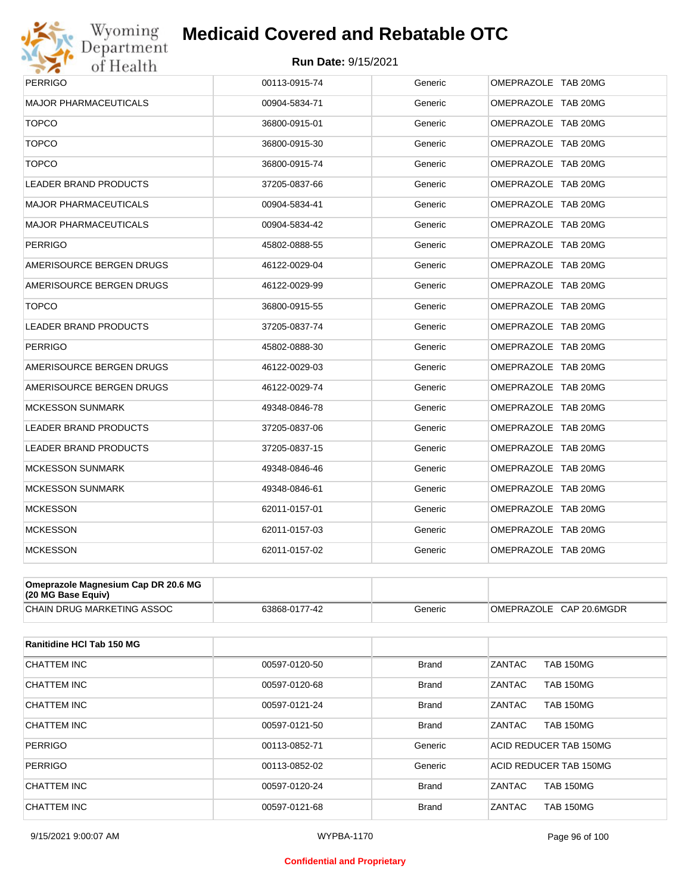| | | | |
|---|---|---|---|
| PERRIGO | 00113-0915-74 | Generic | OMEPRAZOLE TAB 20MG |
| MAJOR PHARMACEUTICALS | 00904-5834-71 | Generic | OMEPRAZOLE TAB 20MG |
| TOPCO | 36800-0915-01 | Generic | OMEPRAZOLE TAB 20MG |
| TOPCO | 36800-0915-30 | Generic | OMEPRAZOLE TAB 20MG |
| TOPCO | 36800-0915-74 | Generic | OMEPRAZOLE TAB 20MG |
| LEADER BRAND PRODUCTS | 37205-0837-66 | Generic | OMEPRAZOLE TAB 20MG |
| MAJOR PHARMACEUTICALS | 00904-5834-41 | Generic | OMEPRAZOLE TAB 20MG |
| MAJOR PHARMACEUTICALS | 00904-5834-42 | Generic | OMEPRAZOLE TAB 20MG |
| PERRIGO | 45802-0888-55 | Generic | OMEPRAZOLE TAB 20MG |
| AMERISOURCE BERGEN DRUGS | 46122-0029-04 | Generic | OMEPRAZOLE TAB 20MG |
| AMERISOURCE BERGEN DRUGS | 46122-0029-99 | Generic | OMEPRAZOLE TAB 20MG |
| TOPCO | 36800-0915-55 | Generic | OMEPRAZOLE TAB 20MG |
| LEADER BRAND PRODUCTS | 37205-0837-74 | Generic | OMEPRAZOLE TAB 20MG |
| PERRIGO | 45802-0888-30 | Generic | OMEPRAZOLE TAB 20MG |
| AMERISOURCE BERGEN DRUGS | 46122-0029-03 | Generic | OMEPRAZOLE TAB 20MG |
| AMERISOURCE BERGEN DRUGS | 46122-0029-74 | Generic | OMEPRAZOLE TAB 20MG |
| MCKESSON SUNMARK | 49348-0846-78 | Generic | OMEPRAZOLE TAB 20MG |
| LEADER BRAND PRODUCTS | 37205-0837-06 | Generic | OMEPRAZOLE TAB 20MG |
| LEADER BRAND PRODUCTS | 37205-0837-15 | Generic | OMEPRAZOLE TAB 20MG |
| MCKESSON SUNMARK | 49348-0846-46 | Generic | OMEPRAZOLE TAB 20MG |
| MCKESSON SUNMARK | 49348-0846-61 | Generic | OMEPRAZOLE TAB 20MG |
| MCKESSON | 62011-0157-01 | Generic | OMEPRAZOLE TAB 20MG |
| MCKESSON | 62011-0157-03 | Generic | OMEPRAZOLE TAB 20MG |
| MCKESSON | 62011-0157-02 | Generic | OMEPRAZOLE TAB 20MG |

| Omeprazole Magnesium Cap DR 20.6 MG (20 MG Base Equiv) | | | |
|---|---|---|---|
| CHAIN DRUG MARKETING ASSOC | 63868-0177-42 | Generic | OMEPRAZOLE CAP 20.6MGDR |

| Ranitidine HCl Tab 150 MG | | | |
|---|---|---|---|
| CHATTEM INC | 00597-0120-50 | Brand | ZANTAC TAB 150MG |
| CHATTEM INC | 00597-0120-68 | Brand | ZANTAC TAB 150MG |
| CHATTEM INC | 00597-0121-24 | Brand | ZANTAC TAB 150MG |
| CHATTEM INC | 00597-0121-50 | Brand | ZANTAC TAB 150MG |
| PERRIGO | 00113-0852-71 | Generic | ACID REDUCER TAB 150MG |
| PERRIGO | 00113-0852-02 | Generic | ACID REDUCER TAB 150MG |
| CHATTEM INC | 00597-0120-24 | Brand | ZANTAC TAB 150MG |
| CHATTEM INC | 00597-0121-68 | Brand | ZANTAC TAB 150MG |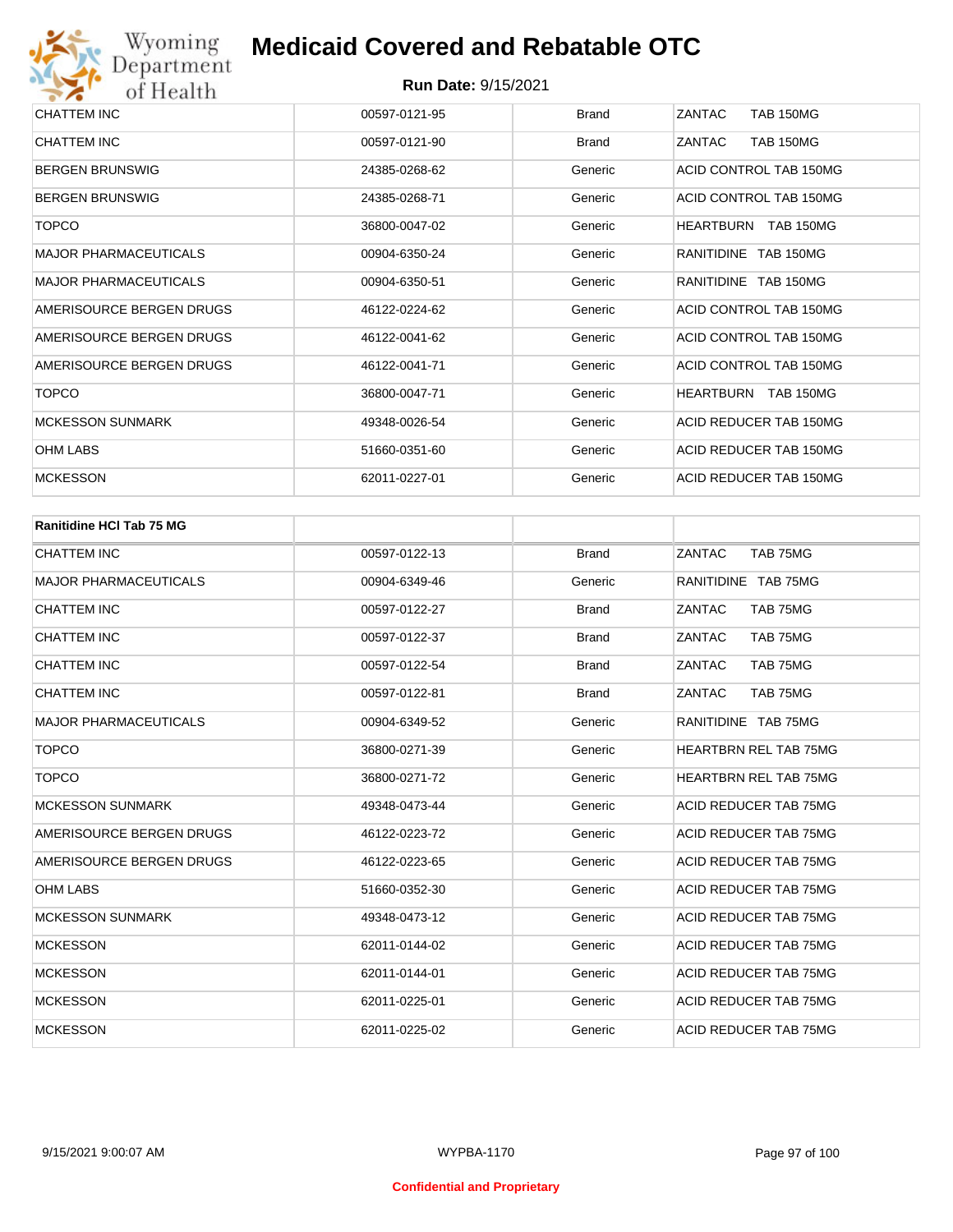| | | | |
|---|---|---|---|
| CHATTEM INC | 00597-0121-95 | Brand | ZANTAC TAB 150MG |
| CHATTEM INC | 00597-0121-90 | Brand | ZANTAC TAB 150MG |
| BERGEN BRUNSWIG | 24385-0268-62 | Generic | ACID CONTROL TAB 150MG |
| BERGEN BRUNSWIG | 24385-0268-71 | Generic | ACID CONTROL TAB 150MG |
| TOPCO | 36800-0047-02 | Generic | HEARTBURN TAB 150MG |
| MAJOR PHARMACEUTICALS | 00904-6350-24 | Generic | RANITIDINE TAB 150MG |
| MAJOR PHARMACEUTICALS | 00904-6350-51 | Generic | RANITIDINE TAB 150MG |
| AMERISOURCE BERGEN DRUGS | 46122-0224-62 | Generic | ACID CONTROL TAB 150MG |
| AMERISOURCE BERGEN DRUGS | 46122-0041-62 | Generic | ACID CONTROL TAB 150MG |
| AMERISOURCE BERGEN DRUGS | 46122-0041-71 | Generic | ACID CONTROL TAB 150MG |
| TOPCO | 36800-0047-71 | Generic | HEARTBURN TAB 150MG |
| MCKESSON SUNMARK | 49348-0026-54 | Generic | ACID REDUCER TAB 150MG |
| OHM LABS | 51660-0351-60 | Generic | ACID REDUCER TAB 150MG |
| MCKESSON | 62011-0227-01 | Generic | ACID REDUCER TAB 150MG |

| **Ranitidine HCl Tab 75 MG** | | | |
|---|---|---|---|
| CHATTEM INC | 00597-0122-13 | Brand | ZANTAC TAB 75MG |
| MAJOR PHARMACEUTICALS | 00904-6349-46 | Generic | RANITIDINE TAB 75MG |
| CHATTEM INC | 00597-0122-27 | Brand | ZANTAC TAB 75MG |
| CHATTEM INC | 00597-0122-37 | Brand | ZANTAC TAB 75MG |
| CHATTEM INC | 00597-0122-54 | Brand | ZANTAC TAB 75MG |
| CHATTEM INC | 00597-0122-81 | Brand | ZANTAC TAB 75MG |
| MAJOR PHARMACEUTICALS | 00904-6349-52 | Generic | RANITIDINE TAB 75MG |
| TOPCO | 36800-0271-39 | Generic | HEARTBRN REL TAB 75MG |
| TOPCO | 36800-0271-72 | Generic | HEARTBRN REL TAB 75MG |
| MCKESSON SUNMARK | 49348-0473-44 | Generic | ACID REDUCER TAB 75MG |
| AMERISOURCE BERGEN DRUGS | 46122-0223-72 | Generic | ACID REDUCER TAB 75MG |
| AMERISOURCE BERGEN DRUGS | 46122-0223-65 | Generic | ACID REDUCER TAB 75MG |
| OHM LABS | 51660-0352-30 | Generic | ACID REDUCER TAB 75MG |
| MCKESSON SUNMARK | 49348-0473-12 | Generic | ACID REDUCER TAB 75MG |
| MCKESSON | 62011-0144-02 | Generic | ACID REDUCER TAB 75MG |
| MCKESSON | 62011-0144-01 | Generic | ACID REDUCER TAB 75MG |
| MCKESSON | 62011-0225-01 | Generic | ACID REDUCER TAB 75MG |
| MCKESSON | 62011-0225-02 | Generic | ACID REDUCER TAB 75MG |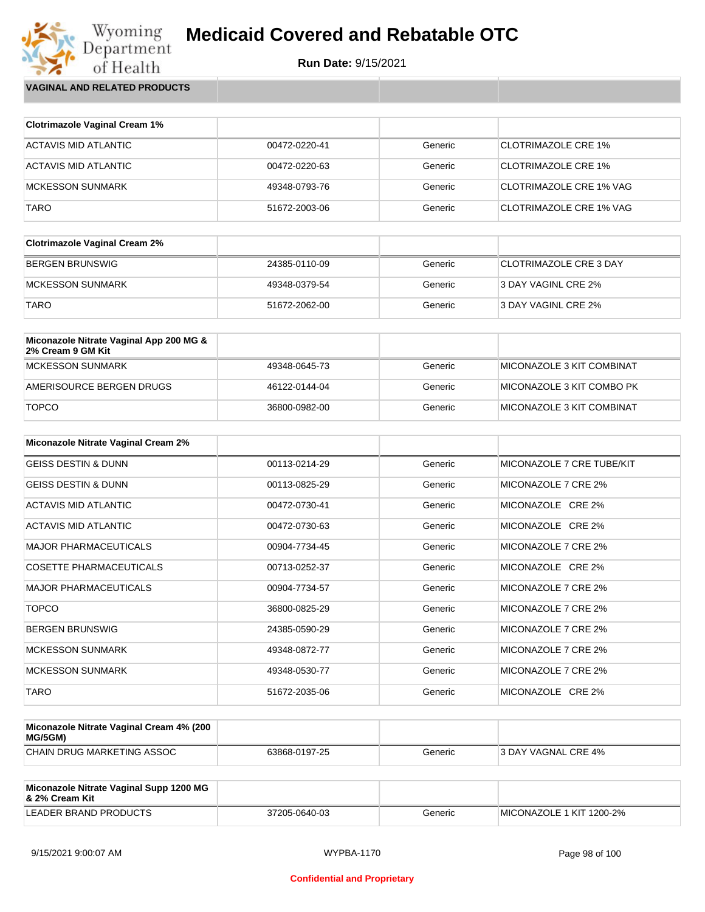# Medicaid Covered and Rebatable OTC

**Run Date:** 9/15/2021

## VAGINAL AND RELATED PRODUCTS

| Clotrimazole Vaginal Cream 1% | | | |
|---|---|---|---|
| ACTAVIS MID ATLANTIC | 00472-0220-41 | Generic | CLOTRIMAZOLE CRE 1% |
| ACTAVIS MID ATLANTIC | 00472-0220-63 | Generic | CLOTRIMAZOLE CRE 1% |
| MCKESSON SUNMARK | 49348-0793-76 | Generic | CLOTRIMAZOLE CRE 1% VAG |
| TARO | 51672-2003-06 | Generic | CLOTRIMAZOLE CRE 1% VAG |

| Clotrimazole Vaginal Cream 2% | | | |
|---|---|---|---|
| BERGEN BRUNSWIG | 24385-0110-09 | Generic | CLOTRIMAZOLE CRE 3 DAY |
| MCKESSON SUNMARK | 49348-0379-54 | Generic | 3 DAY VAGINL CRE 2% |
| TARO | 51672-2062-00 | Generic | 3 DAY VAGINL CRE 2% |

| Miconazole Nitrate Vaginal App 200 MG & 2% Cream 9 GM Kit | | | |
|---|---|---|---|
| MCKESSON SUNMARK | 49348-0645-73 | Generic | MICONAZOLE 3 KIT COMBINAT |
| AMERISOURCE BERGEN DRUGS | 46122-0144-04 | Generic | MICONAZOLE 3 KIT COMBO PK |
| TOPCO | 36800-0982-00 | Generic | MICONAZOLE 3 KIT COMBINAT |

| Miconazole Nitrate Vaginal Cream 2% | | | |
|---|---|---|---|
| GEISS DESTIN & DUNN | 00113-0214-29 | Generic | MICONAZOLE 7 CRE TUBE/KIT |
| GEISS DESTIN & DUNN | 00113-0825-29 | Generic | MICONAZOLE 7 CRE 2% |
| ACTAVIS MID ATLANTIC | 00472-0730-41 | Generic | MICONAZOLE CRE 2% |
| ACTAVIS MID ATLANTIC | 00472-0730-63 | Generic | MICONAZOLE CRE 2% |
| MAJOR PHARMACEUTICALS | 00904-7734-45 | Generic | MICONAZOLE 7 CRE 2% |
| COSETTE PHARMACEUTICALS | 00713-0252-37 | Generic | MICONAZOLE CRE 2% |
| MAJOR PHARMACEUTICALS | 00904-7734-57 | Generic | MICONAZOLE 7 CRE 2% |
| TOPCO | 36800-0825-29 | Generic | MICONAZOLE 7 CRE 2% |
| BERGEN BRUNSWIG | 24385-0590-29 | Generic | MICONAZOLE 7 CRE 2% |
| MCKESSON SUNMARK | 49348-0872-77 | Generic | MICONAZOLE 7 CRE 2% |
| MCKESSON SUNMARK | 49348-0530-77 | Generic | MICONAZOLE 7 CRE 2% |
| TARO | 51672-2035-06 | Generic | MICONAZOLE CRE 2% |

| Miconazole Nitrate Vaginal Cream 4% (200 MG/5GM) | | | |
|---|---|---|---|
| CHAIN DRUG MARKETING ASSOC | 63868-0197-25 | Generic | 3 DAY VAGNAL CRE 4% |

| Miconazole Nitrate Vaginal Supp 1200 MG & 2% Cream Kit | | | |
|---|---|---|---|
| LEADER BRAND PRODUCTS | 37205-0640-03 | Generic | MICONAZOLE 1 KIT 1200-2% |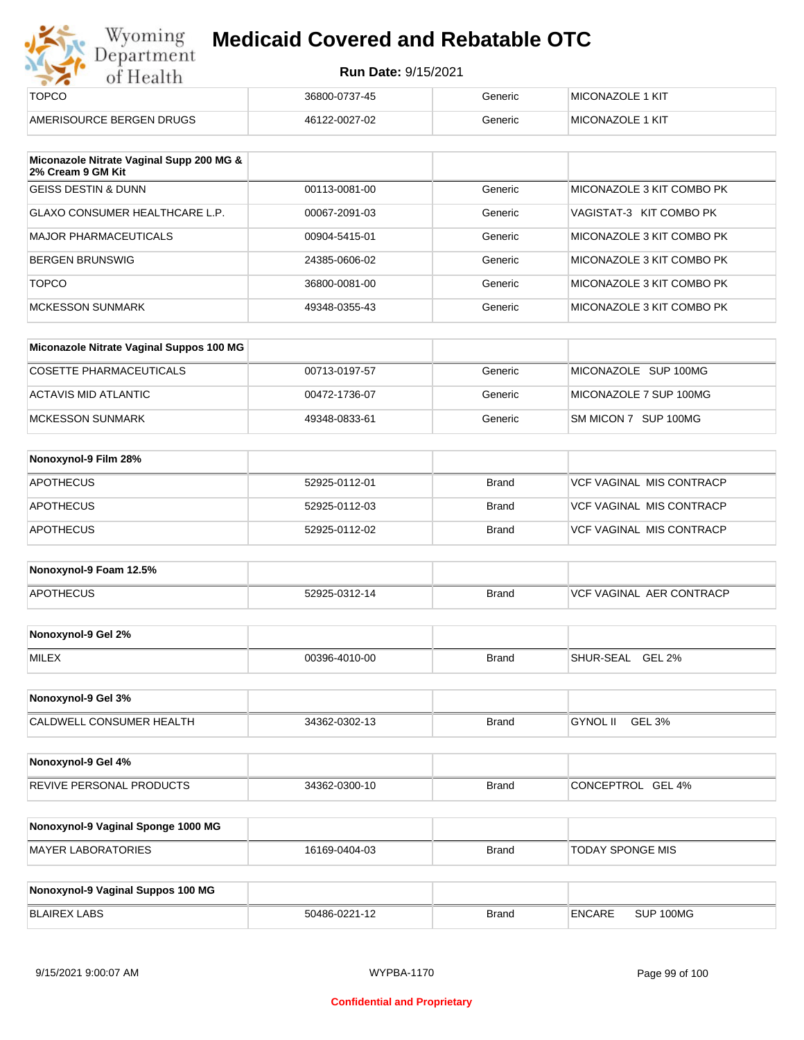| | | | |
|---|---|---|---|
| TOPCO | 36800-0737-45 | Generic | MICONAZOLE 1 KIT |
| AMERISOURCE BERGEN DRUGS | 46122-0027-02 | Generic | MICONAZOLE 1 KIT |

| Miconazole Nitrate Vaginal Supp 200 MG & 2% Cream 9 GM Kit | | | |
|---|---|---|---|
| GEISS DESTIN & DUNN | 00113-0081-00 | Generic | MICONAZOLE 3 KIT COMBO PK |
| GLAXO CONSUMER HEALTHCARE L.P. | 00067-2091-03 | Generic | VAGISTAT-3 KIT COMBO PK |
| MAJOR PHARMACEUTICALS | 00904-5415-01 | Generic | MICONAZOLE 3 KIT COMBO PK |
| BERGEN BRUNSWIG | 24385-0606-02 | Generic | MICONAZOLE 3 KIT COMBO PK |
| TOPCO | 36800-0081-00 | Generic | MICONAZOLE 3 KIT COMBO PK |
| MCKESSON SUNMARK | 49348-0355-43 | Generic | MICONAZOLE 3 KIT COMBO PK |

| Miconazole Nitrate Vaginal Suppos 100 MG | | | |
|---|---|---|---|
| COSETTE PHARMACEUTICALS | 00713-0197-57 | Generic | MICONAZOLE SUP 100MG |
| ACTAVIS MID ATLANTIC | 00472-1736-07 | Generic | MICONAZOLE 7 SUP 100MG |
| MCKESSON SUNMARK | 49348-0833-61 | Generic | SM MICON 7 SUP 100MG |

| Nonoxynol-9 Film 28% | | | |
|---|---|---|---|
| APOTHECUS | 52925-0112-01 | Brand | VCF VAGINAL MIS CONTRACP |
| APOTHECUS | 52925-0112-03 | Brand | VCF VAGINAL MIS CONTRACP |
| APOTHECUS | 52925-0112-02 | Brand | VCF VAGINAL MIS CONTRACP |

| Nonoxynol-9 Foam 12.5% | | | |
|---|---|---|---|
| APOTHECUS | 52925-0312-14 | Brand | VCF VAGINAL AER CONTRACP |

| Nonoxynol-9 Gel 2% | | | |
|---|---|---|---|
| MILEX | 00396-4010-00 | Brand | SHUR-SEAL GEL 2% |

| Nonoxynol-9 Gel 3% | | | |
|---|---|---|---|
| CALDWELL CONSUMER HEALTH | 34362-0302-13 | Brand | GYNOL II GEL 3% |

| Nonoxynol-9 Gel 4% | | | |
|---|---|---|---|
| REVIVE PERSONAL PRODUCTS | 34362-0300-10 | Brand | CONCEPTROL GEL 4% |

| Nonoxynol-9 Vaginal Sponge 1000 MG | | | |
|---|---|---|---|
| MAYER LABORATORIES | 16169-0404-03 | Brand | TODAY SPONGE MIS |

| Nonoxynol-9 Vaginal Suppos 100 MG | | | |
|---|---|---|---|
| BLAIREX LABS | 50486-0221-12 | Brand | ENCARE SUP 100MG |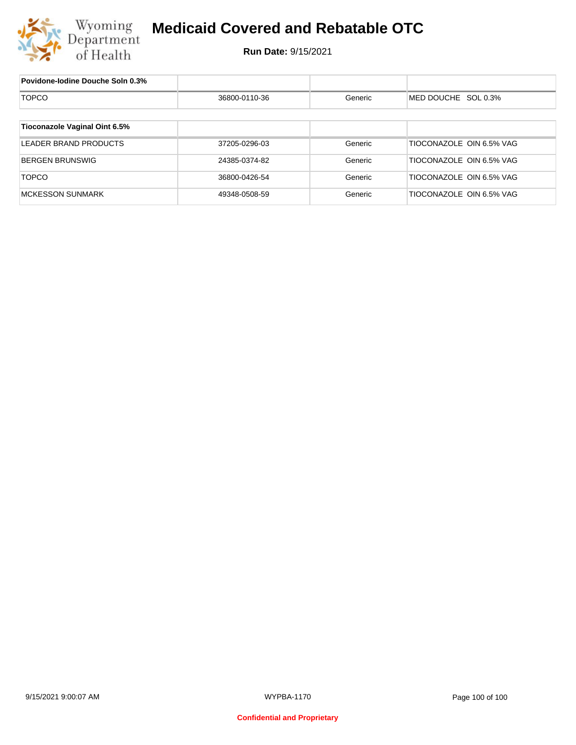| Povidone-Iodine Douche Soln 0.3% | | | |
|---|---|---|---|
| TOPCO | 36800-0110-36 | Generic | MED DOUCHE SOL 0.3% |

| Tioconazole Vaginal Oint 6.5% | | | |
|---|---|---|---|
| LEADER BRAND PRODUCTS | 37205-0296-03 | Generic | TIOCONAZOLE OIN 6.5% VAG |
| BERGEN BRUNSWIG | 24385-0374-82 | Generic | TIOCONAZOLE OIN 6.5% VAG |
| TOPCO | 36800-0426-54 | Generic | TIOCONAZOLE OIN 6.5% VAG |
| MCKESSON SUNMARK | 49348-0508-59 | Generic | TIOCONAZOLE OIN 6.5% VAG |